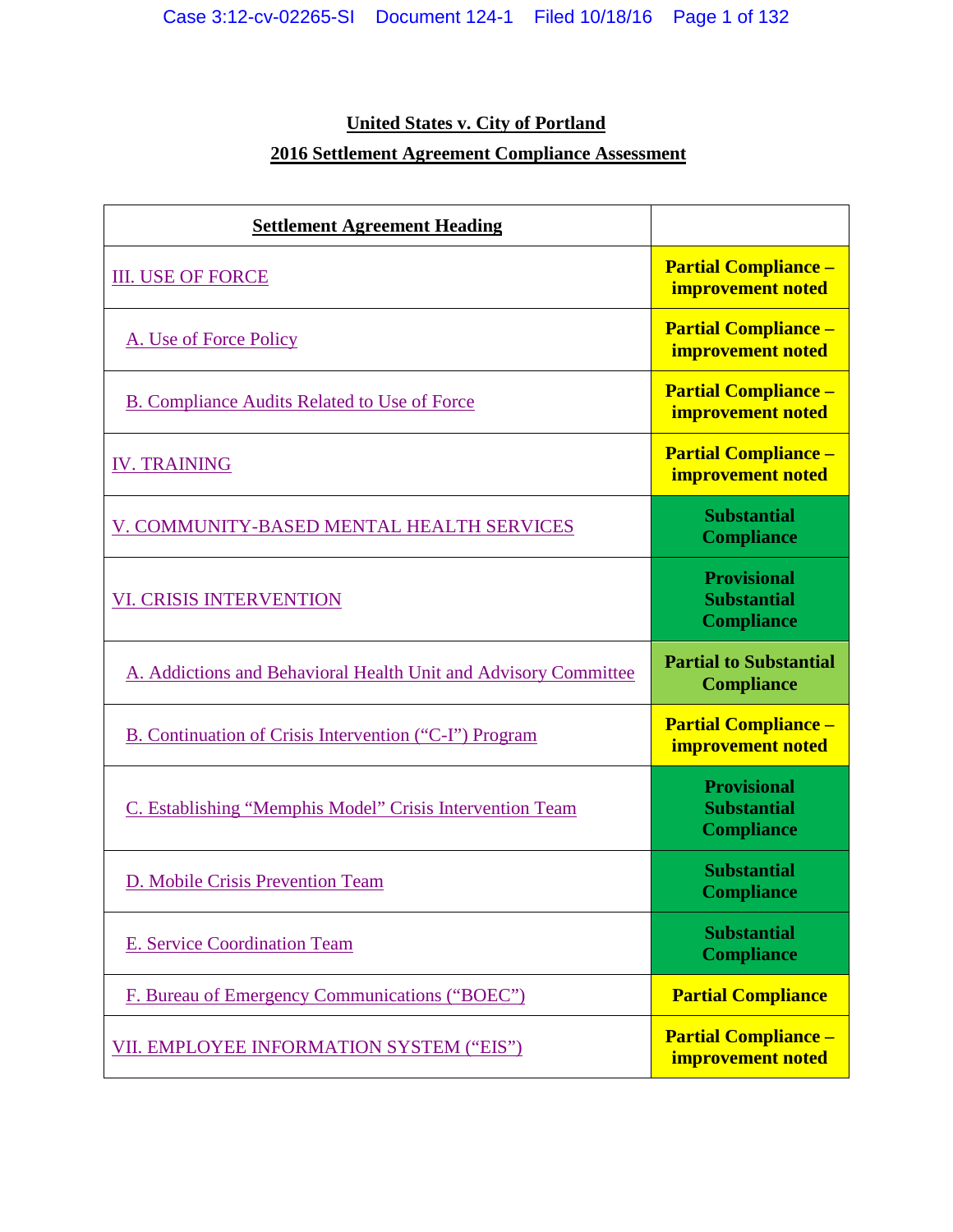**United States v. City of Portland**

**2016 Settlement Agreement Compliance Assessment**

| Settlement Agreement Heading | |
|---|---|
| III. USE OF FORCE | **Partial Compliance – improvement noted** |
| A. Use of Force Policy | **Partial Compliance – improvement noted** |
| B. Compliance Audits Related to Use of Force | **Partial Compliance – improvement noted** |
| IV. TRAINING | **Partial Compliance – improvement noted** |
| V. COMMUNITY-BASED MENTAL HEALTH SERVICES | **Substantial Compliance** |
| VI. CRISIS INTERVENTION | **Provisional Substantial Compliance** |
| A. Addictions and Behavioral Health Unit and Advisory Committee | **Partial to Substantial Compliance** |
| B. Continuation of Crisis Intervention ("C-I") Program | **Partial Compliance – improvement noted** |
| C. Establishing "Memphis Model" Crisis Intervention Team | **Provisional Substantial Compliance** |
| D. Mobile Crisis Prevention Team | **Substantial Compliance** |
| E. Service Coordination Team | **Substantial Compliance** |
| F. Bureau of Emergency Communications ("BOEC") | **Partial Compliance** |
| VII. EMPLOYEE INFORMATION SYSTEM ("EIS") | **Partial Compliance – improvement noted** |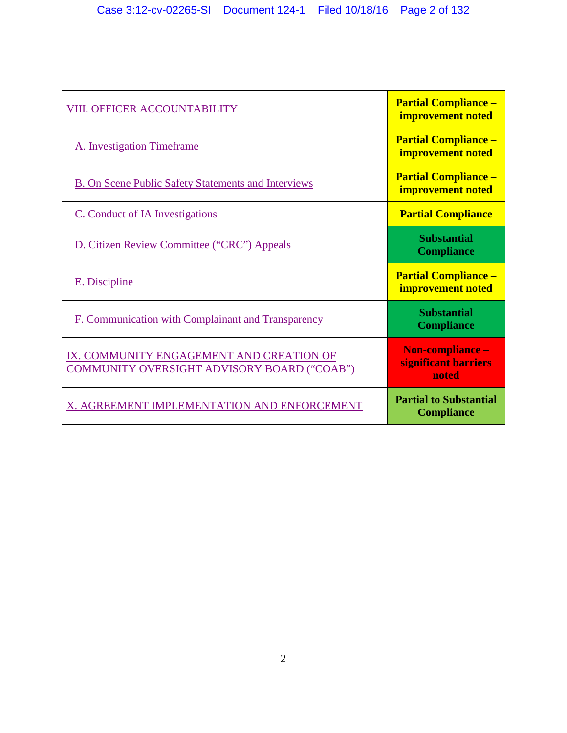| | |
|---|---|
| VIII. OFFICER ACCOUNTABILITY | **Partial Compliance – improvement noted** |
| A. Investigation Timeframe | **Partial Compliance – improvement noted** |
| B. On Scene Public Safety Statements and Interviews | **Partial Compliance – improvement noted** |
| C. Conduct of IA Investigations | **Partial Compliance** |
| D. Citizen Review Committee (“CRC”) Appeals | **Substantial Compliance** |
| E. Discipline | **Partial Compliance – improvement noted** |
| F. Communication with Complainant and Transparency | **Substantial Compliance** |
| IX. COMMUNITY ENGAGEMENT AND CREATION OF COMMUNITY OVERSIGHT ADVISORY BOARD (“COAB”) | **Non-compliance – significant barriers noted** |
| X. AGREEMENT IMPLEMENTATION AND ENFORCEMENT | **Partial to Substantial Compliance** |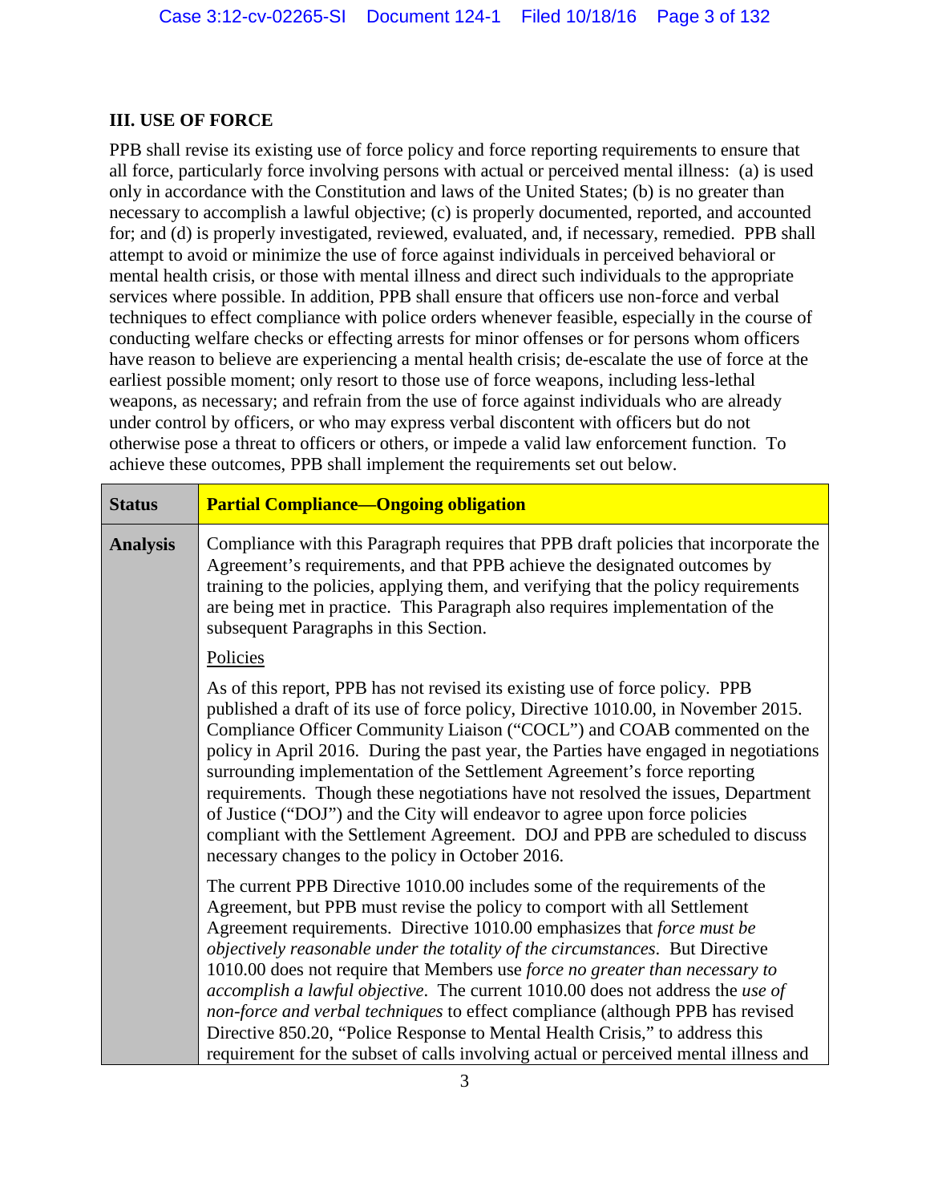## III. USE OF FORCE

PPB shall revise its existing use of force policy and force reporting requirements to ensure that all force, particularly force involving persons with actual or perceived mental illness: (a) is used only in accordance with the Constitution and laws of the United States; (b) is no greater than necessary to accomplish a lawful objective; (c) is properly documented, reported, and accounted for; and (d) is properly investigated, reviewed, evaluated, and, if necessary, remedied. PPB shall attempt to avoid or minimize the use of force against individuals in perceived behavioral or mental health crisis, or those with mental illness and direct such individuals to the appropriate services where possible. In addition, PPB shall ensure that officers use non-force and verbal techniques to effect compliance with police orders whenever feasible, especially in the course of conducting welfare checks or effecting arrests for minor offenses or for persons whom officers have reason to believe are experiencing a mental health crisis; de-escalate the use of force at the earliest possible moment; only resort to those use of force weapons, including less-lethal weapons, as necessary; and refrain from the use of force against individuals who are already under control by officers, or who may express verbal discontent with officers but do not otherwise pose a threat to officers or others, or impede a valid law enforcement function. To achieve these outcomes, PPB shall implement the requirements set out below.

| **Status** | **Partial Compliance—Ongoing obligation** |
|---|---|
| **Analysis** | Compliance with this Paragraph requires that PPB draft policies that incorporate the Agreement's requirements, and that PPB achieve the designated outcomes by training to the policies, applying them, and verifying that the policy requirements are being met in practice. This Paragraph also requires implementation of the subsequent Paragraphs in this Section.<br><br><u>Policies</u><br><br>As of this report, PPB has not revised its existing use of force policy. PPB published a draft of its use of force policy, Directive 1010.00, in November 2015. Compliance Officer Community Liaison ("COCL") and COAB commented on the policy in April 2016. During the past year, the Parties have engaged in negotiations surrounding implementation of the Settlement Agreement's force reporting requirements. Though these negotiations have not resolved the issues, Department of Justice ("DOJ") and the City will endeavor to agree upon force policies compliant with the Settlement Agreement. DOJ and PPB are scheduled to discuss necessary changes to the policy in October 2016.<br><br>The current PPB Directive 1010.00 includes some of the requirements of the Agreement, but PPB must revise the policy to comport with all Settlement Agreement requirements. Directive 1010.00 emphasizes that *force must be objectively reasonable under the totality of the circumstances*. But Directive 1010.00 does not require that Members use *force no greater than necessary to accomplish a lawful objective*. The current 1010.00 does not address the *use of non-force and verbal techniques* to effect compliance (although PPB has revised Directive 850.20, "Police Response to Mental Health Crisis," to address this requirement for the subset of calls involving actual or perceived mental illness and |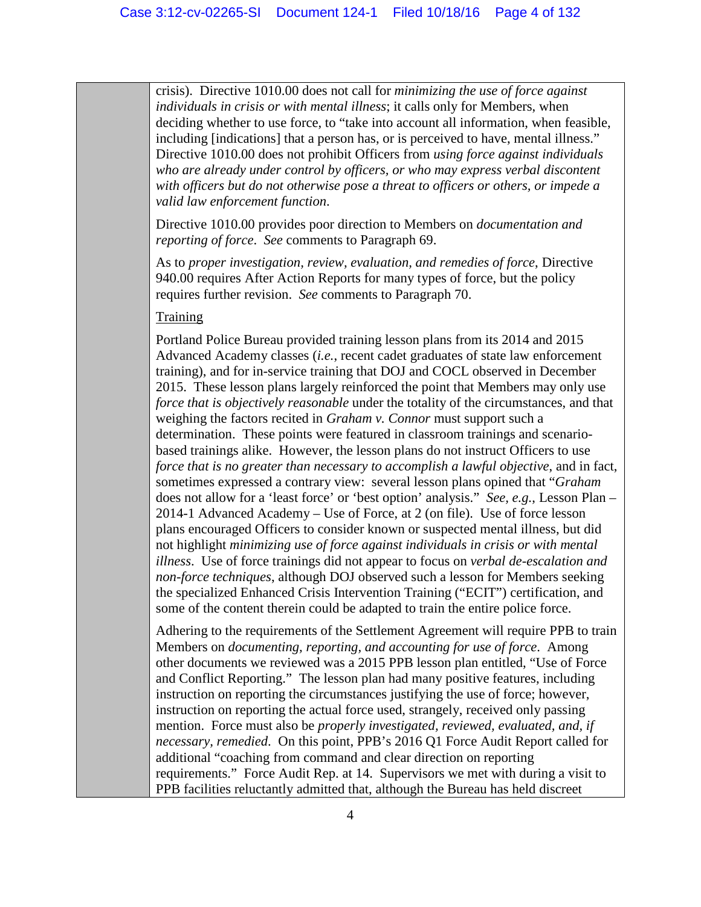crisis). Directive 1010.00 does not call for *minimizing the use of force against individuals in crisis or with mental illness*; it calls only for Members, when deciding whether to use force, to "take into account all information, when feasible, including [indications] that a person has, or is perceived to have, mental illness." Directive 1010.00 does not prohibit Officers from *using force against individuals who are already under control by officers, or who may express verbal discontent with officers but do not otherwise pose a threat to officers or others, or impede a valid law enforcement function*.

Directive 1010.00 provides poor direction to Members on *documentation and reporting of force*. *See* comments to Paragraph 69.

As to *proper investigation, review, evaluation, and remedies of force*, Directive 940.00 requires After Action Reports for many types of force, but the policy requires further revision. *See* comments to Paragraph 70.

<u>Training</u>

Portland Police Bureau provided training lesson plans from its 2014 and 2015 Advanced Academy classes (*i.e.*, recent cadet graduates of state law enforcement training), and for in-service training that DOJ and COCL observed in December 2015. These lesson plans largely reinforced the point that Members may only use *force that is objectively reasonable* under the totality of the circumstances, and that weighing the factors recited in *Graham v. Connor* must support such a determination. These points were featured in classroom trainings and scenario-based trainings alike. However, the lesson plans do not instruct Officers to use *force that is no greater than necessary to accomplish a lawful objective*, and in fact, sometimes expressed a contrary view: several lesson plans opined that "*Graham* does not allow for a 'least force' or 'best option' analysis." *See, e.g.*, Lesson Plan – 2014-1 Advanced Academy – Use of Force, at 2 (on file). Use of force lesson plans encouraged Officers to consider known or suspected mental illness, but did not highlight *minimizing use of force against individuals in crisis or with mental illness*. Use of force trainings did not appear to focus on *verbal de-escalation and non-force techniques*, although DOJ observed such a lesson for Members seeking the specialized Enhanced Crisis Intervention Training ("ECIT") certification, and some of the content therein could be adapted to train the entire police force.

Adhering to the requirements of the Settlement Agreement will require PPB to train Members on *documenting, reporting, and accounting for use of force*. Among other documents we reviewed was a 2015 PPB lesson plan entitled, "Use of Force and Conflict Reporting." The lesson plan had many positive features, including instruction on reporting the circumstances justifying the use of force; however, instruction on reporting the actual force used, strangely, received only passing mention. Force must also be *properly investigated, reviewed, evaluated, and, if necessary, remedied*. On this point, PPB's 2016 Q1 Force Audit Report called for additional "coaching from command and clear direction on reporting requirements." Force Audit Rep. at 14. Supervisors we met with during a visit to PPB facilities reluctantly admitted that, although the Bureau has held discreet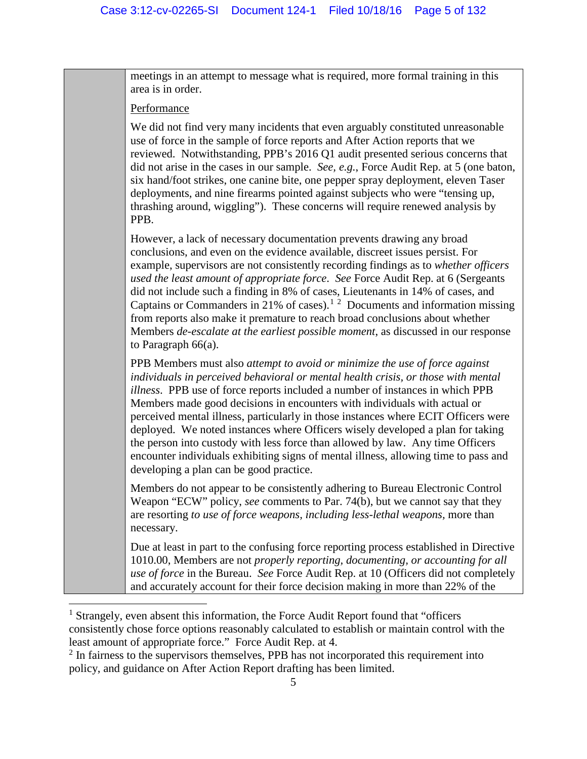meetings in an attempt to message what is required, more formal training in this area is in order.

Performance

We did not find very many incidents that even arguably constituted unreasonable use of force in the sample of force reports and After Action reports that we reviewed. Notwithstanding, PPB's 2016 Q1 audit presented serious concerns that did not arise in the cases in our sample. *See, e.g.*, Force Audit Rep. at 5 (one baton, six hand/foot strikes, one canine bite, one pepper spray deployment, eleven Taser deployments, and nine firearms pointed against subjects who were "tensing up, thrashing around, wiggling"). These concerns will require renewed analysis by PPB.

However, a lack of necessary documentation prevents drawing any broad conclusions, and even on the evidence available, discreet issues persist. For example, supervisors are not consistently recording findings as to *whether officers used the least amount of appropriate force*. *See* Force Audit Rep. at 6 (Sergeants did not include such a finding in 8% of cases, Lieutenants in 14% of cases, and Captains or Commanders in 21% of cases).[1] [2] Documents and information missing from reports also make it premature to reach broad conclusions about whether Members *de-escalate at the earliest possible moment*, as discussed in our response to Paragraph 66(a).

PPB Members must also *attempt to avoid or minimize the use of force against individuals in perceived behavioral or mental health crisis, or those with mental illness*. PPB use of force reports included a number of instances in which PPB Members made good decisions in encounters with individuals with actual or perceived mental illness, particularly in those instances where ECIT Officers were deployed. We noted instances where Officers wisely developed a plan for taking the person into custody with less force than allowed by law. Any time Officers encounter individuals exhibiting signs of mental illness, allowing time to pass and developing a plan can be good practice.

Members do not appear to be consistently adhering to Bureau Electronic Control Weapon "ECW" policy, *see* comments to Par. 74(b), but we cannot say that they are resorting *to use of force weapons, including less-lethal weapons*, more than necessary.

Due at least in part to the confusing force reporting process established in Directive 1010.00, Members are not *properly reporting, documenting, or accounting for all use of force* in the Bureau. *See* Force Audit Rep. at 10 (Officers did not completely and accurately account for their force decision making in more than 22% of the

---

[1] Strangely, even absent this information, the Force Audit Report found that "officers consistently chose force options reasonably calculated to establish or maintain control with the least amount of appropriate force." Force Audit Rep. at 4.

[2] In fairness to the supervisors themselves, PPB has not incorporated this requirement into policy, and guidance on After Action Report drafting has been limited.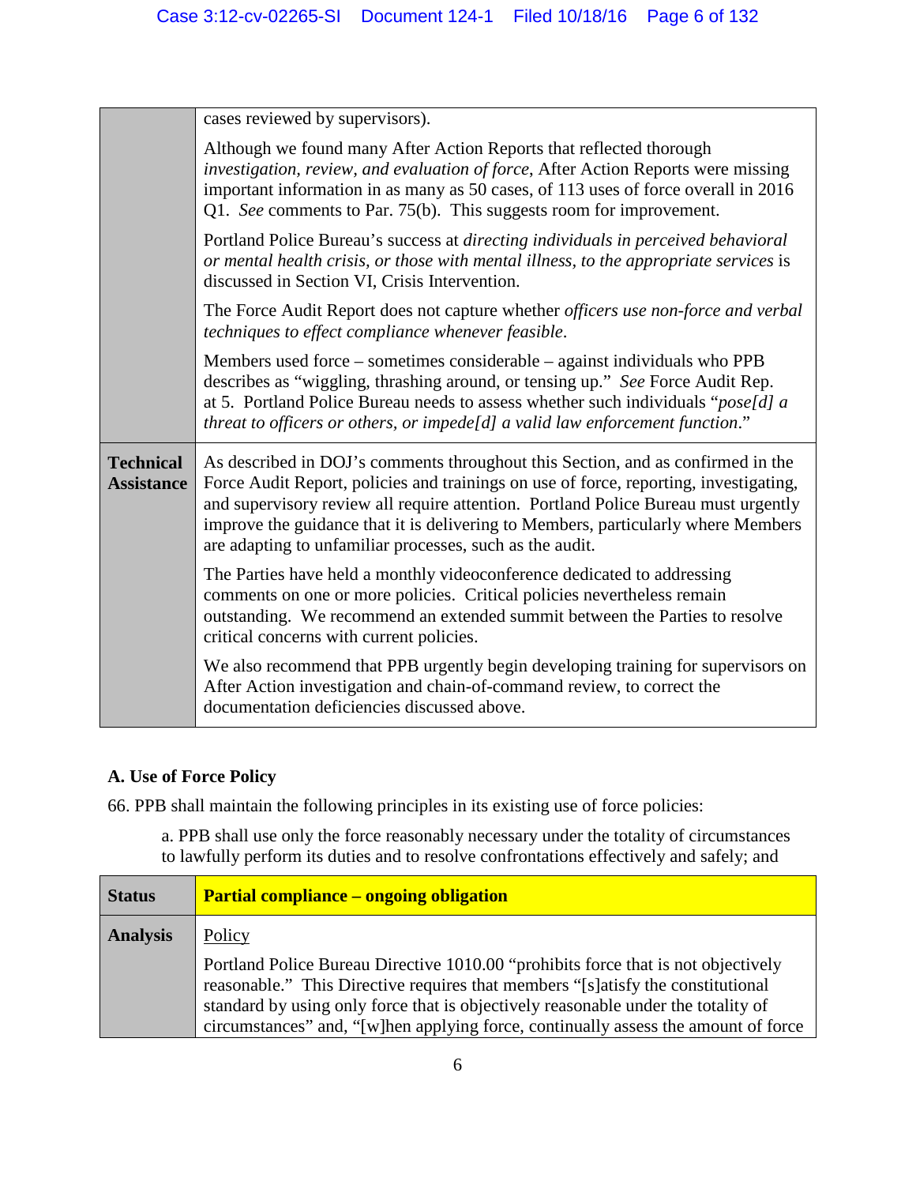| | |
|---|---|
| | cases reviewed by supervisors).<br><br>Although we found many After Action Reports that reflected thorough *investigation, review, and evaluation of force*, After Action Reports were missing important information in as many as 50 cases, of 113 uses of force overall in 2016 Q1. *See* comments to Par. 75(b). This suggests room for improvement.<br><br>Portland Police Bureau's success at *directing individuals in perceived behavioral or mental health crisis, or those with mental illness, to the appropriate services* is discussed in Section VI, Crisis Intervention.<br><br>The Force Audit Report does not capture whether *officers use non-force and verbal techniques to effect compliance whenever feasible*.<br><br>Members used force – sometimes considerable – against individuals who PPB describes as "wiggling, thrashing around, or tensing up." *See* Force Audit Rep. at 5. Portland Police Bureau needs to assess whether such individuals "*pose[d] a threat to officers or others, or impede[d] a valid law enforcement function*." |
| **Technical Assistance** | As described in DOJ's comments throughout this Section, and as confirmed in the Force Audit Report, policies and trainings on use of force, reporting, investigating, and supervisory review all require attention. Portland Police Bureau must urgently improve the guidance that it is delivering to Members, particularly where Members are adapting to unfamiliar processes, such as the audit.<br><br>The Parties have held a monthly videoconference dedicated to addressing comments on one or more policies. Critical policies nevertheless remain outstanding. We recommend an extended summit between the Parties to resolve critical concerns with current policies.<br><br>We also recommend that PPB urgently begin developing training for supervisors on After Action investigation and chain-of-command review, to correct the documentation deficiencies discussed above. |

### A. Use of Force Policy

66. PPB shall maintain the following principles in its existing use of force policies:

> a. PPB shall use only the force reasonably necessary under the totality of circumstances to lawfully perform its duties and to resolve confrontations effectively and safely; and

| | |
|---|---|
| **Status** | **Partial compliance – ongoing obligation** |
| **Analysis** | <u>Policy</u><br><br>Portland Police Bureau Directive 1010.00 "prohibits force that is not objectively reasonable." This Directive requires that members "[s]atisfy the constitutional standard by using only force that is objectively reasonable under the totality of circumstances" and, "[w]hen applying force, continually assess the amount of force |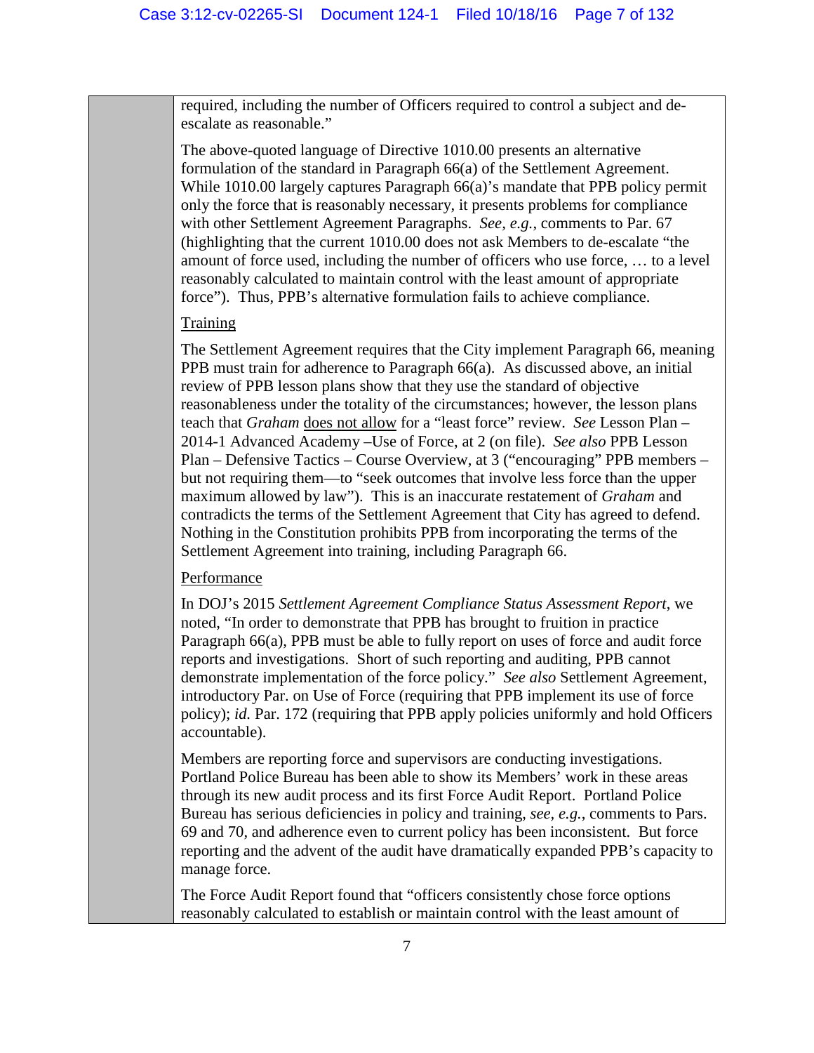required, including the number of Officers required to control a subject and de-escalate as reasonable."

The above-quoted language of Directive 1010.00 presents an alternative formulation of the standard in Paragraph 66(a) of the Settlement Agreement. While 1010.00 largely captures Paragraph 66(a)'s mandate that PPB policy permit only the force that is reasonably necessary, it presents problems for compliance with other Settlement Agreement Paragraphs. *See, e.g.*, comments to Par. 67 (highlighting that the current 1010.00 does not ask Members to de-escalate "the amount of force used, including the number of officers who use force, … to a level reasonably calculated to maintain control with the least amount of appropriate force"). Thus, PPB's alternative formulation fails to achieve compliance.

<u>Training</u>

The Settlement Agreement requires that the City implement Paragraph 66, meaning PPB must train for adherence to Paragraph 66(a). As discussed above, an initial review of PPB lesson plans show that they use the standard of objective reasonableness under the totality of the circumstances; however, the lesson plans teach that *Graham* <u>does not allow</u> for a "least force" review. *See* Lesson Plan – 2014-1 Advanced Academy –Use of Force, at 2 (on file). *See also* PPB Lesson Plan – Defensive Tactics – Course Overview, at 3 ("encouraging" PPB members – but not requiring them—to "seek outcomes that involve less force than the upper maximum allowed by law"). This is an inaccurate restatement of *Graham* and contradicts the terms of the Settlement Agreement that City has agreed to defend. Nothing in the Constitution prohibits PPB from incorporating the terms of the Settlement Agreement into training, including Paragraph 66.

<u>Performance</u>

In DOJ's 2015 *Settlement Agreement Compliance Status Assessment Report*, we noted, "In order to demonstrate that PPB has brought to fruition in practice Paragraph 66(a), PPB must be able to fully report on uses of force and audit force reports and investigations. Short of such reporting and auditing, PPB cannot demonstrate implementation of the force policy." *See also* Settlement Agreement, introductory Par. on Use of Force (requiring that PPB implement its use of force policy); *id.* Par. 172 (requiring that PPB apply policies uniformly and hold Officers accountable).

Members are reporting force and supervisors are conducting investigations. Portland Police Bureau has been able to show its Members' work in these areas through its new audit process and its first Force Audit Report. Portland Police Bureau has serious deficiencies in policy and training, *see, e.g.*, comments to Pars. 69 and 70, and adherence even to current policy has been inconsistent. But force reporting and the advent of the audit have dramatically expanded PPB's capacity to manage force.

The Force Audit Report found that "officers consistently chose force options reasonably calculated to establish or maintain control with the least amount of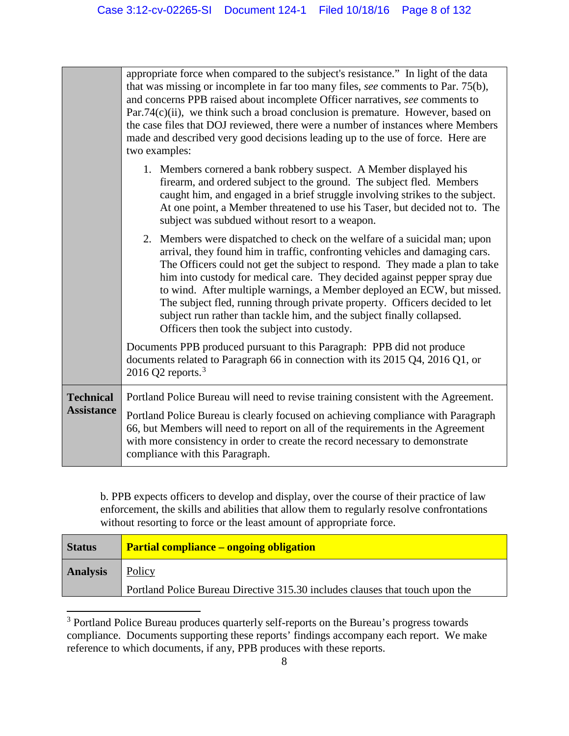| | |
|---|---|
| | appropriate force when compared to the subject's resistance." In light of the data that was missing or incomplete in far too many files, *see* comments to Par. 75(b), and concerns PPB raised about incomplete Officer narratives, *see* comments to Par.74(c)(ii), we think such a broad conclusion is premature. However, based on the case files that DOJ reviewed, there were a number of instances where Members made and described very good decisions leading up to the use of force. Here are two examples:<br><br>1. Members cornered a bank robbery suspect. A Member displayed his firearm, and ordered subject to the ground. The subject fled. Members caught him, and engaged in a brief struggle involving strikes to the subject. At one point, a Member threatened to use his Taser, but decided not to. The subject was subdued without resort to a weapon.<br><br>2. Members were dispatched to check on the welfare of a suicidal man; upon arrival, they found him in traffic, confronting vehicles and damaging cars. The Officers could not get the subject to respond. They made a plan to take him into custody for medical care. They decided against pepper spray due to wind. After multiple warnings, a Member deployed an ECW, but missed. The subject fled, running through private property. Officers decided to let subject run rather than tackle him, and the subject finally collapsed. Officers then took the subject into custody.<br><br>Documents PPB produced pursuant to this Paragraph: PPB did not produce documents related to Paragraph 66 in connection with its 2015 Q4, 2016 Q1, or 2016 Q2 reports.[3] |
| **Technical Assistance** | Portland Police Bureau will need to revise training consistent with the Agreement.<br><br>Portland Police Bureau is clearly focused on achieving compliance with Paragraph 66, but Members will need to report on all of the requirements in the Agreement with more consistency in order to create the record necessary to demonstrate compliance with this Paragraph. |

b. PPB expects officers to develop and display, over the course of their practice of law enforcement, the skills and abilities that allow them to regularly resolve confrontations without resorting to force or the least amount of appropriate force.

| | |
|---|---|
| **Status** | **Partial compliance – ongoing obligation** |
| **Analysis** | Policy<br><br>Portland Police Bureau Directive 315.30 includes clauses that touch upon the |

[3] Portland Police Bureau produces quarterly self-reports on the Bureau's progress towards compliance. Documents supporting these reports' findings accompany each report. We make reference to which documents, if any, PPB produces with these reports.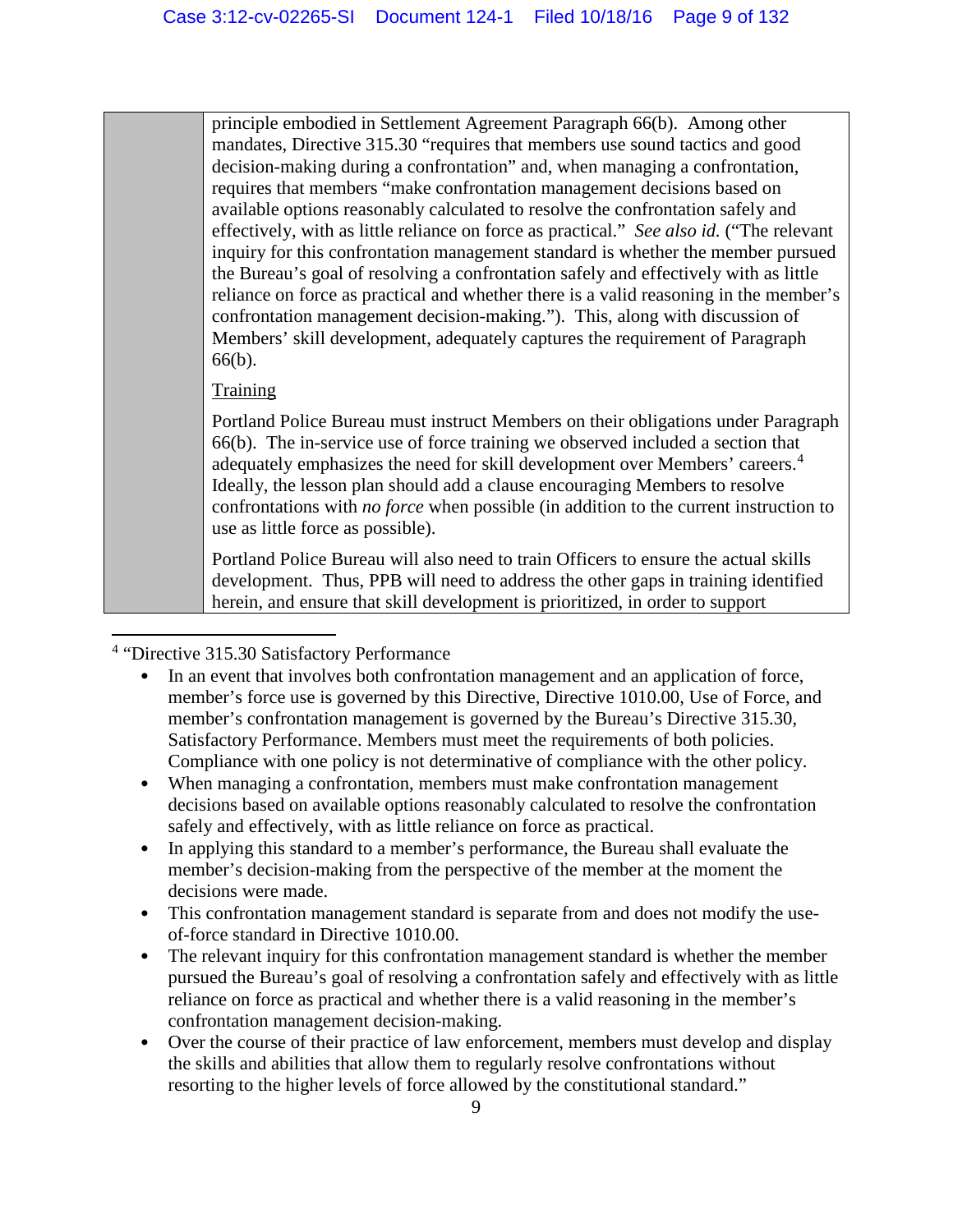| | |
|---|---|
| | principle embodied in Settlement Agreement Paragraph 66(b). Among other mandates, Directive 315.30 "requires that members use sound tactics and good decision-making during a confrontation" and, when managing a confrontation, requires that members "make confrontation management decisions based on available options reasonably calculated to resolve the confrontation safely and effectively, with as little reliance on force as practical." *See also id.* ("The relevant inquiry for this confrontation management standard is whether the member pursued the Bureau's goal of resolving a confrontation safely and effectively with as little reliance on force as practical and whether there is a valid reasoning in the member's confrontation management decision-making."). This, along with discussion of Members' skill development, adequately captures the requirement of Paragraph 66(b).<br><br><u>Training</u><br><br>Portland Police Bureau must instruct Members on their obligations under Paragraph 66(b). The in-service use of force training we observed included a section that adequately emphasizes the need for skill development over Members' careers.[4] Ideally, the lesson plan should add a clause encouraging Members to resolve confrontations with *no force* when possible (in addition to the current instruction to use as little force as possible).<br><br>Portland Police Bureau will also need to train Officers to ensure the actual skills development. Thus, PPB will need to address the other gaps in training identified herein, and ensure that skill development is prioritized, in order to support |

[4] "Directive 315.30 Satisfactory Performance

- In an event that involves both confrontation management and an application of force, member's force use is governed by this Directive, Directive 1010.00, Use of Force, and member's confrontation management is governed by the Bureau's Directive 315.30, Satisfactory Performance. Members must meet the requirements of both policies. Compliance with one policy is not determinative of compliance with the other policy.
- When managing a confrontation, members must make confrontation management decisions based on available options reasonably calculated to resolve the confrontation safely and effectively, with as little reliance on force as practical.
- In applying this standard to a member's performance, the Bureau shall evaluate the member's decision-making from the perspective of the member at the moment the decisions were made.
- This confrontation management standard is separate from and does not modify the use-of-force standard in Directive 1010.00.
- The relevant inquiry for this confrontation management standard is whether the member pursued the Bureau's goal of resolving a confrontation safely and effectively with as little reliance on force as practical and whether there is a valid reasoning in the member's confrontation management decision-making.
- Over the course of their practice of law enforcement, members must develop and display the skills and abilities that allow them to regularly resolve confrontations without resorting to the higher levels of force allowed by the constitutional standard."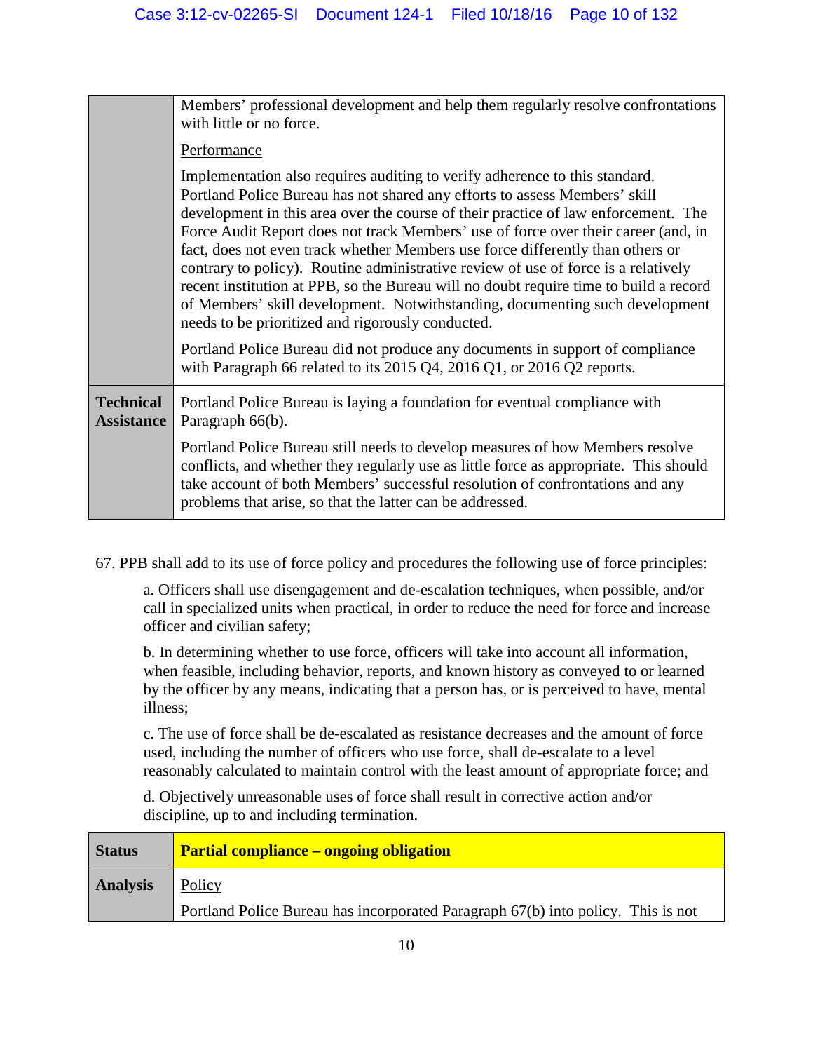| | |
|---|---|
| | Members' professional development and help them regularly resolve confrontations with little or no force.<br><br><u>Performance</u><br><br>Implementation also requires auditing to verify adherence to this standard. Portland Police Bureau has not shared any efforts to assess Members' skill development in this area over the course of their practice of law enforcement. The Force Audit Report does not track Members' use of force over their career (and, in fact, does not even track whether Members use force differently than others or contrary to policy). Routine administrative review of use of force is a relatively recent institution at PPB, so the Bureau will no doubt require time to build a record of Members' skill development. Notwithstanding, documenting such development needs to be prioritized and rigorously conducted.<br><br>Portland Police Bureau did not produce any documents in support of compliance with Paragraph 66 related to its 2015 Q4, 2016 Q1, or 2016 Q2 reports. |
| **Technical Assistance** | Portland Police Bureau is laying a foundation for eventual compliance with Paragraph 66(b).<br><br>Portland Police Bureau still needs to develop measures of how Members resolve conflicts, and whether they regularly use as little force as appropriate. This should take account of both Members' successful resolution of confrontations and any problems that arise, so that the latter can be addressed. |

67. PPB shall add to its use of force policy and procedures the following use of force principles:

a. Officers shall use disengagement and de-escalation techniques, when possible, and/or call in specialized units when practical, in order to reduce the need for force and increase officer and civilian safety;

b. In determining whether to use force, officers will take into account all information, when feasible, including behavior, reports, and known history as conveyed to or learned by the officer by any means, indicating that a person has, or is perceived to have, mental illness;

c. The use of force shall be de-escalated as resistance decreases and the amount of force used, including the number of officers who use force, shall de-escalate to a level reasonably calculated to maintain control with the least amount of appropriate force; and

d. Objectively unreasonable uses of force shall result in corrective action and/or discipline, up to and including termination.

| **Status** | **Partial compliance – ongoing obligation** |
|---|---|
| **Analysis** | <u>Policy</u><br><br>Portland Police Bureau has incorporated Paragraph 67(b) into policy. This is not |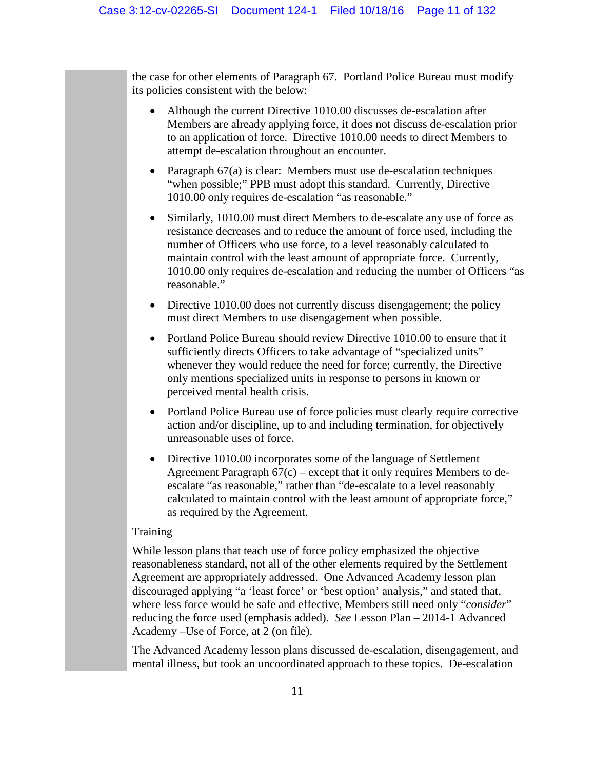the case for other elements of Paragraph 67. Portland Police Bureau must modify its policies consistent with the below:

- Although the current Directive 1010.00 discusses de-escalation after Members are already applying force, it does not discuss de-escalation prior to an application of force. Directive 1010.00 needs to direct Members to attempt de-escalation throughout an encounter.
- Paragraph 67(a) is clear: Members must use de-escalation techniques "when possible;" PPB must adopt this standard. Currently, Directive 1010.00 only requires de-escalation "as reasonable."
- Similarly, 1010.00 must direct Members to de-escalate any use of force as resistance decreases and to reduce the amount of force used, including the number of Officers who use force, to a level reasonably calculated to maintain control with the least amount of appropriate force. Currently, 1010.00 only requires de-escalation and reducing the number of Officers "as reasonable."
- Directive 1010.00 does not currently discuss disengagement; the policy must direct Members to use disengagement when possible.
- Portland Police Bureau should review Directive 1010.00 to ensure that it sufficiently directs Officers to take advantage of "specialized units" whenever they would reduce the need for force; currently, the Directive only mentions specialized units in response to persons in known or perceived mental health crisis.
- Portland Police Bureau use of force policies must clearly require corrective action and/or discipline, up to and including termination, for objectively unreasonable uses of force.
- Directive 1010.00 incorporates some of the language of Settlement Agreement Paragraph 67(c) – except that it only requires Members to de-escalate "as reasonable," rather than "de-escalate to a level reasonably calculated to maintain control with the least amount of appropriate force," as required by the Agreement.

<u>Training</u>

While lesson plans that teach use of force policy emphasized the objective reasonableness standard, not all of the other elements required by the Settlement Agreement are appropriately addressed. One Advanced Academy lesson plan discouraged applying "a 'least force' or 'best option' analysis," and stated that, where less force would be safe and effective, Members still need only "*consider*" reducing the force used (emphasis added). *See* Lesson Plan – 2014-1 Advanced Academy –Use of Force, at 2 (on file).

The Advanced Academy lesson plans discussed de-escalation, disengagement, and mental illness, but took an uncoordinated approach to these topics. De-escalation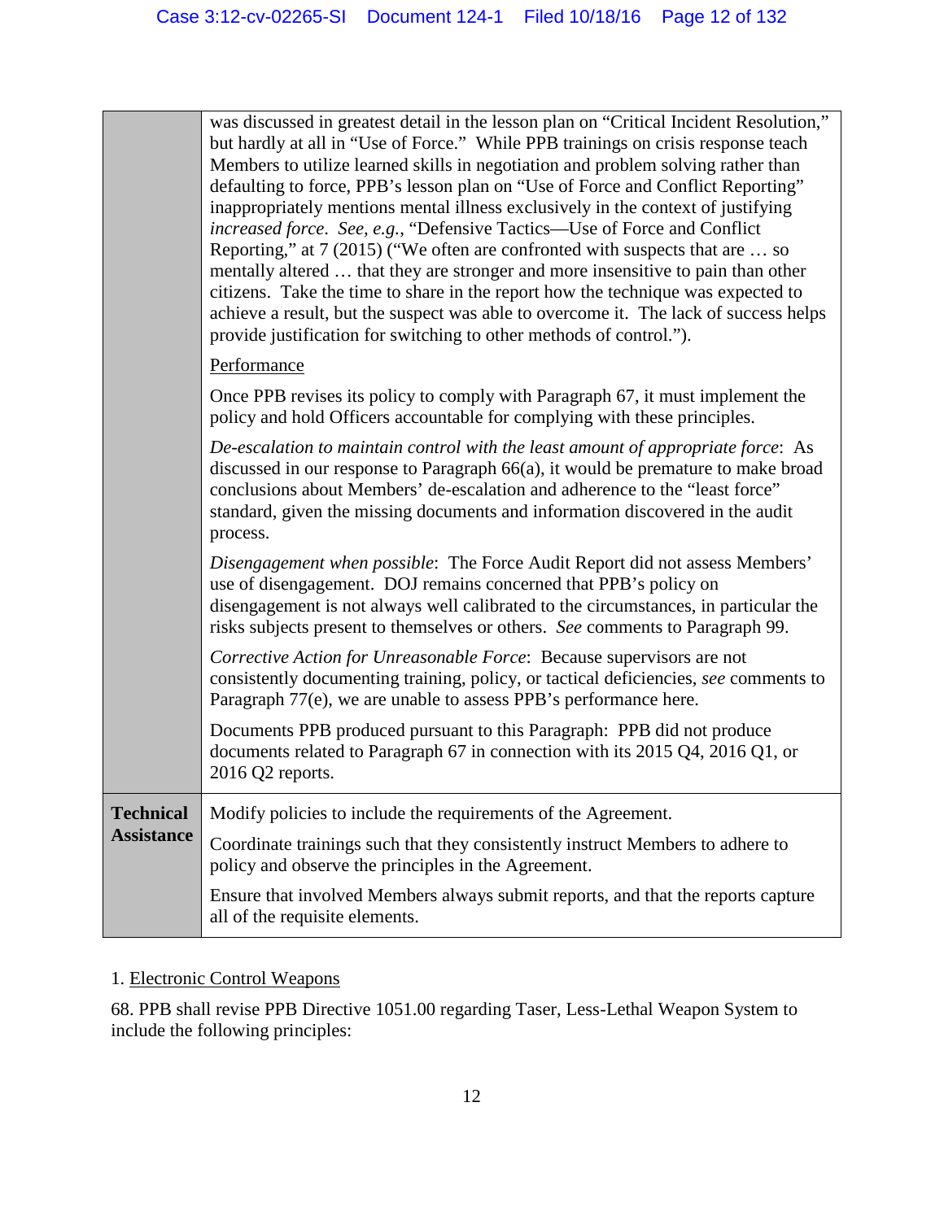| | |
|---|---|
| | was discussed in greatest detail in the lesson plan on "Critical Incident Resolution," but hardly at all in "Use of Force." While PPB trainings on crisis response teach Members to utilize learned skills in negotiation and problem solving rather than defaulting to force, PPB's lesson plan on "Use of Force and Conflict Reporting" inappropriately mentions mental illness exclusively in the context of justifying *increased force*. *See, e.g.*, "Defensive Tactics—Use of Force and Conflict Reporting," at 7 (2015) ("We often are confronted with suspects that are … so mentally altered … that they are stronger and more insensitive to pain than other citizens. Take the time to share in the report how the technique was expected to achieve a result, but the suspect was able to overcome it. The lack of success helps provide justification for switching to other methods of control."). <br><br> <u>Performance</u> <br><br> Once PPB revises its policy to comply with Paragraph 67, it must implement the policy and hold Officers accountable for complying with these principles. <br><br> *De-escalation to maintain control with the least amount of appropriate force*: As discussed in our response to Paragraph 66(a), it would be premature to make broad conclusions about Members' de-escalation and adherence to the "least force" standard, given the missing documents and information discovered in the audit process. <br><br> *Disengagement when possible*: The Force Audit Report did not assess Members' use of disengagement. DOJ remains concerned that PPB's policy on disengagement is not always well calibrated to the circumstances, in particular the risks subjects present to themselves or others. *See* comments to Paragraph 99. <br><br> *Corrective Action for Unreasonable Force*: Because supervisors are not consistently documenting training, policy, or tactical deficiencies, *see* comments to Paragraph 77(e), we are unable to assess PPB's performance here. <br><br> Documents PPB produced pursuant to this Paragraph: PPB did not produce documents related to Paragraph 67 in connection with its 2015 Q4, 2016 Q1, or 2016 Q2 reports. |
| **Technical Assistance** | Modify policies to include the requirements of the Agreement. <br><br> Coordinate trainings such that they consistently instruct Members to adhere to policy and observe the principles in the Agreement. <br><br> Ensure that involved Members always submit reports, and that the reports capture all of the requisite elements. |

1. <u>Electronic Control Weapons</u>

68. PPB shall revise PPB Directive 1051.00 regarding Taser, Less-Lethal Weapon System to include the following principles: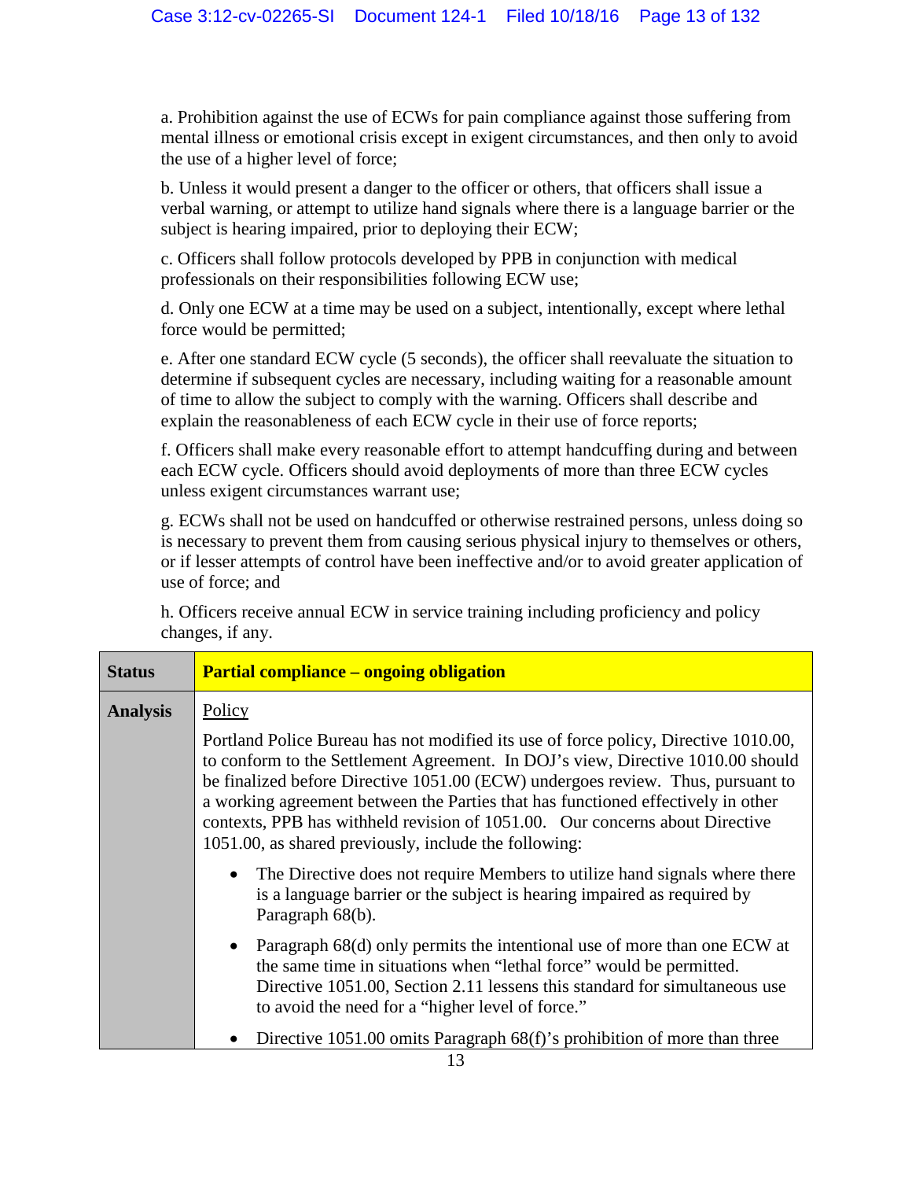a. Prohibition against the use of ECWs for pain compliance against those suffering from mental illness or emotional crisis except in exigent circumstances, and then only to avoid the use of a higher level of force;

b. Unless it would present a danger to the officer or others, that officers shall issue a verbal warning, or attempt to utilize hand signals where there is a language barrier or the subject is hearing impaired, prior to deploying their ECW;

c. Officers shall follow protocols developed by PPB in conjunction with medical professionals on their responsibilities following ECW use;

d. Only one ECW at a time may be used on a subject, intentionally, except where lethal force would be permitted;

e. After one standard ECW cycle (5 seconds), the officer shall reevaluate the situation to determine if subsequent cycles are necessary, including waiting for a reasonable amount of time to allow the subject to comply with the warning. Officers shall describe and explain the reasonableness of each ECW cycle in their use of force reports;

f. Officers shall make every reasonable effort to attempt handcuffing during and between each ECW cycle. Officers should avoid deployments of more than three ECW cycles unless exigent circumstances warrant use;

g. ECWs shall not be used on handcuffed or otherwise restrained persons, unless doing so is necessary to prevent them from causing serious physical injury to themselves or others, or if lesser attempts of control have been ineffective and/or to avoid greater application of use of force; and

h. Officers receive annual ECW in service training including proficiency and policy changes, if any.

| **Status** | **Partial compliance – ongoing obligation** |
|---|---|
| **Analysis** | Policy<br><br>Portland Police Bureau has not modified its use of force policy, Directive 1010.00, to conform to the Settlement Agreement. In DOJ's view, Directive 1010.00 should be finalized before Directive 1051.00 (ECW) undergoes review. Thus, pursuant to a working agreement between the Parties that has functioned effectively in other contexts, PPB has withheld revision of 1051.00. Our concerns about Directive 1051.00, as shared previously, include the following:<br><br>• The Directive does not require Members to utilize hand signals where there is a language barrier or the subject is hearing impaired as required by Paragraph 68(b).<br><br>• Paragraph 68(d) only permits the intentional use of more than one ECW at the same time in situations when "lethal force" would be permitted. Directive 1051.00, Section 2.11 lessens this standard for simultaneous use to avoid the need for a "higher level of force."<br><br>• Directive 1051.00 omits Paragraph 68(f)'s prohibition of more than three |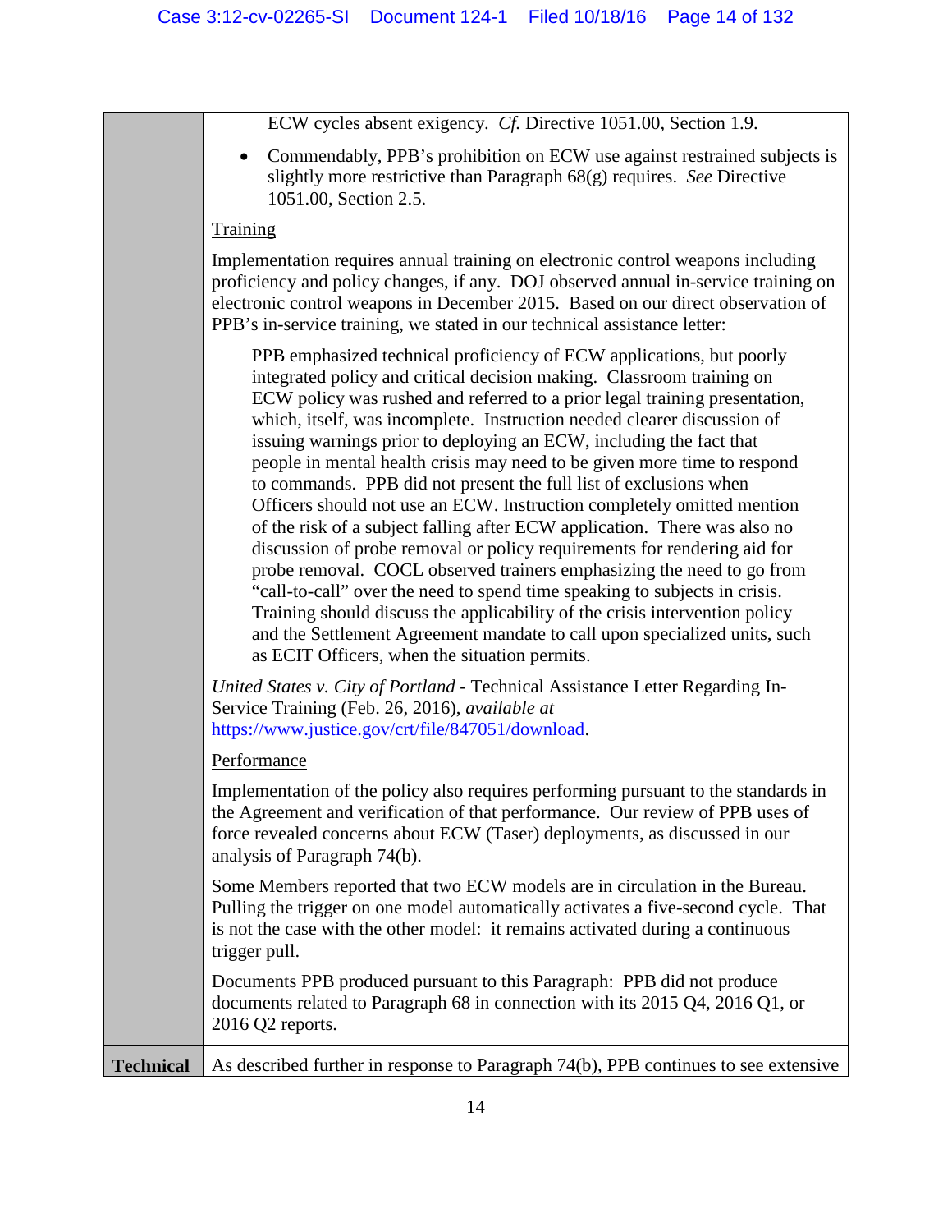| | |
|---|---|
| | ECW cycles absent exigency. *Cf.* Directive 1051.00, Section 1.9.<br><br>• Commendably, PPB's prohibition on ECW use against restrained subjects is slightly more restrictive than Paragraph 68(g) requires. *See* Directive 1051.00, Section 2.5.<br><br><u>Training</u><br><br>Implementation requires annual training on electronic control weapons including proficiency and policy changes, if any. DOJ observed annual in-service training on electronic control weapons in December 2015. Based on our direct observation of PPB's in-service training, we stated in our technical assistance letter:<br><br>> PPB emphasized technical proficiency of ECW applications, but poorly integrated policy and critical decision making. Classroom training on ECW policy was rushed and referred to a prior legal training presentation, which, itself, was incomplete. Instruction needed clearer discussion of issuing warnings prior to deploying an ECW, including the fact that people in mental health crisis may need to be given more time to respond to commands. PPB did not present the full list of exclusions when Officers should not use an ECW. Instruction completely omitted mention of the risk of a subject falling after ECW application. There was also no discussion of probe removal or policy requirements for rendering aid for probe removal. COCL observed trainers emphasizing the need to go from "call-to-call" over the need to spend time speaking to subjects in crisis. Training should discuss the applicability of the crisis intervention policy and the Settlement Agreement mandate to call upon specialized units, such as ECIT Officers, when the situation permits.<br><br>*United States v. City of Portland* - Technical Assistance Letter Regarding In-Service Training (Feb. 26, 2016), *available at* https://www.justice.gov/crt/file/847051/download.<br><br><u>Performance</u><br><br>Implementation of the policy also requires performing pursuant to the standards in the Agreement and verification of that performance. Our review of PPB uses of force revealed concerns about ECW (Taser) deployments, as discussed in our analysis of Paragraph 74(b).<br><br>Some Members reported that two ECW models are in circulation in the Bureau. Pulling the trigger on one model automatically activates a five-second cycle. That is not the case with the other model: it remains activated during a continuous trigger pull.<br><br>Documents PPB produced pursuant to this Paragraph: PPB did not produce documents related to Paragraph 68 in connection with its 2015 Q4, 2016 Q1, or 2016 Q2 reports. |
| **Technical** | As described further in response to Paragraph 74(b), PPB continues to see extensive |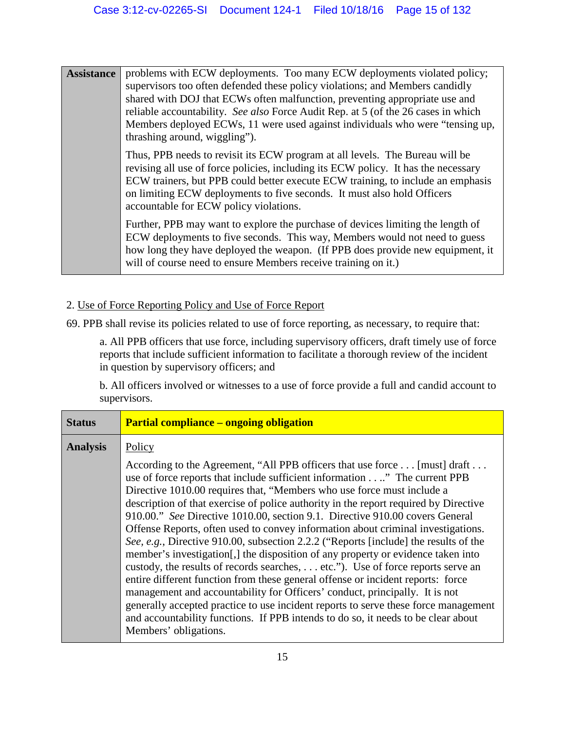| | |
|---|---|
| **Assistance** | problems with ECW deployments. Too many ECW deployments violated policy; supervisors too often defended these policy violations; and Members candidly shared with DOJ that ECWs often malfunction, preventing appropriate use and reliable accountability. *See also* Force Audit Rep. at 5 (of the 26 cases in which Members deployed ECWs, 11 were used against individuals who were "tensing up, thrashing around, wiggling").<br><br>Thus, PPB needs to revisit its ECW program at all levels. The Bureau will be revising all use of force policies, including its ECW policy. It has the necessary ECW trainers, but PPB could better execute ECW training, to include an emphasis on limiting ECW deployments to five seconds. It must also hold Officers accountable for ECW policy violations.<br><br>Further, PPB may want to explore the purchase of devices limiting the length of ECW deployments to five seconds. This way, Members would not need to guess how long they have deployed the weapon. (If PPB does provide new equipment, it will of course need to ensure Members receive training on it.) |

2. Use of Force Reporting Policy and Use of Force Report

69. PPB shall revise its policies related to use of force reporting, as necessary, to require that:

> a. All PPB officers that use force, including supervisory officers, draft timely use of force reports that include sufficient information to facilitate a thorough review of the incident in question by supervisory officers; and
>
> b. All officers involved or witnesses to a use of force provide a full and candid account to supervisors.

| | |
|---|---|
| **Status** | **Partial compliance – ongoing obligation** |
| **Analysis** | Policy<br><br>According to the Agreement, "All PPB officers that use force . . . [must] draft . . . use of force reports that include sufficient information . . . ." The current PPB Directive 1010.00 requires that, "Members who use force must include a description of that exercise of police authority in the report required by Directive 910.00." *See* Directive 1010.00, section 9.1. Directive 910.00 covers General Offense Reports, often used to convey information about criminal investigations. *See, e.g.*, Directive 910.00, subsection 2.2.2 ("Reports [include] the results of the member's investigation[,] the disposition of any property or evidence taken into custody, the results of records searches, . . . etc."). Use of force reports serve an entire different function from these general offense or incident reports: force management and accountability for Officers' conduct, principally. It is not generally accepted practice to use incident reports to serve these force management and accountability functions. If PPB intends to do so, it needs to be clear about Members' obligations. |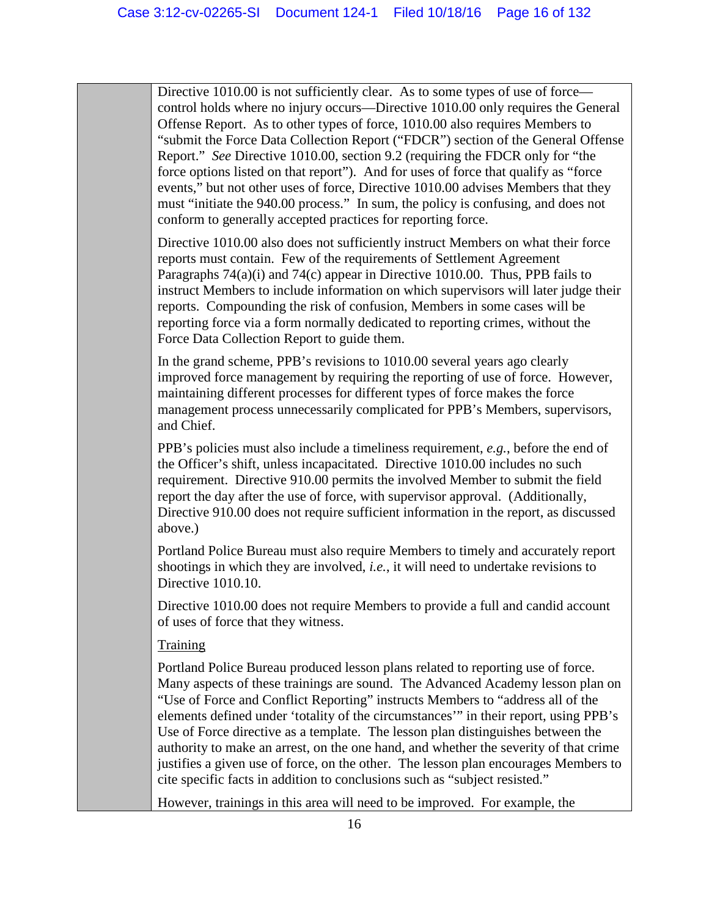Directive 1010.00 is not sufficiently clear. As to some types of use of force—control holds where no injury occurs—Directive 1010.00 only requires the General Offense Report. As to other types of force, 1010.00 also requires Members to "submit the Force Data Collection Report ("FDCR") section of the General Offense Report." *See* Directive 1010.00, section 9.2 (requiring the FDCR only for "the force options listed on that report"). And for uses of force that qualify as "force events," but not other uses of force, Directive 1010.00 advises Members that they must "initiate the 940.00 process." In sum, the policy is confusing, and does not conform to generally accepted practices for reporting force.

Directive 1010.00 also does not sufficiently instruct Members on what their force reports must contain. Few of the requirements of Settlement Agreement Paragraphs 74(a)(i) and 74(c) appear in Directive 1010.00. Thus, PPB fails to instruct Members to include information on which supervisors will later judge their reports. Compounding the risk of confusion, Members in some cases will be reporting force via a form normally dedicated to reporting crimes, without the Force Data Collection Report to guide them.

In the grand scheme, PPB's revisions to 1010.00 several years ago clearly improved force management by requiring the reporting of use of force. However, maintaining different processes for different types of force makes the force management process unnecessarily complicated for PPB's Members, supervisors, and Chief.

PPB's policies must also include a timeliness requirement, *e.g.*, before the end of the Officer's shift, unless incapacitated. Directive 1010.00 includes no such requirement. Directive 910.00 permits the involved Member to submit the field report the day after the use of force, with supervisor approval. (Additionally, Directive 910.00 does not require sufficient information in the report, as discussed above.)

Portland Police Bureau must also require Members to timely and accurately report shootings in which they are involved, *i.e.*, it will need to undertake revisions to Directive 1010.10.

Directive 1010.00 does not require Members to provide a full and candid account of uses of force that they witness.

<u>Training</u>

Portland Police Bureau produced lesson plans related to reporting use of force. Many aspects of these trainings are sound. The Advanced Academy lesson plan on "Use of Force and Conflict Reporting" instructs Members to "address all of the elements defined under 'totality of the circumstances'" in their report, using PPB's Use of Force directive as a template. The lesson plan distinguishes between the authority to make an arrest, on the one hand, and whether the severity of that crime justifies a given use of force, on the other. The lesson plan encourages Members to cite specific facts in addition to conclusions such as "subject resisted."

However, trainings in this area will need to be improved. For example, the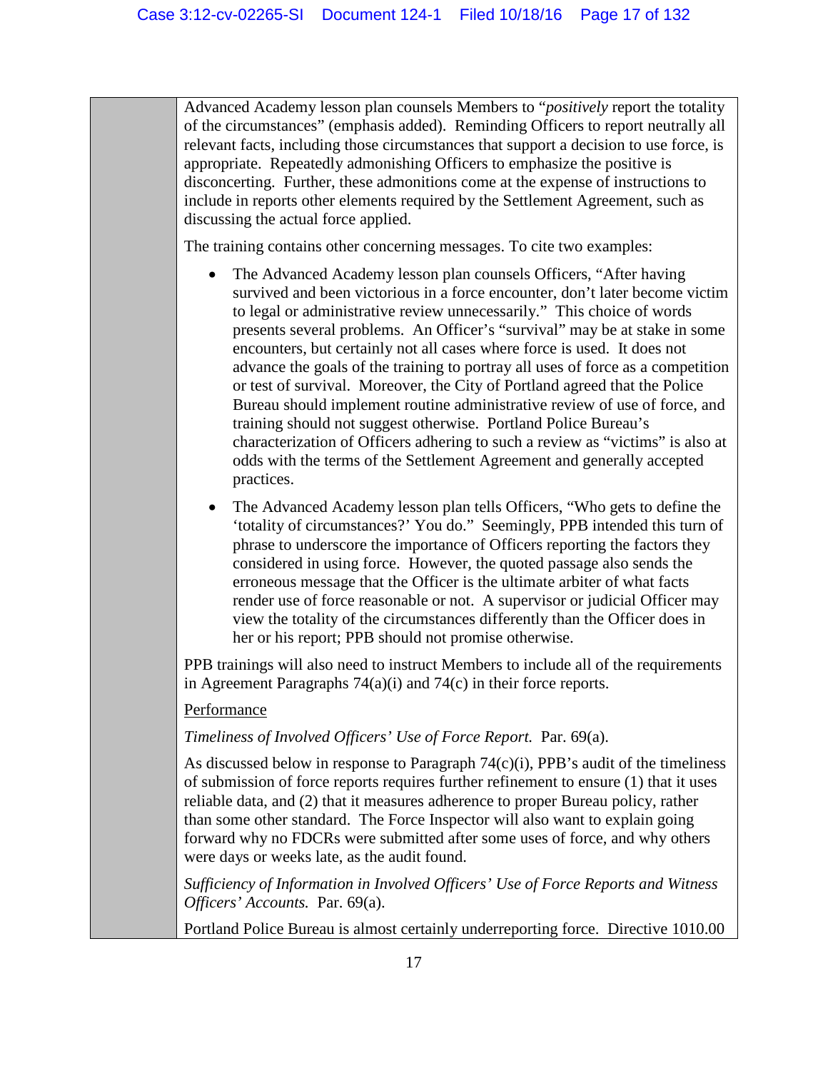Advanced Academy lesson plan counsels Members to "*positively* report the totality of the circumstances" (emphasis added). Reminding Officers to report neutrally all relevant facts, including those circumstances that support a decision to use force, is appropriate. Repeatedly admonishing Officers to emphasize the positive is disconcerting. Further, these admonitions come at the expense of instructions to include in reports other elements required by the Settlement Agreement, such as discussing the actual force applied.

The training contains other concerning messages. To cite two examples:

- The Advanced Academy lesson plan counsels Officers, "After having survived and been victorious in a force encounter, don't later become victim to legal or administrative review unnecessarily." This choice of words presents several problems. An Officer's "survival" may be at stake in some encounters, but certainly not all cases where force is used. It does not advance the goals of the training to portray all uses of force as a competition or test of survival. Moreover, the City of Portland agreed that the Police Bureau should implement routine administrative review of use of force, and training should not suggest otherwise. Portland Police Bureau's characterization of Officers adhering to such a review as "victims" is also at odds with the terms of the Settlement Agreement and generally accepted practices.
- The Advanced Academy lesson plan tells Officers, "Who gets to define the 'totality of circumstances?' You do." Seemingly, PPB intended this turn of phrase to underscore the importance of Officers reporting the factors they considered in using force. However, the quoted passage also sends the erroneous message that the Officer is the ultimate arbiter of what facts render use of force reasonable or not. A supervisor or judicial Officer may view the totality of the circumstances differently than the Officer does in her or his report; PPB should not promise otherwise.

PPB trainings will also need to instruct Members to include all of the requirements in Agreement Paragraphs 74(a)(i) and 74(c) in their force reports.

<u>Performance</u>

*Timeliness of Involved Officers' Use of Force Report.* Par. 69(a).

As discussed below in response to Paragraph 74(c)(i), PPB's audit of the timeliness of submission of force reports requires further refinement to ensure (1) that it uses reliable data, and (2) that it measures adherence to proper Bureau policy, rather than some other standard. The Force Inspector will also want to explain going forward why no FDCRs were submitted after some uses of force, and why others were days or weeks late, as the audit found.

*Sufficiency of Information in Involved Officers' Use of Force Reports and Witness Officers' Accounts.* Par. 69(a).

Portland Police Bureau is almost certainly underreporting force. Directive 1010.00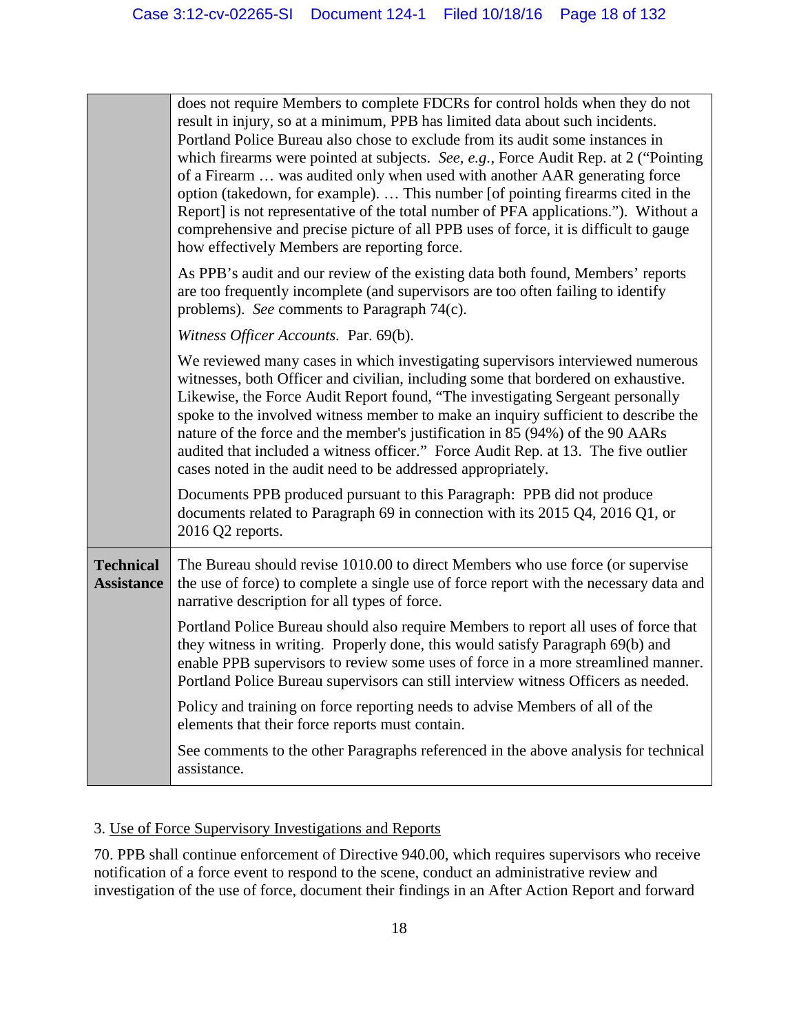| | |
|---|---|
| | does not require Members to complete FDCRs for control holds when they do not result in injury, so at a minimum, PPB has limited data about such incidents. Portland Police Bureau also chose to exclude from its audit some instances in which firearms were pointed at subjects. *See, e.g.*, Force Audit Rep. at 2 ("Pointing of a Firearm … was audited only when used with another AAR generating force option (takedown, for example). … This number [of pointing firearms cited in the Report] is not representative of the total number of PFA applications."). Without a comprehensive and precise picture of all PPB uses of force, it is difficult to gauge how effectively Members are reporting force.<br><br>As PPB's audit and our review of the existing data both found, Members' reports are too frequently incomplete (and supervisors are too often failing to identify problems). *See* comments to Paragraph 74(c).<br><br>*Witness Officer Accounts.* Par. 69(b).<br><br>We reviewed many cases in which investigating supervisors interviewed numerous witnesses, both Officer and civilian, including some that bordered on exhaustive. Likewise, the Force Audit Report found, "The investigating Sergeant personally spoke to the involved witness member to make an inquiry sufficient to describe the nature of the force and the member's justification in 85 (94%) of the 90 AARs audited that included a witness officer." Force Audit Rep. at 13. The five outlier cases noted in the audit need to be addressed appropriately.<br><br>Documents PPB produced pursuant to this Paragraph: PPB did not produce documents related to Paragraph 69 in connection with its 2015 Q4, 2016 Q1, or 2016 Q2 reports. |
| **Technical Assistance** | The Bureau should revise 1010.00 to direct Members who use force (or supervise the use of force) to complete a single use of force report with the necessary data and narrative description for all types of force.<br><br>Portland Police Bureau should also require Members to report all uses of force that they witness in writing. Properly done, this would satisfy Paragraph 69(b) and enable PPB supervisors to review some uses of force in a more streamlined manner. Portland Police Bureau supervisors can still interview witness Officers as needed.<br><br>Policy and training on force reporting needs to advise Members of all of the elements that their force reports must contain.<br><br>See comments to the other Paragraphs referenced in the above analysis for technical assistance. |

3. <u>Use of Force Supervisory Investigations and Reports</u>

70. PPB shall continue enforcement of Directive 940.00, which requires supervisors who receive notification of a force event to respond to the scene, conduct an administrative review and investigation of the use of force, document their findings in an After Action Report and forward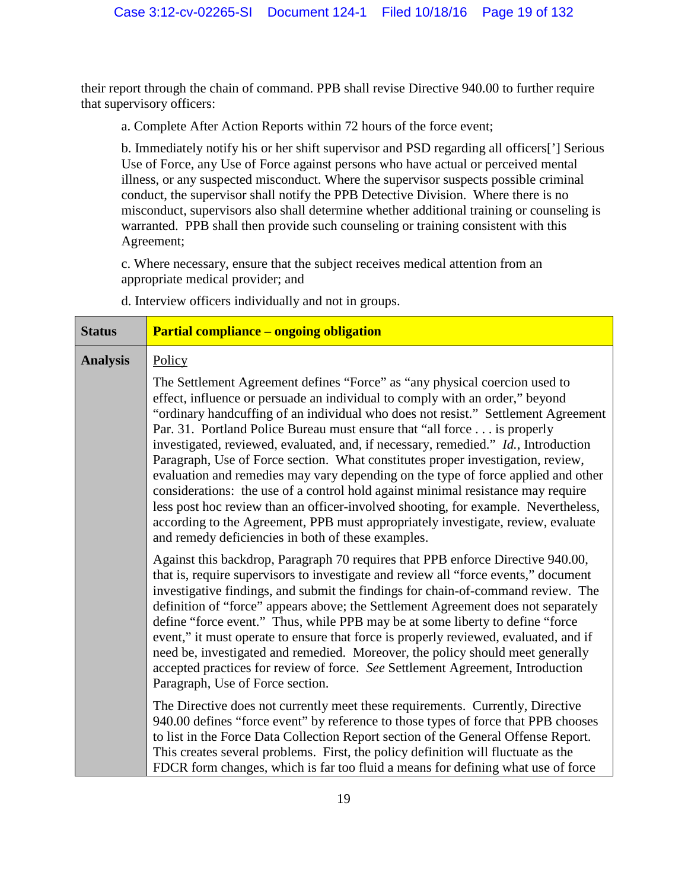their report through the chain of command. PPB shall revise Directive 940.00 to further require that supervisory officers:

> a. Complete After Action Reports within 72 hours of the force event;
>
> b. Immediately notify his or her shift supervisor and PSD regarding all officers['] Serious Use of Force, any Use of Force against persons who have actual or perceived mental illness, or any suspected misconduct. Where the supervisor suspects possible criminal conduct, the supervisor shall notify the PPB Detective Division. Where there is no misconduct, supervisors also shall determine whether additional training or counseling is warranted. PPB shall then provide such counseling or training consistent with this Agreement;
>
> c. Where necessary, ensure that the subject receives medical attention from an appropriate medical provider; and
>
> d. Interview officers individually and not in groups.

| **Status** | **Partial compliance – ongoing obligation** |
|---|---|
| **Analysis** | <u>Policy</u><br><br>The Settlement Agreement defines "Force" as "any physical coercion used to effect, influence or persuade an individual to comply with an order," beyond "ordinary handcuffing of an individual who does not resist." Settlement Agreement Par. 31. Portland Police Bureau must ensure that "all force . . . is properly investigated, reviewed, evaluated, and, if necessary, remedied." *Id.*, Introduction Paragraph, Use of Force section. What constitutes proper investigation, review, evaluation and remedies may vary depending on the type of force applied and other considerations: the use of a control hold against minimal resistance may require less post hoc review than an officer-involved shooting, for example. Nevertheless, according to the Agreement, PPB must appropriately investigate, review, evaluate and remedy deficiencies in both of these examples.<br><br>Against this backdrop, Paragraph 70 requires that PPB enforce Directive 940.00, that is, require supervisors to investigate and review all "force events," document investigative findings, and submit the findings for chain-of-command review. The definition of "force" appears above; the Settlement Agreement does not separately define "force event." Thus, while PPB may be at some liberty to define "force event," it must operate to ensure that force is properly reviewed, evaluated, and if need be, investigated and remedied. Moreover, the policy should meet generally accepted practices for review of force. *See* Settlement Agreement, Introduction Paragraph, Use of Force section.<br><br>The Directive does not currently meet these requirements. Currently, Directive 940.00 defines "force event" by reference to those types of force that PPB chooses to list in the Force Data Collection Report section of the General Offense Report. This creates several problems. First, the policy definition will fluctuate as the FDCR form changes, which is far too fluid a means for defining what use of force |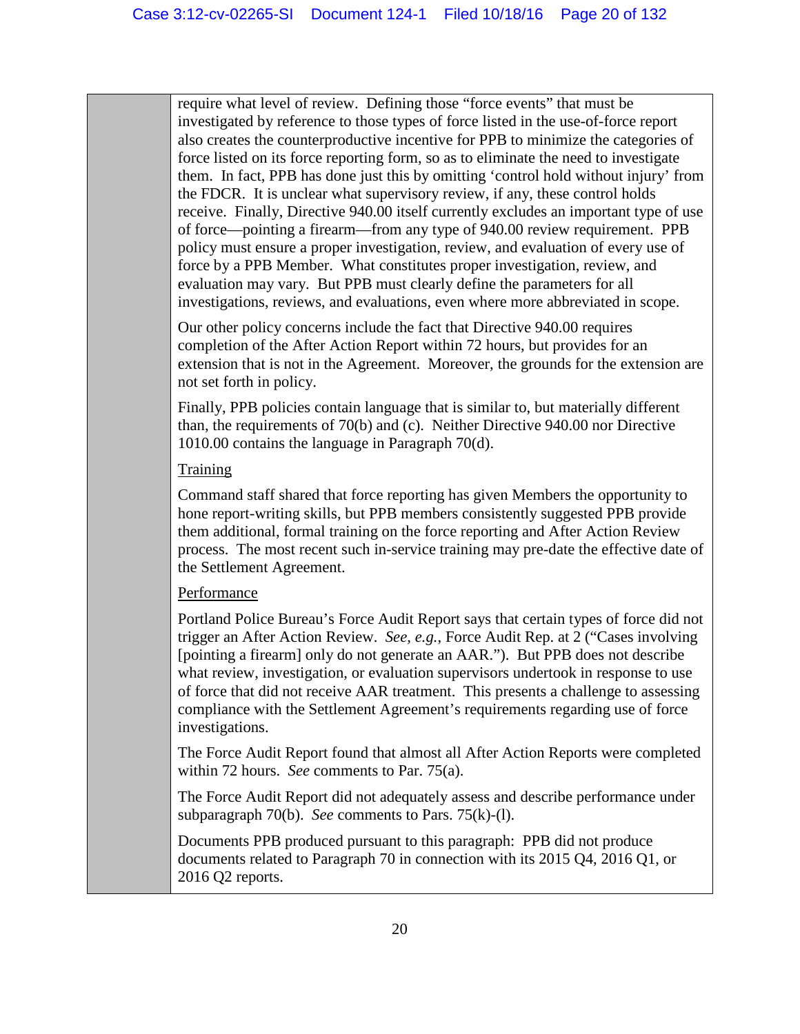require what level of review. Defining those "force events" that must be investigated by reference to those types of force listed in the use-of-force report also creates the counterproductive incentive for PPB to minimize the categories of force listed on its force reporting form, so as to eliminate the need to investigate them. In fact, PPB has done just this by omitting 'control hold without injury' from the FDCR. It is unclear what supervisory review, if any, these control holds receive. Finally, Directive 940.00 itself currently excludes an important type of use of force—pointing a firearm—from any type of 940.00 review requirement. PPB policy must ensure a proper investigation, review, and evaluation of every use of force by a PPB Member. What constitutes proper investigation, review, and evaluation may vary. But PPB must clearly define the parameters for all investigations, reviews, and evaluations, even where more abbreviated in scope.

Our other policy concerns include the fact that Directive 940.00 requires completion of the After Action Report within 72 hours, but provides for an extension that is not in the Agreement. Moreover, the grounds for the extension are not set forth in policy.

Finally, PPB policies contain language that is similar to, but materially different than, the requirements of 70(b) and (c). Neither Directive 940.00 nor Directive 1010.00 contains the language in Paragraph 70(d).

<u>Training</u>

Command staff shared that force reporting has given Members the opportunity to hone report-writing skills, but PPB members consistently suggested PPB provide them additional, formal training on the force reporting and After Action Review process. The most recent such in-service training may pre-date the effective date of the Settlement Agreement.

<u>Performance</u>

Portland Police Bureau's Force Audit Report says that certain types of force did not trigger an After Action Review. *See, e.g.*, Force Audit Rep. at 2 ("Cases involving [pointing a firearm] only do not generate an AAR."). But PPB does not describe what review, investigation, or evaluation supervisors undertook in response to use of force that did not receive AAR treatment. This presents a challenge to assessing compliance with the Settlement Agreement's requirements regarding use of force investigations.

The Force Audit Report found that almost all After Action Reports were completed within 72 hours. *See* comments to Par. 75(a).

The Force Audit Report did not adequately assess and describe performance under subparagraph 70(b). *See* comments to Pars. 75(k)-(l).

Documents PPB produced pursuant to this paragraph: PPB did not produce documents related to Paragraph 70 in connection with its 2015 Q4, 2016 Q1, or 2016 Q2 reports.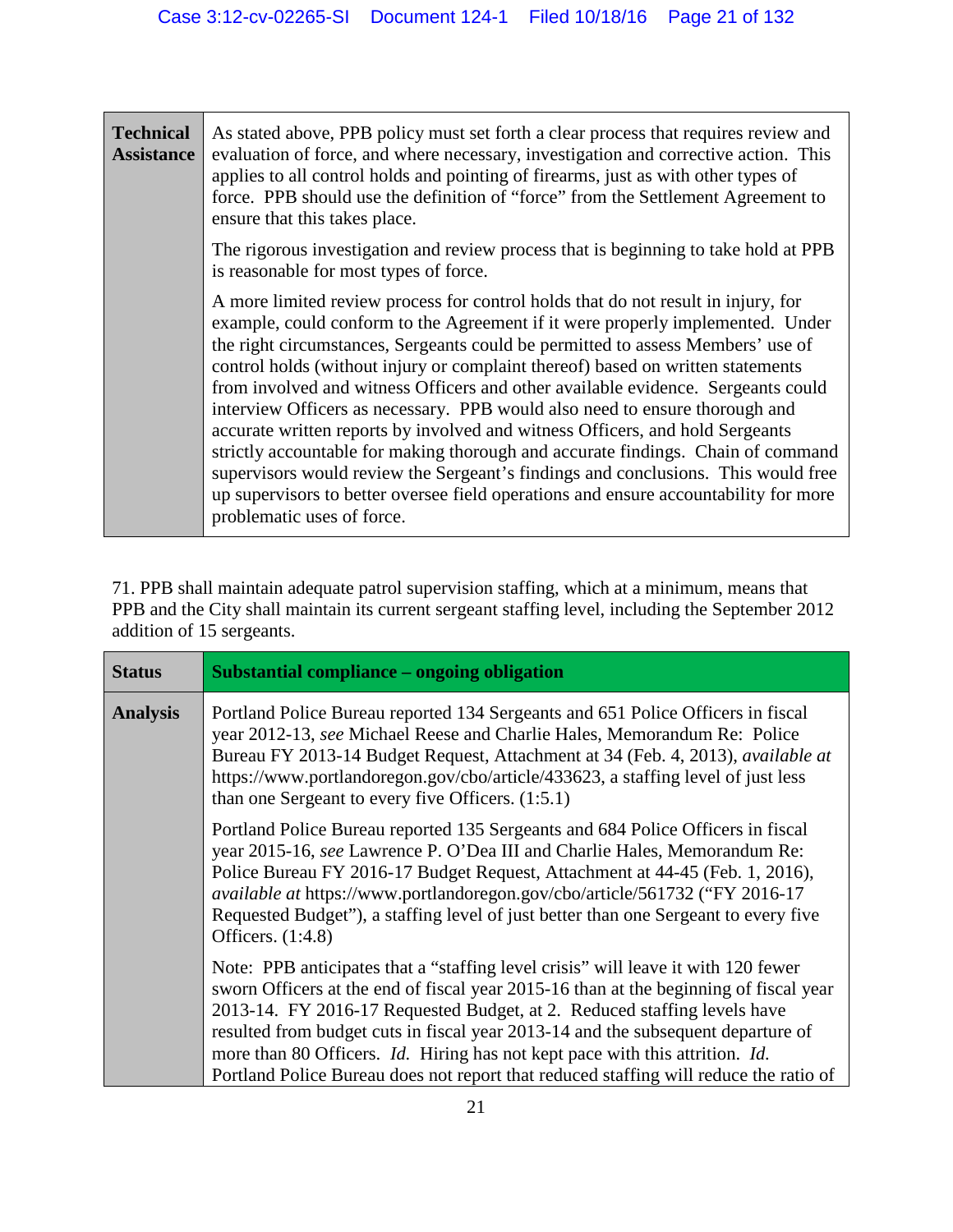| **Technical Assistance** | As stated above, PPB policy must set forth a clear process that requires review and evaluation of force, and where necessary, investigation and corrective action. This applies to all control holds and pointing of firearms, just as with other types of force. PPB should use the definition of "force" from the Settlement Agreement to ensure that this takes place.<br><br>The rigorous investigation and review process that is beginning to take hold at PPB is reasonable for most types of force.<br><br>A more limited review process for control holds that do not result in injury, for example, could conform to the Agreement if it were properly implemented. Under the right circumstances, Sergeants could be permitted to assess Members' use of control holds (without injury or complaint thereof) based on written statements from involved and witness Officers and other available evidence. Sergeants could interview Officers as necessary. PPB would also need to ensure thorough and accurate written reports by involved and witness Officers, and hold Sergeants strictly accountable for making thorough and accurate findings. Chain of command supervisors would review the Sergeant's findings and conclusions. This would free up supervisors to better oversee field operations and ensure accountability for more problematic uses of force. |
|---|---|

71. PPB shall maintain adequate patrol supervision staffing, which at a minimum, means that PPB and the City shall maintain its current sergeant staffing level, including the September 2012 addition of 15 sergeants.

| **Status** | **Substantial compliance – ongoing obligation** |
|---|---|
| **Analysis** | Portland Police Bureau reported 134 Sergeants and 651 Police Officers in fiscal year 2012-13, *see* Michael Reese and Charlie Hales, Memorandum Re: Police Bureau FY 2013-14 Budget Request, Attachment at 34 (Feb. 4, 2013), *available at* https://www.portlandoregon.gov/cbo/article/433623, a staffing level of just less than one Sergeant to every five Officers. (1:5.1)<br><br>Portland Police Bureau reported 135 Sergeants and 684 Police Officers in fiscal year 2015-16, *see* Lawrence P. O'Dea III and Charlie Hales, Memorandum Re: Police Bureau FY 2016-17 Budget Request, Attachment at 44-45 (Feb. 1, 2016), *available at* https://www.portlandoregon.gov/cbo/article/561732 ("FY 2016-17 Requested Budget"), a staffing level of just better than one Sergeant to every five Officers. (1:4.8)<br><br>Note: PPB anticipates that a "staffing level crisis" will leave it with 120 fewer sworn Officers at the end of fiscal year 2015-16 than at the beginning of fiscal year 2013-14. FY 2016-17 Requested Budget, at 2. Reduced staffing levels have resulted from budget cuts in fiscal year 2013-14 and the subsequent departure of more than 80 Officers. *Id.* Hiring has not kept pace with this attrition. *Id.* Portland Police Bureau does not report that reduced staffing will reduce the ratio of |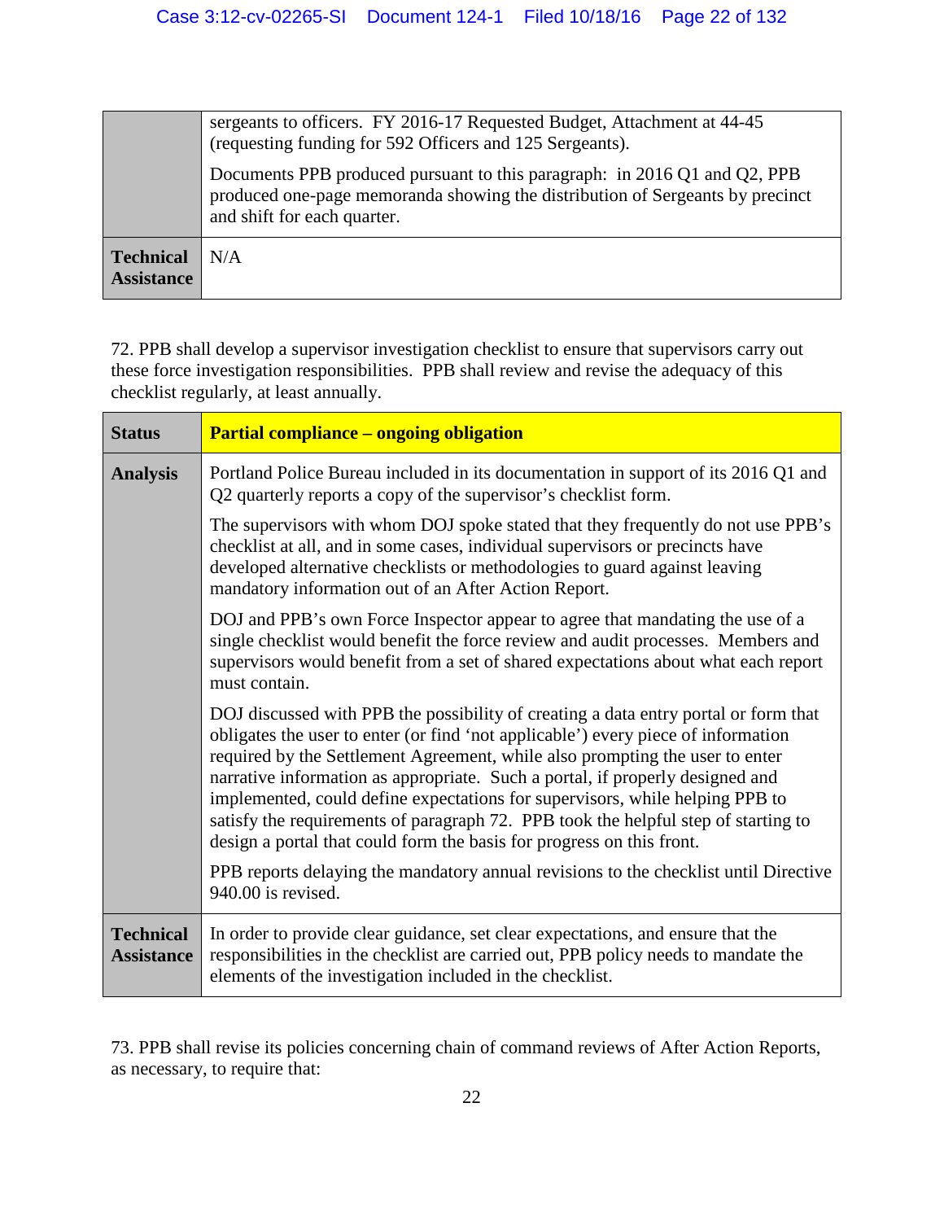| | |
|---|---|
| | sergeants to officers. FY 2016-17 Requested Budget, Attachment at 44-45 (requesting funding for 592 Officers and 125 Sergeants).<br><br>Documents PPB produced pursuant to this paragraph: in 2016 Q1 and Q2, PPB produced one-page memoranda showing the distribution of Sergeants by precinct and shift for each quarter. |
| **Technical Assistance** | N/A |

72. PPB shall develop a supervisor investigation checklist to ensure that supervisors carry out these force investigation responsibilities. PPB shall review and revise the adequacy of this checklist regularly, at least annually.

| **Status** | **Partial compliance – ongoing obligation** |
|---|---|
| **Analysis** | Portland Police Bureau included in its documentation in support of its 2016 Q1 and Q2 quarterly reports a copy of the supervisor's checklist form.<br><br>The supervisors with whom DOJ spoke stated that they frequently do not use PPB's checklist at all, and in some cases, individual supervisors or precincts have developed alternative checklists or methodologies to guard against leaving mandatory information out of an After Action Report.<br><br>DOJ and PPB's own Force Inspector appear to agree that mandating the use of a single checklist would benefit the force review and audit processes. Members and supervisors would benefit from a set of shared expectations about what each report must contain.<br><br>DOJ discussed with PPB the possibility of creating a data entry portal or form that obligates the user to enter (or find 'not applicable') every piece of information required by the Settlement Agreement, while also prompting the user to enter narrative information as appropriate. Such a portal, if properly designed and implemented, could define expectations for supervisors, while helping PPB to satisfy the requirements of paragraph 72. PPB took the helpful step of starting to design a portal that could form the basis for progress on this front.<br><br>PPB reports delaying the mandatory annual revisions to the checklist until Directive 940.00 is revised. |
| **Technical Assistance** | In order to provide clear guidance, set clear expectations, and ensure that the responsibilities in the checklist are carried out, PPB policy needs to mandate the elements of the investigation included in the checklist. |

73. PPB shall revise its policies concerning chain of command reviews of After Action Reports, as necessary, to require that: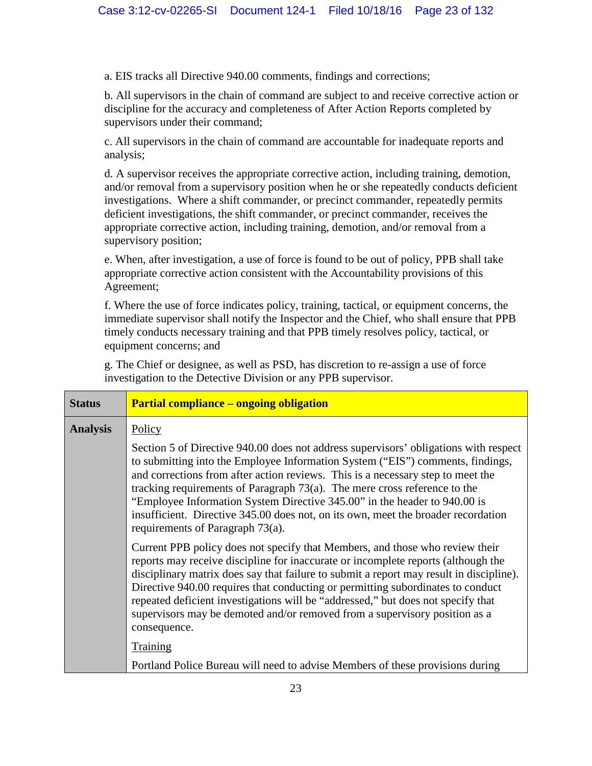a. EIS tracks all Directive 940.00 comments, findings and corrections;

b. All supervisors in the chain of command are subject to and receive corrective action or discipline for the accuracy and completeness of After Action Reports completed by supervisors under their command;

c. All supervisors in the chain of command are accountable for inadequate reports and analysis;

d. A supervisor receives the appropriate corrective action, including training, demotion, and/or removal from a supervisory position when he or she repeatedly conducts deficient investigations. Where a shift commander, or precinct commander, repeatedly permits deficient investigations, the shift commander, or precinct commander, receives the appropriate corrective action, including training, demotion, and/or removal from a supervisory position;

e. When, after investigation, a use of force is found to be out of policy, PPB shall take appropriate corrective action consistent with the Accountability provisions of this Agreement;

f. Where the use of force indicates policy, training, tactical, or equipment concerns, the immediate supervisor shall notify the Inspector and the Chief, who shall ensure that PPB timely conducts necessary training and that PPB timely resolves policy, tactical, or equipment concerns; and

g. The Chief or designee, as well as PSD, has discretion to re-assign a use of force investigation to the Detective Division or any PPB supervisor.

| **Status** | **Partial compliance – ongoing obligation** |
|---|---|
| **Analysis** | Policy<br><br>Section 5 of Directive 940.00 does not address supervisors' obligations with respect to submitting into the Employee Information System ("EIS") comments, findings, and corrections from after action reviews. This is a necessary step to meet the tracking requirements of Paragraph 73(a). The mere cross reference to the "Employee Information System Directive 345.00" in the header to 940.00 is insufficient. Directive 345.00 does not, on its own, meet the broader recordation requirements of Paragraph 73(a).<br><br>Current PPB policy does not specify that Members, and those who review their reports may receive discipline for inaccurate or incomplete reports (although the disciplinary matrix does say that failure to submit a report may result in discipline). Directive 940.00 requires that conducting or permitting subordinates to conduct repeated deficient investigations will be "addressed," but does not specify that supervisors may be demoted and/or removed from a supervisory position as a consequence.<br><br>Training<br><br>Portland Police Bureau will need to advise Members of these provisions during |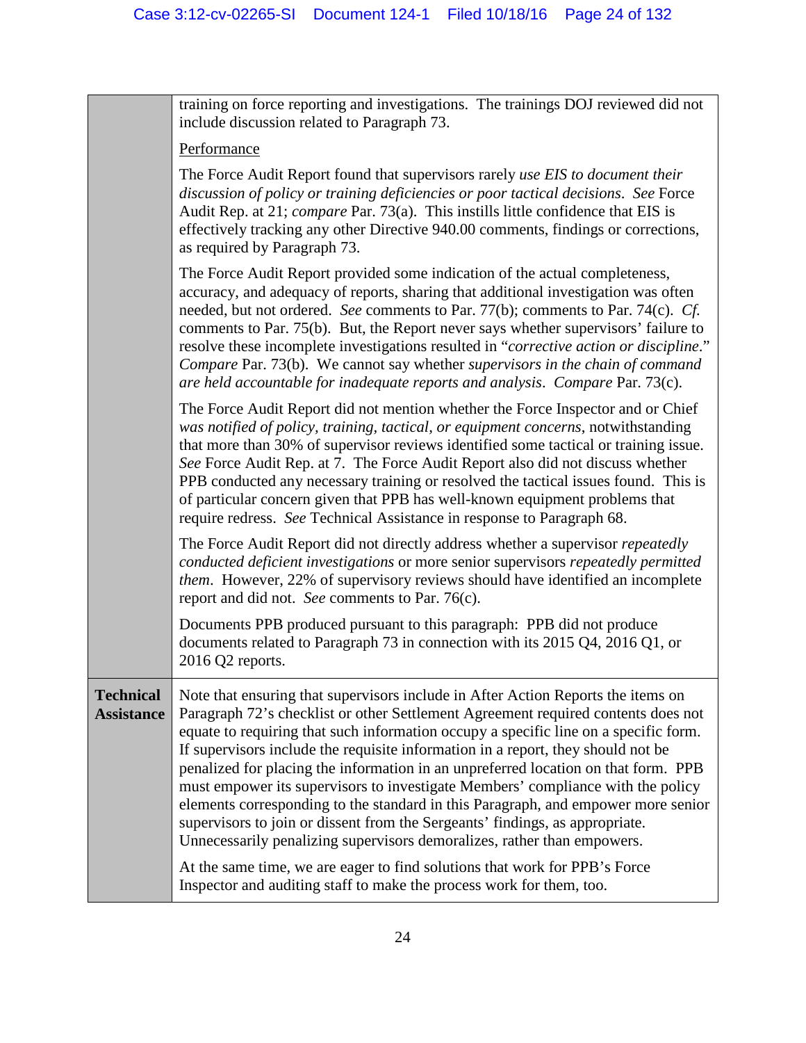| | |
|---|---|
| | training on force reporting and investigations. The trainings DOJ reviewed did not include discussion related to Paragraph 73.<br><br><u>Performance</u><br><br>The Force Audit Report found that supervisors rarely *use EIS to document their discussion of policy or training deficiencies or poor tactical decisions*. *See* Force Audit Rep. at 21; *compare* Par. 73(a). This instills little confidence that EIS is effectively tracking any other Directive 940.00 comments, findings or corrections, as required by Paragraph 73.<br><br>The Force Audit Report provided some indication of the actual completeness, accuracy, and adequacy of reports, sharing that additional investigation was often needed, but not ordered. *See* comments to Par. 77(b); comments to Par. 74(c). *Cf.* comments to Par. 75(b). But, the Report never says whether supervisors' failure to resolve these incomplete investigations resulted in "*corrective action or discipline*." *Compare* Par. 73(b). We cannot say whether *supervisors in the chain of command are held accountable for inadequate reports and analysis*. *Compare* Par. 73(c).<br><br>The Force Audit Report did not mention whether the Force Inspector and or Chief *was notified of policy, training, tactical, or equipment concerns*, notwithstanding that more than 30% of supervisor reviews identified some tactical or training issue. *See* Force Audit Rep. at 7. The Force Audit Report also did not discuss whether PPB conducted any necessary training or resolved the tactical issues found. This is of particular concern given that PPB has well-known equipment problems that require redress. *See* Technical Assistance in response to Paragraph 68.<br><br>The Force Audit Report did not directly address whether a supervisor *repeatedly conducted deficient investigations* or more senior supervisors *repeatedly permitted them*. However, 22% of supervisory reviews should have identified an incomplete report and did not. *See* comments to Par. 76(c).<br><br>Documents PPB produced pursuant to this paragraph: PPB did not produce documents related to Paragraph 73 in connection with its 2015 Q4, 2016 Q1, or 2016 Q2 reports. |
| **Technical Assistance** | Note that ensuring that supervisors include in After Action Reports the items on Paragraph 72's checklist or other Settlement Agreement required contents does not equate to requiring that such information occupy a specific line on a specific form. If supervisors include the requisite information in a report, they should not be penalized for placing the information in an unpreferred location on that form. PPB must empower its supervisors to investigate Members' compliance with the policy elements corresponding to the standard in this Paragraph, and empower more senior supervisors to join or dissent from the Sergeants' findings, as appropriate. Unnecessarily penalizing supervisors demoralizes, rather than empowers.<br><br>At the same time, we are eager to find solutions that work for PPB's Force Inspector and auditing staff to make the process work for them, too. |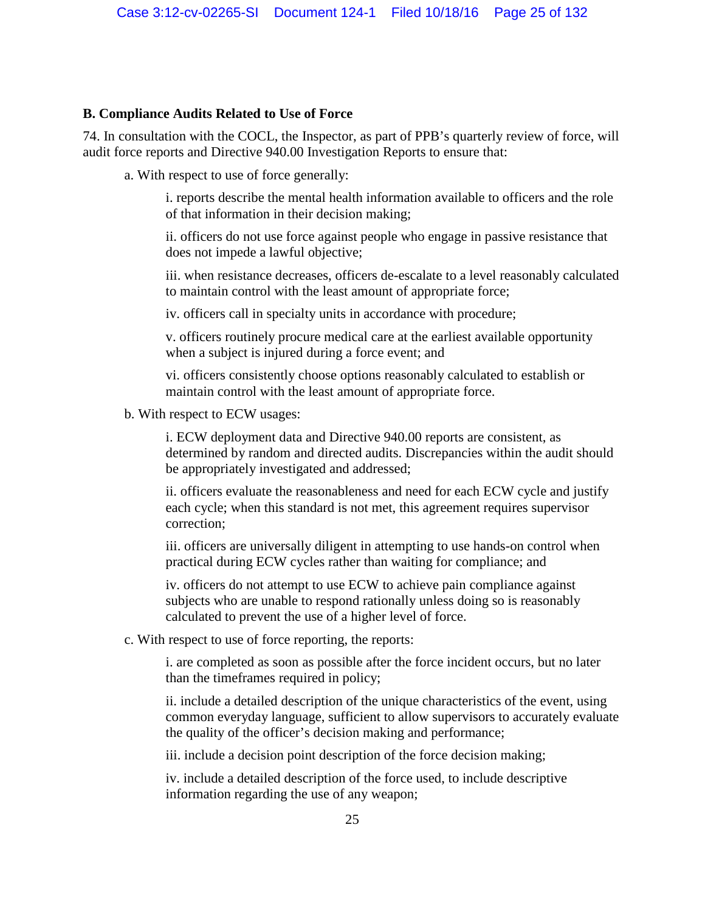### B. Compliance Audits Related to Use of Force

74. In consultation with the COCL, the Inspector, as part of PPB's quarterly review of force, will audit force reports and Directive 940.00 Investigation Reports to ensure that:

a. With respect to use of force generally:

i. reports describe the mental health information available to officers and the role of that information in their decision making;

ii. officers do not use force against people who engage in passive resistance that does not impede a lawful objective;

iii. when resistance decreases, officers de-escalate to a level reasonably calculated to maintain control with the least amount of appropriate force;

iv. officers call in specialty units in accordance with procedure;

v. officers routinely procure medical care at the earliest available opportunity when a subject is injured during a force event; and

vi. officers consistently choose options reasonably calculated to establish or maintain control with the least amount of appropriate force.

b. With respect to ECW usages:

i. ECW deployment data and Directive 940.00 reports are consistent, as determined by random and directed audits. Discrepancies within the audit should be appropriately investigated and addressed;

ii. officers evaluate the reasonableness and need for each ECW cycle and justify each cycle; when this standard is not met, this agreement requires supervisor correction;

iii. officers are universally diligent in attempting to use hands-on control when practical during ECW cycles rather than waiting for compliance; and

iv. officers do not attempt to use ECW to achieve pain compliance against subjects who are unable to respond rationally unless doing so is reasonably calculated to prevent the use of a higher level of force.

c. With respect to use of force reporting, the reports:

i. are completed as soon as possible after the force incident occurs, but no later than the timeframes required in policy;

ii. include a detailed description of the unique characteristics of the event, using common everyday language, sufficient to allow supervisors to accurately evaluate the quality of the officer's decision making and performance;

iii. include a decision point description of the force decision making;

iv. include a detailed description of the force used, to include descriptive information regarding the use of any weapon;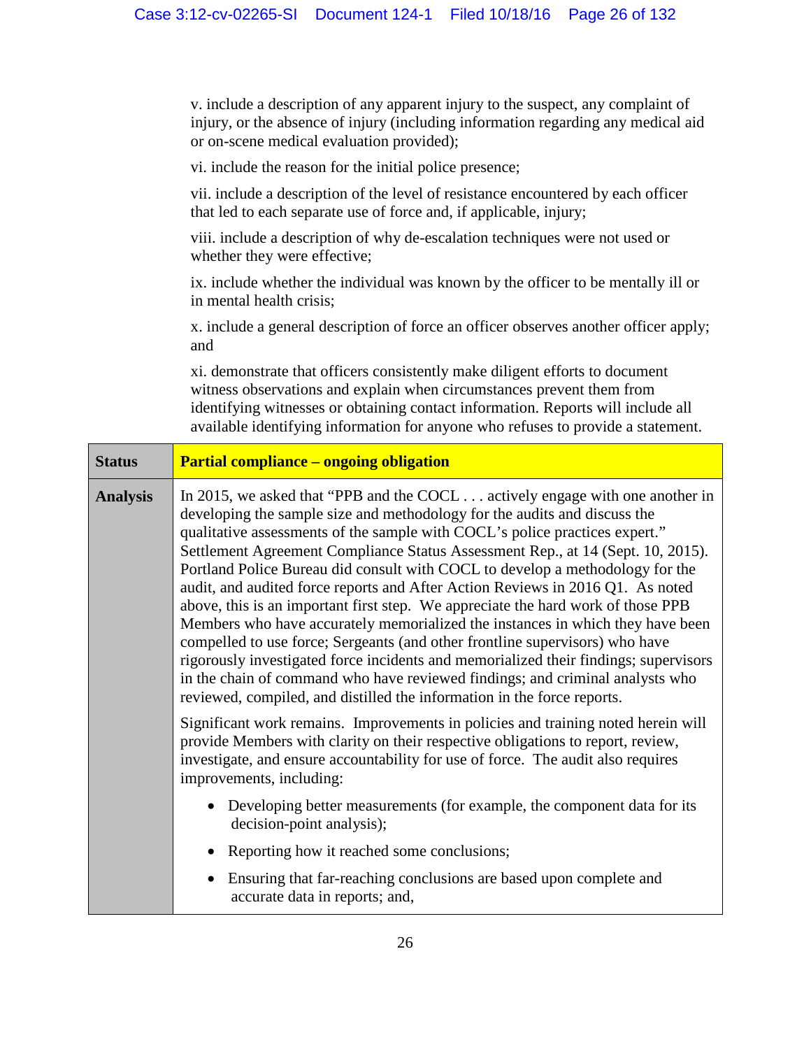v. include a description of any apparent injury to the suspect, any complaint of injury, or the absence of injury (including information regarding any medical aid or on-scene medical evaluation provided);

vi. include the reason for the initial police presence;

vii. include a description of the level of resistance encountered by each officer that led to each separate use of force and, if applicable, injury;

viii. include a description of why de-escalation techniques were not used or whether they were effective;

ix. include whether the individual was known by the officer to be mentally ill or in mental health crisis;

x. include a general description of force an officer observes another officer apply; and

xi. demonstrate that officers consistently make diligent efforts to document witness observations and explain when circumstances prevent them from identifying witnesses or obtaining contact information. Reports will include all available identifying information for anyone who refuses to provide a statement.

| **Status** | **Partial compliance – ongoing obligation** |
|---|---|
| **Analysis** | In 2015, we asked that "PPB and the COCL . . . actively engage with one another in developing the sample size and methodology for the audits and discuss the qualitative assessments of the sample with COCL's police practices expert." Settlement Agreement Compliance Status Assessment Rep., at 14 (Sept. 10, 2015). Portland Police Bureau did consult with COCL to develop a methodology for the audit, and audited force reports and After Action Reviews in 2016 Q1. As noted above, this is an important first step. We appreciate the hard work of those PPB Members who have accurately memorialized the instances in which they have been compelled to use force; Sergeants (and other frontline supervisors) who have rigorously investigated force incidents and memorialized their findings; supervisors in the chain of command who have reviewed findings; and criminal analysts who reviewed, compiled, and distilled the information in the force reports.<br><br>Significant work remains. Improvements in policies and training noted herein will provide Members with clarity on their respective obligations to report, review, investigate, and ensure accountability for use of force. The audit also requires improvements, including:<br><br>• Developing better measurements (for example, the component data for its decision-point analysis);<br>• Reporting how it reached some conclusions;<br>• Ensuring that far-reaching conclusions are based upon complete and accurate data in reports; and, |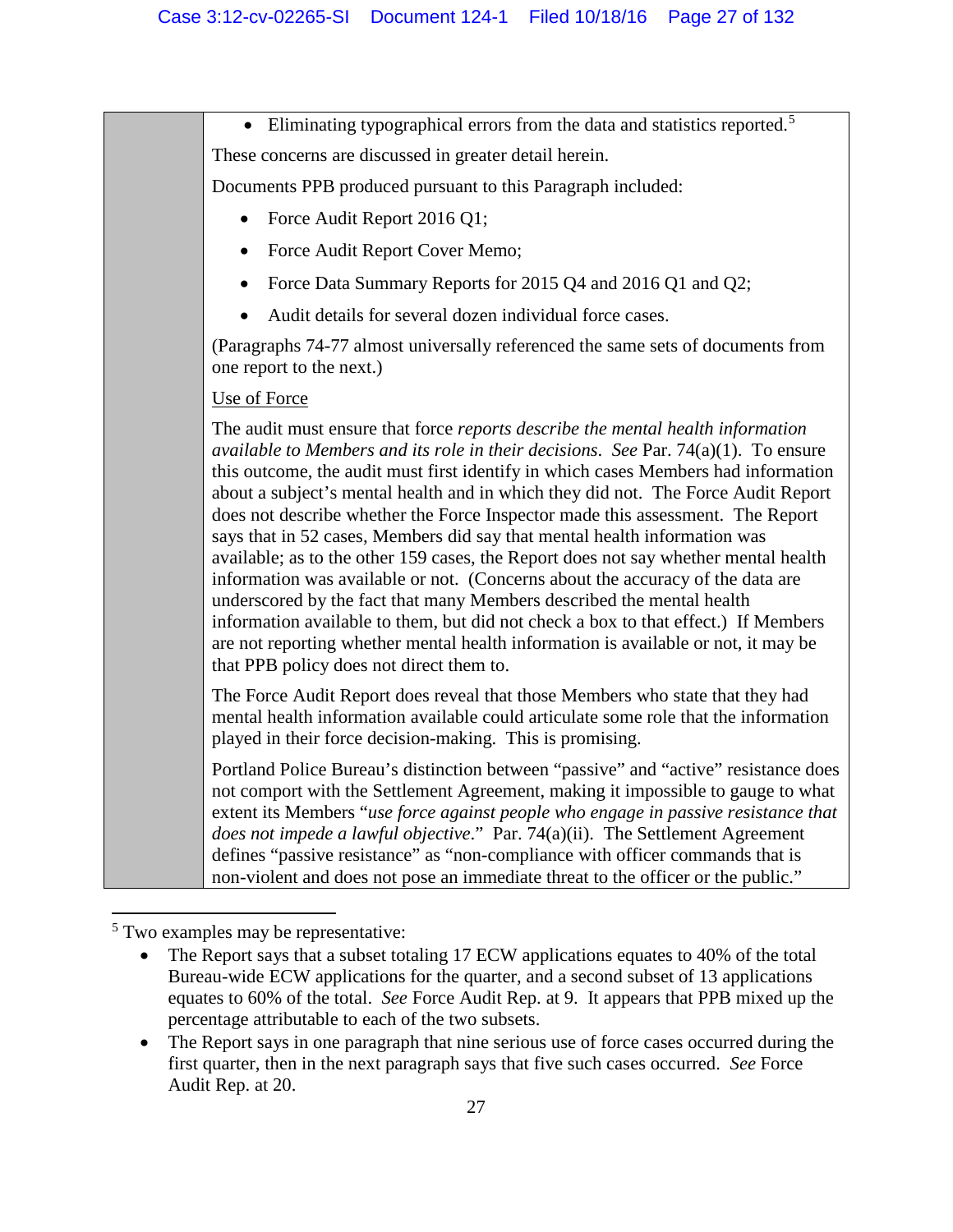- Eliminating typographical errors from the data and statistics reported.[5]

These concerns are discussed in greater detail herein.

Documents PPB produced pursuant to this Paragraph included:

- Force Audit Report 2016 Q1;
- Force Audit Report Cover Memo;
- Force Data Summary Reports for 2015 Q4 and 2016 Q1 and Q2;
- Audit details for several dozen individual force cases.

(Paragraphs 74-77 almost universally referenced the same sets of documents from one report to the next.)

<u>Use of Force</u>

The audit must ensure that force *reports describe the mental health information available to Members and its role in their decisions*. *See* Par. 74(a)(1). To ensure this outcome, the audit must first identify in which cases Members had information about a subject's mental health and in which they did not. The Force Audit Report does not describe whether the Force Inspector made this assessment. The Report says that in 52 cases, Members did say that mental health information was available; as to the other 159 cases, the Report does not say whether mental health information was available or not. (Concerns about the accuracy of the data are underscored by the fact that many Members described the mental health information available to them, but did not check a box to that effect.) If Members are not reporting whether mental health information is available or not, it may be that PPB policy does not direct them to.

The Force Audit Report does reveal that those Members who state that they had mental health information available could articulate some role that the information played in their force decision-making. This is promising.

Portland Police Bureau's distinction between "passive" and "active" resistance does not comport with the Settlement Agreement, making it impossible to gauge to what extent its Members "*use force against people who engage in passive resistance that does not impede a lawful objective*." Par. 74(a)(ii). The Settlement Agreement defines "passive resistance" as "non-compliance with officer commands that is non-violent and does not pose an immediate threat to the officer or the public."

---

[5] Two examples may be representative:

- The Report says that a subset totaling 17 ECW applications equates to 40% of the total Bureau-wide ECW applications for the quarter, and a second subset of 13 applications equates to 60% of the total. *See* Force Audit Rep. at 9. It appears that PPB mixed up the percentage attributable to each of the two subsets.
- The Report says in one paragraph that nine serious use of force cases occurred during the first quarter, then in the next paragraph says that five such cases occurred. *See* Force Audit Rep. at 20.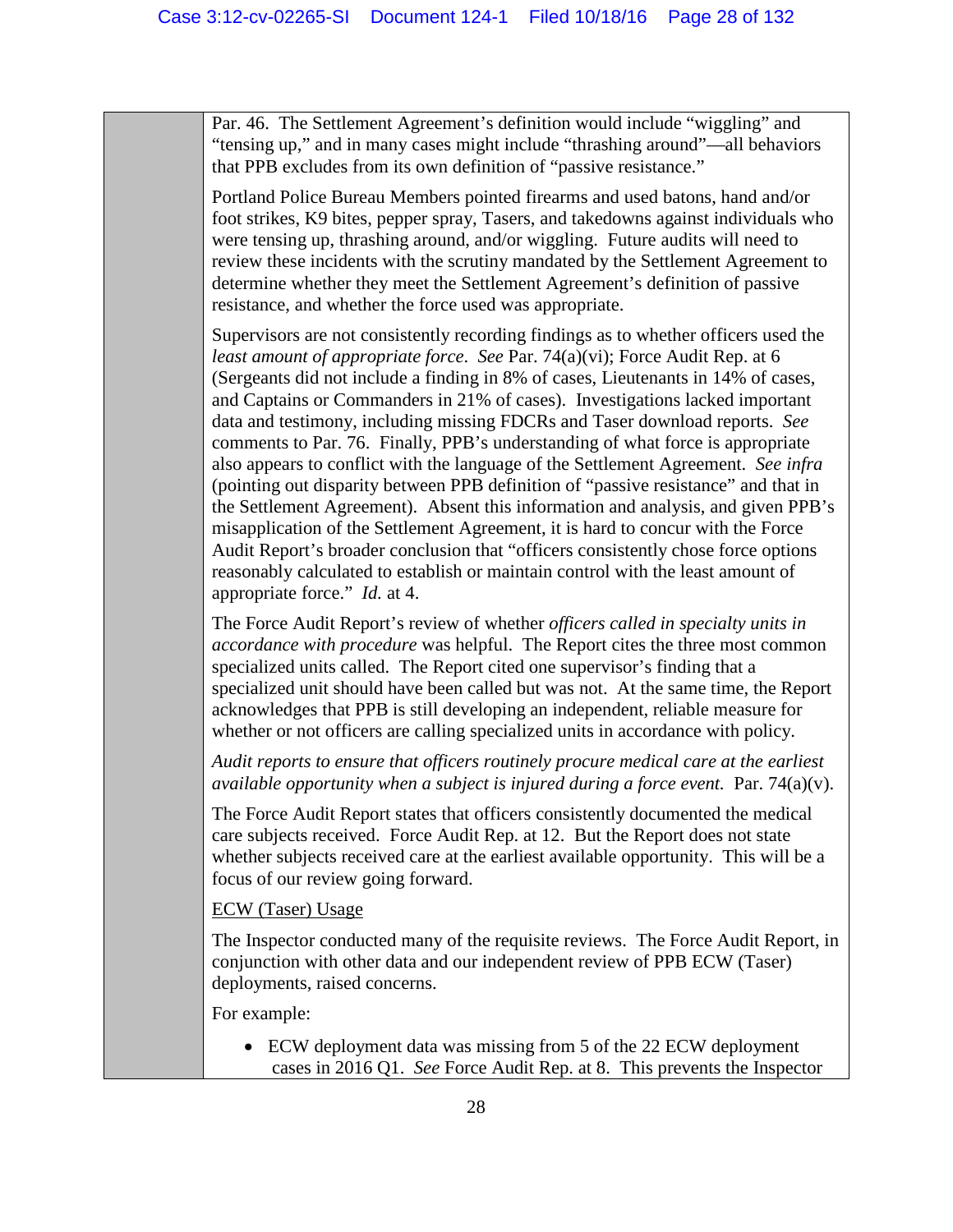Par. 46. The Settlement Agreement's definition would include "wiggling" and "tensing up," and in many cases might include "thrashing around"—all behaviors that PPB excludes from its own definition of "passive resistance."

Portland Police Bureau Members pointed firearms and used batons, hand and/or foot strikes, K9 bites, pepper spray, Tasers, and takedowns against individuals who were tensing up, thrashing around, and/or wiggling. Future audits will need to review these incidents with the scrutiny mandated by the Settlement Agreement to determine whether they meet the Settlement Agreement's definition of passive resistance, and whether the force used was appropriate.

Supervisors are not consistently recording findings as to whether officers used the *least amount of appropriate force*. *See* Par. 74(a)(vi); Force Audit Rep. at 6 (Sergeants did not include a finding in 8% of cases, Lieutenants in 14% of cases, and Captains or Commanders in 21% of cases). Investigations lacked important data and testimony, including missing FDCRs and Taser download reports. *See* comments to Par. 76. Finally, PPB's understanding of what force is appropriate also appears to conflict with the language of the Settlement Agreement. *See infra* (pointing out disparity between PPB definition of "passive resistance" and that in the Settlement Agreement). Absent this information and analysis, and given PPB's misapplication of the Settlement Agreement, it is hard to concur with the Force Audit Report's broader conclusion that "officers consistently chose force options reasonably calculated to establish or maintain control with the least amount of appropriate force." *Id.* at 4.

The Force Audit Report's review of whether *officers called in specialty units in accordance with procedure* was helpful. The Report cites the three most common specialized units called. The Report cited one supervisor's finding that a specialized unit should have been called but was not. At the same time, the Report acknowledges that PPB is still developing an independent, reliable measure for whether or not officers are calling specialized units in accordance with policy.

*Audit reports to ensure that officers routinely procure medical care at the earliest available opportunity when a subject is injured during a force event.* Par. 74(a)(v).

The Force Audit Report states that officers consistently documented the medical care subjects received. Force Audit Rep. at 12. But the Report does not state whether subjects received care at the earliest available opportunity. This will be a focus of our review going forward.

<u>ECW (Taser) Usage</u>

The Inspector conducted many of the requisite reviews. The Force Audit Report, in conjunction with other data and our independent review of PPB ECW (Taser) deployments, raised concerns.

For example:

- ECW deployment data was missing from 5 of the 22 ECW deployment cases in 2016 Q1. *See* Force Audit Rep. at 8. This prevents the Inspector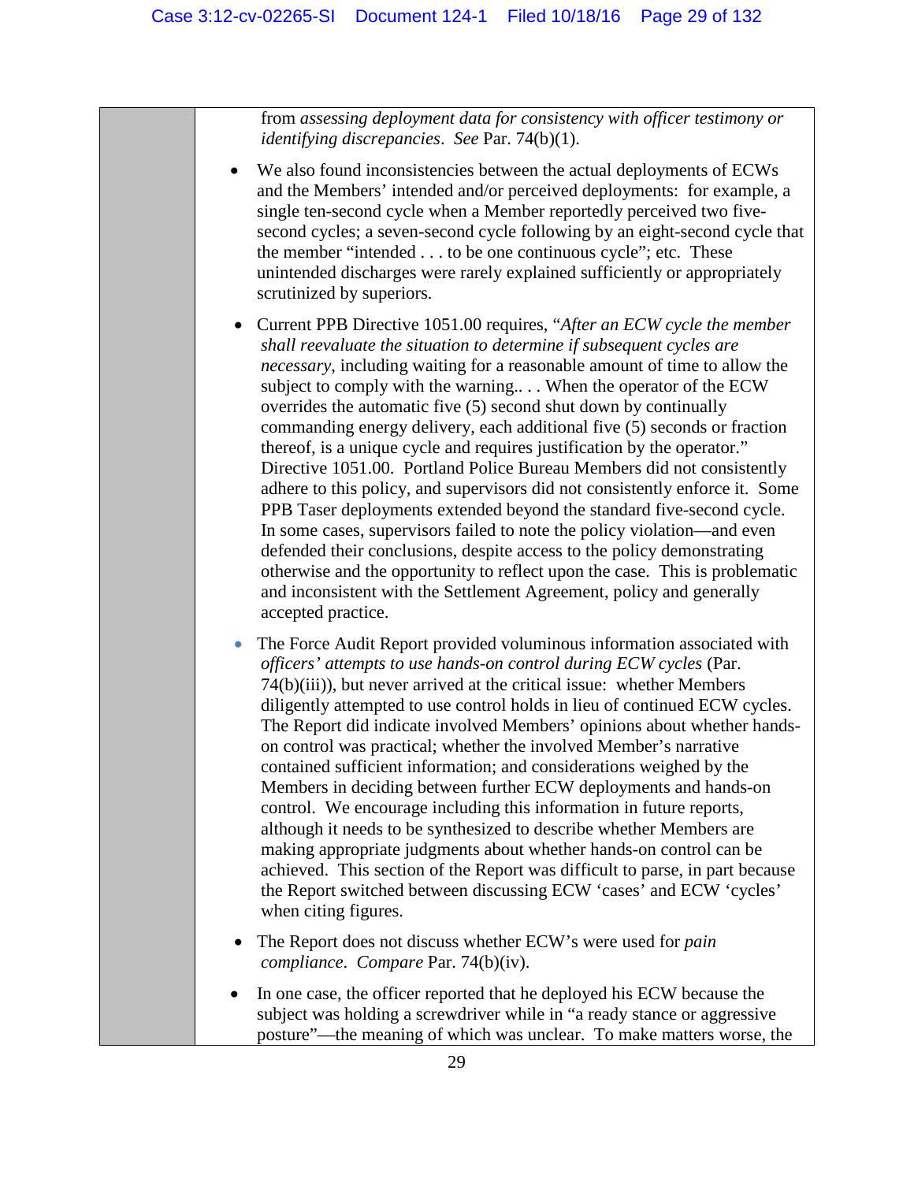from *assessing deployment data for consistency with officer testimony or identifying discrepancies*. *See* Par. 74(b)(1).

- We also found inconsistencies between the actual deployments of ECWs and the Members' intended and/or perceived deployments: for example, a single ten-second cycle when a Member reportedly perceived two five-second cycles; a seven-second cycle following by an eight-second cycle that the member "intended . . . to be one continuous cycle"; etc. These unintended discharges were rarely explained sufficiently or appropriately scrutinized by superiors.
- Current PPB Directive 1051.00 requires, "*After an ECW cycle the member shall reevaluate the situation to determine if subsequent cycles are necessary*, including waiting for a reasonable amount of time to allow the subject to comply with the warning.. . . When the operator of the ECW overrides the automatic five (5) second shut down by continually commanding energy delivery, each additional five (5) seconds or fraction thereof, is a unique cycle and requires justification by the operator." Directive 1051.00. Portland Police Bureau Members did not consistently adhere to this policy, and supervisors did not consistently enforce it. Some PPB Taser deployments extended beyond the standard five-second cycle. In some cases, supervisors failed to note the policy violation—and even defended their conclusions, despite access to the policy demonstrating otherwise and the opportunity to reflect upon the case. This is problematic and inconsistent with the Settlement Agreement, policy and generally accepted practice.
- The Force Audit Report provided voluminous information associated with *officers' attempts to use hands-on control during ECW cycles* (Par. 74(b)(iii)), but never arrived at the critical issue: whether Members diligently attempted to use control holds in lieu of continued ECW cycles. The Report did indicate involved Members' opinions about whether hands-on control was practical; whether the involved Member's narrative contained sufficient information; and considerations weighed by the Members in deciding between further ECW deployments and hands-on control. We encourage including this information in future reports, although it needs to be synthesized to describe whether Members are making appropriate judgments about whether hands-on control can be achieved. This section of the Report was difficult to parse, in part because the Report switched between discussing ECW 'cases' and ECW 'cycles' when citing figures.
- The Report does not discuss whether ECW's were used for *pain compliance*. *Compare* Par. 74(b)(iv).
- In one case, the officer reported that he deployed his ECW because the subject was holding a screwdriver while in "a ready stance or aggressive posture"—the meaning of which was unclear. To make matters worse, the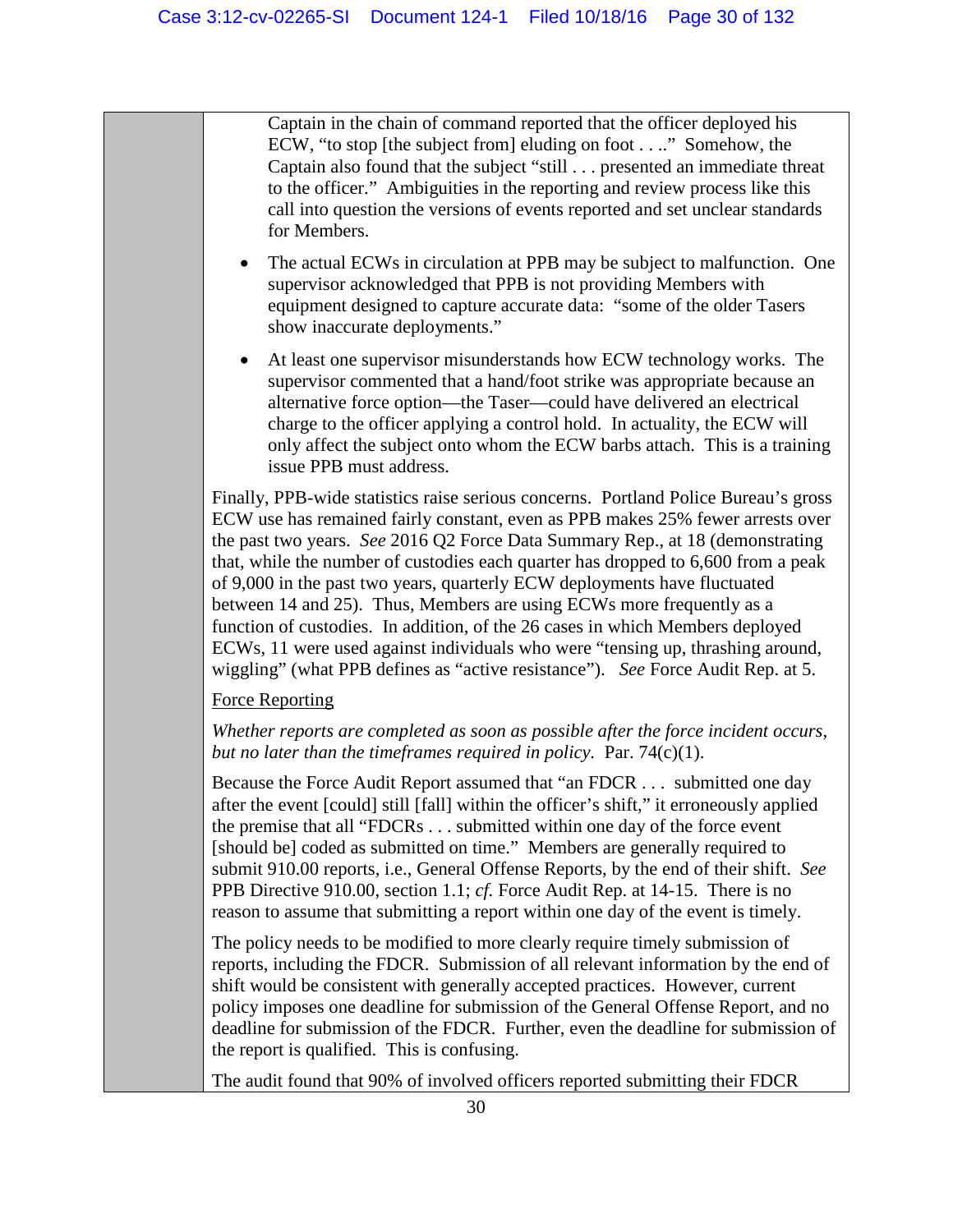Captain in the chain of command reported that the officer deployed his ECW, "to stop [the subject from] eluding on foot . . .." Somehow, the Captain also found that the subject "still . . . presented an immediate threat to the officer." Ambiguities in the reporting and review process like this call into question the versions of events reported and set unclear standards for Members.

- The actual ECWs in circulation at PPB may be subject to malfunction. One supervisor acknowledged that PPB is not providing Members with equipment designed to capture accurate data: "some of the older Tasers show inaccurate deployments."
- At least one supervisor misunderstands how ECW technology works. The supervisor commented that a hand/foot strike was appropriate because an alternative force option—the Taser—could have delivered an electrical charge to the officer applying a control hold. In actuality, the ECW will only affect the subject onto whom the ECW barbs attach. This is a training issue PPB must address.

Finally, PPB-wide statistics raise serious concerns. Portland Police Bureau's gross ECW use has remained fairly constant, even as PPB makes 25% fewer arrests over the past two years. *See* 2016 Q2 Force Data Summary Rep., at 18 (demonstrating that, while the number of custodies each quarter has dropped to 6,600 from a peak of 9,000 in the past two years, quarterly ECW deployments have fluctuated between 14 and 25). Thus, Members are using ECWs more frequently as a function of custodies. In addition, of the 26 cases in which Members deployed ECWs, 11 were used against individuals who were "tensing up, thrashing around, wiggling" (what PPB defines as "active resistance"). *See* Force Audit Rep. at 5.

<u>Force Reporting</u>

*Whether reports are completed as soon as possible after the force incident occurs, but no later than the timeframes required in policy.* Par. 74(c)(1).

Because the Force Audit Report assumed that "an FDCR . . . submitted one day after the event [could] still [fall] within the officer's shift," it erroneously applied the premise that all "FDCRs . . . submitted within one day of the force event [should be] coded as submitted on time." Members are generally required to submit 910.00 reports, i.e., General Offense Reports, by the end of their shift. *See* PPB Directive 910.00, section 1.1; *cf*. Force Audit Rep. at 14-15. There is no reason to assume that submitting a report within one day of the event is timely.

The policy needs to be modified to more clearly require timely submission of reports, including the FDCR. Submission of all relevant information by the end of shift would be consistent with generally accepted practices. However, current policy imposes one deadline for submission of the General Offense Report, and no deadline for submission of the FDCR. Further, even the deadline for submission of the report is qualified. This is confusing.

The audit found that 90% of involved officers reported submitting their FDCR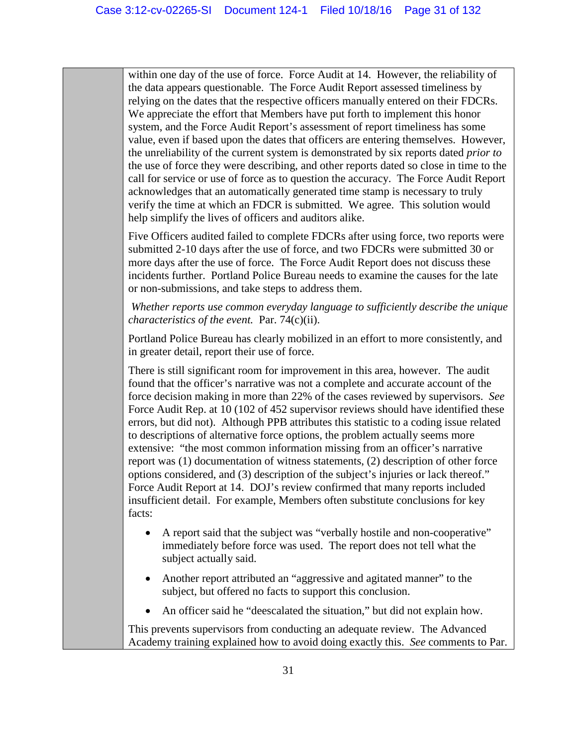within one day of the use of force. Force Audit at 14. However, the reliability of the data appears questionable. The Force Audit Report assessed timeliness by relying on the dates that the respective officers manually entered on their FDCRs. We appreciate the effort that Members have put forth to implement this honor system, and the Force Audit Report's assessment of report timeliness has some value, even if based upon the dates that officers are entering themselves. However, the unreliability of the current system is demonstrated by six reports dated *prior to* the use of force they were describing, and other reports dated so close in time to the call for service or use of force as to question the accuracy. The Force Audit Report acknowledges that an automatically generated time stamp is necessary to truly verify the time at which an FDCR is submitted. We agree. This solution would help simplify the lives of officers and auditors alike.

Five Officers audited failed to complete FDCRs after using force, two reports were submitted 2-10 days after the use of force, and two FDCRs were submitted 30 or more days after the use of force. The Force Audit Report does not discuss these incidents further. Portland Police Bureau needs to examine the causes for the late or non-submissions, and take steps to address them.

*Whether reports use common everyday language to sufficiently describe the unique characteristics of the event.* Par. 74(c)(ii).

Portland Police Bureau has clearly mobilized in an effort to more consistently, and in greater detail, report their use of force.

There is still significant room for improvement in this area, however. The audit found that the officer's narrative was not a complete and accurate account of the force decision making in more than 22% of the cases reviewed by supervisors. *See* Force Audit Rep. at 10 (102 of 452 supervisor reviews should have identified these errors, but did not). Although PPB attributes this statistic to a coding issue related to descriptions of alternative force options, the problem actually seems more extensive: "the most common information missing from an officer's narrative report was (1) documentation of witness statements, (2) description of other force options considered, and (3) description of the subject's injuries or lack thereof." Force Audit Report at 14. DOJ's review confirmed that many reports included insufficient detail. For example, Members often substitute conclusions for key facts:

- A report said that the subject was "verbally hostile and non-cooperative" immediately before force was used. The report does not tell what the subject actually said.
- Another report attributed an "aggressive and agitated manner" to the subject, but offered no facts to support this conclusion.
- An officer said he "deescalated the situation," but did not explain how.

This prevents supervisors from conducting an adequate review. The Advanced Academy training explained how to avoid doing exactly this. *See* comments to Par.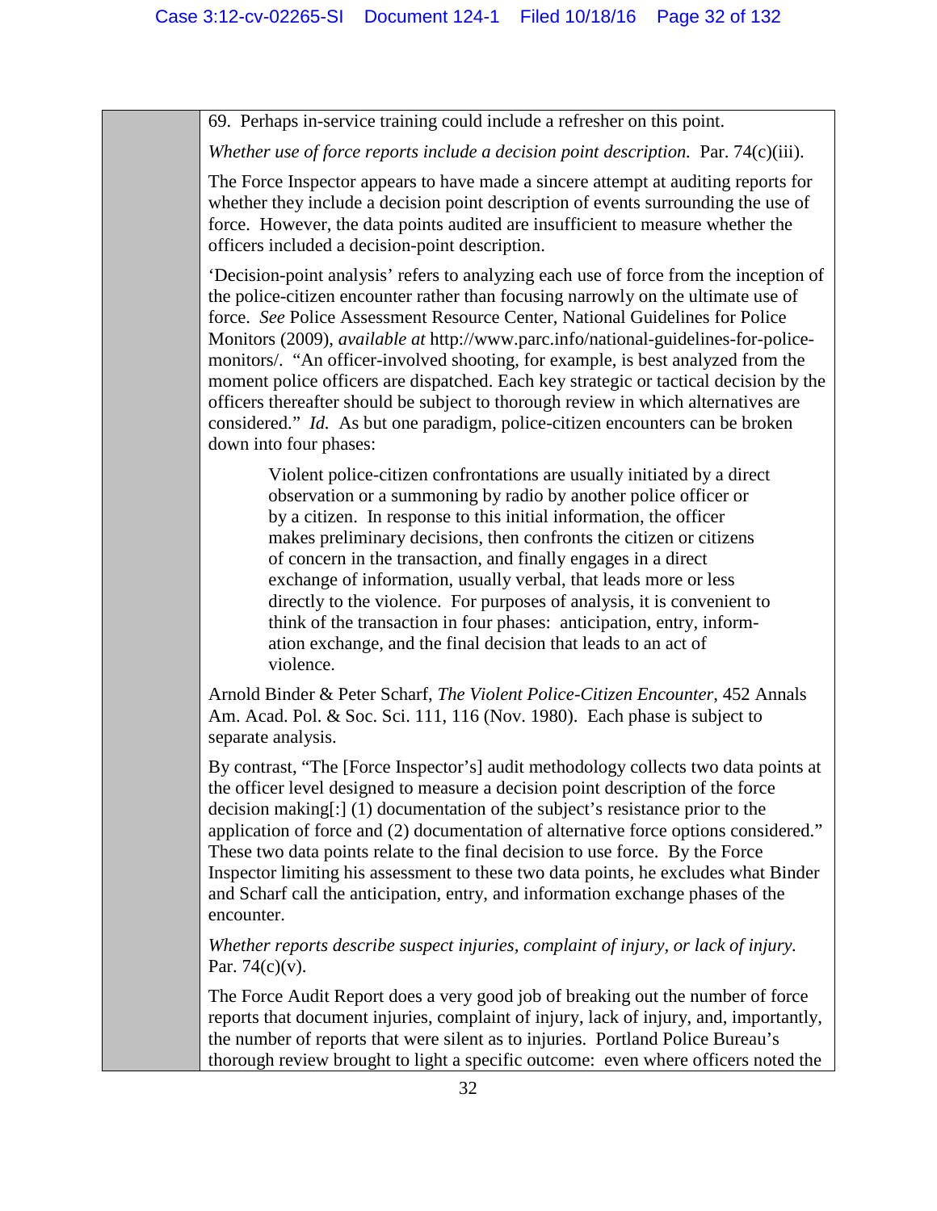69. Perhaps in-service training could include a refresher on this point.

*Whether use of force reports include a decision point description.* Par. 74(c)(iii).

The Force Inspector appears to have made a sincere attempt at auditing reports for whether they include a decision point description of events surrounding the use of force. However, the data points audited are insufficient to measure whether the officers included a decision-point description.

'Decision-point analysis' refers to analyzing each use of force from the inception of the police-citizen encounter rather than focusing narrowly on the ultimate use of force. *See* Police Assessment Resource Center, National Guidelines for Police Monitors (2009), *available at* http://www.parc.info/national-guidelines-for-police-monitors/. "An officer-involved shooting, for example, is best analyzed from the moment police officers are dispatched. Each key strategic or tactical decision by the officers thereafter should be subject to thorough review in which alternatives are considered." *Id.* As but one paradigm, police-citizen encounters can be broken down into four phases:

> Violent police-citizen confrontations are usually initiated by a direct observation or a summoning by radio by another police officer or by a citizen. In response to this initial information, the officer makes preliminary decisions, then confronts the citizen or citizens of concern in the transaction, and finally engages in a direct exchange of information, usually verbal, that leads more or less directly to the violence. For purposes of analysis, it is convenient to think of the transaction in four phases: anticipation, entry, information exchange, and the final decision that leads to an act of violence.

Arnold Binder & Peter Scharf, *The Violent Police-Citizen Encounter*, 452 Annals Am. Acad. Pol. & Soc. Sci. 111, 116 (Nov. 1980). Each phase is subject to separate analysis.

By contrast, "The [Force Inspector's] audit methodology collects two data points at the officer level designed to measure a decision point description of the force decision making[:] (1) documentation of the subject's resistance prior to the application of force and (2) documentation of alternative force options considered." These two data points relate to the final decision to use force. By the Force Inspector limiting his assessment to these two data points, he excludes what Binder and Scharf call the anticipation, entry, and information exchange phases of the encounter.

*Whether reports describe suspect injuries, complaint of injury, or lack of injury.* Par. 74(c)(v).

The Force Audit Report does a very good job of breaking out the number of force reports that document injuries, complaint of injury, lack of injury, and, importantly, the number of reports that were silent as to injuries. Portland Police Bureau's thorough review brought to light a specific outcome: even where officers noted the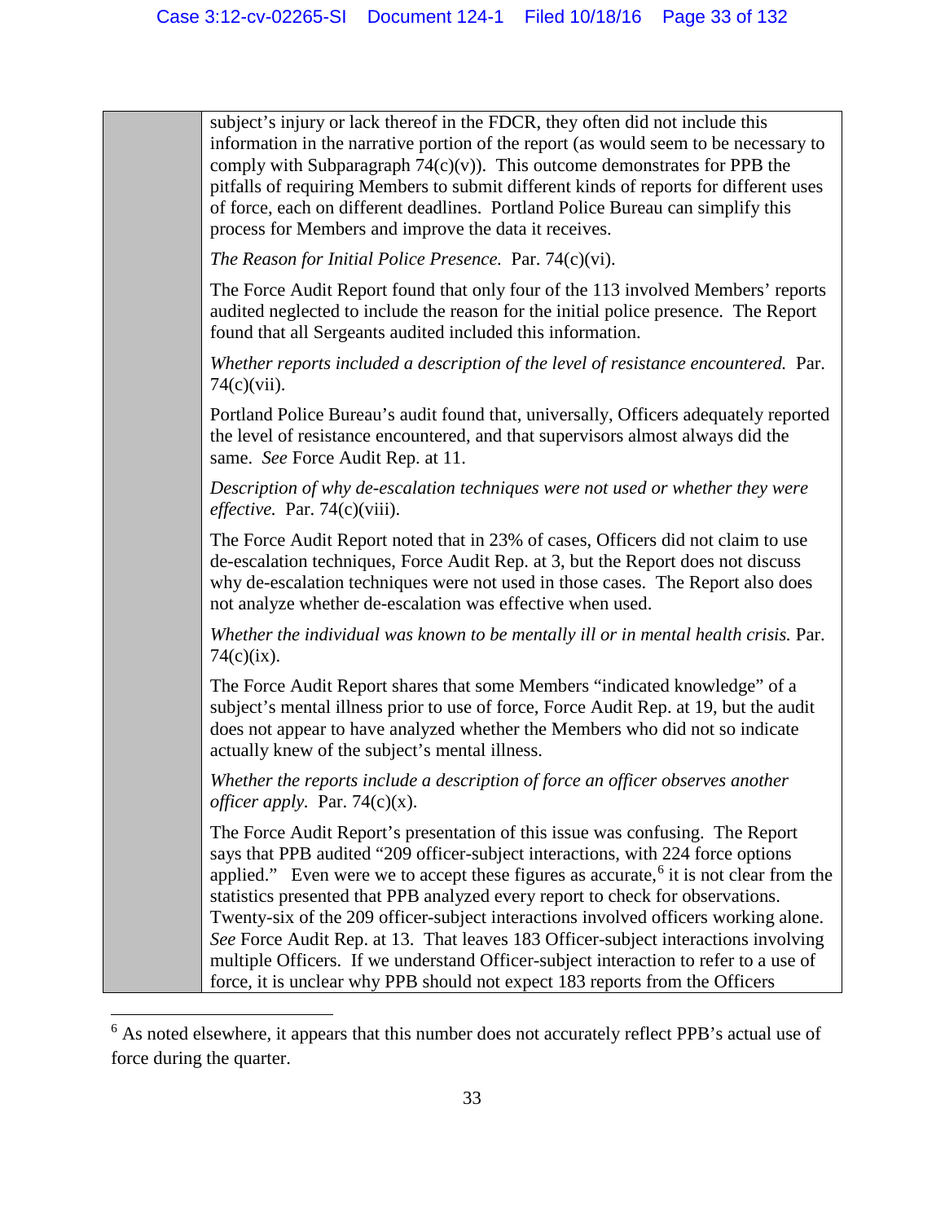subject's injury or lack thereof in the FDCR, they often did not include this information in the narrative portion of the report (as would seem to be necessary to comply with Subparagraph 74(c)(v)). This outcome demonstrates for PPB the pitfalls of requiring Members to submit different kinds of reports for different uses of force, each on different deadlines. Portland Police Bureau can simplify this process for Members and improve the data it receives.

*The Reason for Initial Police Presence.* Par. 74(c)(vi).

The Force Audit Report found that only four of the 113 involved Members' reports audited neglected to include the reason for the initial police presence. The Report found that all Sergeants audited included this information.

*Whether reports included a description of the level of resistance encountered.* Par. 74(c)(vii).

Portland Police Bureau's audit found that, universally, Officers adequately reported the level of resistance encountered, and that supervisors almost always did the same. *See* Force Audit Rep. at 11.

*Description of why de-escalation techniques were not used or whether they were effective.* Par. 74(c)(viii).

The Force Audit Report noted that in 23% of cases, Officers did not claim to use de-escalation techniques, Force Audit Rep. at 3, but the Report does not discuss why de-escalation techniques were not used in those cases. The Report also does not analyze whether de-escalation was effective when used.

*Whether the individual was known to be mentally ill or in mental health crisis.* Par. 74(c)(ix).

The Force Audit Report shares that some Members "indicated knowledge" of a subject's mental illness prior to use of force, Force Audit Rep. at 19, but the audit does not appear to have analyzed whether the Members who did not so indicate actually knew of the subject's mental illness.

*Whether the reports include a description of force an officer observes another officer apply.* Par. 74(c)(x).

The Force Audit Report's presentation of this issue was confusing. The Report says that PPB audited "209 officer-subject interactions, with 224 force options applied." Even were we to accept these figures as accurate,[6] it is not clear from the statistics presented that PPB analyzed every report to check for observations. Twenty-six of the 209 officer-subject interactions involved officers working alone. *See* Force Audit Rep. at 13. That leaves 183 Officer-subject interactions involving multiple Officers. If we understand Officer-subject interaction to refer to a use of force, it is unclear why PPB should not expect 183 reports from the Officers

---

[6] As noted elsewhere, it appears that this number does not accurately reflect PPB's actual use of force during the quarter.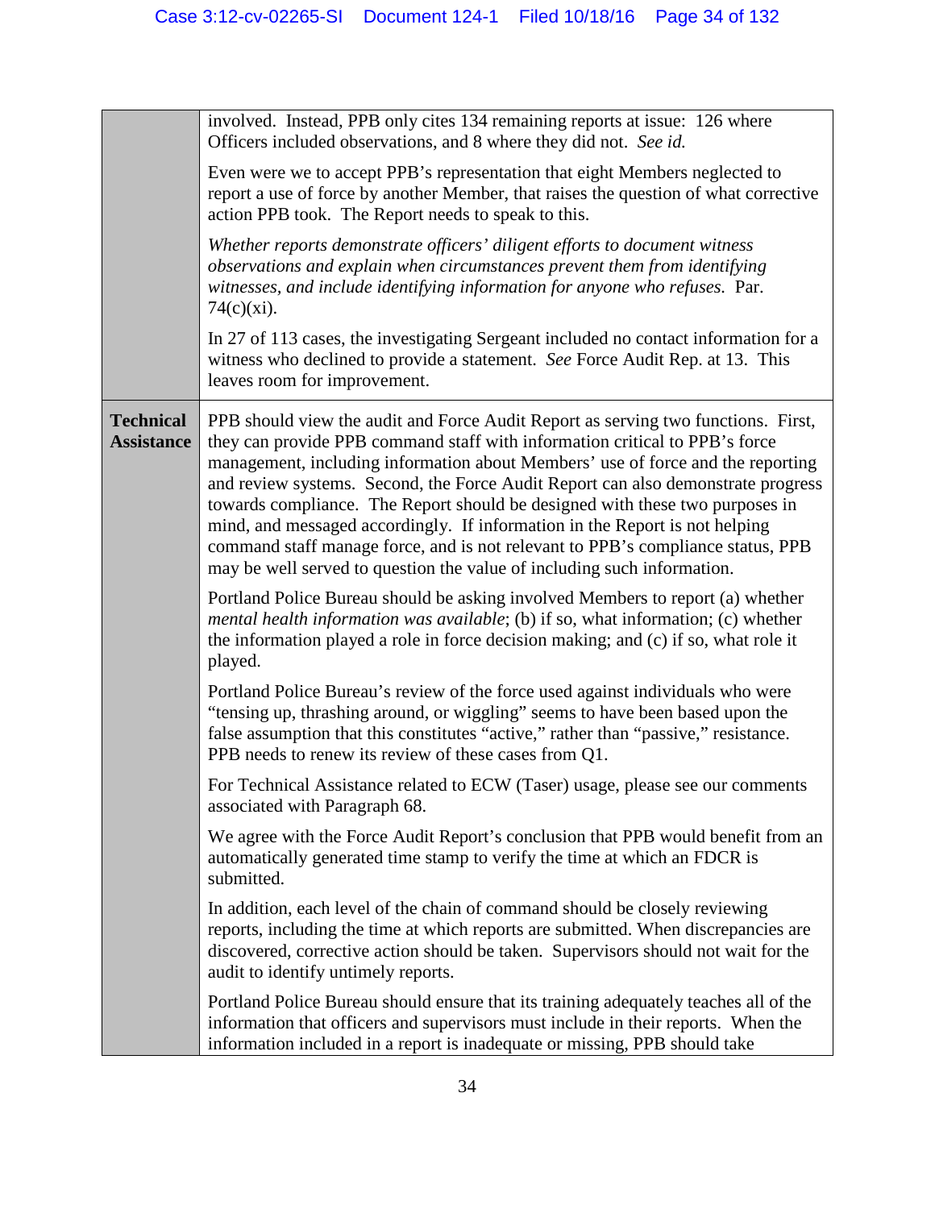| | |
|---|---|
| | involved. Instead, PPB only cites 134 remaining reports at issue: 126 where Officers included observations, and 8 where they did not. *See id.*<br><br>Even were we to accept PPB's representation that eight Members neglected to report a use of force by another Member, that raises the question of what corrective action PPB took. The Report needs to speak to this.<br><br>*Whether reports demonstrate officers' diligent efforts to document witness observations and explain when circumstances prevent them from identifying witnesses, and include identifying information for anyone who refuses.* Par. 74(c)(xi).<br><br>In 27 of 113 cases, the investigating Sergeant included no contact information for a witness who declined to provide a statement. *See* Force Audit Rep. at 13. This leaves room for improvement. |
| **Technical Assistance** | PPB should view the audit and Force Audit Report as serving two functions. First, they can provide PPB command staff with information critical to PPB's force management, including information about Members' use of force and the reporting and review systems. Second, the Force Audit Report can also demonstrate progress towards compliance. The Report should be designed with these two purposes in mind, and messaged accordingly. If information in the Report is not helping command staff manage force, and is not relevant to PPB's compliance status, PPB may be well served to question the value of including such information.<br><br>Portland Police Bureau should be asking involved Members to report (a) whether *mental health information was available*; (b) if so, what information; (c) whether the information played a role in force decision making; and (c) if so, what role it played.<br><br>Portland Police Bureau's review of the force used against individuals who were "tensing up, thrashing around, or wiggling" seems to have been based upon the false assumption that this constitutes "active," rather than "passive," resistance. PPB needs to renew its review of these cases from Q1.<br><br>For Technical Assistance related to ECW (Taser) usage, please see our comments associated with Paragraph 68.<br><br>We agree with the Force Audit Report's conclusion that PPB would benefit from an automatically generated time stamp to verify the time at which an FDCR is submitted.<br><br>In addition, each level of the chain of command should be closely reviewing reports, including the time at which reports are submitted. When discrepancies are discovered, corrective action should be taken. Supervisors should not wait for the audit to identify untimely reports.<br><br>Portland Police Bureau should ensure that its training adequately teaches all of the information that officers and supervisors must include in their reports. When the information included in a report is inadequate or missing, PPB should take |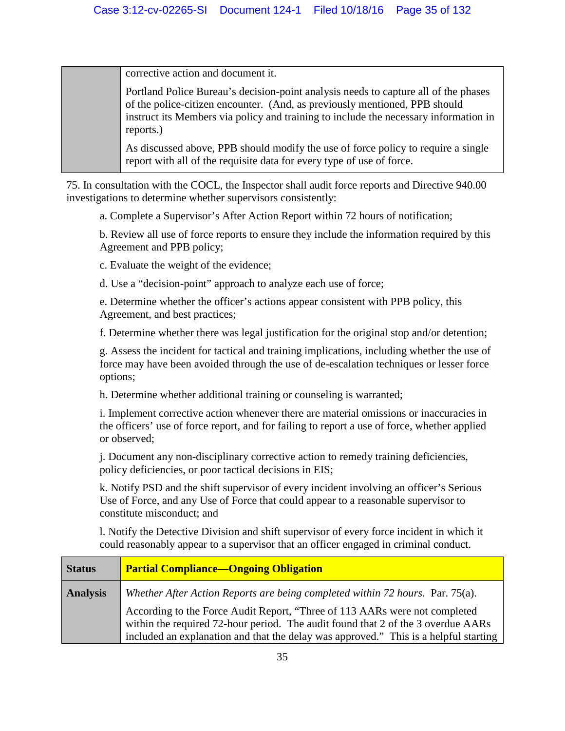| | |
|---|---|
| | corrective action and document it.<br><br>Portland Police Bureau's decision-point analysis needs to capture all of the phases of the police-citizen encounter. (And, as previously mentioned, PPB should instruct its Members via policy and training to include the necessary information in reports.)<br><br>As discussed above, PPB should modify the use of force policy to require a single report with all of the requisite data for every type of use of force. |

75. In consultation with the COCL, the Inspector shall audit force reports and Directive 940.00 investigations to determine whether supervisors consistently:

a. Complete a Supervisor's After Action Report within 72 hours of notification;

b. Review all use of force reports to ensure they include the information required by this Agreement and PPB policy;

c. Evaluate the weight of the evidence;

d. Use a "decision-point" approach to analyze each use of force;

e. Determine whether the officer's actions appear consistent with PPB policy, this Agreement, and best practices;

f. Determine whether there was legal justification for the original stop and/or detention;

g. Assess the incident for tactical and training implications, including whether the use of force may have been avoided through the use of de-escalation techniques or lesser force options;

h. Determine whether additional training or counseling is warranted;

i. Implement corrective action whenever there are material omissions or inaccuracies in the officers' use of force report, and for failing to report a use of force, whether applied or observed;

j. Document any non-disciplinary corrective action to remedy training deficiencies, policy deficiencies, or poor tactical decisions in EIS;

k. Notify PSD and the shift supervisor of every incident involving an officer's Serious Use of Force, and any Use of Force that could appear to a reasonable supervisor to constitute misconduct; and

l. Notify the Detective Division and shift supervisor of every force incident in which it could reasonably appear to a supervisor that an officer engaged in criminal conduct.

| **Status** | **Partial Compliance—Ongoing Obligation** |
|---|---|
| **Analysis** | *Whether After Action Reports are being completed within 72 hours.* Par. 75(a).<br><br>According to the Force Audit Report, "Three of 113 AARs were not completed within the required 72-hour period. The audit found that 2 of the 3 overdue AARs included an explanation and that the delay was approved." This is a helpful starting |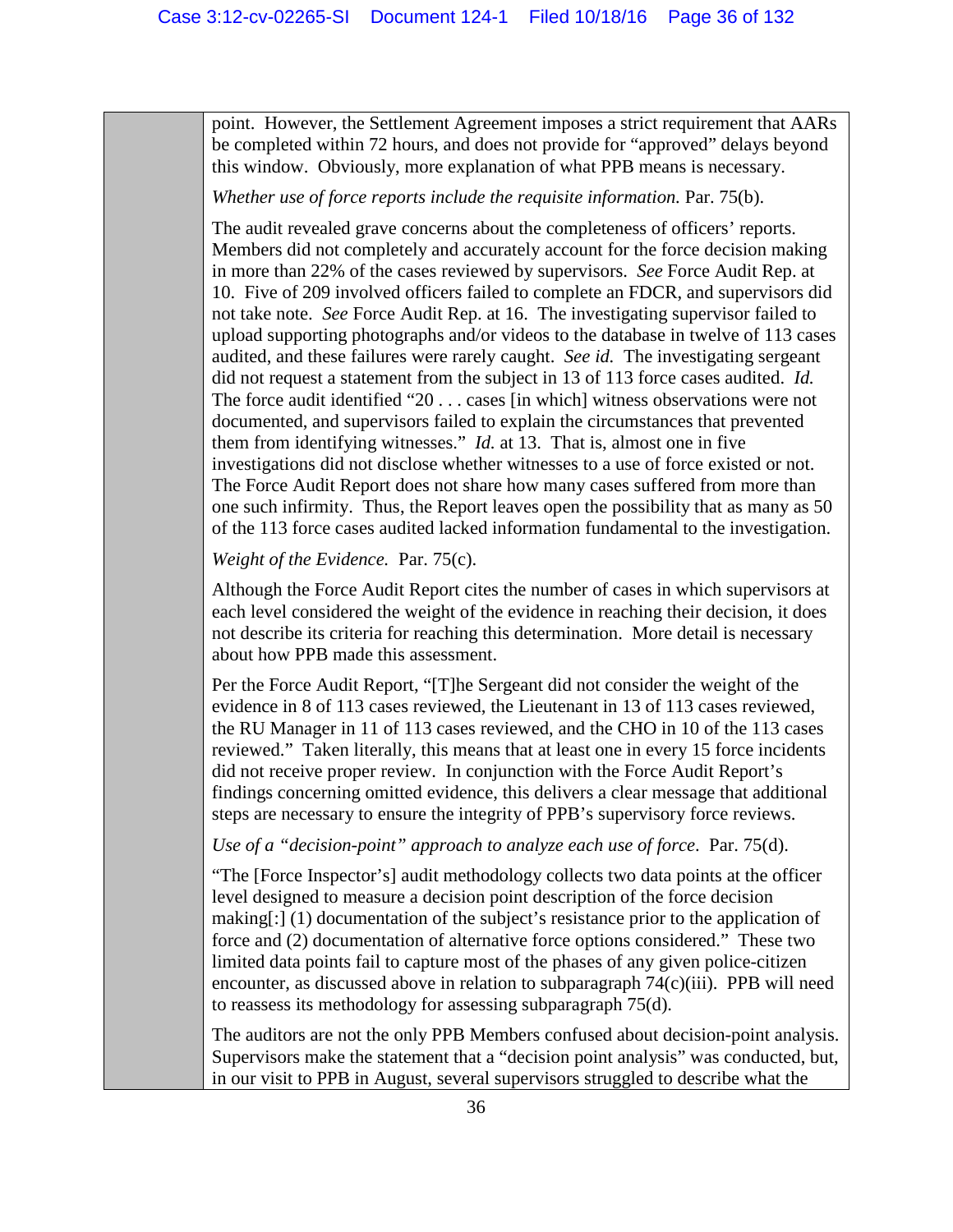point. However, the Settlement Agreement imposes a strict requirement that AARs be completed within 72 hours, and does not provide for "approved" delays beyond this window. Obviously, more explanation of what PPB means is necessary.

*Whether use of force reports include the requisite information.* Par. 75(b).

The audit revealed grave concerns about the completeness of officers' reports. Members did not completely and accurately account for the force decision making in more than 22% of the cases reviewed by supervisors. *See* Force Audit Rep. at 10. Five of 209 involved officers failed to complete an FDCR, and supervisors did not take note. *See* Force Audit Rep. at 16. The investigating supervisor failed to upload supporting photographs and/or videos to the database in twelve of 113 cases audited, and these failures were rarely caught. *See id.* The investigating sergeant did not request a statement from the subject in 13 of 113 force cases audited. *Id.* The force audit identified "20 . . . cases [in which] witness observations were not documented, and supervisors failed to explain the circumstances that prevented them from identifying witnesses." *Id.* at 13. That is, almost one in five investigations did not disclose whether witnesses to a use of force existed or not. The Force Audit Report does not share how many cases suffered from more than one such infirmity. Thus, the Report leaves open the possibility that as many as 50 of the 113 force cases audited lacked information fundamental to the investigation.

*Weight of the Evidence.* Par. 75(c).

Although the Force Audit Report cites the number of cases in which supervisors at each level considered the weight of the evidence in reaching their decision, it does not describe its criteria for reaching this determination. More detail is necessary about how PPB made this assessment.

Per the Force Audit Report, "[T]he Sergeant did not consider the weight of the evidence in 8 of 113 cases reviewed, the Lieutenant in 13 of 113 cases reviewed, the RU Manager in 11 of 113 cases reviewed, and the CHO in 10 of the 113 cases reviewed." Taken literally, this means that at least one in every 15 force incidents did not receive proper review. In conjunction with the Force Audit Report's findings concerning omitted evidence, this delivers a clear message that additional steps are necessary to ensure the integrity of PPB's supervisory force reviews.

*Use of a "decision-point" approach to analyze each use of force*. Par. 75(d).

"The [Force Inspector's] audit methodology collects two data points at the officer level designed to measure a decision point description of the force decision making[:] (1) documentation of the subject's resistance prior to the application of force and (2) documentation of alternative force options considered." These two limited data points fail to capture most of the phases of any given police-citizen encounter, as discussed above in relation to subparagraph 74(c)(iii). PPB will need to reassess its methodology for assessing subparagraph 75(d).

The auditors are not the only PPB Members confused about decision-point analysis. Supervisors make the statement that a "decision point analysis" was conducted, but, in our visit to PPB in August, several supervisors struggled to describe what the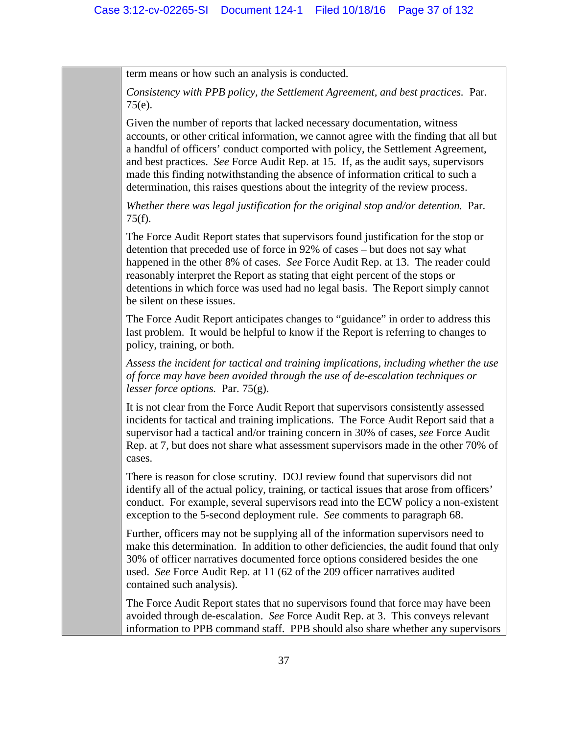term means or how such an analysis is conducted.

*Consistency with PPB policy, the Settlement Agreement, and best practices.* Par. 75(e).

Given the number of reports that lacked necessary documentation, witness accounts, or other critical information, we cannot agree with the finding that all but a handful of officers' conduct comported with policy, the Settlement Agreement, and best practices. *See* Force Audit Rep. at 15. If, as the audit says, supervisors made this finding notwithstanding the absence of information critical to such a determination, this raises questions about the integrity of the review process.

*Whether there was legal justification for the original stop and/or detention.* Par. 75(f).

The Force Audit Report states that supervisors found justification for the stop or detention that preceded use of force in 92% of cases – but does not say what happened in the other 8% of cases. *See* Force Audit Rep. at 13. The reader could reasonably interpret the Report as stating that eight percent of the stops or detentions in which force was used had no legal basis. The Report simply cannot be silent on these issues.

The Force Audit Report anticipates changes to "guidance" in order to address this last problem. It would be helpful to know if the Report is referring to changes to policy, training, or both.

*Assess the incident for tactical and training implications, including whether the use of force may have been avoided through the use of de-escalation techniques or lesser force options.* Par. 75(g).

It is not clear from the Force Audit Report that supervisors consistently assessed incidents for tactical and training implications. The Force Audit Report said that a supervisor had a tactical and/or training concern in 30% of cases, *see* Force Audit Rep. at 7, but does not share what assessment supervisors made in the other 70% of cases.

There is reason for close scrutiny. DOJ review found that supervisors did not identify all of the actual policy, training, or tactical issues that arose from officers' conduct. For example, several supervisors read into the ECW policy a non-existent exception to the 5-second deployment rule. *See* comments to paragraph 68.

Further, officers may not be supplying all of the information supervisors need to make this determination. In addition to other deficiencies, the audit found that only 30% of officer narratives documented force options considered besides the one used. *See* Force Audit Rep. at 11 (62 of the 209 officer narratives audited contained such analysis).

The Force Audit Report states that no supervisors found that force may have been avoided through de-escalation. *See* Force Audit Rep. at 3. This conveys relevant information to PPB command staff. PPB should also share whether any supervisors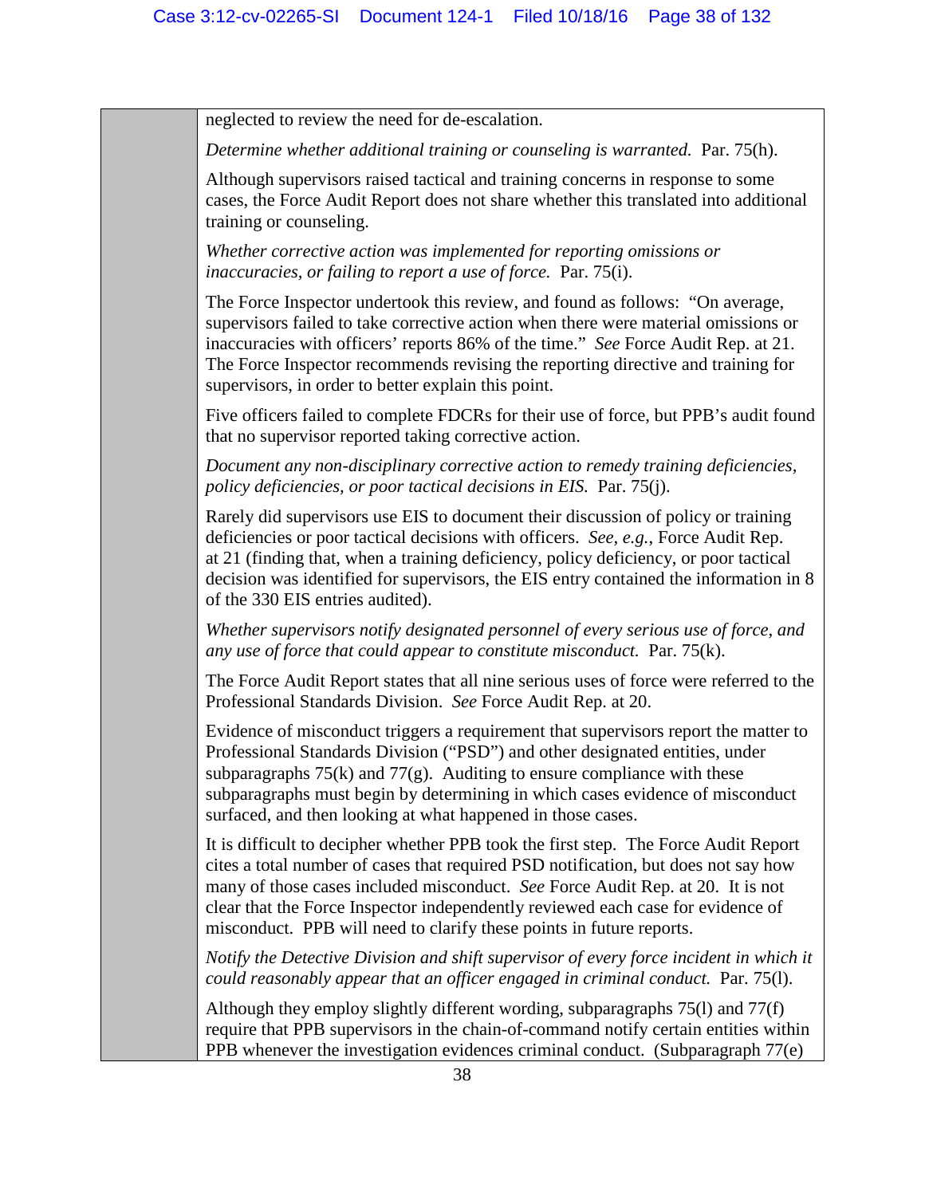neglected to review the need for de-escalation.

*Determine whether additional training or counseling is warranted.* Par. 75(h).

Although supervisors raised tactical and training concerns in response to some cases, the Force Audit Report does not share whether this translated into additional training or counseling.

*Whether corrective action was implemented for reporting omissions or inaccuracies, or failing to report a use of force.* Par. 75(i).

The Force Inspector undertook this review, and found as follows: "On average, supervisors failed to take corrective action when there were material omissions or inaccuracies with officers' reports 86% of the time." *See* Force Audit Rep. at 21. The Force Inspector recommends revising the reporting directive and training for supervisors, in order to better explain this point.

Five officers failed to complete FDCRs for their use of force, but PPB's audit found that no supervisor reported taking corrective action.

*Document any non-disciplinary corrective action to remedy training deficiencies, policy deficiencies, or poor tactical decisions in EIS.* Par. 75(j).

Rarely did supervisors use EIS to document their discussion of policy or training deficiencies or poor tactical decisions with officers. *See, e.g.*, Force Audit Rep. at 21 (finding that, when a training deficiency, policy deficiency, or poor tactical decision was identified for supervisors, the EIS entry contained the information in 8 of the 330 EIS entries audited).

*Whether supervisors notify designated personnel of every serious use of force, and any use of force that could appear to constitute misconduct.* Par. 75(k).

The Force Audit Report states that all nine serious uses of force were referred to the Professional Standards Division. *See* Force Audit Rep. at 20.

Evidence of misconduct triggers a requirement that supervisors report the matter to Professional Standards Division ("PSD") and other designated entities, under subparagraphs 75(k) and 77(g). Auditing to ensure compliance with these subparagraphs must begin by determining in which cases evidence of misconduct surfaced, and then looking at what happened in those cases.

It is difficult to decipher whether PPB took the first step. The Force Audit Report cites a total number of cases that required PSD notification, but does not say how many of those cases included misconduct. *See* Force Audit Rep. at 20. It is not clear that the Force Inspector independently reviewed each case for evidence of misconduct. PPB will need to clarify these points in future reports.

*Notify the Detective Division and shift supervisor of every force incident in which it could reasonably appear that an officer engaged in criminal conduct.* Par. 75(l).

Although they employ slightly different wording, subparagraphs 75(l) and 77(f) require that PPB supervisors in the chain-of-command notify certain entities within PPB whenever the investigation evidences criminal conduct. (Subparagraph 77(e)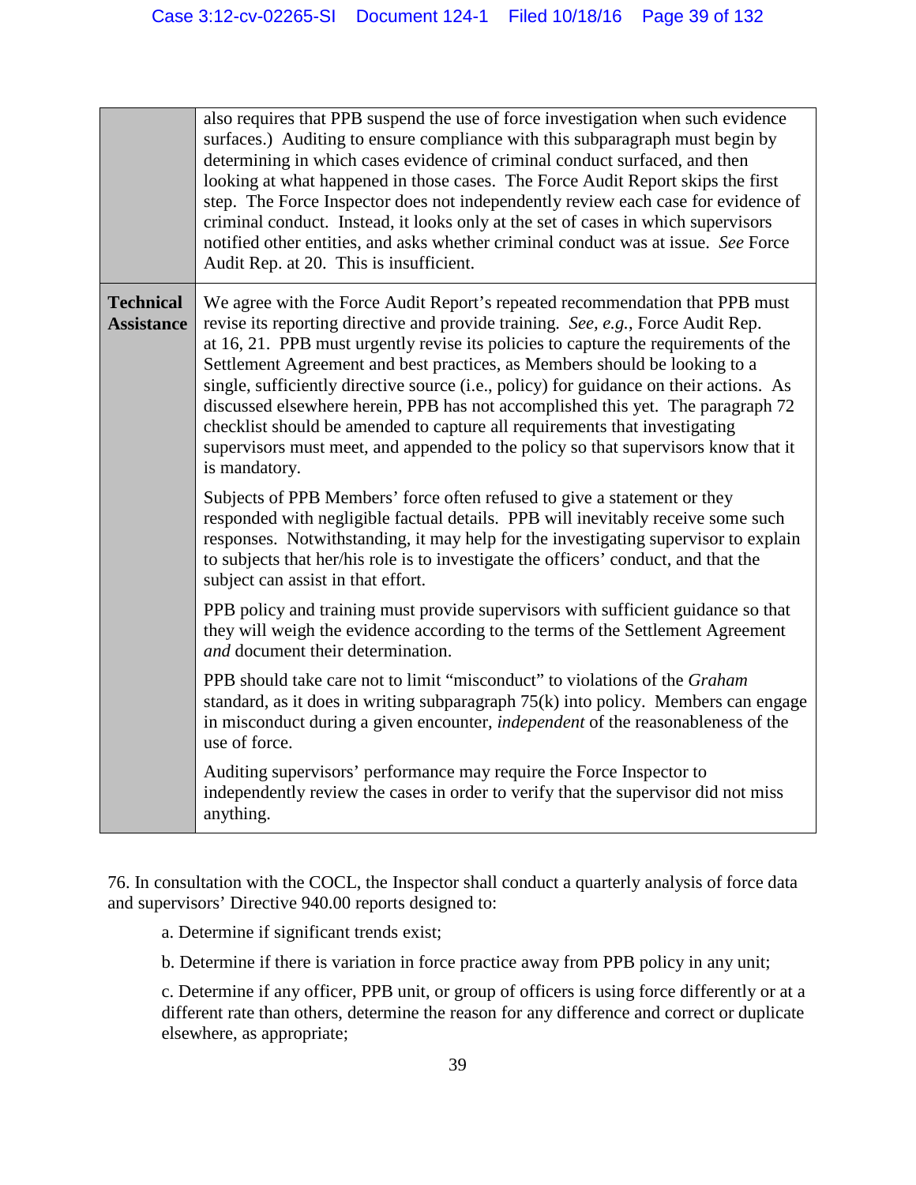| | |
|---|---|
| | also requires that PPB suspend the use of force investigation when such evidence surfaces.) Auditing to ensure compliance with this subparagraph must begin by determining in which cases evidence of criminal conduct surfaced, and then looking at what happened in those cases. The Force Audit Report skips the first step. The Force Inspector does not independently review each case for evidence of criminal conduct. Instead, it looks only at the set of cases in which supervisors notified other entities, and asks whether criminal conduct was at issue. *See* Force Audit Rep. at 20. This is insufficient. |
| **Technical Assistance** | We agree with the Force Audit Report's repeated recommendation that PPB must revise its reporting directive and provide training. *See, e.g.*, Force Audit Rep. at 16, 21. PPB must urgently revise its policies to capture the requirements of the Settlement Agreement and best practices, as Members should be looking to a single, sufficiently directive source (i.e., policy) for guidance on their actions. As discussed elsewhere herein, PPB has not accomplished this yet. The paragraph 72 checklist should be amended to capture all requirements that investigating supervisors must meet, and appended to the policy so that supervisors know that it is mandatory.<br><br>Subjects of PPB Members' force often refused to give a statement or they responded with negligible factual details. PPB will inevitably receive some such responses. Notwithstanding, it may help for the investigating supervisor to explain to subjects that her/his role is to investigate the officers' conduct, and that the subject can assist in that effort.<br><br>PPB policy and training must provide supervisors with sufficient guidance so that they will weigh the evidence according to the terms of the Settlement Agreement *and* document their determination.<br><br>PPB should take care not to limit "misconduct" to violations of the *Graham* standard, as it does in writing subparagraph 75(k) into policy. Members can engage in misconduct during a given encounter, *independent* of the reasonableness of the use of force.<br><br>Auditing supervisors' performance may require the Force Inspector to independently review the cases in order to verify that the supervisor did not miss anything. |

76. In consultation with the COCL, the Inspector shall conduct a quarterly analysis of force data and supervisors' Directive 940.00 reports designed to:

a. Determine if significant trends exist;

b. Determine if there is variation in force practice away from PPB policy in any unit;

c. Determine if any officer, PPB unit, or group of officers is using force differently or at a different rate than others, determine the reason for any difference and correct or duplicate elsewhere, as appropriate;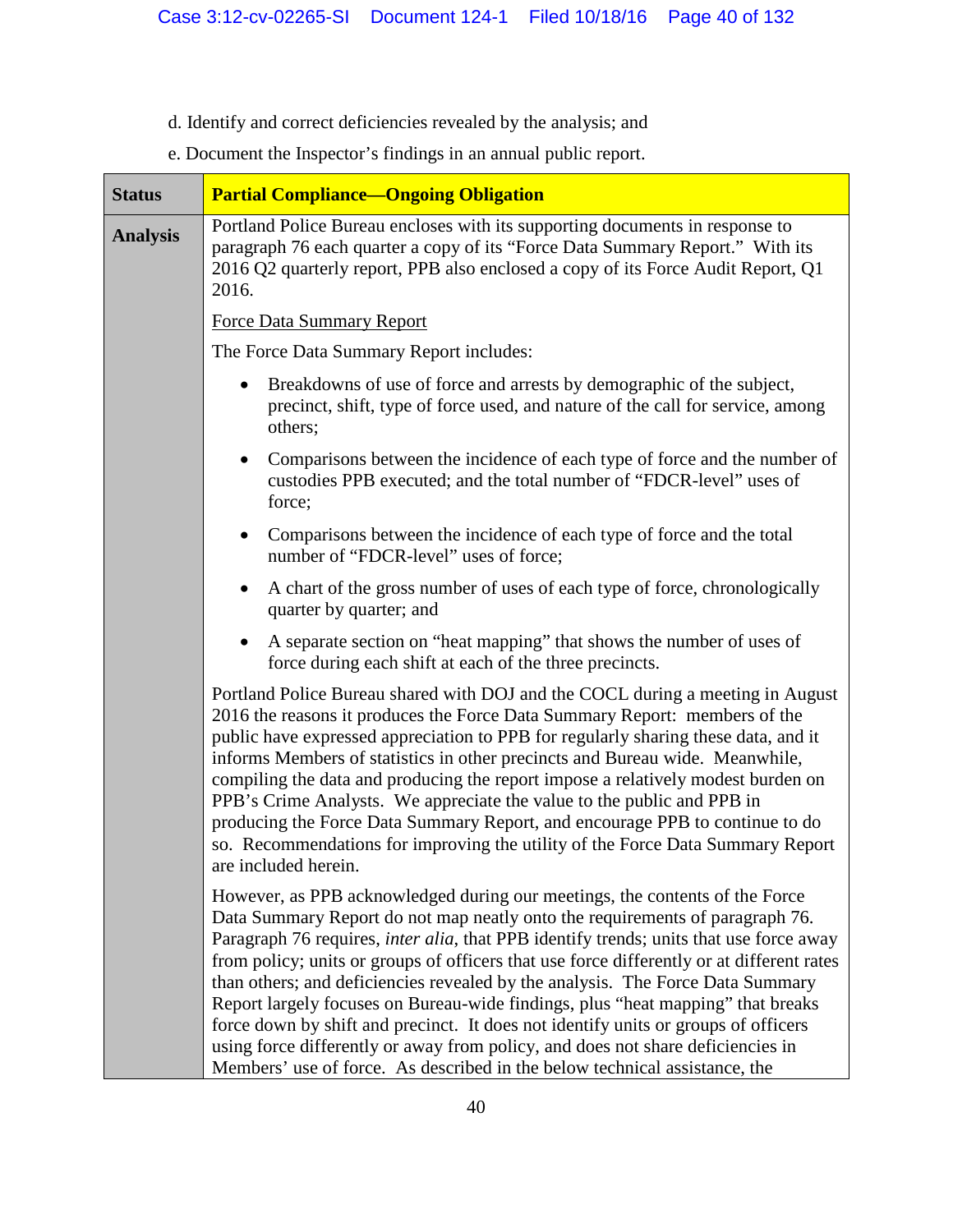d. Identify and correct deficiencies revealed by the analysis; and

e. Document the Inspector's findings in an annual public report.

| **Status** | **Partial Compliance—Ongoing Obligation** |
|---|---|
| **Analysis** | Portland Police Bureau encloses with its supporting documents in response to paragraph 76 each quarter a copy of its "Force Data Summary Report." With its 2016 Q2 quarterly report, PPB also enclosed a copy of its Force Audit Report, Q1 2016.<br><br><u>Force Data Summary Report</u><br><br>The Force Data Summary Report includes:<br><br>• Breakdowns of use of force and arrests by demographic of the subject, precinct, shift, type of force used, and nature of the call for service, among others;<br>• Comparisons between the incidence of each type of force and the number of custodies PPB executed; and the total number of "FDCR-level" uses of force;<br>• Comparisons between the incidence of each type of force and the total number of "FDCR-level" uses of force;<br>• A chart of the gross number of uses of each type of force, chronologically quarter by quarter; and<br>• A separate section on "heat mapping" that shows the number of uses of force during each shift at each of the three precincts.<br><br>Portland Police Bureau shared with DOJ and the COCL during a meeting in August 2016 the reasons it produces the Force Data Summary Report: members of the public have expressed appreciation to PPB for regularly sharing these data, and it informs Members of statistics in other precincts and Bureau wide. Meanwhile, compiling the data and producing the report impose a relatively modest burden on PPB's Crime Analysts. We appreciate the value to the public and PPB in producing the Force Data Summary Report, and encourage PPB to continue to do so. Recommendations for improving the utility of the Force Data Summary Report are included herein.<br><br>However, as PPB acknowledged during our meetings, the contents of the Force Data Summary Report do not map neatly onto the requirements of paragraph 76. Paragraph 76 requires, *inter alia*, that PPB identify trends; units that use force away from policy; units or groups of officers that use force differently or at different rates than others; and deficiencies revealed by the analysis. The Force Data Summary Report largely focuses on Bureau-wide findings, plus "heat mapping" that breaks force down by shift and precinct. It does not identify units or groups of officers using force differently or away from policy, and does not share deficiencies in Members' use of force. As described in the below technical assistance, the |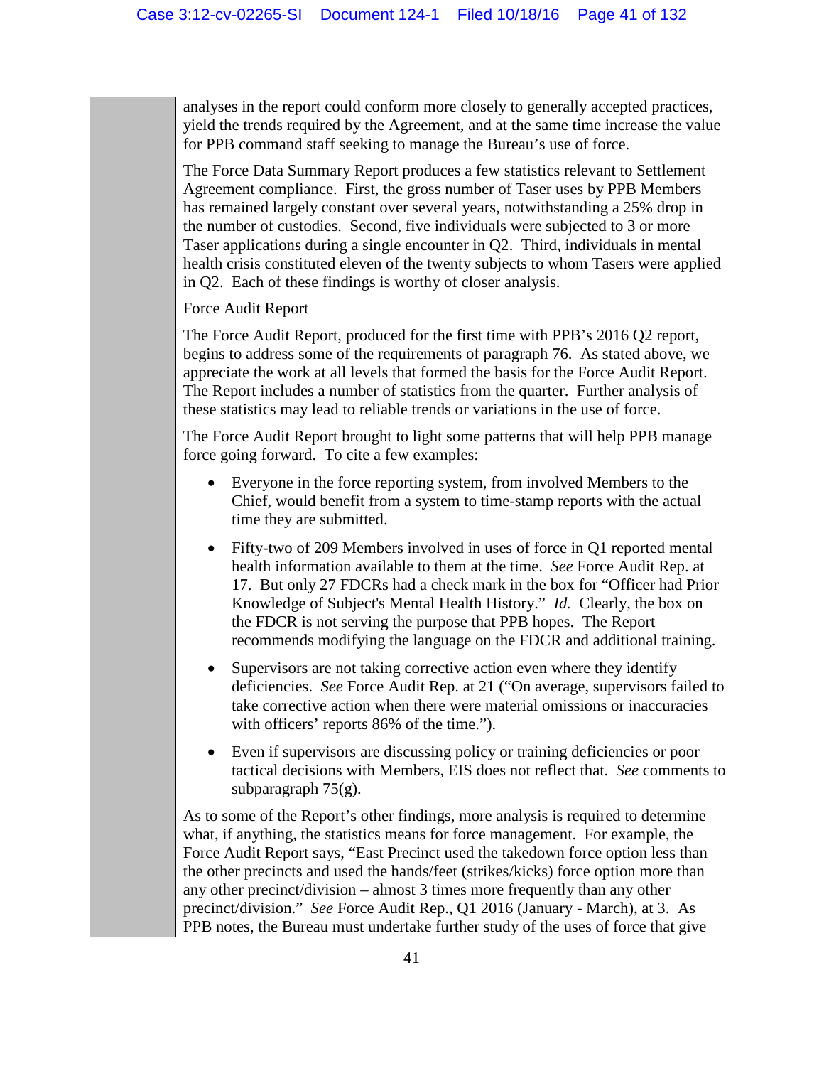analyses in the report could conform more closely to generally accepted practices, yield the trends required by the Agreement, and at the same time increase the value for PPB command staff seeking to manage the Bureau's use of force.

The Force Data Summary Report produces a few statistics relevant to Settlement Agreement compliance. First, the gross number of Taser uses by PPB Members has remained largely constant over several years, notwithstanding a 25% drop in the number of custodies. Second, five individuals were subjected to 3 or more Taser applications during a single encounter in Q2. Third, individuals in mental health crisis constituted eleven of the twenty subjects to whom Tasers were applied in Q2. Each of these findings is worthy of closer analysis.

<u>Force Audit Report</u>

The Force Audit Report, produced for the first time with PPB's 2016 Q2 report, begins to address some of the requirements of paragraph 76. As stated above, we appreciate the work at all levels that formed the basis for the Force Audit Report. The Report includes a number of statistics from the quarter. Further analysis of these statistics may lead to reliable trends or variations in the use of force.

The Force Audit Report brought to light some patterns that will help PPB manage force going forward. To cite a few examples:

- Everyone in the force reporting system, from involved Members to the Chief, would benefit from a system to time-stamp reports with the actual time they are submitted.
- Fifty-two of 209 Members involved in uses of force in Q1 reported mental health information available to them at the time. *See* Force Audit Rep. at 17. But only 27 FDCRs had a check mark in the box for "Officer had Prior Knowledge of Subject's Mental Health History." *Id.* Clearly, the box on the FDCR is not serving the purpose that PPB hopes. The Report recommends modifying the language on the FDCR and additional training.
- Supervisors are not taking corrective action even where they identify deficiencies. *See* Force Audit Rep. at 21 ("On average, supervisors failed to take corrective action when there were material omissions or inaccuracies with officers' reports 86% of the time.").
- Even if supervisors are discussing policy or training deficiencies or poor tactical decisions with Members, EIS does not reflect that. *See* comments to subparagraph 75(g).

As to some of the Report's other findings, more analysis is required to determine what, if anything, the statistics means for force management. For example, the Force Audit Report says, "East Precinct used the takedown force option less than the other precincts and used the hands/feet (strikes/kicks) force option more than any other precinct/division – almost 3 times more frequently than any other precinct/division." *See* Force Audit Rep., Q1 2016 (January - March), at 3. As PPB notes, the Bureau must undertake further study of the uses of force that give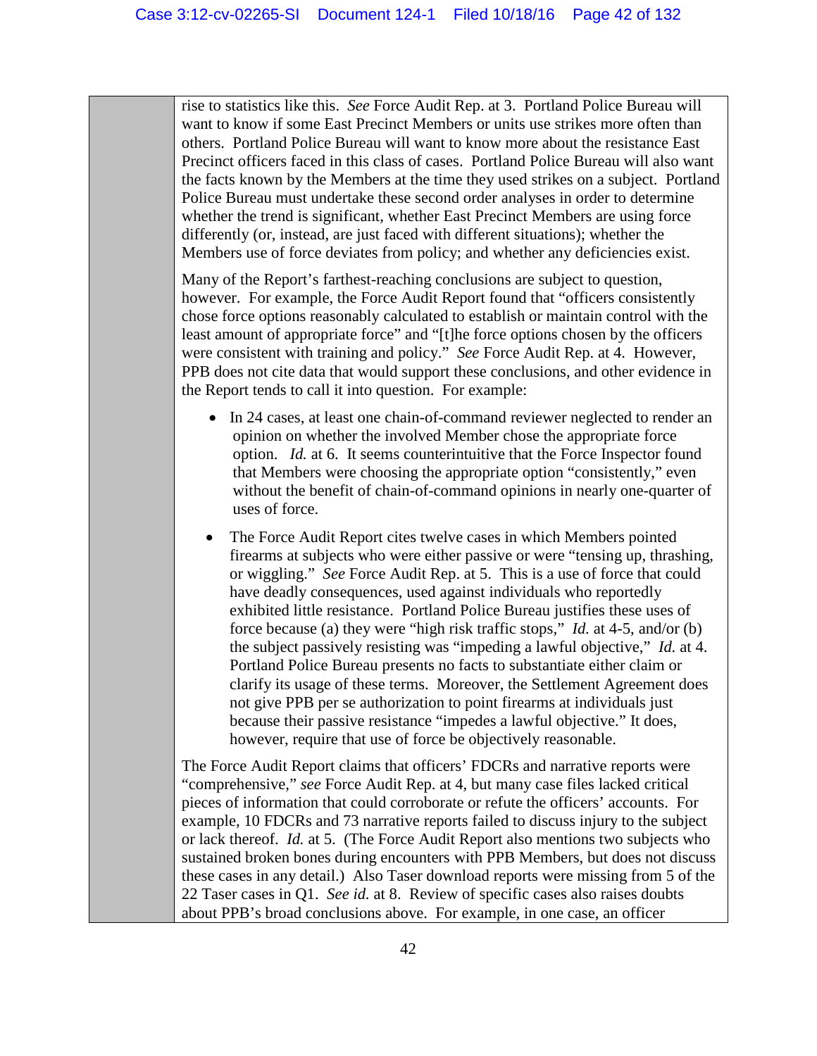rise to statistics like this. *See* Force Audit Rep. at 3. Portland Police Bureau will want to know if some East Precinct Members or units use strikes more often than others. Portland Police Bureau will want to know more about the resistance East Precinct officers faced in this class of cases. Portland Police Bureau will also want the facts known by the Members at the time they used strikes on a subject. Portland Police Bureau must undertake these second order analyses in order to determine whether the trend is significant, whether East Precinct Members are using force differently (or, instead, are just faced with different situations); whether the Members use of force deviates from policy; and whether any deficiencies exist.

Many of the Report's farthest-reaching conclusions are subject to question, however. For example, the Force Audit Report found that "officers consistently chose force options reasonably calculated to establish or maintain control with the least amount of appropriate force" and "[t]he force options chosen by the officers were consistent with training and policy." *See* Force Audit Rep. at 4. However, PPB does not cite data that would support these conclusions, and other evidence in the Report tends to call it into question. For example:

- In 24 cases, at least one chain-of-command reviewer neglected to render an opinion on whether the involved Member chose the appropriate force option. *Id.* at 6. It seems counterintuitive that the Force Inspector found that Members were choosing the appropriate option "consistently," even without the benefit of chain-of-command opinions in nearly one-quarter of uses of force.
- The Force Audit Report cites twelve cases in which Members pointed firearms at subjects who were either passive or were "tensing up, thrashing, or wiggling." *See* Force Audit Rep. at 5. This is a use of force that could have deadly consequences, used against individuals who reportedly exhibited little resistance. Portland Police Bureau justifies these uses of force because (a) they were "high risk traffic stops," *Id.* at 4-5, and/or (b) the subject passively resisting was "impeding a lawful objective," *Id.* at 4. Portland Police Bureau presents no facts to substantiate either claim or clarify its usage of these terms. Moreover, the Settlement Agreement does not give PPB per se authorization to point firearms at individuals just because their passive resistance "impedes a lawful objective." It does, however, require that use of force be objectively reasonable.

The Force Audit Report claims that officers' FDCRs and narrative reports were "comprehensive," *see* Force Audit Rep. at 4, but many case files lacked critical pieces of information that could corroborate or refute the officers' accounts. For example, 10 FDCRs and 73 narrative reports failed to discuss injury to the subject or lack thereof. *Id.* at 5. (The Force Audit Report also mentions two subjects who sustained broken bones during encounters with PPB Members, but does not discuss these cases in any detail.) Also Taser download reports were missing from 5 of the 22 Taser cases in Q1. *See id.* at 8. Review of specific cases also raises doubts about PPB's broad conclusions above. For example, in one case, an officer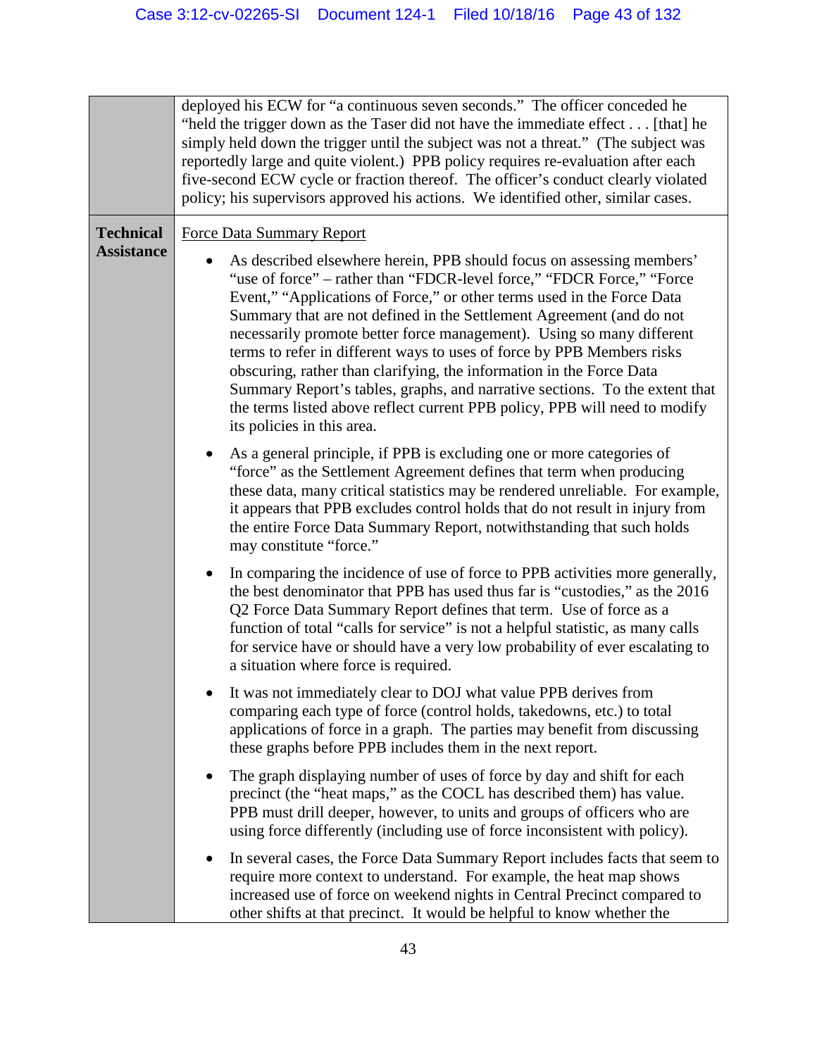| | |
|---|---|
| | deployed his ECW for "a continuous seven seconds." The officer conceded he "held the trigger down as the Taser did not have the immediate effect . . . [that] he simply held down the trigger until the subject was not a threat." (The subject was reportedly large and quite violent.) PPB policy requires re-evaluation after each five-second ECW cycle or fraction thereof. The officer's conduct clearly violated policy; his supervisors approved his actions. We identified other, similar cases. |
| **Technical Assistance** | <u>Force Data Summary Report</u><br><br>• As described elsewhere herein, PPB should focus on assessing members' "use of force" – rather than "FDCR-level force," "FDCR Force," "Force Event," "Applications of Force," or other terms used in the Force Data Summary that are not defined in the Settlement Agreement (and do not necessarily promote better force management). Using so many different terms to refer in different ways to uses of force by PPB Members risks obscuring, rather than clarifying, the information in the Force Data Summary Report's tables, graphs, and narrative sections. To the extent that the terms listed above reflect current PPB policy, PPB will need to modify its policies in this area.<br><br>• As a general principle, if PPB is excluding one or more categories of "force" as the Settlement Agreement defines that term when producing these data, many critical statistics may be rendered unreliable. For example, it appears that PPB excludes control holds that do not result in injury from the entire Force Data Summary Report, notwithstanding that such holds may constitute "force."<br><br>• In comparing the incidence of use of force to PPB activities more generally, the best denominator that PPB has used thus far is "custodies," as the 2016 Q2 Force Data Summary Report defines that term. Use of force as a function of total "calls for service" is not a helpful statistic, as many calls for service have or should have a very low probability of ever escalating to a situation where force is required.<br><br>• It was not immediately clear to DOJ what value PPB derives from comparing each type of force (control holds, takedowns, etc.) to total applications of force in a graph. The parties may benefit from discussing these graphs before PPB includes them in the next report.<br><br>• The graph displaying number of uses of force by day and shift for each precinct (the "heat maps," as the COCL has described them) has value. PPB must drill deeper, however, to units and groups of officers who are using force differently (including use of force inconsistent with policy).<br><br>• In several cases, the Force Data Summary Report includes facts that seem to require more context to understand. For example, the heat map shows increased use of force on weekend nights in Central Precinct compared to other shifts at that precinct. It would be helpful to know whether the |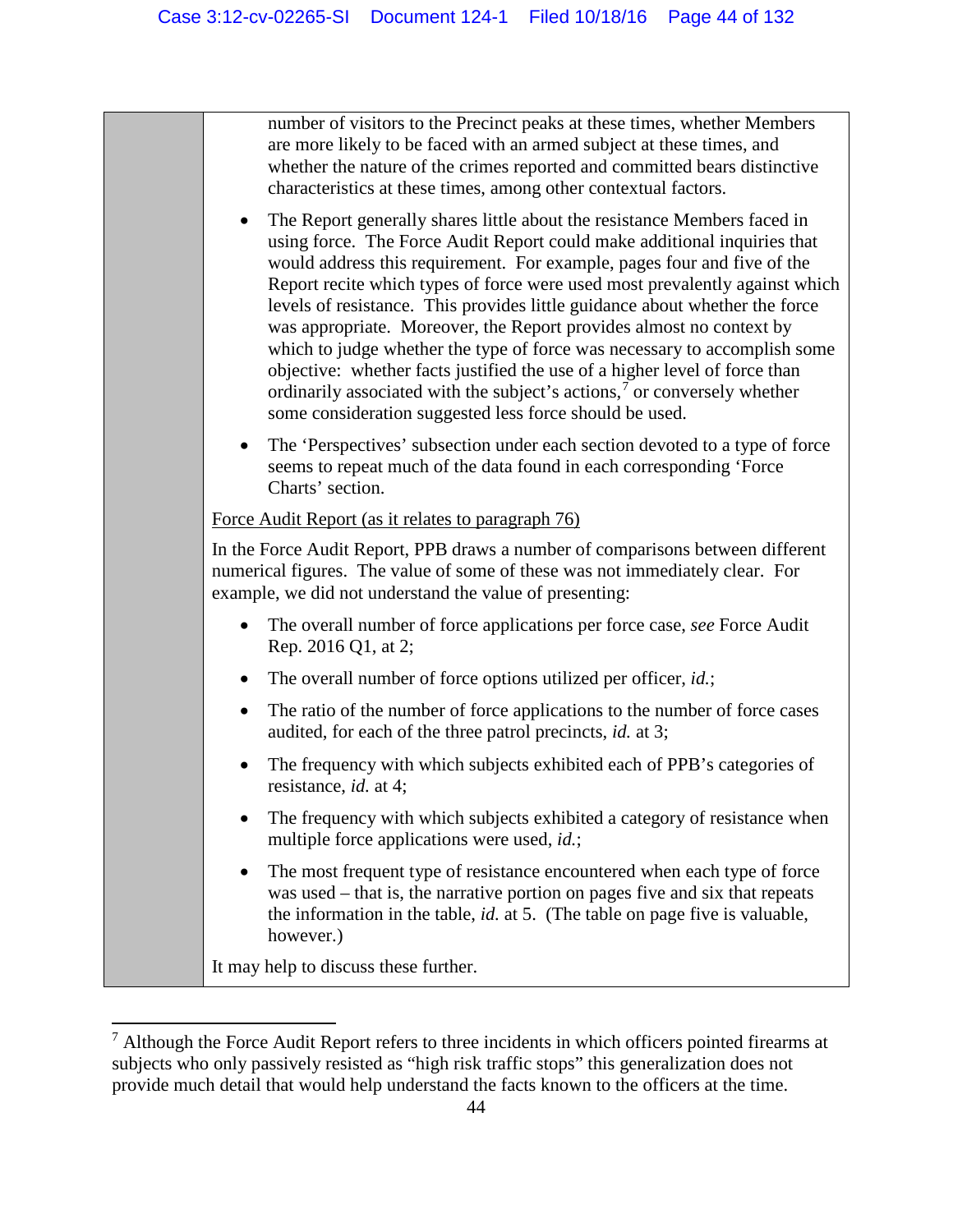number of visitors to the Precinct peaks at these times, whether Members are more likely to be faced with an armed subject at these times, and whether the nature of the crimes reported and committed bears distinctive characteristics at these times, among other contextual factors.

- The Report generally shares little about the resistance Members faced in using force. The Force Audit Report could make additional inquiries that would address this requirement. For example, pages four and five of the Report recite which types of force were used most prevalently against which levels of resistance. This provides little guidance about whether the force was appropriate. Moreover, the Report provides almost no context by which to judge whether the type of force was necessary to accomplish some objective: whether facts justified the use of a higher level of force than ordinarily associated with the subject's actions,[7] or conversely whether some consideration suggested less force should be used.
- The 'Perspectives' subsection under each section devoted to a type of force seems to repeat much of the data found in each corresponding 'Force Charts' section.

Force Audit Report (as it relates to paragraph 76)

In the Force Audit Report, PPB draws a number of comparisons between different numerical figures. The value of some of these was not immediately clear. For example, we did not understand the value of presenting:

- The overall number of force applications per force case, *see* Force Audit Rep. 2016 Q1, at 2;
- The overall number of force options utilized per officer, *id.*;
- The ratio of the number of force applications to the number of force cases audited, for each of the three patrol precincts, *id.* at 3;
- The frequency with which subjects exhibited each of PPB's categories of resistance, *id.* at 4;
- The frequency with which subjects exhibited a category of resistance when multiple force applications were used, *id.*;
- The most frequent type of resistance encountered when each type of force was used – that is, the narrative portion on pages five and six that repeats the information in the table, *id.* at 5. (The table on page five is valuable, however.)

It may help to discuss these further.

[7] Although the Force Audit Report refers to three incidents in which officers pointed firearms at subjects who only passively resisted as "high risk traffic stops" this generalization does not provide much detail that would help understand the facts known to the officers at the time.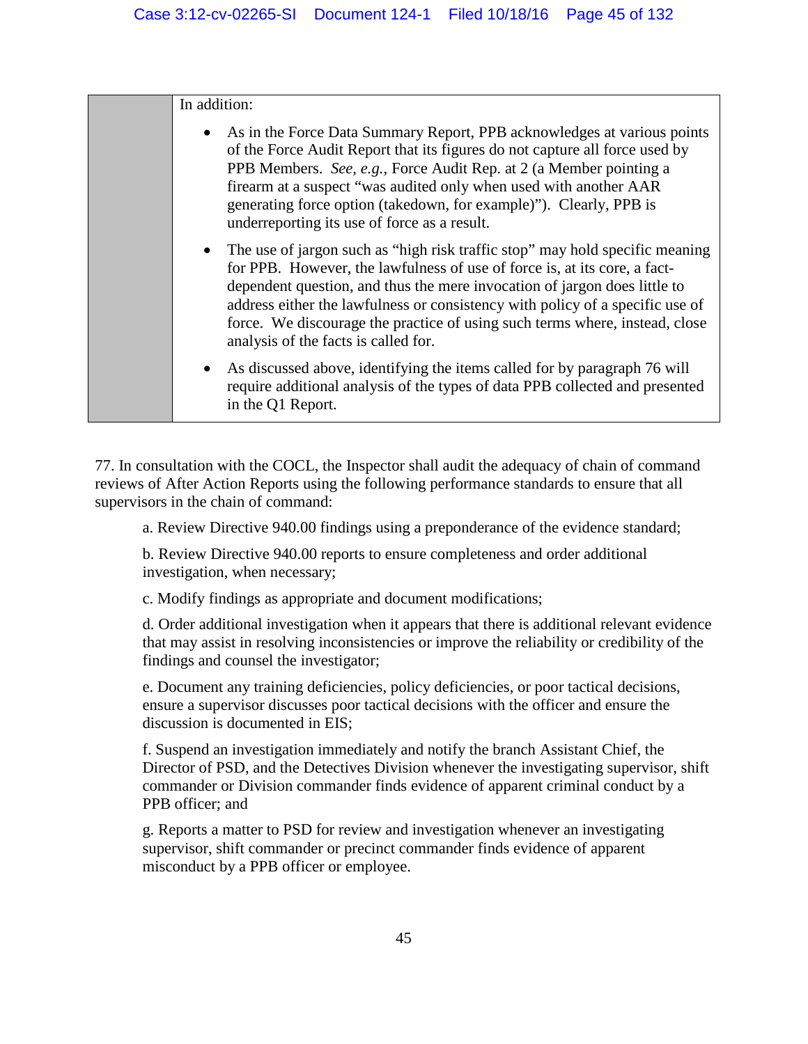| | In addition: |
|---|---|
| | • As in the Force Data Summary Report, PPB acknowledges at various points of the Force Audit Report that its figures do not capture all force used by PPB Members. *See, e.g.*, Force Audit Rep. at 2 (a Member pointing a firearm at a suspect "was audited only when used with another AAR generating force option (takedown, for example)"). Clearly, PPB is underreporting its use of force as a result. <br><br> • The use of jargon such as "high risk traffic stop" may hold specific meaning for PPB. However, the lawfulness of use of force is, at its core, a fact-dependent question, and thus the mere invocation of jargon does little to address either the lawfulness or consistency with policy of a specific use of force. We discourage the practice of using such terms where, instead, close analysis of the facts is called for. <br><br> • As discussed above, identifying the items called for by paragraph 76 will require additional analysis of the types of data PPB collected and presented in the Q1 Report. |

77. In consultation with the COCL, the Inspector shall audit the adequacy of chain of command reviews of After Action Reports using the following performance standards to ensure that all supervisors in the chain of command:

a. Review Directive 940.00 findings using a preponderance of the evidence standard;

b. Review Directive 940.00 reports to ensure completeness and order additional investigation, when necessary;

c. Modify findings as appropriate and document modifications;

d. Order additional investigation when it appears that there is additional relevant evidence that may assist in resolving inconsistencies or improve the reliability or credibility of the findings and counsel the investigator;

e. Document any training deficiencies, policy deficiencies, or poor tactical decisions, ensure a supervisor discusses poor tactical decisions with the officer and ensure the discussion is documented in EIS;

f. Suspend an investigation immediately and notify the branch Assistant Chief, the Director of PSD, and the Detectives Division whenever the investigating supervisor, shift commander or Division commander finds evidence of apparent criminal conduct by a PPB officer; and

g. Reports a matter to PSD for review and investigation whenever an investigating supervisor, shift commander or precinct commander finds evidence of apparent misconduct by a PPB officer or employee.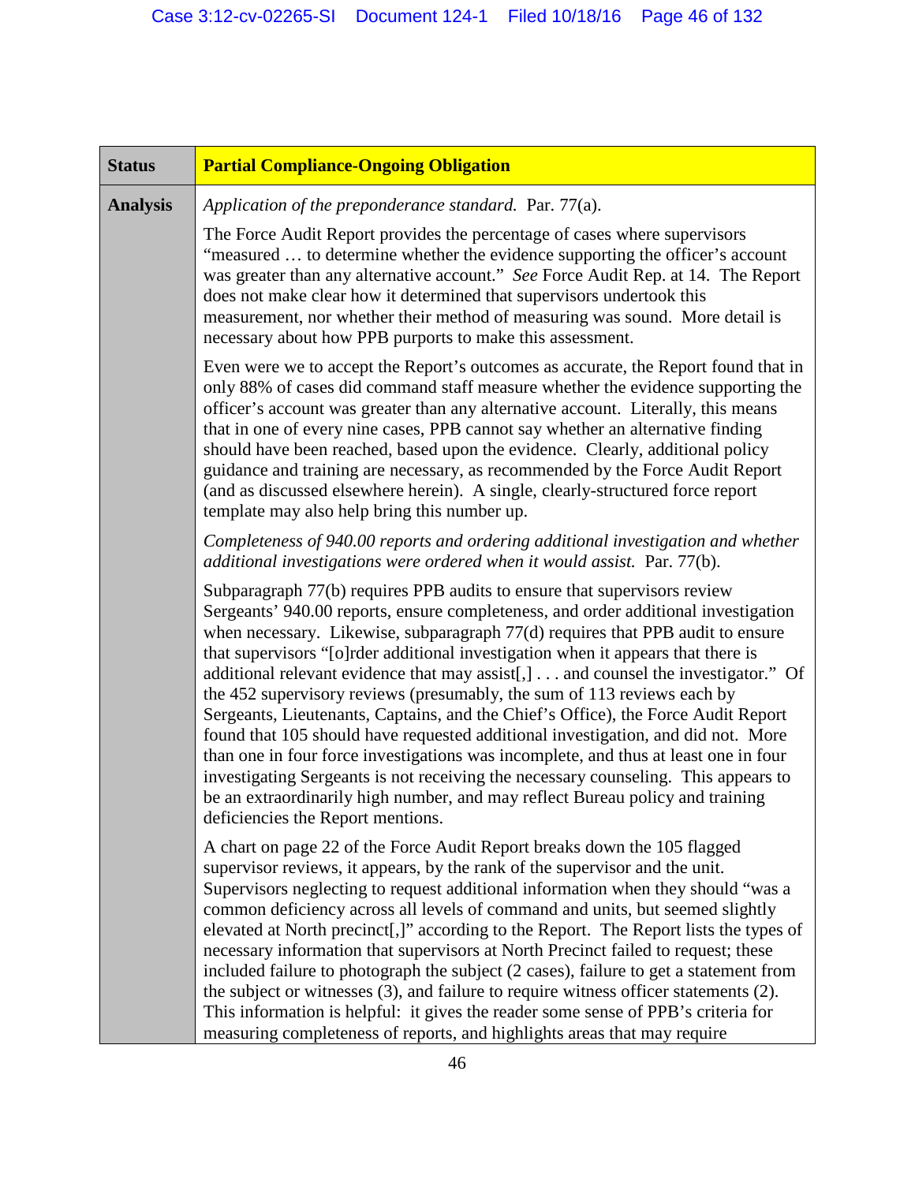| **Status** | **Partial Compliance-Ongoing Obligation** |
| --- | --- |
| **Analysis** | *Application of the preponderance standard.* Par. 77(a).<br><br>The Force Audit Report provides the percentage of cases where supervisors "measured … to determine whether the evidence supporting the officer's account was greater than any alternative account." *See* Force Audit Rep. at 14. The Report does not make clear how it determined that supervisors undertook this measurement, nor whether their method of measuring was sound. More detail is necessary about how PPB purports to make this assessment.<br><br>Even were we to accept the Report's outcomes as accurate, the Report found that in only 88% of cases did command staff measure whether the evidence supporting the officer's account was greater than any alternative account. Literally, this means that in one of every nine cases, PPB cannot say whether an alternative finding should have been reached, based upon the evidence. Clearly, additional policy guidance and training are necessary, as recommended by the Force Audit Report (and as discussed elsewhere herein). A single, clearly-structured force report template may also help bring this number up.<br><br>*Completeness of 940.00 reports and ordering additional investigation and whether additional investigations were ordered when it would assist.* Par. 77(b).<br><br>Subparagraph 77(b) requires PPB audits to ensure that supervisors review Sergeants' 940.00 reports, ensure completeness, and order additional investigation when necessary. Likewise, subparagraph 77(d) requires that PPB audit to ensure that supervisors "[o]rder additional investigation when it appears that there is additional relevant evidence that may assist[,] . . . and counsel the investigator." Of the 452 supervisory reviews (presumably, the sum of 113 reviews each by Sergeants, Lieutenants, Captains, and the Chief's Office), the Force Audit Report found that 105 should have requested additional investigation, and did not. More than one in four force investigations was incomplete, and thus at least one in four investigating Sergeants is not receiving the necessary counseling. This appears to be an extraordinarily high number, and may reflect Bureau policy and training deficiencies the Report mentions.<br><br>A chart on page 22 of the Force Audit Report breaks down the 105 flagged supervisor reviews, it appears, by the rank of the supervisor and the unit. Supervisors neglecting to request additional information when they should "was a common deficiency across all levels of command and units, but seemed slightly elevated at North precinct[,]" according to the Report. The Report lists the types of necessary information that supervisors at North Precinct failed to request; these included failure to photograph the subject (2 cases), failure to get a statement from the subject or witnesses (3), and failure to require witness officer statements (2). This information is helpful: it gives the reader some sense of PPB's criteria for measuring completeness of reports, and highlights areas that may require |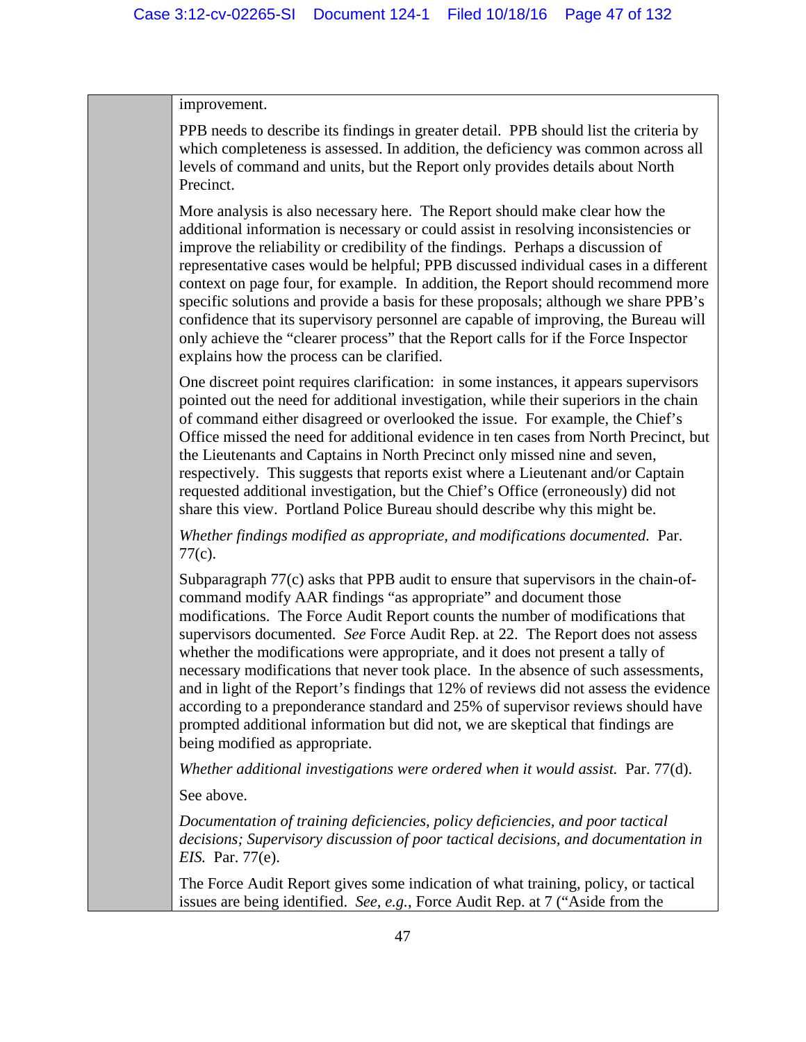improvement.

PPB needs to describe its findings in greater detail. PPB should list the criteria by which completeness is assessed. In addition, the deficiency was common across all levels of command and units, but the Report only provides details about North Precinct.

More analysis is also necessary here. The Report should make clear how the additional information is necessary or could assist in resolving inconsistencies or improve the reliability or credibility of the findings. Perhaps a discussion of representative cases would be helpful; PPB discussed individual cases in a different context on page four, for example. In addition, the Report should recommend more specific solutions and provide a basis for these proposals; although we share PPB's confidence that its supervisory personnel are capable of improving, the Bureau will only achieve the "clearer process" that the Report calls for if the Force Inspector explains how the process can be clarified.

One discreet point requires clarification: in some instances, it appears supervisors pointed out the need for additional investigation, while their superiors in the chain of command either disagreed or overlooked the issue. For example, the Chief's Office missed the need for additional evidence in ten cases from North Precinct, but the Lieutenants and Captains in North Precinct only missed nine and seven, respectively. This suggests that reports exist where a Lieutenant and/or Captain requested additional investigation, but the Chief's Office (erroneously) did not share this view. Portland Police Bureau should describe why this might be.

*Whether findings modified as appropriate, and modifications documented.* Par. 77(c).

Subparagraph 77(c) asks that PPB audit to ensure that supervisors in the chain-of-command modify AAR findings "as appropriate" and document those modifications. The Force Audit Report counts the number of modifications that supervisors documented. *See* Force Audit Rep. at 22. The Report does not assess whether the modifications were appropriate, and it does not present a tally of necessary modifications that never took place. In the absence of such assessments, and in light of the Report's findings that 12% of reviews did not assess the evidence according to a preponderance standard and 25% of supervisor reviews should have prompted additional information but did not, we are skeptical that findings are being modified as appropriate.

*Whether additional investigations were ordered when it would assist.* Par. 77(d).

See above.

*Documentation of training deficiencies, policy deficiencies, and poor tactical decisions; Supervisory discussion of poor tactical decisions, and documentation in EIS.* Par. 77(e).

The Force Audit Report gives some indication of what training, policy, or tactical issues are being identified. *See, e.g.*, Force Audit Rep. at 7 ("Aside from the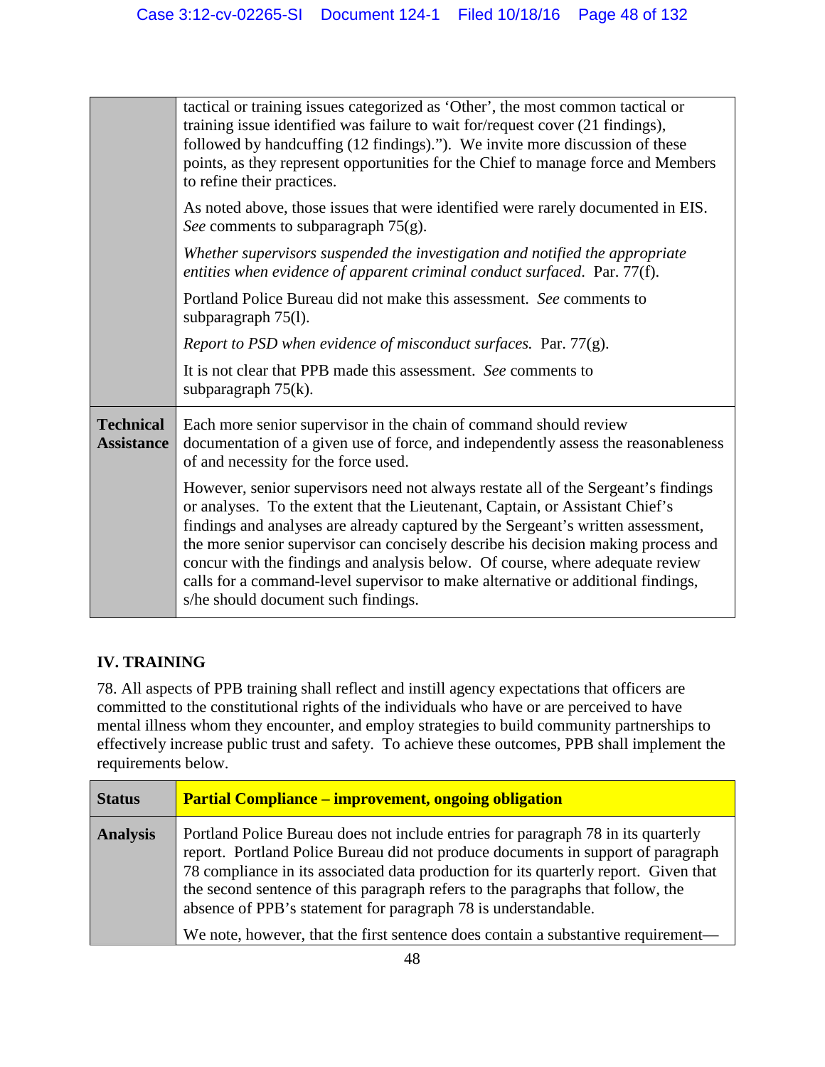| | |
|---|---|
| | tactical or training issues categorized as 'Other', the most common tactical or training issue identified was failure to wait for/request cover (21 findings), followed by handcuffing (12 findings)."). We invite more discussion of these points, as they represent opportunities for the Chief to manage force and Members to refine their practices.<br><br>As noted above, those issues that were identified were rarely documented in EIS. *See* comments to subparagraph 75(g).<br><br>*Whether supervisors suspended the investigation and notified the appropriate entities when evidence of apparent criminal conduct surfaced*. Par. 77(f).<br><br>Portland Police Bureau did not make this assessment. *See* comments to subparagraph 75(l).<br><br>*Report to PSD when evidence of misconduct surfaces.* Par. 77(g).<br><br>It is not clear that PPB made this assessment. *See* comments to subparagraph 75(k). |
| **Technical Assistance** | Each more senior supervisor in the chain of command should review documentation of a given use of force, and independently assess the reasonableness of and necessity for the force used.<br><br>However, senior supervisors need not always restate all of the Sergeant's findings or analyses. To the extent that the Lieutenant, Captain, or Assistant Chief's findings and analyses are already captured by the Sergeant's written assessment, the more senior supervisor can concisely describe his decision making process and concur with the findings and analysis below. Of course, where adequate review calls for a command-level supervisor to make alternative or additional findings, s/he should document such findings. |

## IV. TRAINING

78. All aspects of PPB training shall reflect and instill agency expectations that officers are committed to the constitutional rights of the individuals who have or are perceived to have mental illness whom they encounter, and employ strategies to build community partnerships to effectively increase public trust and safety. To achieve these outcomes, PPB shall implement the requirements below.

| **Status** | **Partial Compliance – improvement, ongoing obligation** |
|---|---|
| **Analysis** | Portland Police Bureau does not include entries for paragraph 78 in its quarterly report. Portland Police Bureau did not produce documents in support of paragraph 78 compliance in its associated data production for its quarterly report. Given that the second sentence of this paragraph refers to the paragraphs that follow, the absence of PPB's statement for paragraph 78 is understandable.<br><br>We note, however, that the first sentence does contain a substantive requirement— |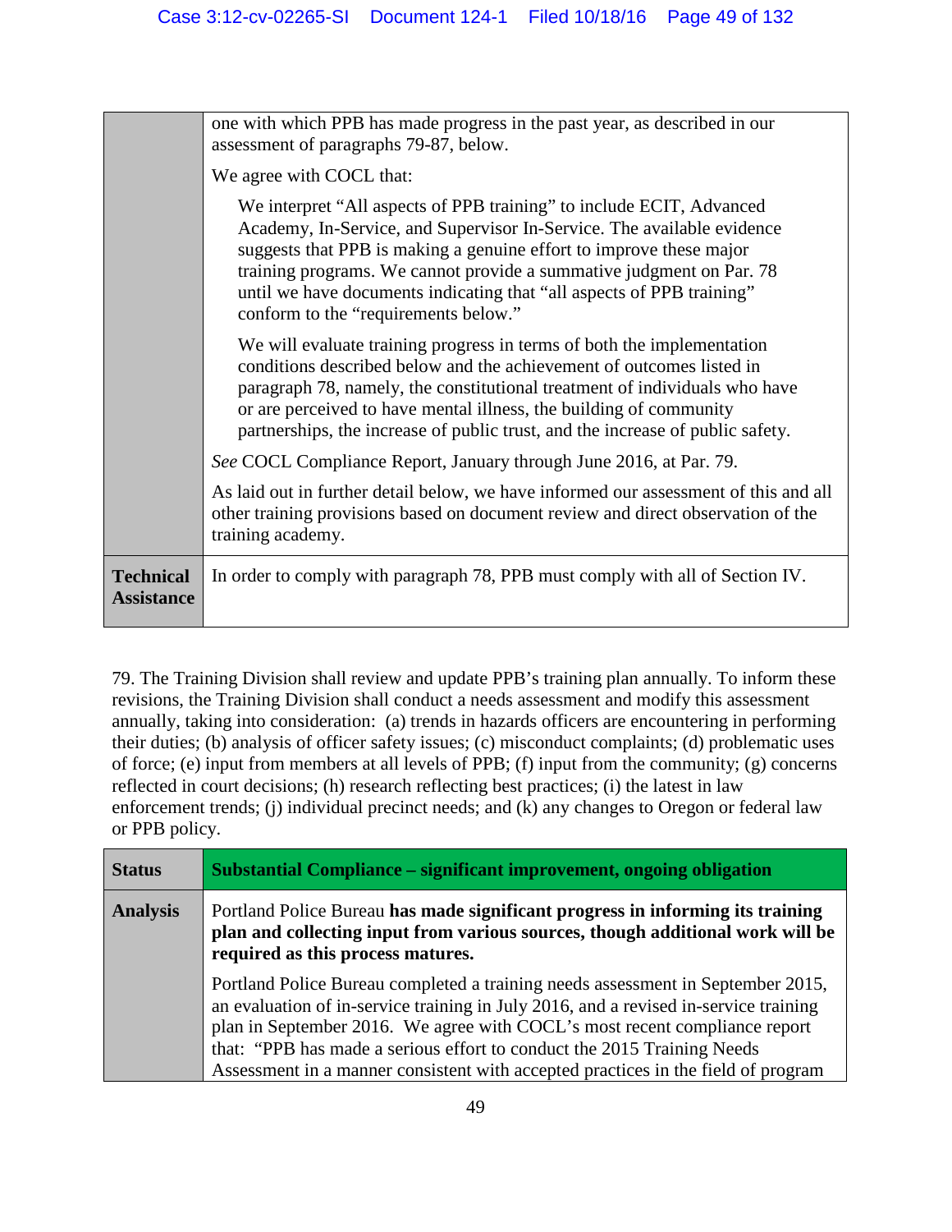| | |
|---|---|
| | one with which PPB has made progress in the past year, as described in our assessment of paragraphs 79-87, below.<br><br>We agree with COCL that:<br><br>> We interpret "All aspects of PPB training" to include ECIT, Advanced Academy, In-Service, and Supervisor In-Service. The available evidence suggests that PPB is making a genuine effort to improve these major training programs. We cannot provide a summative judgment on Par. 78 until we have documents indicating that "all aspects of PPB training" conform to the "requirements below."<br><br>> We will evaluate training progress in terms of both the implementation conditions described below and the achievement of outcomes listed in paragraph 78, namely, the constitutional treatment of individuals who have or are perceived to have mental illness, the building of community partnerships, the increase of public trust, and the increase of public safety.<br><br>*See* COCL Compliance Report, January through June 2016, at Par. 79.<br><br>As laid out in further detail below, we have informed our assessment of this and all other training provisions based on document review and direct observation of the training academy. |
| **Technical Assistance** | In order to comply with paragraph 78, PPB must comply with all of Section IV. |

79. The Training Division shall review and update PPB's training plan annually. To inform these revisions, the Training Division shall conduct a needs assessment and modify this assessment annually, taking into consideration: (a) trends in hazards officers are encountering in performing their duties; (b) analysis of officer safety issues; (c) misconduct complaints; (d) problematic uses of force; (e) input from members at all levels of PPB; (f) input from the community; (g) concerns reflected in court decisions; (h) research reflecting best practices; (i) the latest in law enforcement trends; (j) individual precinct needs; and (k) any changes to Oregon or federal law or PPB policy.

| **Status** | **Substantial Compliance – significant improvement, ongoing obligation** |
|---|---|
| **Analysis** | Portland Police Bureau **has made significant progress in informing its training plan and collecting input from various sources, though additional work will be required as this process matures.**<br><br>Portland Police Bureau completed a training needs assessment in September 2015, an evaluation of in-service training in July 2016, and a revised in-service training plan in September 2016. We agree with COCL's most recent compliance report that: "PPB has made a serious effort to conduct the 2015 Training Needs Assessment in a manner consistent with accepted practices in the field of program |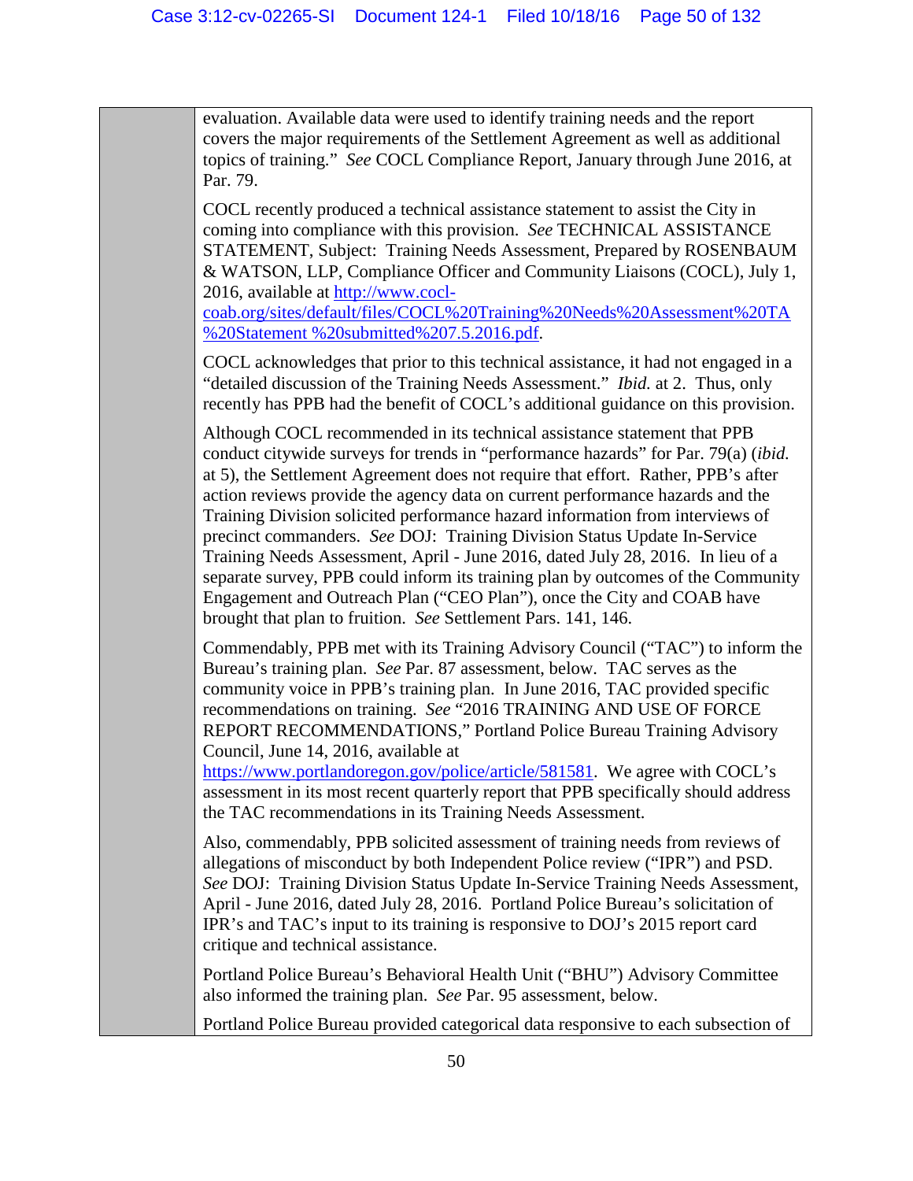| | |
|---|---|
| | evaluation. Available data were used to identify training needs and the report covers the major requirements of the Settlement Agreement as well as additional topics of training." *See* COCL Compliance Report, January through June 2016, at Par. 79.<br><br>COCL recently produced a technical assistance statement to assist the City in coming into compliance with this provision. *See* TECHNICAL ASSISTANCE STATEMENT, Subject: Training Needs Assessment, Prepared by ROSENBAUM & WATSON, LLP, Compliance Officer and Community Liaisons (COCL), July 1, 2016, available at http://www.cocl-coab.org/sites/default/files/COCL%20Training%20Needs%20Assessment%20TA%20Statement %20submitted%207.5.2016.pdf.<br><br>COCL acknowledges that prior to this technical assistance, it had not engaged in a "detailed discussion of the Training Needs Assessment." *Ibid.* at 2. Thus, only recently has PPB had the benefit of COCL's additional guidance on this provision.<br><br>Although COCL recommended in its technical assistance statement that PPB conduct citywide surveys for trends in "performance hazards" for Par. 79(a) (*ibid.* at 5), the Settlement Agreement does not require that effort. Rather, PPB's after action reviews provide the agency data on current performance hazards and the Training Division solicited performance hazard information from interviews of precinct commanders. *See* DOJ: Training Division Status Update In-Service Training Needs Assessment, April - June 2016, dated July 28, 2016. In lieu of a separate survey, PPB could inform its training plan by outcomes of the Community Engagement and Outreach Plan ("CEO Plan"), once the City and COAB have brought that plan to fruition. *See* Settlement Pars. 141, 146.<br><br>Commendably, PPB met with its Training Advisory Council ("TAC") to inform the Bureau's training plan. *See* Par. 87 assessment, below. TAC serves as the community voice in PPB's training plan. In June 2016, TAC provided specific recommendations on training. *See* "2016 TRAINING AND USE OF FORCE REPORT RECOMMENDATIONS," Portland Police Bureau Training Advisory Council, June 14, 2016, available at https://www.portlandoregon.gov/police/article/581581. We agree with COCL's assessment in its most recent quarterly report that PPB specifically should address the TAC recommendations in its Training Needs Assessment.<br><br>Also, commendably, PPB solicited assessment of training needs from reviews of allegations of misconduct by both Independent Police review ("IPR") and PSD. *See* DOJ: Training Division Status Update In-Service Training Needs Assessment, April - June 2016, dated July 28, 2016. Portland Police Bureau's solicitation of IPR's and TAC's input to its training is responsive to DOJ's 2015 report card critique and technical assistance.<br><br>Portland Police Bureau's Behavioral Health Unit ("BHU") Advisory Committee also informed the training plan. *See* Par. 95 assessment, below.<br><br>Portland Police Bureau provided categorical data responsive to each subsection of |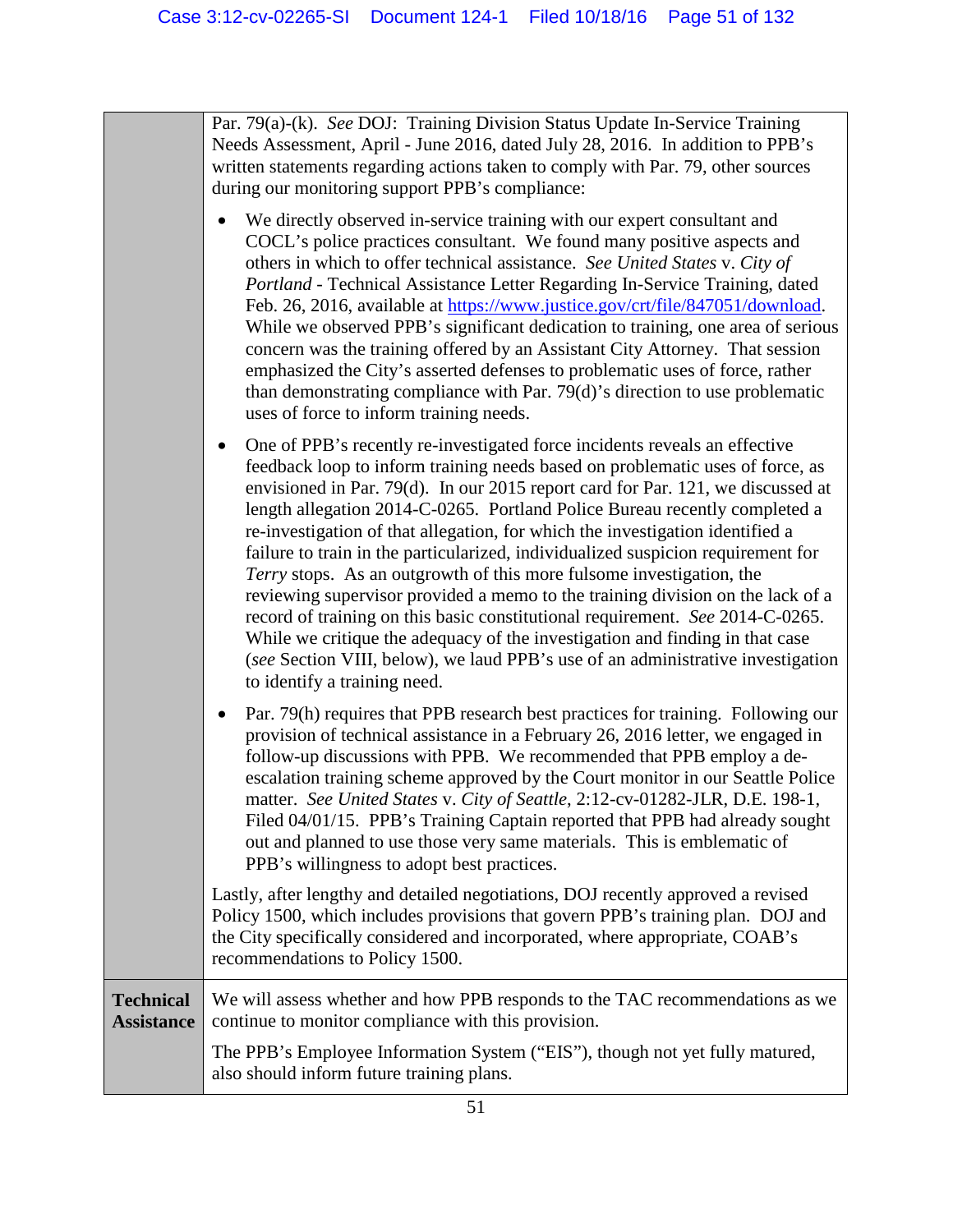| | |
|---|---|
| | Par. 79(a)-(k). *See* DOJ: Training Division Status Update In-Service Training Needs Assessment, April - June 2016, dated July 28, 2016. In addition to PPB's written statements regarding actions taken to comply with Par. 79, other sources during our monitoring support PPB's compliance:<br><br>• We directly observed in-service training with our expert consultant and COCL's police practices consultant. We found many positive aspects and others in which to offer technical assistance. *See United States* v. *City of Portland* - Technical Assistance Letter Regarding In-Service Training, dated Feb. 26, 2016, available at https://www.justice.gov/crt/file/847051/download. While we observed PPB's significant dedication to training, one area of serious concern was the training offered by an Assistant City Attorney. That session emphasized the City's asserted defenses to problematic uses of force, rather than demonstrating compliance with Par. 79(d)'s direction to use problematic uses of force to inform training needs.<br><br>• One of PPB's recently re-investigated force incidents reveals an effective feedback loop to inform training needs based on problematic uses of force, as envisioned in Par. 79(d). In our 2015 report card for Par. 121, we discussed at length allegation 2014-C-0265. Portland Police Bureau recently completed a re-investigation of that allegation, for which the investigation identified a failure to train in the particularized, individualized suspicion requirement for *Terry* stops. As an outgrowth of this more fulsome investigation, the reviewing supervisor provided a memo to the training division on the lack of a record of training on this basic constitutional requirement. *See* 2014-C-0265. While we critique the adequacy of the investigation and finding in that case (*see* Section VIII, below), we laud PPB's use of an administrative investigation to identify a training need.<br><br>• Par. 79(h) requires that PPB research best practices for training. Following our provision of technical assistance in a February 26, 2016 letter, we engaged in follow-up discussions with PPB. We recommended that PPB employ a de-escalation training scheme approved by the Court monitor in our Seattle Police matter. *See United States* v. *City of Seattle*, 2:12-cv-01282-JLR, D.E. 198-1, Filed 04/01/15. PPB's Training Captain reported that PPB had already sought out and planned to use those very same materials. This is emblematic of PPB's willingness to adopt best practices.<br><br>Lastly, after lengthy and detailed negotiations, DOJ recently approved a revised Policy 1500, which includes provisions that govern PPB's training plan. DOJ and the City specifically considered and incorporated, where appropriate, COAB's recommendations to Policy 1500. |
| **Technical Assistance** | We will assess whether and how PPB responds to the TAC recommendations as we continue to monitor compliance with this provision.<br><br>The PPB's Employee Information System ("EIS"), though not yet fully matured, also should inform future training plans. |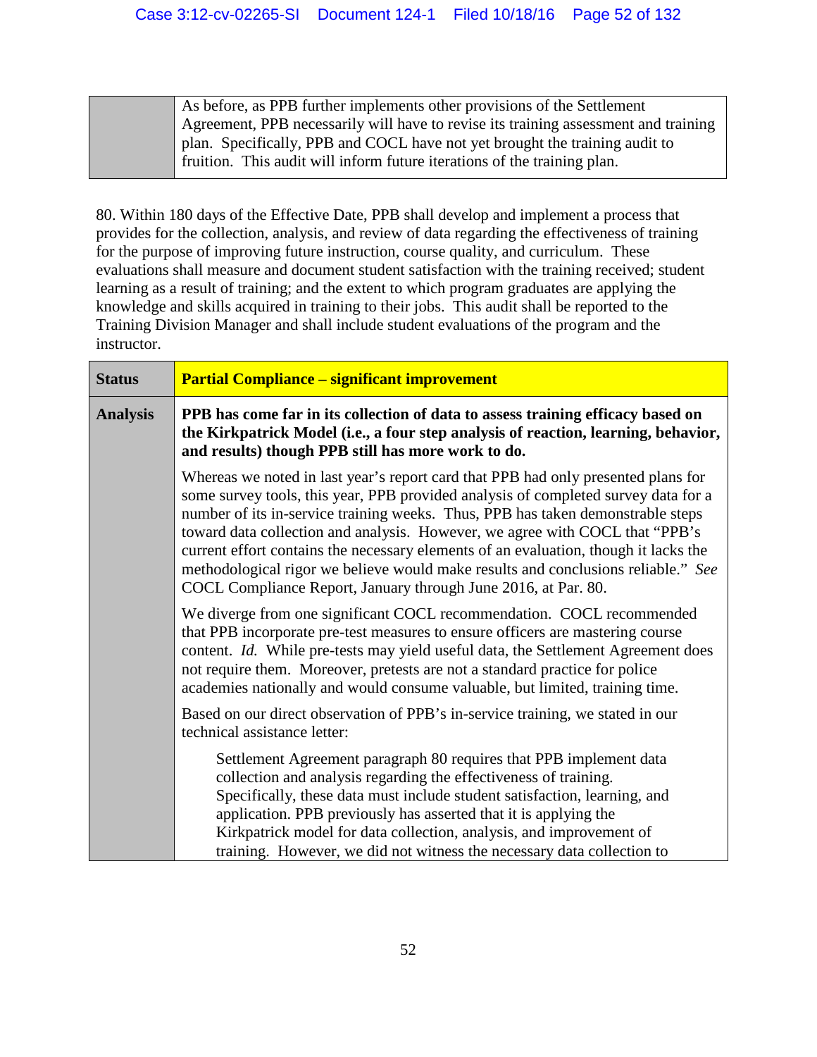| | |
|---|---|
| | As before, as PPB further implements other provisions of the Settlement Agreement, PPB necessarily will have to revise its training assessment and training plan. Specifically, PPB and COCL have not yet brought the training audit to fruition. This audit will inform future iterations of the training plan. |

80. Within 180 days of the Effective Date, PPB shall develop and implement a process that provides for the collection, analysis, and review of data regarding the effectiveness of training for the purpose of improving future instruction, course quality, and curriculum. These evaluations shall measure and document student satisfaction with the training received; student learning as a result of training; and the extent to which program graduates are applying the knowledge and skills acquired in training to their jobs. This audit shall be reported to the Training Division Manager and shall include student evaluations of the program and the instructor.

| **Status** | **Partial Compliance – significant improvement** |
|---|---|
| **Analysis** | **PPB has come far in its collection of data to assess training efficacy based on the Kirkpatrick Model (i.e., a four step analysis of reaction, learning, behavior, and results) though PPB still has more work to do.**<br><br>Whereas we noted in last year's report card that PPB had only presented plans for some survey tools, this year, PPB provided analysis of completed survey data for a number of its in-service training weeks. Thus, PPB has taken demonstrable steps toward data collection and analysis. However, we agree with COCL that "PPB's current effort contains the necessary elements of an evaluation, though it lacks the methodological rigor we believe would make results and conclusions reliable." *See* COCL Compliance Report, January through June 2016, at Par. 80.<br><br>We diverge from one significant COCL recommendation. COCL recommended that PPB incorporate pre-test measures to ensure officers are mastering course content. *Id.* While pre-tests may yield useful data, the Settlement Agreement does not require them. Moreover, pretests are not a standard practice for police academies nationally and would consume valuable, but limited, training time.<br><br>Based on our direct observation of PPB's in-service training, we stated in our technical assistance letter:<br><br>> Settlement Agreement paragraph 80 requires that PPB implement data collection and analysis regarding the effectiveness of training. Specifically, these data must include student satisfaction, learning, and application. PPB previously has asserted that it is applying the Kirkpatrick model for data collection, analysis, and improvement of training. However, we did not witness the necessary data collection to |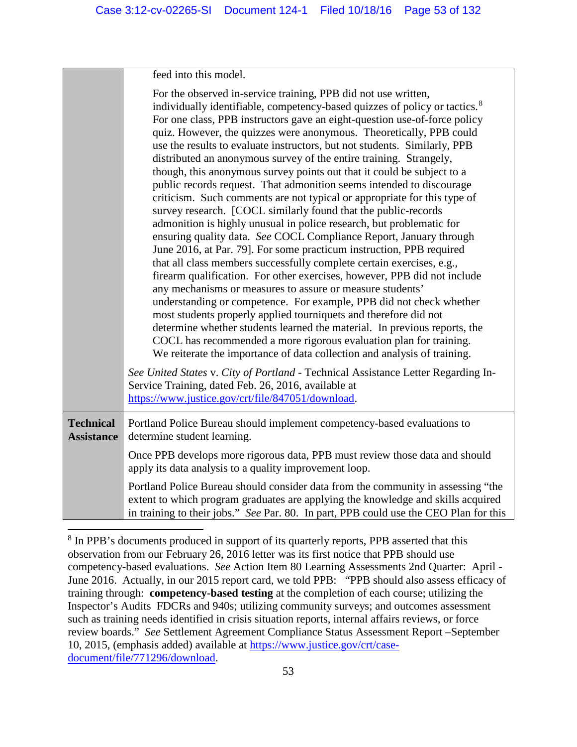| | |
|---|---|
| | feed into this model.<br><br>For the observed in-service training, PPB did not use written, individually identifiable, competency-based quizzes of policy or tactics.[8] For one class, PPB instructors gave an eight-question use-of-force policy quiz. However, the quizzes were anonymous. Theoretically, PPB could use the results to evaluate instructors, but not students. Similarly, PPB distributed an anonymous survey of the entire training. Strangely, though, this anonymous survey points out that it could be subject to a public records request. That admonition seems intended to discourage criticism. Such comments are not typical or appropriate for this type of survey research. [COCL similarly found that the public-records admonition is highly unusual in police research, but problematic for ensuring quality data. *See* COCL Compliance Report, January through June 2016, at Par. 79]. For some practicum instruction, PPB required that all class members successfully complete certain exercises, e.g., firearm qualification. For other exercises, however, PPB did not include any mechanisms or measures to assure or measure students' understanding or competence. For example, PPB did not check whether most students properly applied tourniquets and therefore did not determine whether students learned the material. In previous reports, the COCL has recommended a more rigorous evaluation plan for training. We reiterate the importance of data collection and analysis of training.<br><br>*See United States* v. *City of Portland* - Technical Assistance Letter Regarding In-Service Training, dated Feb. 26, 2016, available at https://www.justice.gov/crt/file/847051/download. |
| **Technical Assistance** | Portland Police Bureau should implement competency-based evaluations to determine student learning.<br><br>Once PPB develops more rigorous data, PPB must review those data and should apply its data analysis to a quality improvement loop.<br><br>Portland Police Bureau should consider data from the community in assessing "the extent to which program graduates are applying the knowledge and skills acquired in training to their jobs." *See* Par. 80. In part, PPB could use the CEO Plan for this |

[8] In PPB's documents produced in support of its quarterly reports, PPB asserted that this observation from our February 26, 2016 letter was its first notice that PPB should use competency-based evaluations. *See* Action Item 80 Learning Assessments 2nd Quarter: April - June 2016. Actually, in our 2015 report card, we told PPB: "PPB should also assess efficacy of training through: **competency-based testing** at the completion of each course; utilizing the Inspector's Audits FDCRs and 940s; utilizing community surveys; and outcomes assessment such as training needs identified in crisis situation reports, internal affairs reviews, or force review boards." *See* Settlement Agreement Compliance Status Assessment Report –September 10, 2015, (emphasis added) available at https://www.justice.gov/crt/case-document/file/771296/download.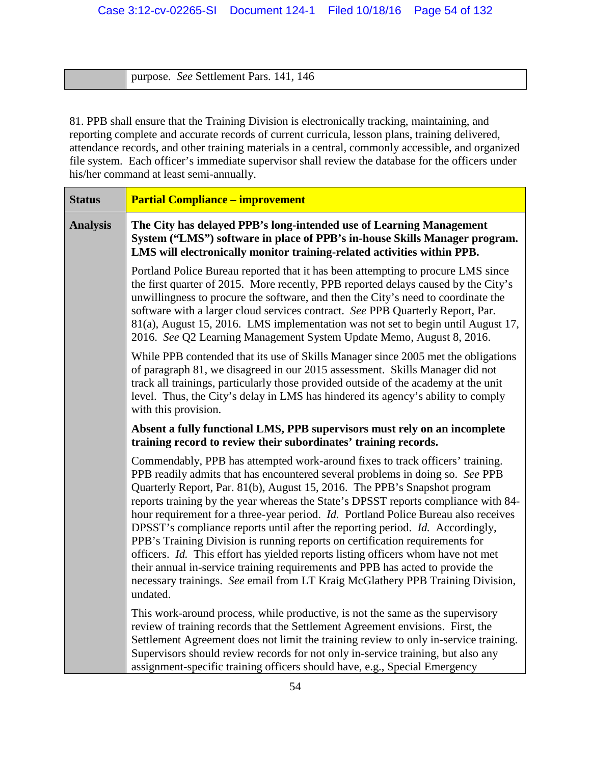| | purpose. *See* Settlement Pars. 141, 146 |
|---|---|

81. PPB shall ensure that the Training Division is electronically tracking, maintaining, and reporting complete and accurate records of current curricula, lesson plans, training delivered, attendance records, and other training materials in a central, commonly accessible, and organized file system. Each officer's immediate supervisor shall review the database for the officers under his/her command at least semi-annually.

| **Status** | **Partial Compliance – improvement** |
|---|---|
| **Analysis** | **The City has delayed PPB's long-intended use of Learning Management System ("LMS") software in place of PPB's in-house Skills Manager program. LMS will electronically monitor training-related activities within PPB.**<br><br>Portland Police Bureau reported that it has been attempting to procure LMS since the first quarter of 2015. More recently, PPB reported delays caused by the City's unwillingness to procure the software, and then the City's need to coordinate the software with a larger cloud services contract. *See* PPB Quarterly Report, Par. 81(a), August 15, 2016. LMS implementation was not set to begin until August 17, 2016. *See* Q2 Learning Management System Update Memo, August 8, 2016.<br><br>While PPB contended that its use of Skills Manager since 2005 met the obligations of paragraph 81, we disagreed in our 2015 assessment. Skills Manager did not track all trainings, particularly those provided outside of the academy at the unit level. Thus, the City's delay in LMS has hindered its agency's ability to comply with this provision.<br><br>**Absent a fully functional LMS, PPB supervisors must rely on an incomplete training record to review their subordinates' training records.**<br><br>Commendably, PPB has attempted work-around fixes to track officers' training. PPB readily admits that has encountered several problems in doing so. *See* PPB Quarterly Report, Par. 81(b), August 15, 2016. The PPB's Snapshot program reports training by the year whereas the State's DPSST reports compliance with 84-hour requirement for a three-year period. *Id.* Portland Police Bureau also receives DPSST's compliance reports until after the reporting period. *Id.* Accordingly, PPB's Training Division is running reports on certification requirements for officers. *Id.* This effort has yielded reports listing officers whom have not met their annual in-service training requirements and PPB has acted to provide the necessary trainings. *See* email from LT Kraig McGlathery PPB Training Division, undated.<br><br>This work-around process, while productive, is not the same as the supervisory review of training records that the Settlement Agreement envisions. First, the Settlement Agreement does not limit the training review to only in-service training. Supervisors should review records for not only in-service training, but also any assignment-specific training officers should have, e.g., Special Emergency |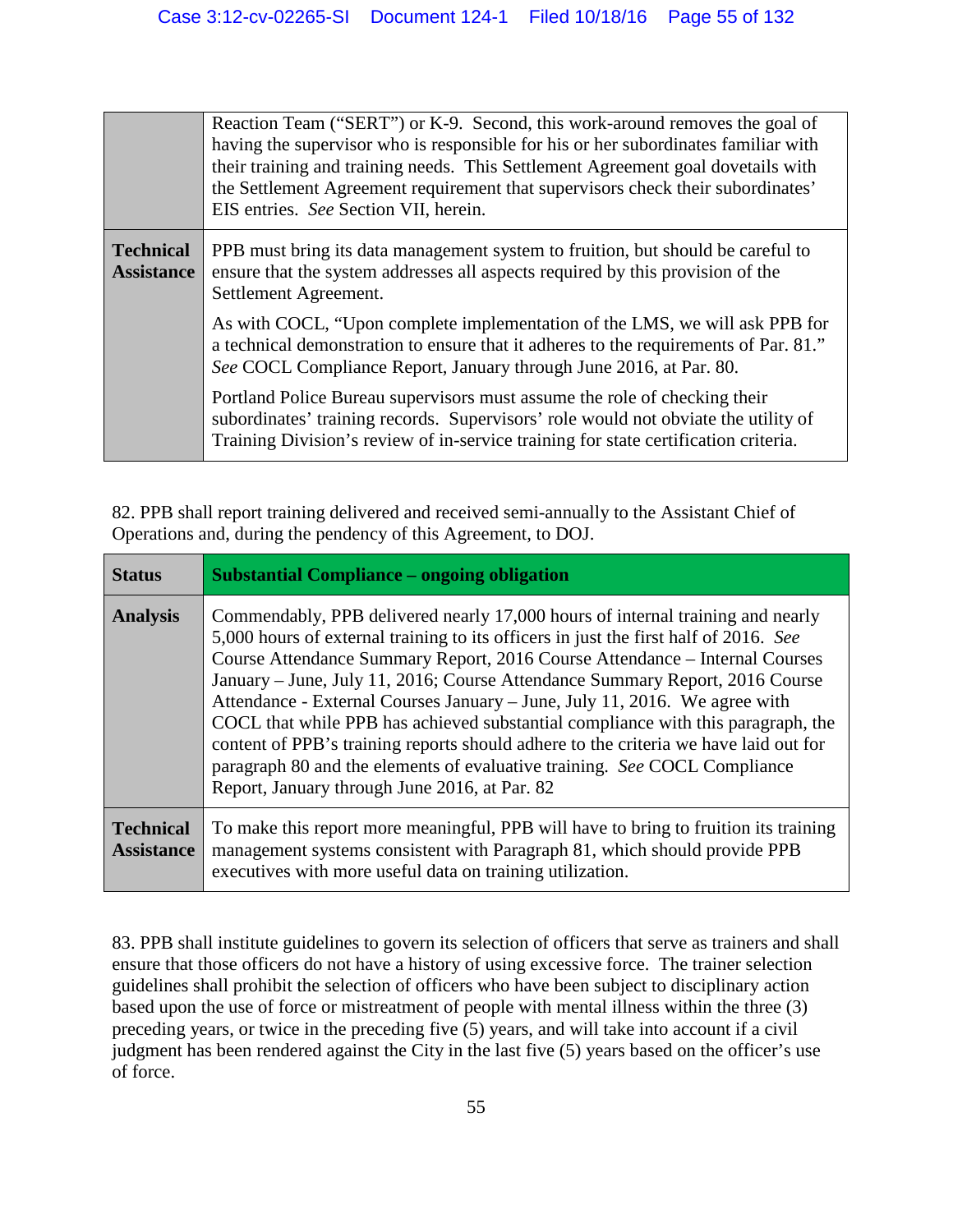| | |
|---|---|
| | Reaction Team ("SERT") or K-9. Second, this work-around removes the goal of having the supervisor who is responsible for his or her subordinates familiar with their training and training needs. This Settlement Agreement goal dovetails with the Settlement Agreement requirement that supervisors check their subordinates' EIS entries. *See* Section VII, herein. |
| **Technical Assistance** | PPB must bring its data management system to fruition, but should be careful to ensure that the system addresses all aspects required by this provision of the Settlement Agreement.<br><br>As with COCL, "Upon complete implementation of the LMS, we will ask PPB for a technical demonstration to ensure that it adheres to the requirements of Par. 81." *See* COCL Compliance Report, January through June 2016, at Par. 80.<br><br>Portland Police Bureau supervisors must assume the role of checking their subordinates' training records. Supervisors' role would not obviate the utility of Training Division's review of in-service training for state certification criteria. |

82. PPB shall report training delivered and received semi-annually to the Assistant Chief of Operations and, during the pendency of this Agreement, to DOJ.

| **Status** | **Substantial Compliance – ongoing obligation** |
|---|---|
| **Analysis** | Commendably, PPB delivered nearly 17,000 hours of internal training and nearly 5,000 hours of external training to its officers in just the first half of 2016. *See* Course Attendance Summary Report, 2016 Course Attendance – Internal Courses January – June, July 11, 2016; Course Attendance Summary Report, 2016 Course Attendance - External Courses January – June, July 11, 2016. We agree with COCL that while PPB has achieved substantial compliance with this paragraph, the content of PPB's training reports should adhere to the criteria we have laid out for paragraph 80 and the elements of evaluative training. *See* COCL Compliance Report, January through June 2016, at Par. 82 |
| **Technical Assistance** | To make this report more meaningful, PPB will have to bring to fruition its training management systems consistent with Paragraph 81, which should provide PPB executives with more useful data on training utilization. |

83. PPB shall institute guidelines to govern its selection of officers that serve as trainers and shall ensure that those officers do not have a history of using excessive force. The trainer selection guidelines shall prohibit the selection of officers who have been subject to disciplinary action based upon the use of force or mistreatment of people with mental illness within the three (3) preceding years, or twice in the preceding five (5) years, and will take into account if a civil judgment has been rendered against the City in the last five (5) years based on the officer's use of force.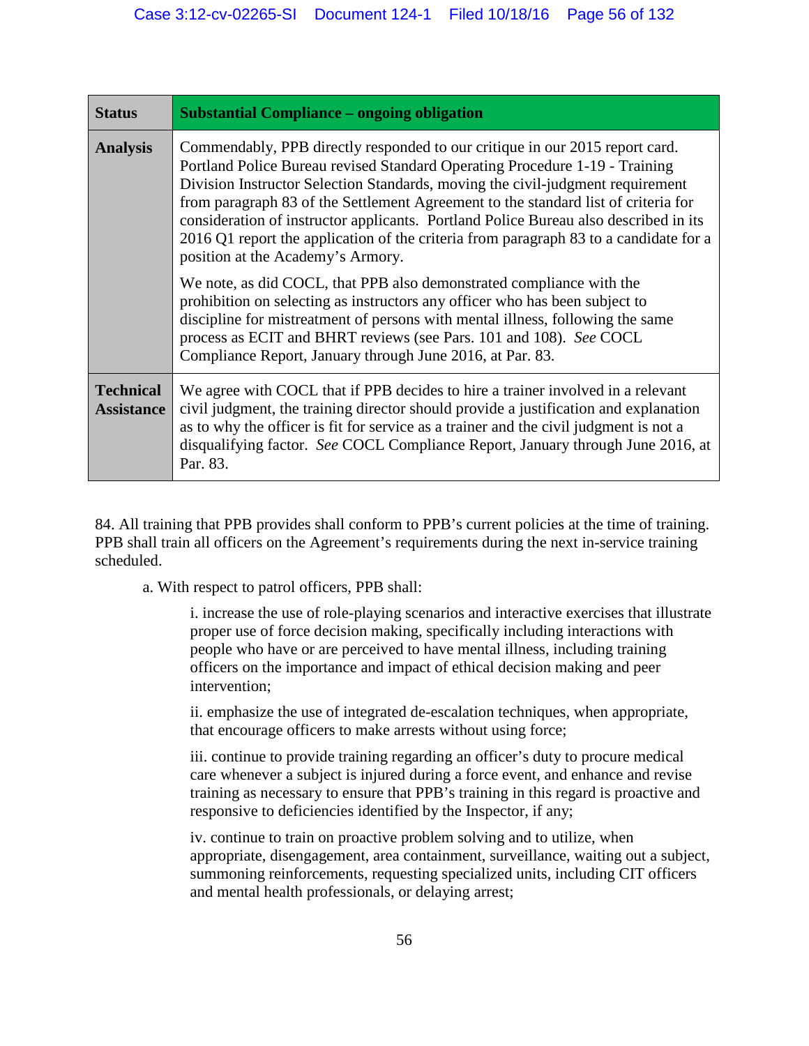| **Status** | **Substantial Compliance – ongoing obligation** |
|---|---|
| **Analysis** | Commendably, PPB directly responded to our critique in our 2015 report card. Portland Police Bureau revised Standard Operating Procedure 1-19 - Training Division Instructor Selection Standards, moving the civil-judgment requirement from paragraph 83 of the Settlement Agreement to the standard list of criteria for consideration of instructor applicants. Portland Police Bureau also described in its 2016 Q1 report the application of the criteria from paragraph 83 to a candidate for a position at the Academy's Armory.<br><br>We note, as did COCL, that PPB also demonstrated compliance with the prohibition on selecting as instructors any officer who has been subject to discipline for mistreatment of persons with mental illness, following the same process as ECIT and BHRT reviews (see Pars. 101 and 108). *See* COCL Compliance Report, January through June 2016, at Par. 83. |
| **Technical Assistance** | We agree with COCL that if PPB decides to hire a trainer involved in a relevant civil judgment, the training director should provide a justification and explanation as to why the officer is fit for service as a trainer and the civil judgment is not a disqualifying factor. *See* COCL Compliance Report, January through June 2016, at Par. 83. |

84. All training that PPB provides shall conform to PPB's current policies at the time of training. PPB shall train all officers on the Agreement's requirements during the next in-service training scheduled.

a. With respect to patrol officers, PPB shall:

i. increase the use of role-playing scenarios and interactive exercises that illustrate proper use of force decision making, specifically including interactions with people who have or are perceived to have mental illness, including training officers on the importance and impact of ethical decision making and peer intervention;

ii. emphasize the use of integrated de-escalation techniques, when appropriate, that encourage officers to make arrests without using force;

iii. continue to provide training regarding an officer's duty to procure medical care whenever a subject is injured during a force event, and enhance and revise training as necessary to ensure that PPB's training in this regard is proactive and responsive to deficiencies identified by the Inspector, if any;

iv. continue to train on proactive problem solving and to utilize, when appropriate, disengagement, area containment, surveillance, waiting out a subject, summoning reinforcements, requesting specialized units, including CIT officers and mental health professionals, or delaying arrest;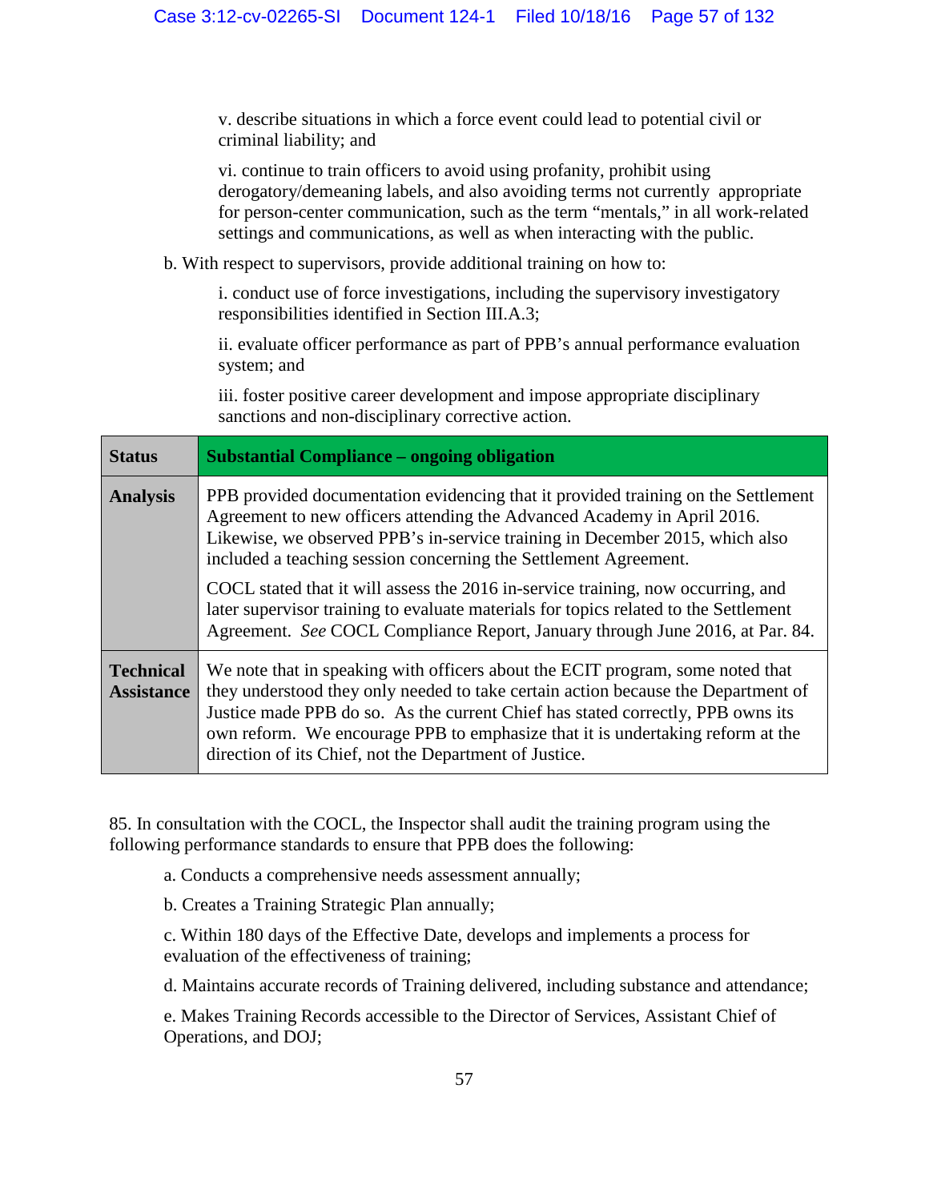v. describe situations in which a force event could lead to potential civil or criminal liability; and

vi. continue to train officers to avoid using profanity, prohibit using derogatory/demeaning labels, and also avoiding terms not currently appropriate for person-center communication, such as the term "mentals," in all work-related settings and communications, as well as when interacting with the public.

b. With respect to supervisors, provide additional training on how to:

i. conduct use of force investigations, including the supervisory investigatory responsibilities identified in Section III.A.3;

ii. evaluate officer performance as part of PPB's annual performance evaluation system; and

iii. foster positive career development and impose appropriate disciplinary sanctions and non-disciplinary corrective action.

| **Status** | **Substantial Compliance – ongoing obligation** |
|---|---|
| **Analysis** | PPB provided documentation evidencing that it provided training on the Settlement Agreement to new officers attending the Advanced Academy in April 2016. Likewise, we observed PPB's in-service training in December 2015, which also included a teaching session concerning the Settlement Agreement.<br><br>COCL stated that it will assess the 2016 in-service training, now occurring, and later supervisor training to evaluate materials for topics related to the Settlement Agreement. *See* COCL Compliance Report, January through June 2016, at Par. 84. |
| **Technical Assistance** | We note that in speaking with officers about the ECIT program, some noted that they understood they only needed to take certain action because the Department of Justice made PPB do so. As the current Chief has stated correctly, PPB owns its own reform. We encourage PPB to emphasize that it is undertaking reform at the direction of its Chief, not the Department of Justice. |

85. In consultation with the COCL, the Inspector shall audit the training program using the following performance standards to ensure that PPB does the following:

a. Conducts a comprehensive needs assessment annually;

b. Creates a Training Strategic Plan annually;

c. Within 180 days of the Effective Date, develops and implements a process for evaluation of the effectiveness of training;

d. Maintains accurate records of Training delivered, including substance and attendance;

e. Makes Training Records accessible to the Director of Services, Assistant Chief of Operations, and DOJ;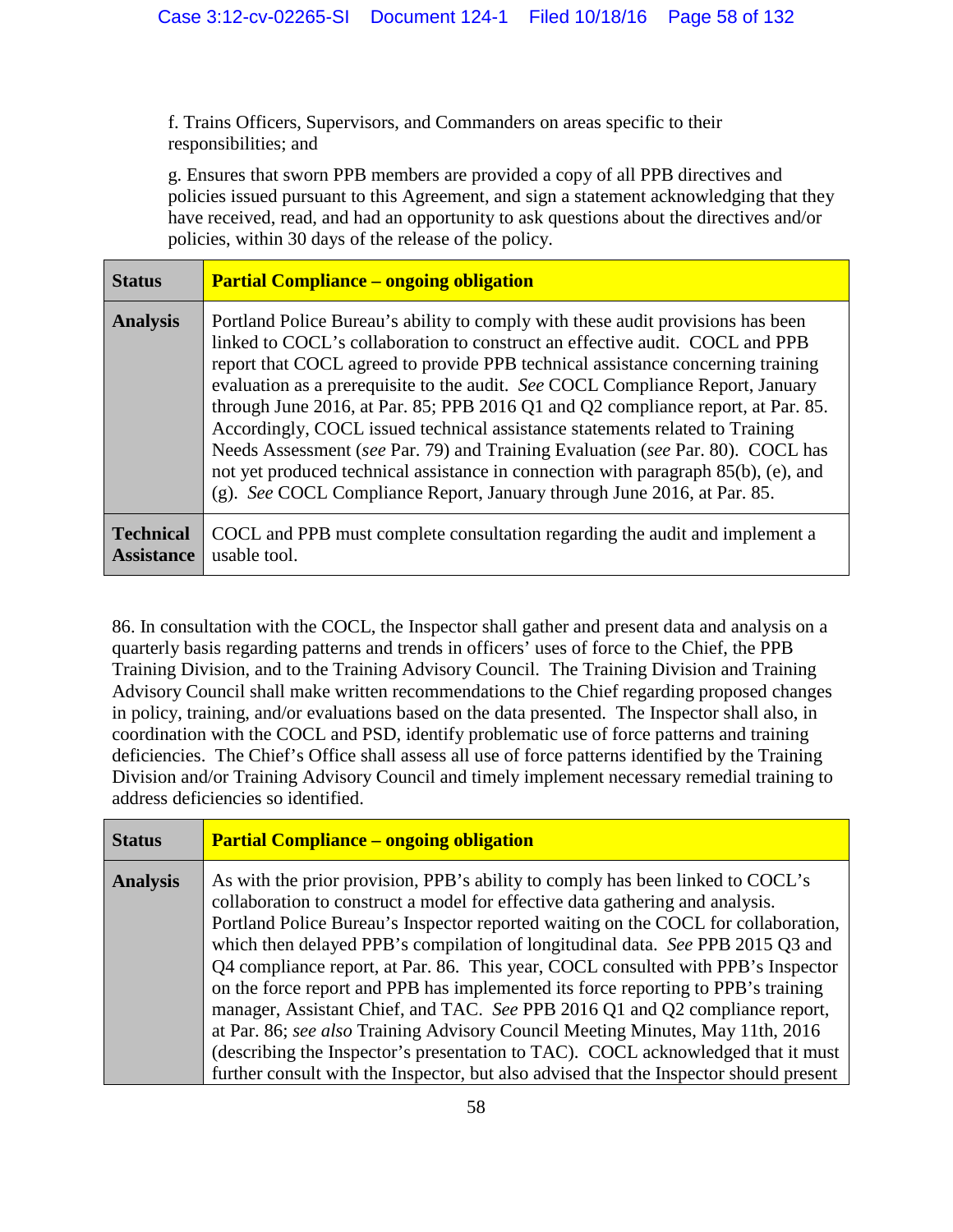f. Trains Officers, Supervisors, and Commanders on areas specific to their responsibilities; and

g. Ensures that sworn PPB members are provided a copy of all PPB directives and policies issued pursuant to this Agreement, and sign a statement acknowledging that they have received, read, and had an opportunity to ask questions about the directives and/or policies, within 30 days of the release of the policy.

| **Status** | **Partial Compliance – ongoing obligation** |
|---|---|
| **Analysis** | Portland Police Bureau's ability to comply with these audit provisions has been linked to COCL's collaboration to construct an effective audit. COCL and PPB report that COCL agreed to provide PPB technical assistance concerning training evaluation as a prerequisite to the audit. *See* COCL Compliance Report, January through June 2016, at Par. 85; PPB 2016 Q1 and Q2 compliance report, at Par. 85. Accordingly, COCL issued technical assistance statements related to Training Needs Assessment (*see* Par. 79) and Training Evaluation (*see* Par. 80). COCL has not yet produced technical assistance in connection with paragraph 85(b), (e), and (g). *See* COCL Compliance Report, January through June 2016, at Par. 85. |
| **Technical Assistance** | COCL and PPB must complete consultation regarding the audit and implement a usable tool. |

86. In consultation with the COCL, the Inspector shall gather and present data and analysis on a quarterly basis regarding patterns and trends in officers' uses of force to the Chief, the PPB Training Division, and to the Training Advisory Council. The Training Division and Training Advisory Council shall make written recommendations to the Chief regarding proposed changes in policy, training, and/or evaluations based on the data presented. The Inspector shall also, in coordination with the COCL and PSD, identify problematic use of force patterns and training deficiencies. The Chief's Office shall assess all use of force patterns identified by the Training Division and/or Training Advisory Council and timely implement necessary remedial training to address deficiencies so identified.

| **Status** | **Partial Compliance – ongoing obligation** |
|---|---|
| **Analysis** | As with the prior provision, PPB's ability to comply has been linked to COCL's collaboration to construct a model for effective data gathering and analysis. Portland Police Bureau's Inspector reported waiting on the COCL for collaboration, which then delayed PPB's compilation of longitudinal data. *See* PPB 2015 Q3 and Q4 compliance report, at Par. 86. This year, COCL consulted with PPB's Inspector on the force report and PPB has implemented its force reporting to PPB's training manager, Assistant Chief, and TAC. *See* PPB 2016 Q1 and Q2 compliance report, at Par. 86; *see also* Training Advisory Council Meeting Minutes, May 11th, 2016 (describing the Inspector's presentation to TAC). COCL acknowledged that it must further consult with the Inspector, but also advised that the Inspector should present |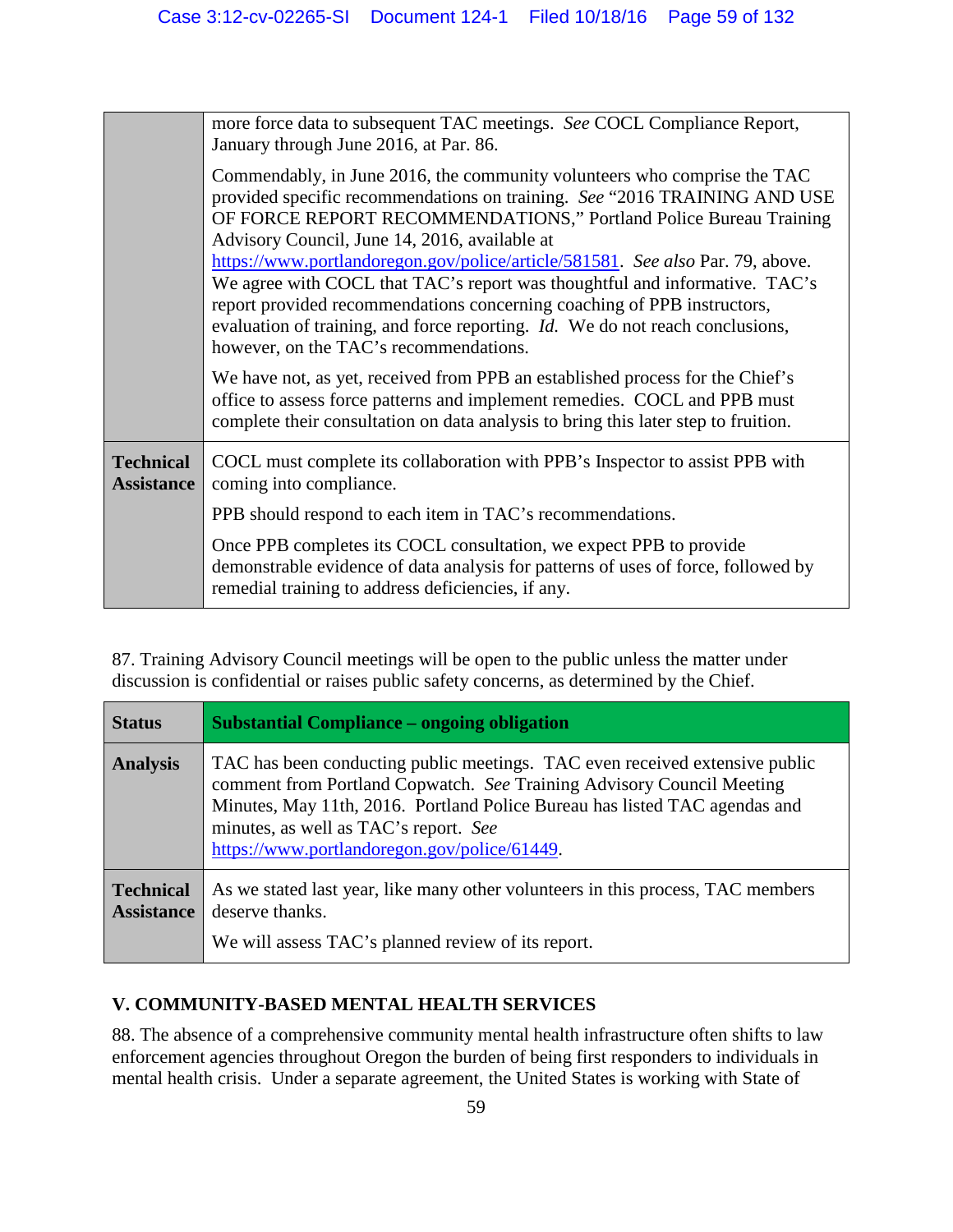|  |  |
|---|---|
|  | more force data to subsequent TAC meetings. *See* COCL Compliance Report, January through June 2016, at Par. 86.<br><br>Commendably, in June 2016, the community volunteers who comprise the TAC provided specific recommendations on training. *See* "2016 TRAINING AND USE OF FORCE REPORT RECOMMENDATIONS," Portland Police Bureau Training Advisory Council, June 14, 2016, available at https://www.portlandoregon.gov/police/article/581581. *See also* Par. 79, above. We agree with COCL that TAC's report was thoughtful and informative. TAC's report provided recommendations concerning coaching of PPB instructors, evaluation of training, and force reporting. *Id.* We do not reach conclusions, however, on the TAC's recommendations.<br><br>We have not, as yet, received from PPB an established process for the Chief's office to assess force patterns and implement remedies. COCL and PPB must complete their consultation on data analysis to bring this later step to fruition. |
| **Technical Assistance** | COCL must complete its collaboration with PPB's Inspector to assist PPB with coming into compliance.<br><br>PPB should respond to each item in TAC's recommendations.<br><br>Once PPB completes its COCL consultation, we expect PPB to provide demonstrable evidence of data analysis for patterns of uses of force, followed by remedial training to address deficiencies, if any. |

87. Training Advisory Council meetings will be open to the public unless the matter under discussion is confidential or raises public safety concerns, as determined by the Chief.

| **Status** | **Substantial Compliance – ongoing obligation** |
|---|---|
| **Analysis** | TAC has been conducting public meetings. TAC even received extensive public comment from Portland Copwatch. *See* Training Advisory Council Meeting Minutes, May 11th, 2016. Portland Police Bureau has listed TAC agendas and minutes, as well as TAC's report. *See* https://www.portlandoregon.gov/police/61449. |
| **Technical Assistance** | As we stated last year, like many other volunteers in this process, TAC members deserve thanks.<br><br>We will assess TAC's planned review of its report. |

## V. COMMUNITY-BASED MENTAL HEALTH SERVICES

88. The absence of a comprehensive community mental health infrastructure often shifts to law enforcement agencies throughout Oregon the burden of being first responders to individuals in mental health crisis. Under a separate agreement, the United States is working with State of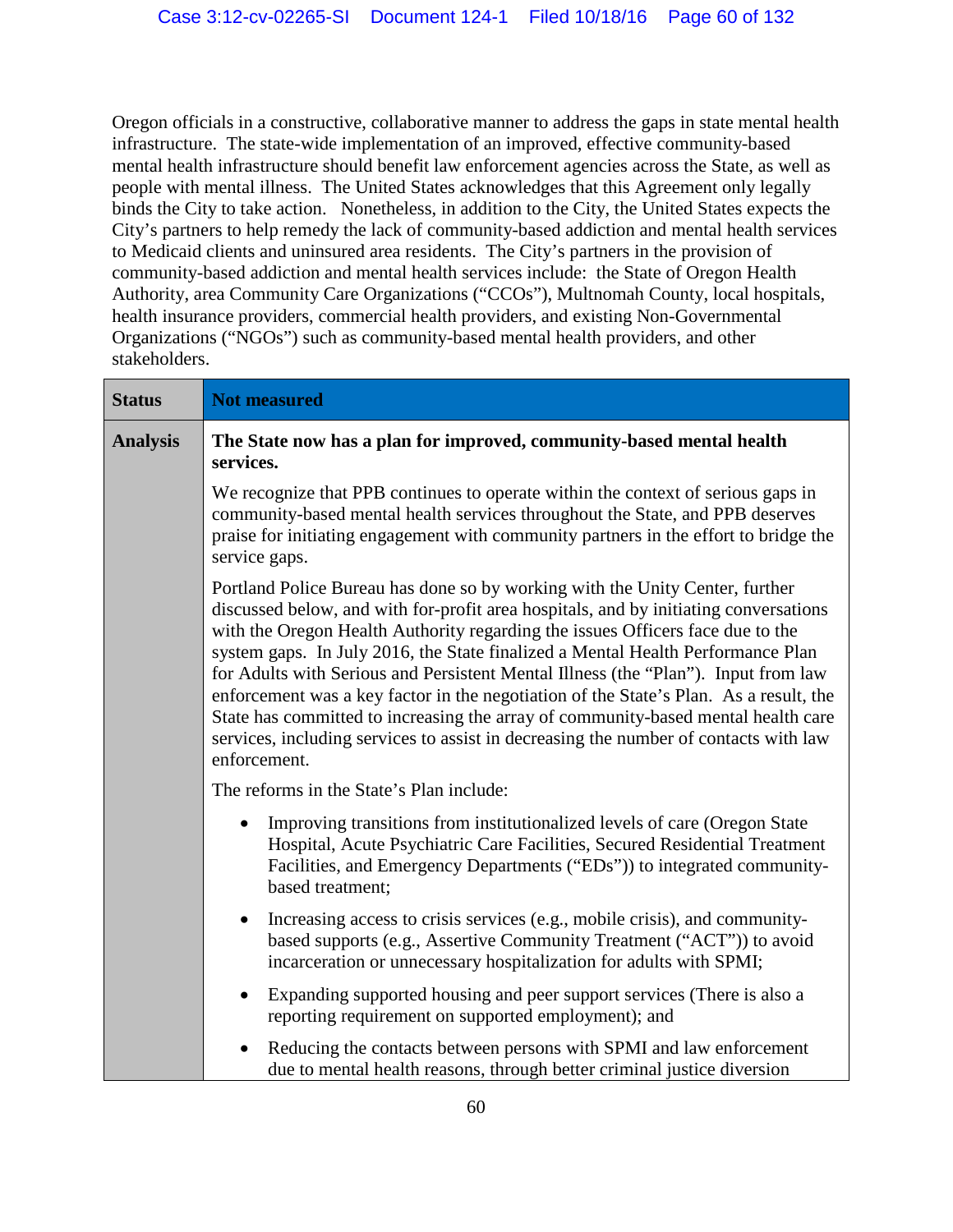Oregon officials in a constructive, collaborative manner to address the gaps in state mental health infrastructure. The state-wide implementation of an improved, effective community-based mental health infrastructure should benefit law enforcement agencies across the State, as well as people with mental illness. The United States acknowledges that this Agreement only legally binds the City to take action. Nonetheless, in addition to the City, the United States expects the City's partners to help remedy the lack of community-based addiction and mental health services to Medicaid clients and uninsured area residents. The City's partners in the provision of community-based addiction and mental health services include: the State of Oregon Health Authority, area Community Care Organizations ("CCOs"), Multnomah County, local hospitals, health insurance providers, commercial health providers, and existing Non-Governmental Organizations ("NGOs") such as community-based mental health providers, and other stakeholders.

| **Status** | **Not measured** |
|---|---|
| **Analysis** | **The State now has a plan for improved, community-based mental health services.**<br><br>We recognize that PPB continues to operate within the context of serious gaps in community-based mental health services throughout the State, and PPB deserves praise for initiating engagement with community partners in the effort to bridge the service gaps.<br><br>Portland Police Bureau has done so by working with the Unity Center, further discussed below, and with for-profit area hospitals, and by initiating conversations with the Oregon Health Authority regarding the issues Officers face due to the system gaps. In July 2016, the State finalized a Mental Health Performance Plan for Adults with Serious and Persistent Mental Illness (the "Plan"). Input from law enforcement was a key factor in the negotiation of the State's Plan. As a result, the State has committed to increasing the array of community-based mental health care services, including services to assist in decreasing the number of contacts with law enforcement.<br><br>The reforms in the State's Plan include:<br><br>• Improving transitions from institutionalized levels of care (Oregon State Hospital, Acute Psychiatric Care Facilities, Secured Residential Treatment Facilities, and Emergency Departments ("EDs")) to integrated community-based treatment;<br><br>• Increasing access to crisis services (e.g., mobile crisis), and community-based supports (e.g., Assertive Community Treatment ("ACT")) to avoid incarceration or unnecessary hospitalization for adults with SPMI;<br><br>• Expanding supported housing and peer support services (There is also a reporting requirement on supported employment); and<br><br>• Reducing the contacts between persons with SPMI and law enforcement due to mental health reasons, through better criminal justice diversion |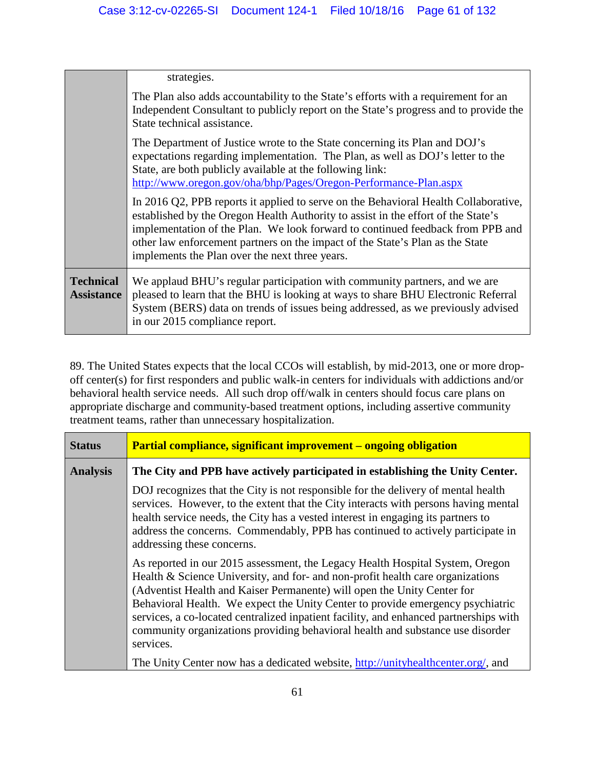| | |
|---|---|
| | strategies.<br><br>The Plan also adds accountability to the State's efforts with a requirement for an Independent Consultant to publicly report on the State's progress and to provide the State technical assistance.<br><br>The Department of Justice wrote to the State concerning its Plan and DOJ's expectations regarding implementation. The Plan, as well as DOJ's letter to the State, are both publicly available at the following link: http://www.oregon.gov/oha/bhp/Pages/Oregon-Performance-Plan.aspx<br><br>In 2016 Q2, PPB reports it applied to serve on the Behavioral Health Collaborative, established by the Oregon Health Authority to assist in the effort of the State's implementation of the Plan. We look forward to continued feedback from PPB and other law enforcement partners on the impact of the State's Plan as the State implements the Plan over the next three years. |
| **Technical Assistance** | We applaud BHU's regular participation with community partners, and we are pleased to learn that the BHU is looking at ways to share BHU Electronic Referral System (BERS) data on trends of issues being addressed, as we previously advised in our 2015 compliance report. |

89. The United States expects that the local CCOs will establish, by mid-2013, one or more drop-off center(s) for first responders and public walk-in centers for individuals with addictions and/or behavioral health service needs. All such drop off/walk in centers should focus care plans on appropriate discharge and community-based treatment options, including assertive community treatment teams, rather than unnecessary hospitalization.

| | |
|---|---|
| **Status** | **Partial compliance, significant improvement – ongoing obligation** |
| **Analysis** | **The City and PPB have actively participated in establishing the Unity Center.**<br><br>DOJ recognizes that the City is not responsible for the delivery of mental health services. However, to the extent that the City interacts with persons having mental health service needs, the City has a vested interest in engaging its partners to address the concerns. Commendably, PPB has continued to actively participate in addressing these concerns.<br><br>As reported in our 2015 assessment, the Legacy Health Hospital System, Oregon Health & Science University, and for- and non-profit health care organizations (Adventist Health and Kaiser Permanente) will open the Unity Center for Behavioral Health. We expect the Unity Center to provide emergency psychiatric services, a co-located centralized inpatient facility, and enhanced partnerships with community organizations providing behavioral health and substance use disorder services.<br><br>The Unity Center now has a dedicated website, http://unityhealthcenter.org/, and |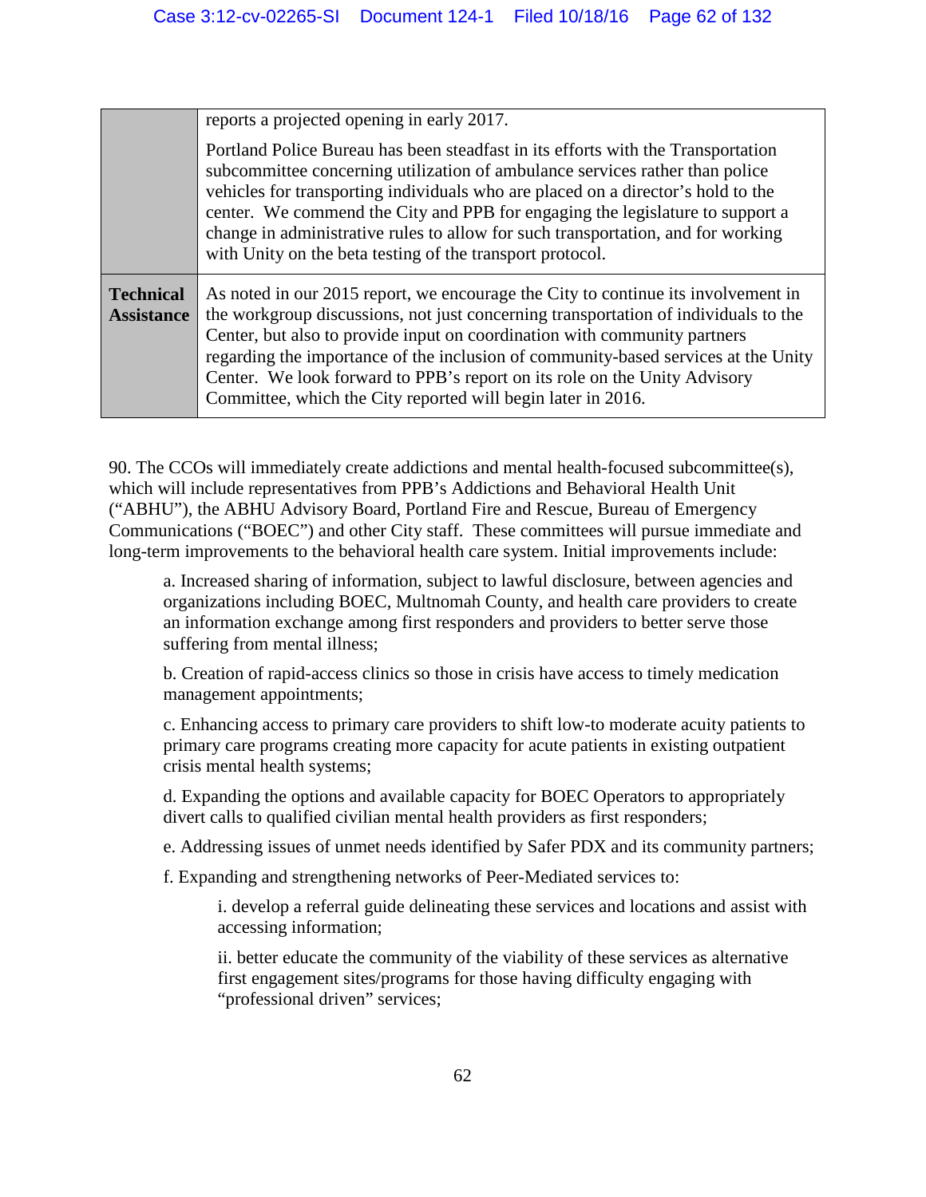| | |
|---|---|
| | reports a projected opening in early 2017.<br><br>Portland Police Bureau has been steadfast in its efforts with the Transportation subcommittee concerning utilization of ambulance services rather than police vehicles for transporting individuals who are placed on a director's hold to the center. We commend the City and PPB for engaging the legislature to support a change in administrative rules to allow for such transportation, and for working with Unity on the beta testing of the transport protocol. |
| **Technical Assistance** | As noted in our 2015 report, we encourage the City to continue its involvement in the workgroup discussions, not just concerning transportation of individuals to the Center, but also to provide input on coordination with community partners regarding the importance of the inclusion of community-based services at the Unity Center. We look forward to PPB's report on its role on the Unity Advisory Committee, which the City reported will begin later in 2016. |

90. The CCOs will immediately create addictions and mental health-focused subcommittee(s), which will include representatives from PPB's Addictions and Behavioral Health Unit ("ABHU"), the ABHU Advisory Board, Portland Fire and Rescue, Bureau of Emergency Communications ("BOEC") and other City staff. These committees will pursue immediate and long-term improvements to the behavioral health care system. Initial improvements include:

a. Increased sharing of information, subject to lawful disclosure, between agencies and organizations including BOEC, Multnomah County, and health care providers to create an information exchange among first responders and providers to better serve those suffering from mental illness;

b. Creation of rapid-access clinics so those in crisis have access to timely medication management appointments;

c. Enhancing access to primary care providers to shift low-to moderate acuity patients to primary care programs creating more capacity for acute patients in existing outpatient crisis mental health systems;

d. Expanding the options and available capacity for BOEC Operators to appropriately divert calls to qualified civilian mental health providers as first responders;

e. Addressing issues of unmet needs identified by Safer PDX and its community partners;

f. Expanding and strengthening networks of Peer-Mediated services to:

i. develop a referral guide delineating these services and locations and assist with accessing information;

ii. better educate the community of the viability of these services as alternative first engagement sites/programs for those having difficulty engaging with "professional driven" services;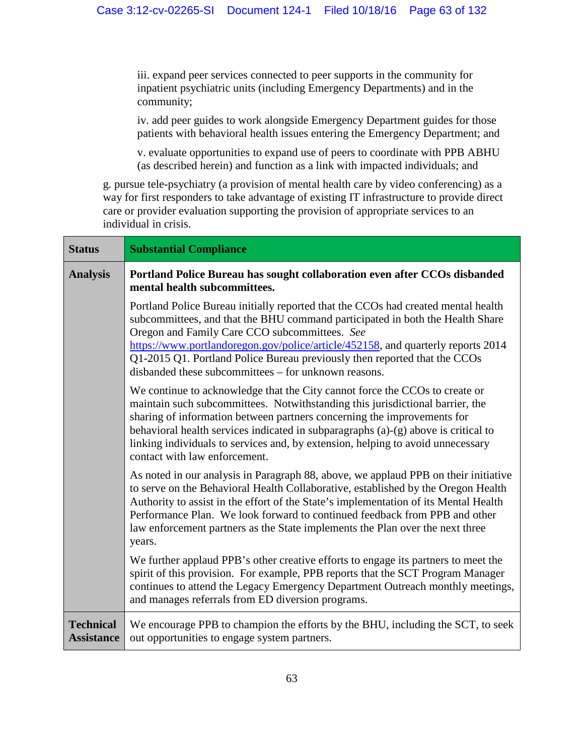iii. expand peer services connected to peer supports in the community for inpatient psychiatric units (including Emergency Departments) and in the community;

iv. add peer guides to work alongside Emergency Department guides for those patients with behavioral health issues entering the Emergency Department; and

v. evaluate opportunities to expand use of peers to coordinate with PPB ABHU (as described herein) and function as a link with impacted individuals; and

g. pursue tele-psychiatry (a provision of mental health care by video conferencing) as a way for first responders to take advantage of existing IT infrastructure to provide direct care or provider evaluation supporting the provision of appropriate services to an individual in crisis.

| **Status** | **Substantial Compliance** |
|---|---|
| **Analysis** | **Portland Police Bureau has sought collaboration even after CCOs disbanded mental health subcommittees.**<br><br>Portland Police Bureau initially reported that the CCOs had created mental health subcommittees, and that the BHU command participated in both the Health Share Oregon and Family Care CCO subcommittees. *See* https://www.portlandoregon.gov/police/article/452158, and quarterly reports 2014 Q1-2015 Q1. Portland Police Bureau previously then reported that the CCOs disbanded these subcommittees – for unknown reasons.<br><br>We continue to acknowledge that the City cannot force the CCOs to create or maintain such subcommittees. Notwithstanding this jurisdictional barrier, the sharing of information between partners concerning the improvements for behavioral health services indicated in subparagraphs (a)-(g) above is critical to linking individuals to services and, by extension, helping to avoid unnecessary contact with law enforcement.<br><br>As noted in our analysis in Paragraph 88, above, we applaud PPB on their initiative to serve on the Behavioral Health Collaborative, established by the Oregon Health Authority to assist in the effort of the State's implementation of its Mental Health Performance Plan. We look forward to continued feedback from PPB and other law enforcement partners as the State implements the Plan over the next three years.<br><br>We further applaud PPB's other creative efforts to engage its partners to meet the spirit of this provision. For example, PPB reports that the SCT Program Manager continues to attend the Legacy Emergency Department Outreach monthly meetings, and manages referrals from ED diversion programs. |
| **Technical Assistance** | We encourage PPB to champion the efforts by the BHU, including the SCT, to seek out opportunities to engage system partners. |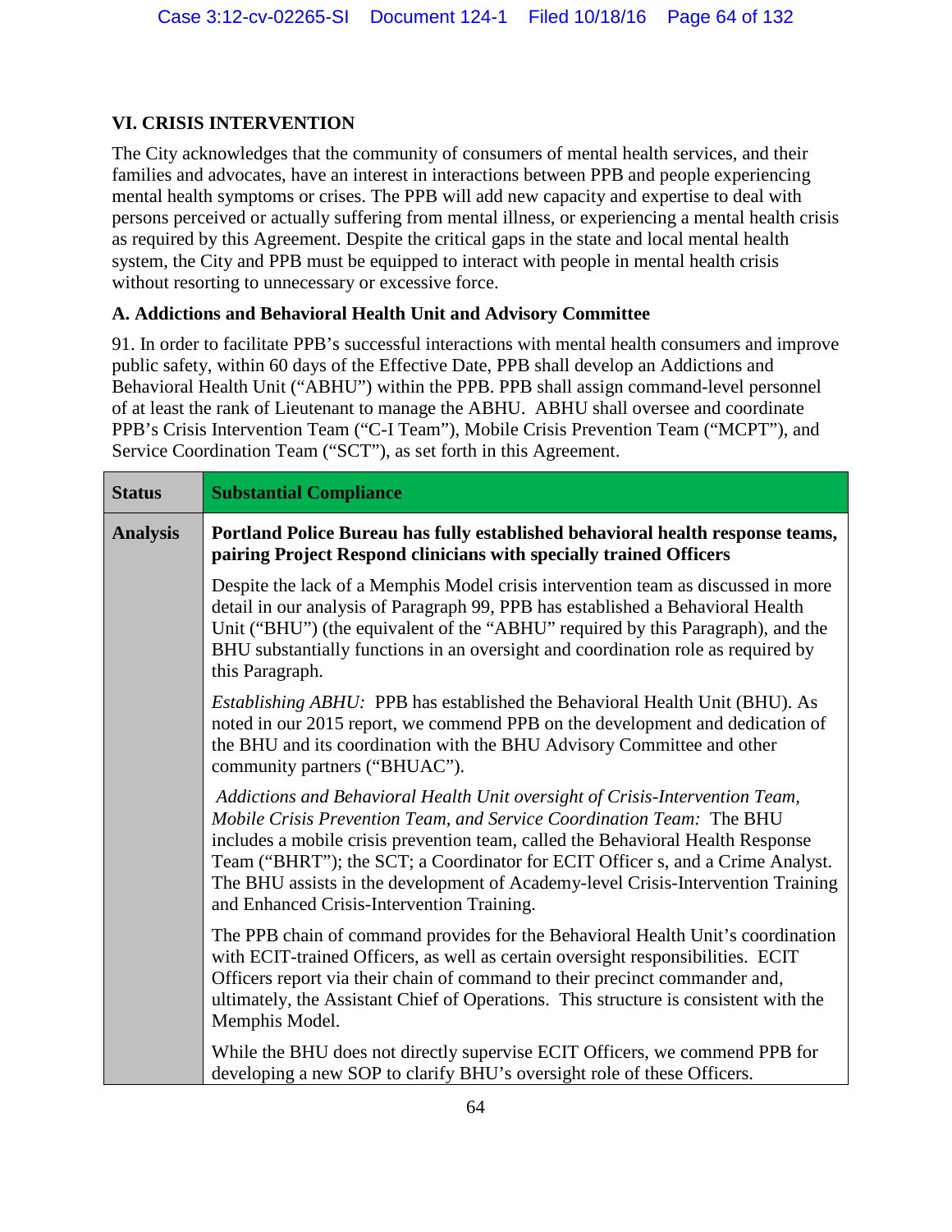## VI. CRISIS INTERVENTION

The City acknowledges that the community of consumers of mental health services, and their families and advocates, have an interest in interactions between PPB and people experiencing mental health symptoms or crises. The PPB will add new capacity and expertise to deal with persons perceived or actually suffering from mental illness, or experiencing a mental health crisis as required by this Agreement. Despite the critical gaps in the state and local mental health system, the City and PPB must be equipped to interact with people in mental health crisis without resorting to unnecessary or excessive force.

### A. Addictions and Behavioral Health Unit and Advisory Committee

91. In order to facilitate PPB's successful interactions with mental health consumers and improve public safety, within 60 days of the Effective Date, PPB shall develop an Addictions and Behavioral Health Unit ("ABHU") within the PPB. PPB shall assign command-level personnel of at least the rank of Lieutenant to manage the ABHU. ABHU shall oversee and coordinate PPB's Crisis Intervention Team ("C-I Team"), Mobile Crisis Prevention Team ("MCPT"), and Service Coordination Team ("SCT"), as set forth in this Agreement.

| **Status** | **Substantial Compliance** |
|---|---|
| **Analysis** | **Portland Police Bureau has fully established behavioral health response teams, pairing Project Respond clinicians with specially trained Officers** <br><br> Despite the lack of a Memphis Model crisis intervention team as discussed in more detail in our analysis of Paragraph 99, PPB has established a Behavioral Health Unit ("BHU") (the equivalent of the "ABHU" required by this Paragraph), and the BHU substantially functions in an oversight and coordination role as required by this Paragraph. <br><br> *Establishing ABHU:* PPB has established the Behavioral Health Unit (BHU). As noted in our 2015 report, we commend PPB on the development and dedication of the BHU and its coordination with the BHU Advisory Committee and other community partners ("BHUAC"). <br><br> *Addictions and Behavioral Health Unit oversight of Crisis-Intervention Team, Mobile Crisis Prevention Team, and Service Coordination Team:* The BHU includes a mobile crisis prevention team, called the Behavioral Health Response Team ("BHRT"); the SCT; a Coordinator for ECIT Officer s, and a Crime Analyst. The BHU assists in the development of Academy-level Crisis-Intervention Training and Enhanced Crisis-Intervention Training. <br><br> The PPB chain of command provides for the Behavioral Health Unit's coordination with ECIT-trained Officers, as well as certain oversight responsibilities. ECIT Officers report via their chain of command to their precinct commander and, ultimately, the Assistant Chief of Operations. This structure is consistent with the Memphis Model. <br><br> While the BHU does not directly supervise ECIT Officers, we commend PPB for developing a new SOP to clarify BHU's oversight role of these Officers. |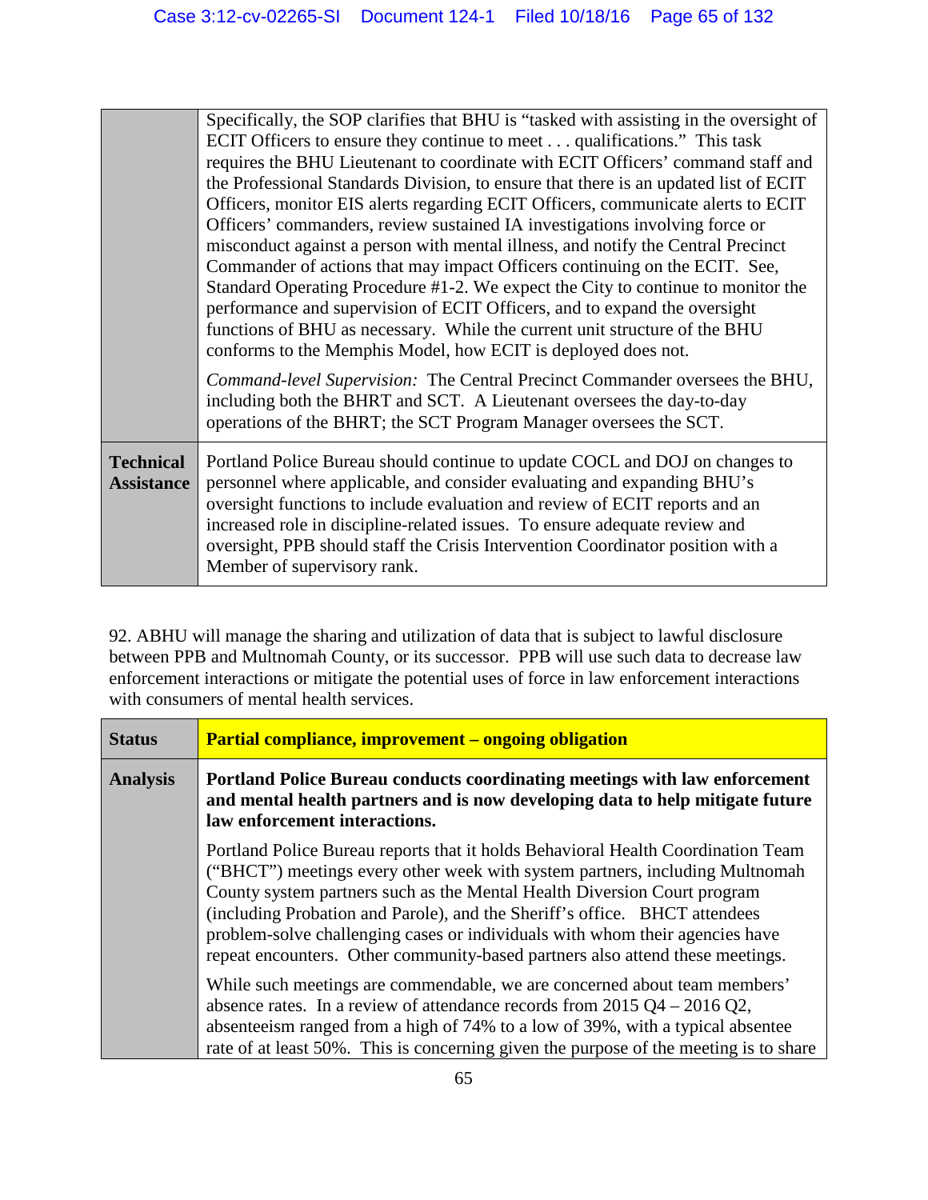| | |
|---|---|
| | Specifically, the SOP clarifies that BHU is "tasked with assisting in the oversight of ECIT Officers to ensure they continue to meet . . . qualifications." This task requires the BHU Lieutenant to coordinate with ECIT Officers' command staff and the Professional Standards Division, to ensure that there is an updated list of ECIT Officers, monitor EIS alerts regarding ECIT Officers, communicate alerts to ECIT Officers' commanders, review sustained IA investigations involving force or misconduct against a person with mental illness, and notify the Central Precinct Commander of actions that may impact Officers continuing on the ECIT. See, Standard Operating Procedure #1-2. We expect the City to continue to monitor the performance and supervision of ECIT Officers, and to expand the oversight functions of BHU as necessary. While the current unit structure of the BHU conforms to the Memphis Model, how ECIT is deployed does not.<br><br>*Command-level Supervision:* The Central Precinct Commander oversees the BHU, including both the BHRT and SCT. A Lieutenant oversees the day-to-day operations of the BHRT; the SCT Program Manager oversees the SCT. |
| **Technical Assistance** | Portland Police Bureau should continue to update COCL and DOJ on changes to personnel where applicable, and consider evaluating and expanding BHU's oversight functions to include evaluation and review of ECIT reports and an increased role in discipline-related issues. To ensure adequate review and oversight, PPB should staff the Crisis Intervention Coordinator position with a Member of supervisory rank. |

92. ABHU will manage the sharing and utilization of data that is subject to lawful disclosure between PPB and Multnomah County, or its successor. PPB will use such data to decrease law enforcement interactions or mitigate the potential uses of force in law enforcement interactions with consumers of mental health services.

| | |
|---|---|
| **Status** | **Partial compliance, improvement – ongoing obligation** |
| **Analysis** | **Portland Police Bureau conducts coordinating meetings with law enforcement and mental health partners and is now developing data to help mitigate future law enforcement interactions.**<br><br>Portland Police Bureau reports that it holds Behavioral Health Coordination Team ("BHCT") meetings every other week with system partners, including Multnomah County system partners such as the Mental Health Diversion Court program (including Probation and Parole), and the Sheriff's office. BHCT attendees problem-solve challenging cases or individuals with whom their agencies have repeat encounters. Other community-based partners also attend these meetings.<br><br>While such meetings are commendable, we are concerned about team members' absence rates. In a review of attendance records from 2015 Q4 – 2016 Q2, absenteeism ranged from a high of 74% to a low of 39%, with a typical absentee rate of at least 50%. This is concerning given the purpose of the meeting is to share |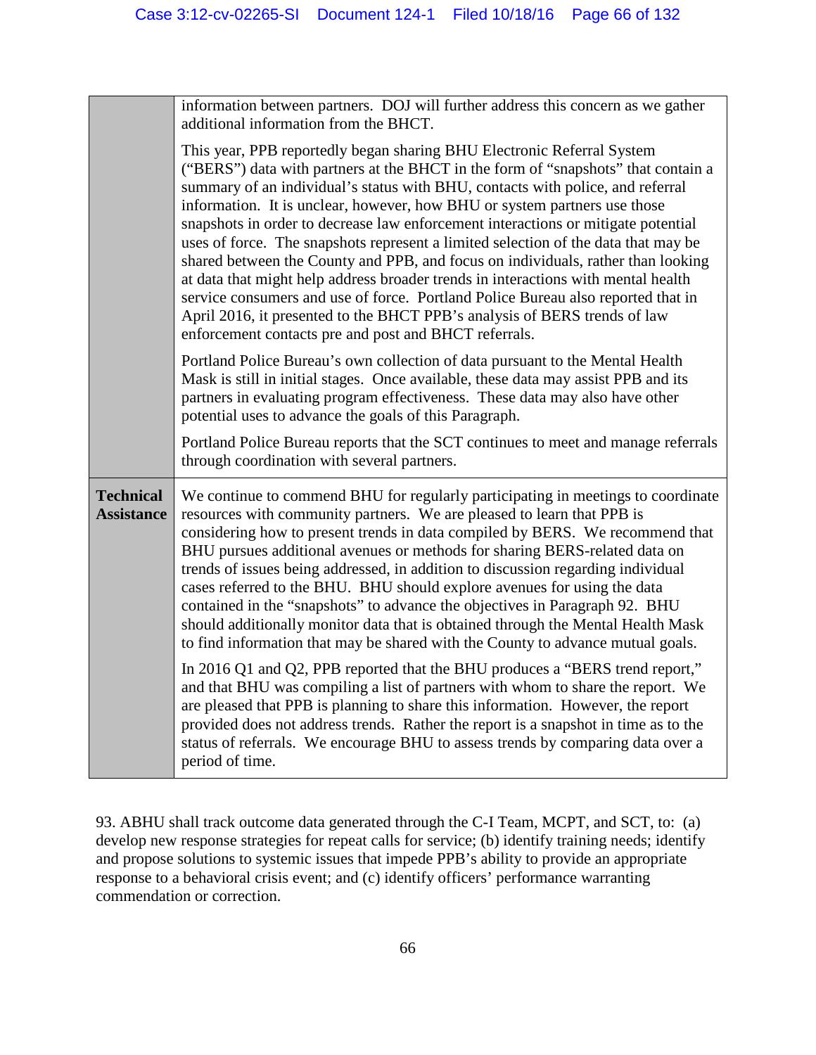| | |
|---|---|
| | information between partners. DOJ will further address this concern as we gather additional information from the BHCT.<br><br>This year, PPB reportedly began sharing BHU Electronic Referral System ("BERS") data with partners at the BHCT in the form of "snapshots" that contain a summary of an individual's status with BHU, contacts with police, and referral information. It is unclear, however, how BHU or system partners use those snapshots in order to decrease law enforcement interactions or mitigate potential uses of force. The snapshots represent a limited selection of the data that may be shared between the County and PPB, and focus on individuals, rather than looking at data that might help address broader trends in interactions with mental health service consumers and use of force. Portland Police Bureau also reported that in April 2016, it presented to the BHCT PPB's analysis of BERS trends of law enforcement contacts pre and post and BHCT referrals.<br><br>Portland Police Bureau's own collection of data pursuant to the Mental Health Mask is still in initial stages. Once available, these data may assist PPB and its partners in evaluating program effectiveness. These data may also have other potential uses to advance the goals of this Paragraph.<br><br>Portland Police Bureau reports that the SCT continues to meet and manage referrals through coordination with several partners. |
| **Technical Assistance** | We continue to commend BHU for regularly participating in meetings to coordinate resources with community partners. We are pleased to learn that PPB is considering how to present trends in data compiled by BERS. We recommend that BHU pursues additional avenues or methods for sharing BERS-related data on trends of issues being addressed, in addition to discussion regarding individual cases referred to the BHU. BHU should explore avenues for using the data contained in the "snapshots" to advance the objectives in Paragraph 92. BHU should additionally monitor data that is obtained through the Mental Health Mask to find information that may be shared with the County to advance mutual goals.<br><br>In 2016 Q1 and Q2, PPB reported that the BHU produces a "BERS trend report," and that BHU was compiling a list of partners with whom to share the report. We are pleased that PPB is planning to share this information. However, the report provided does not address trends. Rather the report is a snapshot in time as to the status of referrals. We encourage BHU to assess trends by comparing data over a period of time. |

93. ABHU shall track outcome data generated through the C-I Team, MCPT, and SCT, to: (a) develop new response strategies for repeat calls for service; (b) identify training needs; identify and propose solutions to systemic issues that impede PPB's ability to provide an appropriate response to a behavioral crisis event; and (c) identify officers' performance warranting commendation or correction.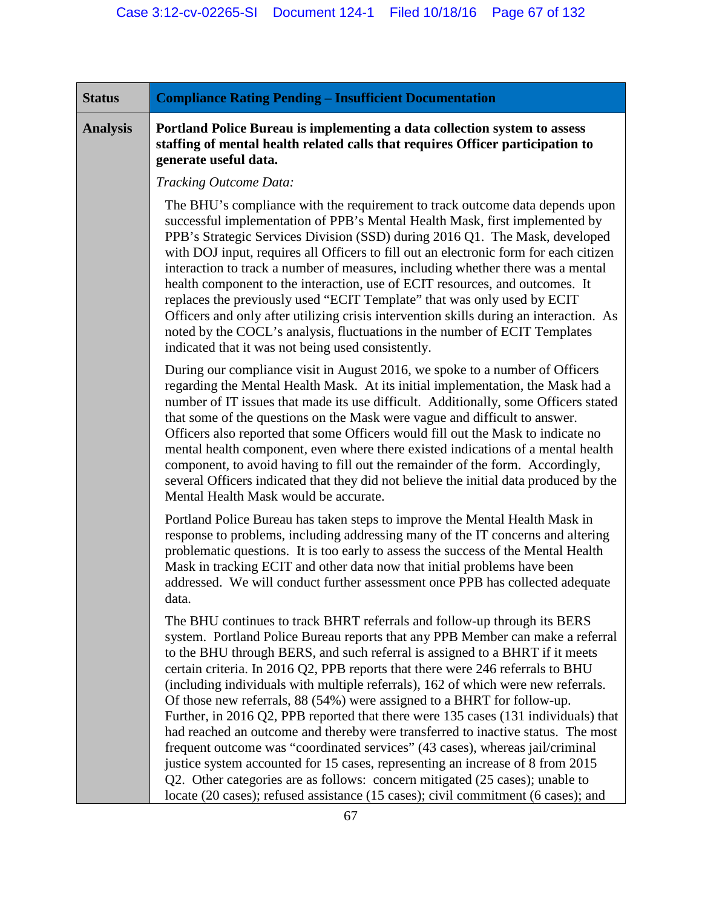| **Status** | **Compliance Rating Pending – Insufficient Documentation** |
|---|---|
| **Analysis** | **Portland Police Bureau is implementing a data collection system to assess staffing of mental health related calls that requires Officer participation to generate useful data.**<br><br>*Tracking Outcome Data:*<br><br>The BHU's compliance with the requirement to track outcome data depends upon successful implementation of PPB's Mental Health Mask, first implemented by PPB's Strategic Services Division (SSD) during 2016 Q1. The Mask, developed with DOJ input, requires all Officers to fill out an electronic form for each citizen interaction to track a number of measures, including whether there was a mental health component to the interaction, use of ECIT resources, and outcomes. It replaces the previously used "ECIT Template" that was only used by ECIT Officers and only after utilizing crisis intervention skills during an interaction. As noted by the COCL's analysis, fluctuations in the number of ECIT Templates indicated that it was not being used consistently.<br><br>During our compliance visit in August 2016, we spoke to a number of Officers regarding the Mental Health Mask. At its initial implementation, the Mask had a number of IT issues that made its use difficult. Additionally, some Officers stated that some of the questions on the Mask were vague and difficult to answer. Officers also reported that some Officers would fill out the Mask to indicate no mental health component, even where there existed indications of a mental health component, to avoid having to fill out the remainder of the form. Accordingly, several Officers indicated that they did not believe the initial data produced by the Mental Health Mask would be accurate.<br><br>Portland Police Bureau has taken steps to improve the Mental Health Mask in response to problems, including addressing many of the IT concerns and altering problematic questions. It is too early to assess the success of the Mental Health Mask in tracking ECIT and other data now that initial problems have been addressed. We will conduct further assessment once PPB has collected adequate data.<br><br>The BHU continues to track BHRT referrals and follow-up through its BERS system. Portland Police Bureau reports that any PPB Member can make a referral to the BHU through BERS, and such referral is assigned to a BHRT if it meets certain criteria. In 2016 Q2, PPB reports that there were 246 referrals to BHU (including individuals with multiple referrals), 162 of which were new referrals. Of those new referrals, 88 (54%) were assigned to a BHRT for follow-up. Further, in 2016 Q2, PPB reported that there were 135 cases (131 individuals) that had reached an outcome and thereby were transferred to inactive status. The most frequent outcome was "coordinated services" (43 cases), whereas jail/criminal justice system accounted for 15 cases, representing an increase of 8 from 2015 Q2. Other categories are as follows: concern mitigated (25 cases); unable to locate (20 cases); refused assistance (15 cases); civil commitment (6 cases); and |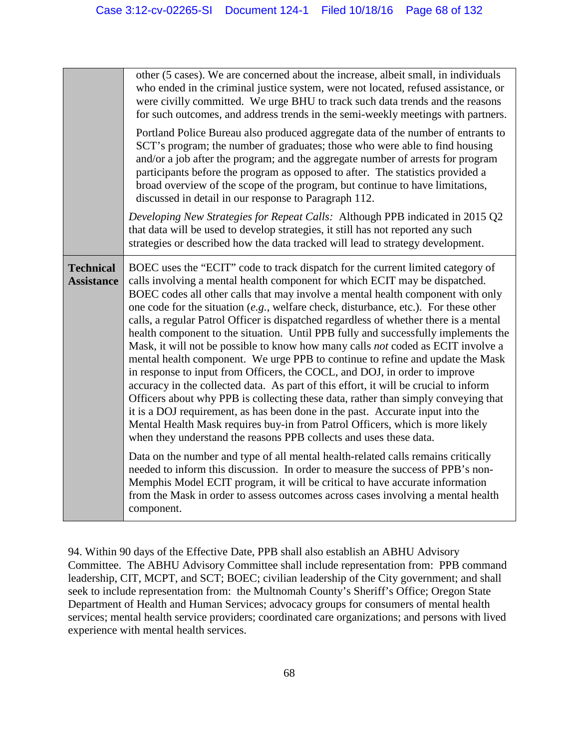| | |
|---|---|
| | other (5 cases). We are concerned about the increase, albeit small, in individuals who ended in the criminal justice system, were not located, refused assistance, or were civilly committed. We urge BHU to track such data trends and the reasons for such outcomes, and address trends in the semi-weekly meetings with partners.<br><br>Portland Police Bureau also produced aggregate data of the number of entrants to SCT's program; the number of graduates; those who were able to find housing and/or a job after the program; and the aggregate number of arrests for program participants before the program as opposed to after. The statistics provided a broad overview of the scope of the program, but continue to have limitations, discussed in detail in our response to Paragraph 112.<br><br>*Developing New Strategies for Repeat Calls:* Although PPB indicated in 2015 Q2 that data will be used to develop strategies, it still has not reported any such strategies or described how the data tracked will lead to strategy development. |
| **Technical Assistance** | BOEC uses the "ECIT" code to track dispatch for the current limited category of calls involving a mental health component for which ECIT may be dispatched. BOEC codes all other calls that may involve a mental health component with only one code for the situation (*e.g.*, welfare check, disturbance, etc.). For these other calls, a regular Patrol Officer is dispatched regardless of whether there is a mental health component to the situation. Until PPB fully and successfully implements the Mask, it will not be possible to know how many calls *not* coded as ECIT involve a mental health component. We urge PPB to continue to refine and update the Mask in response to input from Officers, the COCL, and DOJ, in order to improve accuracy in the collected data. As part of this effort, it will be crucial to inform Officers about why PPB is collecting these data, rather than simply conveying that it is a DOJ requirement, as has been done in the past. Accurate input into the Mental Health Mask requires buy-in from Patrol Officers, which is more likely when they understand the reasons PPB collects and uses these data.<br><br>Data on the number and type of all mental health-related calls remains critically needed to inform this discussion. In order to measure the success of PPB's non-Memphis Model ECIT program, it will be critical to have accurate information from the Mask in order to assess outcomes across cases involving a mental health component. |

94. Within 90 days of the Effective Date, PPB shall also establish an ABHU Advisory Committee. The ABHU Advisory Committee shall include representation from: PPB command leadership, CIT, MCPT, and SCT; BOEC; civilian leadership of the City government; and shall seek to include representation from: the Multnomah County's Sheriff's Office; Oregon State Department of Health and Human Services; advocacy groups for consumers of mental health services; mental health service providers; coordinated care organizations; and persons with lived experience with mental health services.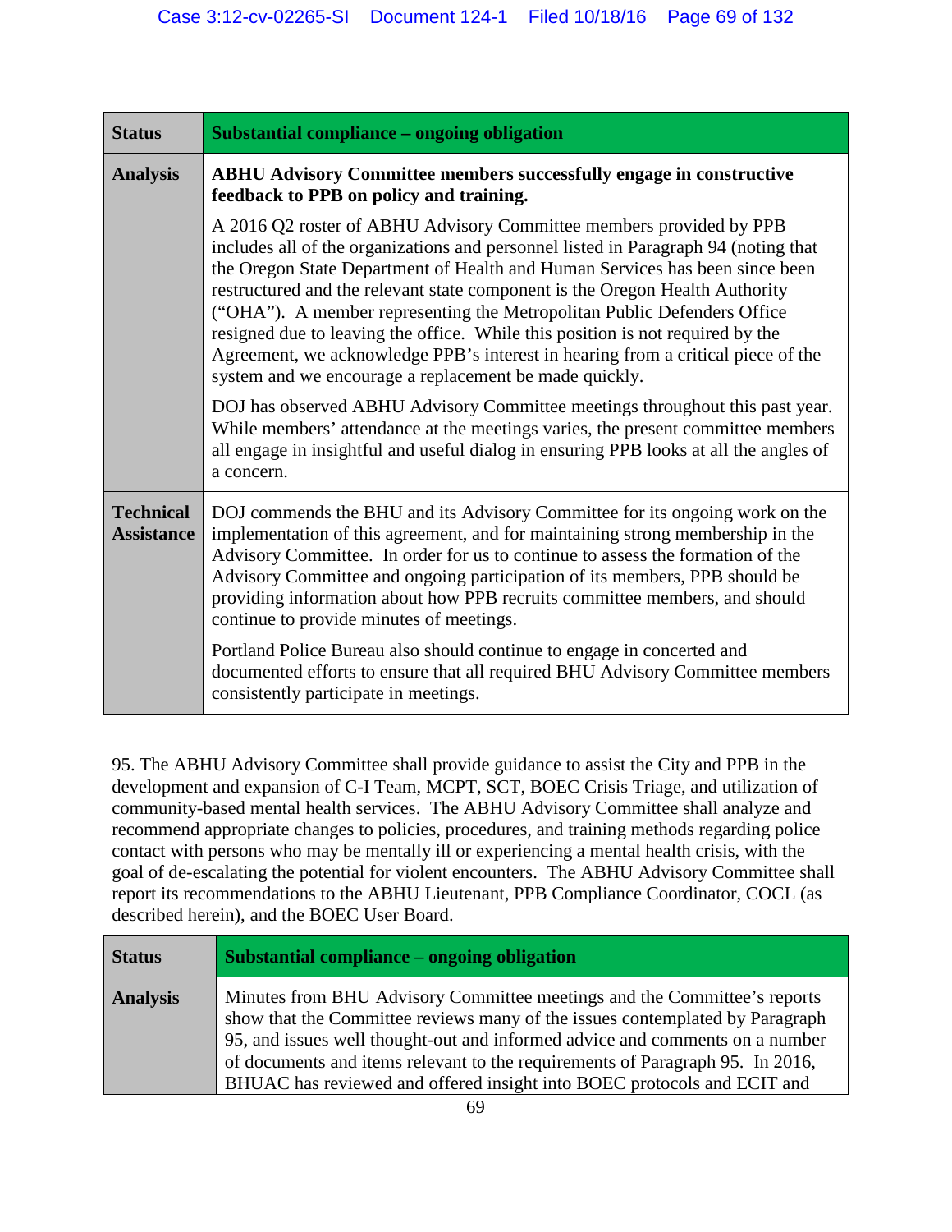| Status | **Substantial compliance – ongoing obligation** |
|---|---|
| Analysis | **ABHU Advisory Committee members successfully engage in constructive feedback to PPB on policy and training.**<br><br>A 2016 Q2 roster of ABHU Advisory Committee members provided by PPB includes all of the organizations and personnel listed in Paragraph 94 (noting that the Oregon State Department of Health and Human Services has been since been restructured and the relevant state component is the Oregon Health Authority ("OHA"). A member representing the Metropolitan Public Defenders Office resigned due to leaving the office. While this position is not required by the Agreement, we acknowledge PPB's interest in hearing from a critical piece of the system and we encourage a replacement be made quickly.<br><br>DOJ has observed ABHU Advisory Committee meetings throughout this past year. While members' attendance at the meetings varies, the present committee members all engage in insightful and useful dialog in ensuring PPB looks at all the angles of a concern. |
| Technical Assistance | DOJ commends the BHU and its Advisory Committee for its ongoing work on the implementation of this agreement, and for maintaining strong membership in the Advisory Committee. In order for us to continue to assess the formation of the Advisory Committee and ongoing participation of its members, PPB should be providing information about how PPB recruits committee members, and should continue to provide minutes of meetings.<br><br>Portland Police Bureau also should continue to engage in concerted and documented efforts to ensure that all required BHU Advisory Committee members consistently participate in meetings. |

95. The ABHU Advisory Committee shall provide guidance to assist the City and PPB in the development and expansion of C-I Team, MCPT, SCT, BOEC Crisis Triage, and utilization of community-based mental health services. The ABHU Advisory Committee shall analyze and recommend appropriate changes to policies, procedures, and training methods regarding police contact with persons who may be mentally ill or experiencing a mental health crisis, with the goal of de-escalating the potential for violent encounters. The ABHU Advisory Committee shall report its recommendations to the ABHU Lieutenant, PPB Compliance Coordinator, COCL (as described herein), and the BOEC User Board.

| Status | **Substantial compliance – ongoing obligation** |
|---|---|
| Analysis | Minutes from BHU Advisory Committee meetings and the Committee's reports show that the Committee reviews many of the issues contemplated by Paragraph 95, and issues well thought-out and informed advice and comments on a number of documents and items relevant to the requirements of Paragraph 95. In 2016, BHUAC has reviewed and offered insight into BOEC protocols and ECIT and |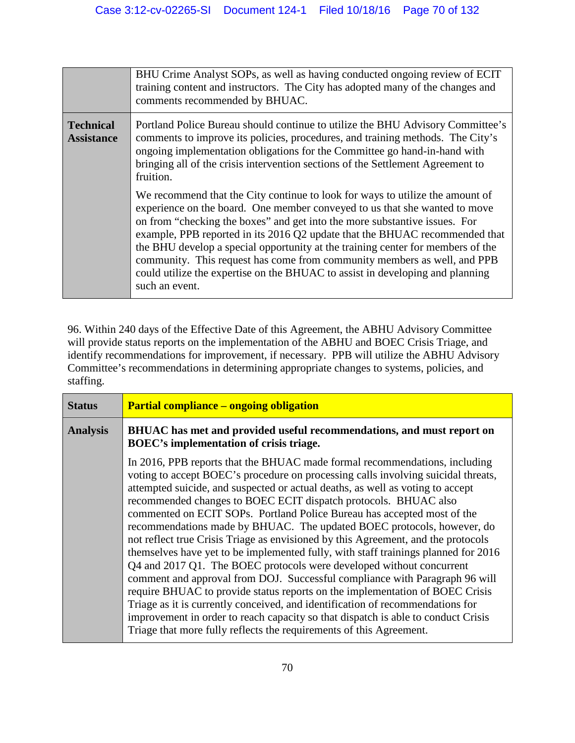| | |
|---|---|
| | BHU Crime Analyst SOPs, as well as having conducted ongoing review of ECIT training content and instructors. The City has adopted many of the changes and comments recommended by BHUAC. |
| **Technical Assistance** | Portland Police Bureau should continue to utilize the BHU Advisory Committee's comments to improve its policies, procedures, and training methods. The City's ongoing implementation obligations for the Committee go hand-in-hand with bringing all of the crisis intervention sections of the Settlement Agreement to fruition.<br><br>We recommend that the City continue to look for ways to utilize the amount of experience on the board. One member conveyed to us that she wanted to move on from "checking the boxes" and get into the more substantive issues. For example, PPB reported in its 2016 Q2 update that the BHUAC recommended that the BHU develop a special opportunity at the training center for members of the community. This request has come from community members as well, and PPB could utilize the expertise on the BHUAC to assist in developing and planning such an event. |

96. Within 240 days of the Effective Date of this Agreement, the ABHU Advisory Committee will provide status reports on the implementation of the ABHU and BOEC Crisis Triage, and identify recommendations for improvement, if necessary. PPB will utilize the ABHU Advisory Committee's recommendations in determining appropriate changes to systems, policies, and staffing.

| **Status** | **Partial compliance – ongoing obligation** |
|---|---|
| **Analysis** | **BHUAC has met and provided useful recommendations, and must report on BOEC's implementation of crisis triage.**<br><br>In 2016, PPB reports that the BHUAC made formal recommendations, including voting to accept BOEC's procedure on processing calls involving suicidal threats, attempted suicide, and suspected or actual deaths, as well as voting to accept recommended changes to BOEC ECIT dispatch protocols. BHUAC also commented on ECIT SOPs. Portland Police Bureau has accepted most of the recommendations made by BHUAC. The updated BOEC protocols, however, do not reflect true Crisis Triage as envisioned by this Agreement, and the protocols themselves have yet to be implemented fully, with staff trainings planned for 2016 Q4 and 2017 Q1. The BOEC protocols were developed without concurrent comment and approval from DOJ. Successful compliance with Paragraph 96 will require BHUAC to provide status reports on the implementation of BOEC Crisis Triage as it is currently conceived, and identification of recommendations for improvement in order to reach capacity so that dispatch is able to conduct Crisis Triage that more fully reflects the requirements of this Agreement. |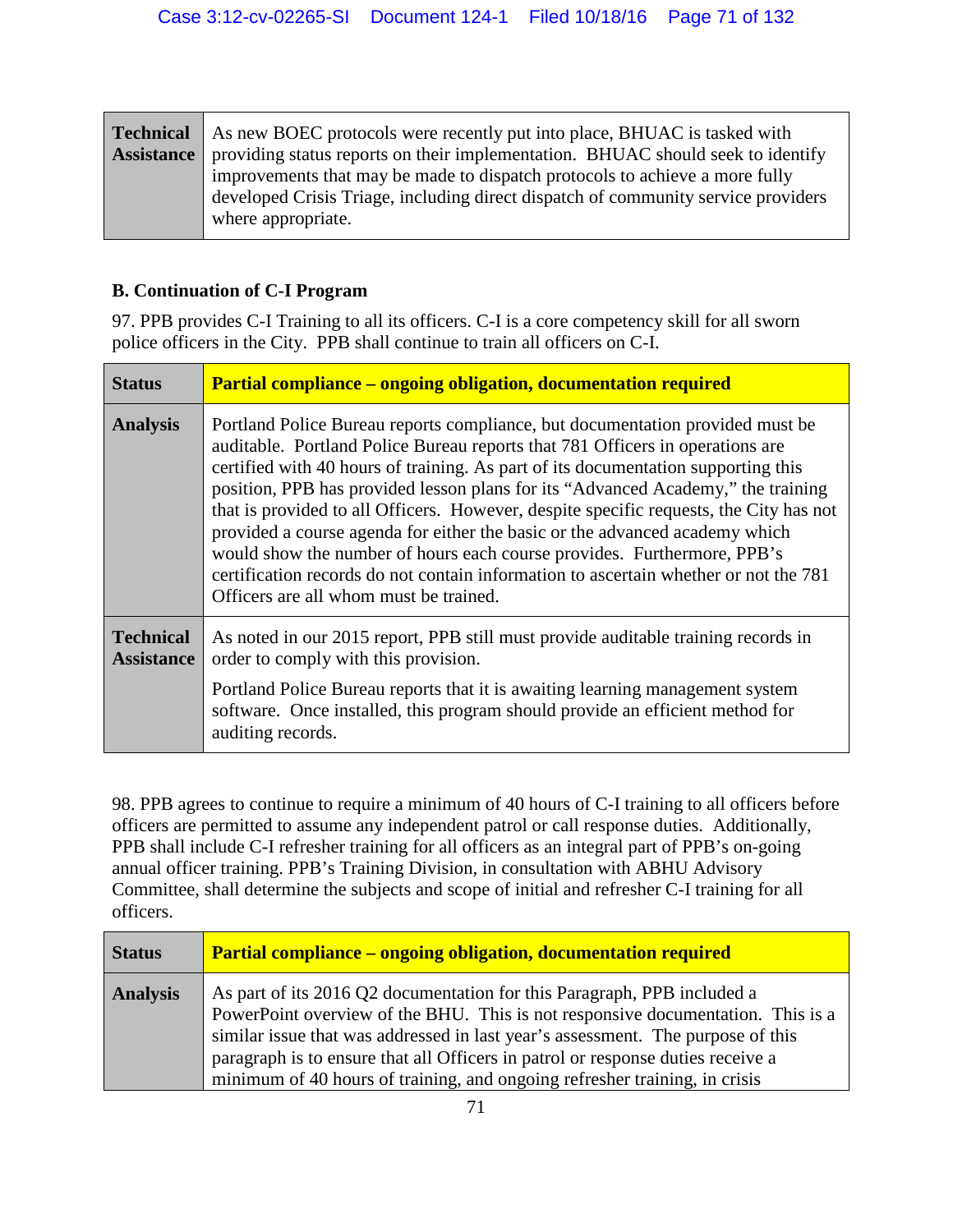| Technical Assistance | As new BOEC protocols were recently put into place, BHUAC is tasked with providing status reports on their implementation. BHUAC should seek to identify improvements that may be made to dispatch protocols to achieve a more fully developed Crisis Triage, including direct dispatch of community service providers where appropriate. |
|---|---|

**B. Continuation of C-I Program**

97. PPB provides C-I Training to all its officers. C-I is a core competency skill for all sworn police officers in the City. PPB shall continue to train all officers on C-I.

| **Status** | **Partial compliance – ongoing obligation, documentation required** |
|---|---|
| **Analysis** | Portland Police Bureau reports compliance, but documentation provided must be auditable. Portland Police Bureau reports that 781 Officers in operations are certified with 40 hours of training. As part of its documentation supporting this position, PPB has provided lesson plans for its "Advanced Academy," the training that is provided to all Officers. However, despite specific requests, the City has not provided a course agenda for either the basic or the advanced academy which would show the number of hours each course provides. Furthermore, PPB's certification records do not contain information to ascertain whether or not the 781 Officers are all whom must be trained. |
| **Technical Assistance** | As noted in our 2015 report, PPB still must provide auditable training records in order to comply with this provision.<br><br>Portland Police Bureau reports that it is awaiting learning management system software. Once installed, this program should provide an efficient method for auditing records. |

98. PPB agrees to continue to require a minimum of 40 hours of C-I training to all officers before officers are permitted to assume any independent patrol or call response duties. Additionally, PPB shall include C-I refresher training for all officers as an integral part of PPB's on-going annual officer training. PPB's Training Division, in consultation with ABHU Advisory Committee, shall determine the subjects and scope of initial and refresher C-I training for all officers.

| **Status** | **Partial compliance – ongoing obligation, documentation required** |
|---|---|
| **Analysis** | As part of its 2016 Q2 documentation for this Paragraph, PPB included a PowerPoint overview of the BHU. This is not responsive documentation. This is a similar issue that was addressed in last year's assessment. The purpose of this paragraph is to ensure that all Officers in patrol or response duties receive a minimum of 40 hours of training, and ongoing refresher training, in crisis |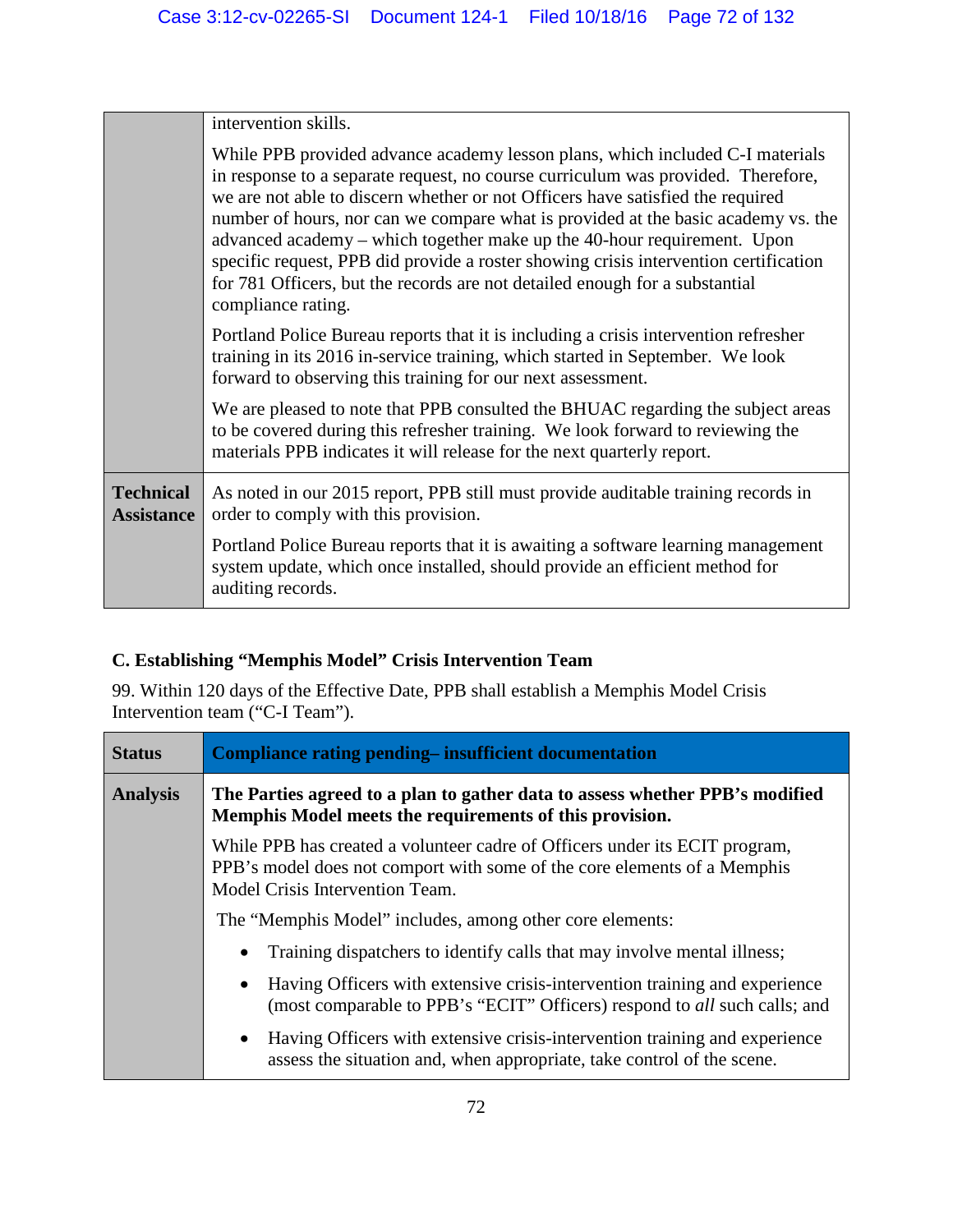| | |
|---|---|
| | intervention skills.<br><br>While PPB provided advance academy lesson plans, which included C-I materials in response to a separate request, no course curriculum was provided. Therefore, we are not able to discern whether or not Officers have satisfied the required number of hours, nor can we compare what is provided at the basic academy vs. the advanced academy – which together make up the 40-hour requirement. Upon specific request, PPB did provide a roster showing crisis intervention certification for 781 Officers, but the records are not detailed enough for a substantial compliance rating.<br><br>Portland Police Bureau reports that it is including a crisis intervention refresher training in its 2016 in-service training, which started in September. We look forward to observing this training for our next assessment.<br><br>We are pleased to note that PPB consulted the BHUAC regarding the subject areas to be covered during this refresher training. We look forward to reviewing the materials PPB indicates it will release for the next quarterly report. |
| **Technical Assistance** | As noted in our 2015 report, PPB still must provide auditable training records in order to comply with this provision.<br><br>Portland Police Bureau reports that it is awaiting a software learning management system update, which once installed, should provide an efficient method for auditing records. |

### C. Establishing "Memphis Model" Crisis Intervention Team

99. Within 120 days of the Effective Date, PPB shall establish a Memphis Model Crisis Intervention team ("C-I Team").

| **Status** | **Compliance rating pending– insufficient documentation** |
|---|---|
| **Analysis** | **The Parties agreed to a plan to gather data to assess whether PPB's modified Memphis Model meets the requirements of this provision.**<br><br>While PPB has created a volunteer cadre of Officers under its ECIT program, PPB's model does not comport with some of the core elements of a Memphis Model Crisis Intervention Team.<br><br>The "Memphis Model" includes, among other core elements:<br><br>• Training dispatchers to identify calls that may involve mental illness;<br>• Having Officers with extensive crisis-intervention training and experience (most comparable to PPB's "ECIT" Officers) respond to *all* such calls; and<br>• Having Officers with extensive crisis-intervention training and experience assess the situation and, when appropriate, take control of the scene. |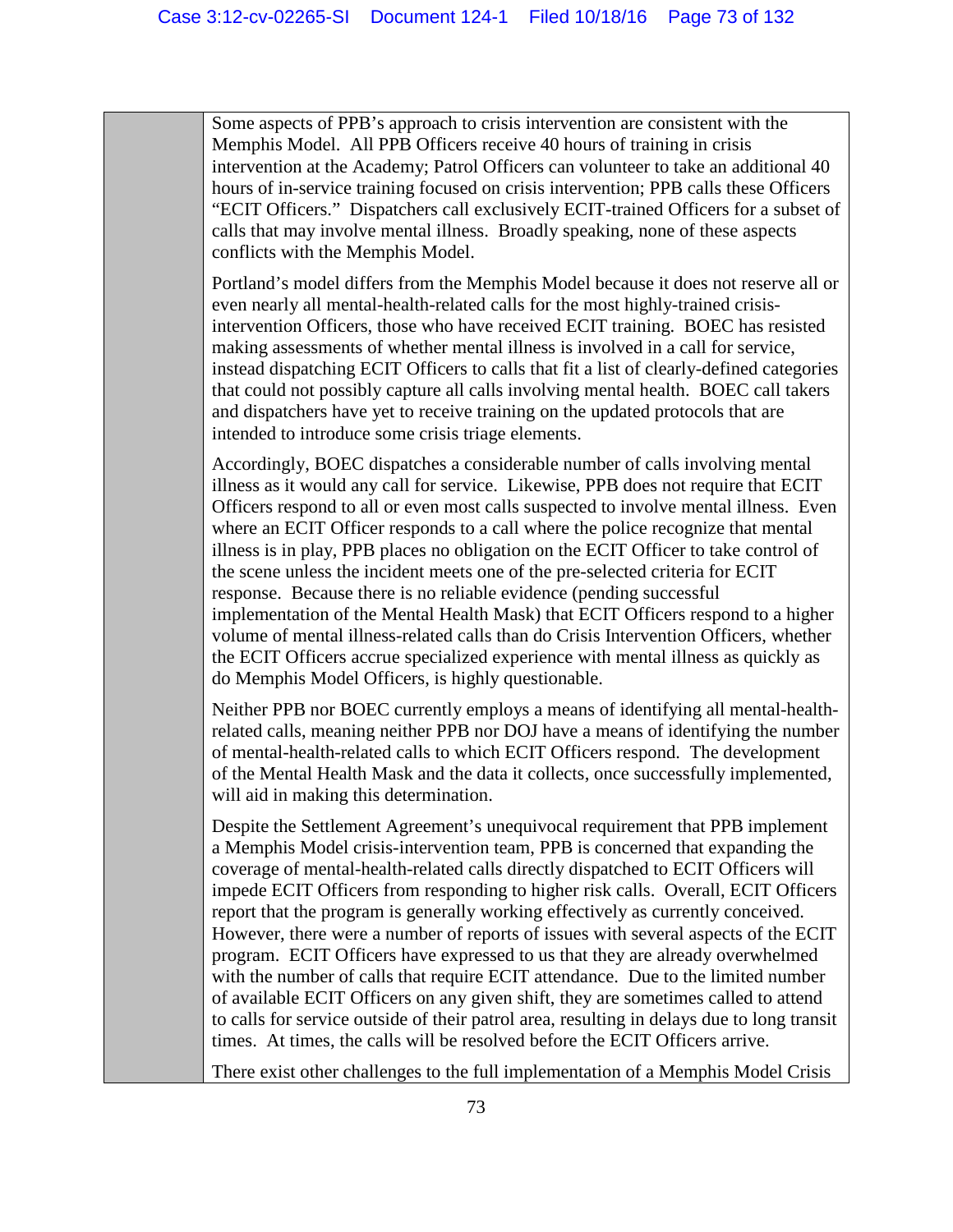| | |
|---|---|
| | Some aspects of PPB's approach to crisis intervention are consistent with the Memphis Model. All PPB Officers receive 40 hours of training in crisis intervention at the Academy; Patrol Officers can volunteer to take an additional 40 hours of in-service training focused on crisis intervention; PPB calls these Officers "ECIT Officers." Dispatchers call exclusively ECIT-trained Officers for a subset of calls that may involve mental illness. Broadly speaking, none of these aspects conflicts with the Memphis Model.<br><br>Portland's model differs from the Memphis Model because it does not reserve all or even nearly all mental-health-related calls for the most highly-trained crisis-intervention Officers, those who have received ECIT training. BOEC has resisted making assessments of whether mental illness is involved in a call for service, instead dispatching ECIT Officers to calls that fit a list of clearly-defined categories that could not possibly capture all calls involving mental health. BOEC call takers and dispatchers have yet to receive training on the updated protocols that are intended to introduce some crisis triage elements.<br><br>Accordingly, BOEC dispatches a considerable number of calls involving mental illness as it would any call for service. Likewise, PPB does not require that ECIT Officers respond to all or even most calls suspected to involve mental illness. Even where an ECIT Officer responds to a call where the police recognize that mental illness is in play, PPB places no obligation on the ECIT Officer to take control of the scene unless the incident meets one of the pre-selected criteria for ECIT response. Because there is no reliable evidence (pending successful implementation of the Mental Health Mask) that ECIT Officers respond to a higher volume of mental illness-related calls than do Crisis Intervention Officers, whether the ECIT Officers accrue specialized experience with mental illness as quickly as do Memphis Model Officers, is highly questionable.<br><br>Neither PPB nor BOEC currently employs a means of identifying all mental-health-related calls, meaning neither PPB nor DOJ have a means of identifying the number of mental-health-related calls to which ECIT Officers respond. The development of the Mental Health Mask and the data it collects, once successfully implemented, will aid in making this determination.<br><br>Despite the Settlement Agreement's unequivocal requirement that PPB implement a Memphis Model crisis-intervention team, PPB is concerned that expanding the coverage of mental-health-related calls directly dispatched to ECIT Officers will impede ECIT Officers from responding to higher risk calls. Overall, ECIT Officers report that the program is generally working effectively as currently conceived. However, there were a number of reports of issues with several aspects of the ECIT program. ECIT Officers have expressed to us that they are already overwhelmed with the number of calls that require ECIT attendance. Due to the limited number of available ECIT Officers on any given shift, they are sometimes called to attend to calls for service outside of their patrol area, resulting in delays due to long transit times. At times, the calls will be resolved before the ECIT Officers arrive.<br><br>There exist other challenges to the full implementation of a Memphis Model Crisis |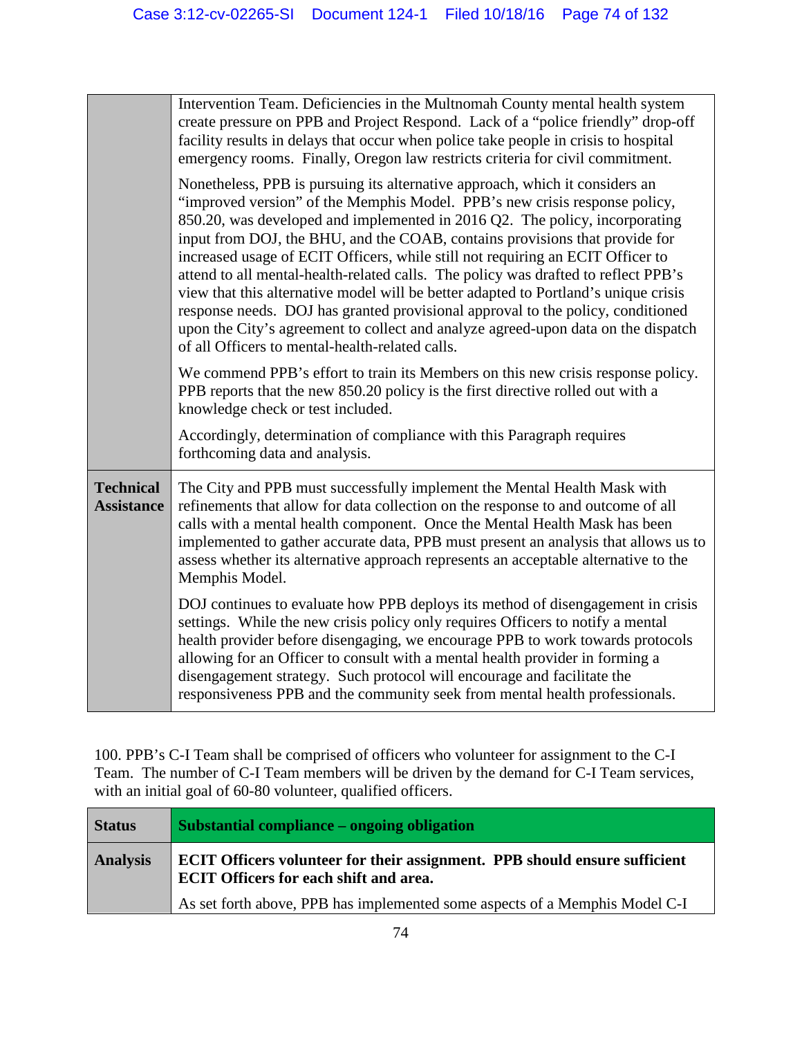| | |
|---|---|
| | Intervention Team. Deficiencies in the Multnomah County mental health system create pressure on PPB and Project Respond. Lack of a "police friendly" drop-off facility results in delays that occur when police take people in crisis to hospital emergency rooms. Finally, Oregon law restricts criteria for civil commitment.<br><br>Nonetheless, PPB is pursuing its alternative approach, which it considers an "improved version" of the Memphis Model. PPB's new crisis response policy, 850.20, was developed and implemented in 2016 Q2. The policy, incorporating input from DOJ, the BHU, and the COAB, contains provisions that provide for increased usage of ECIT Officers, while still not requiring an ECIT Officer to attend to all mental-health-related calls. The policy was drafted to reflect PPB's view that this alternative model will be better adapted to Portland's unique crisis response needs. DOJ has granted provisional approval to the policy, conditioned upon the City's agreement to collect and analyze agreed-upon data on the dispatch of all Officers to mental-health-related calls.<br><br>We commend PPB's effort to train its Members on this new crisis response policy. PPB reports that the new 850.20 policy is the first directive rolled out with a knowledge check or test included.<br><br>Accordingly, determination of compliance with this Paragraph requires forthcoming data and analysis. |
| **Technical Assistance** | The City and PPB must successfully implement the Mental Health Mask with refinements that allow for data collection on the response to and outcome of all calls with a mental health component. Once the Mental Health Mask has been implemented to gather accurate data, PPB must present an analysis that allows us to assess whether its alternative approach represents an acceptable alternative to the Memphis Model.<br><br>DOJ continues to evaluate how PPB deploys its method of disengagement in crisis settings. While the new crisis policy only requires Officers to notify a mental health provider before disengaging, we encourage PPB to work towards protocols allowing for an Officer to consult with a mental health provider in forming a disengagement strategy. Such protocol will encourage and facilitate the responsiveness PPB and the community seek from mental health professionals. |

100. PPB's C-I Team shall be comprised of officers who volunteer for assignment to the C-I Team. The number of C-I Team members will be driven by the demand for C-I Team services, with an initial goal of 60-80 volunteer, qualified officers.

| **Status** | **Substantial compliance – ongoing obligation** |
|---|---|
| **Analysis** | **ECIT Officers volunteer for their assignment. PPB should ensure sufficient ECIT Officers for each shift and area.**<br><br>As set forth above, PPB has implemented some aspects of a Memphis Model C-I |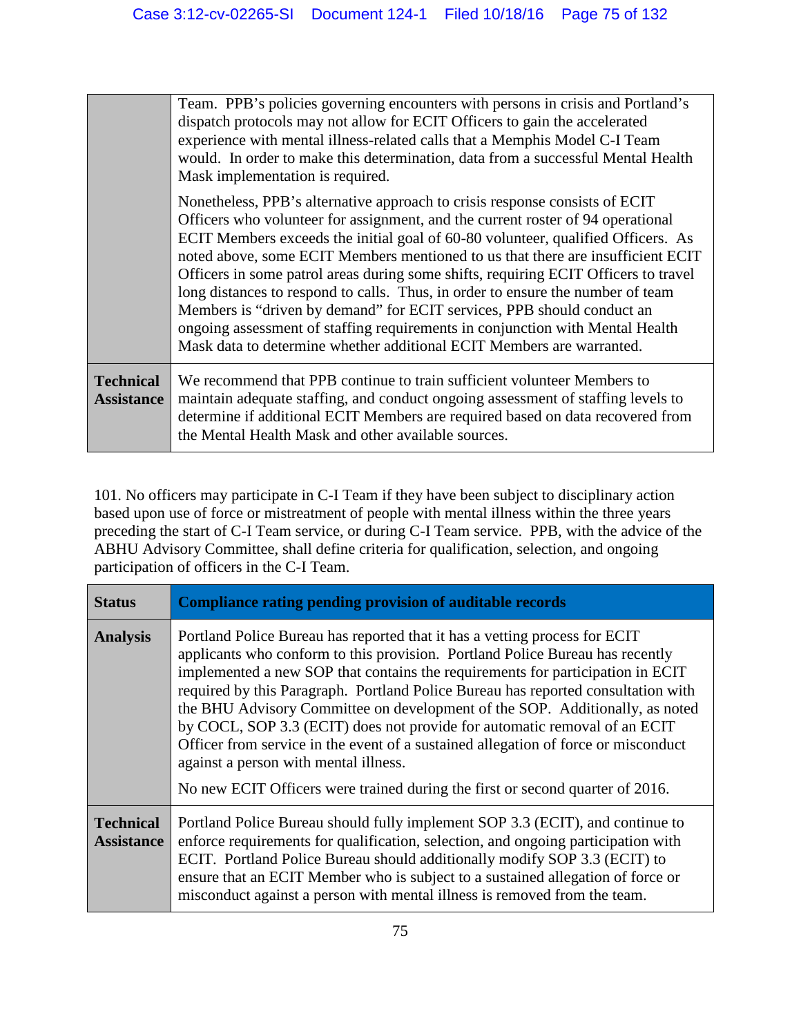| | |
|---|---|
| | Team. PPB's policies governing encounters with persons in crisis and Portland's dispatch protocols may not allow for ECIT Officers to gain the accelerated experience with mental illness-related calls that a Memphis Model C-I Team would. In order to make this determination, data from a successful Mental Health Mask implementation is required.<br><br>Nonetheless, PPB's alternative approach to crisis response consists of ECIT Officers who volunteer for assignment, and the current roster of 94 operational ECIT Members exceeds the initial goal of 60-80 volunteer, qualified Officers. As noted above, some ECIT Members mentioned to us that there are insufficient ECIT Officers in some patrol areas during some shifts, requiring ECIT Officers to travel long distances to respond to calls. Thus, in order to ensure the number of team Members is "driven by demand" for ECIT services, PPB should conduct an ongoing assessment of staffing requirements in conjunction with Mental Health Mask data to determine whether additional ECIT Members are warranted. |
| **Technical Assistance** | We recommend that PPB continue to train sufficient volunteer Members to maintain adequate staffing, and conduct ongoing assessment of staffing levels to determine if additional ECIT Members are required based on data recovered from the Mental Health Mask and other available sources. |

101. No officers may participate in C-I Team if they have been subject to disciplinary action based upon use of force or mistreatment of people with mental illness within the three years preceding the start of C-I Team service, or during C-I Team service. PPB, with the advice of the ABHU Advisory Committee, shall define criteria for qualification, selection, and ongoing participation of officers in the C-I Team.

| **Status** | **Compliance rating pending provision of auditable records** |
|---|---|
| **Analysis** | Portland Police Bureau has reported that it has a vetting process for ECIT applicants who conform to this provision. Portland Police Bureau has recently implemented a new SOP that contains the requirements for participation in ECIT required by this Paragraph. Portland Police Bureau has reported consultation with the BHU Advisory Committee on development of the SOP. Additionally, as noted by COCL, SOP 3.3 (ECIT) does not provide for automatic removal of an ECIT Officer from service in the event of a sustained allegation of force or misconduct against a person with mental illness.<br><br>No new ECIT Officers were trained during the first or second quarter of 2016. |
| **Technical Assistance** | Portland Police Bureau should fully implement SOP 3.3 (ECIT), and continue to enforce requirements for qualification, selection, and ongoing participation with ECIT. Portland Police Bureau should additionally modify SOP 3.3 (ECIT) to ensure that an ECIT Member who is subject to a sustained allegation of force or misconduct against a person with mental illness is removed from the team. |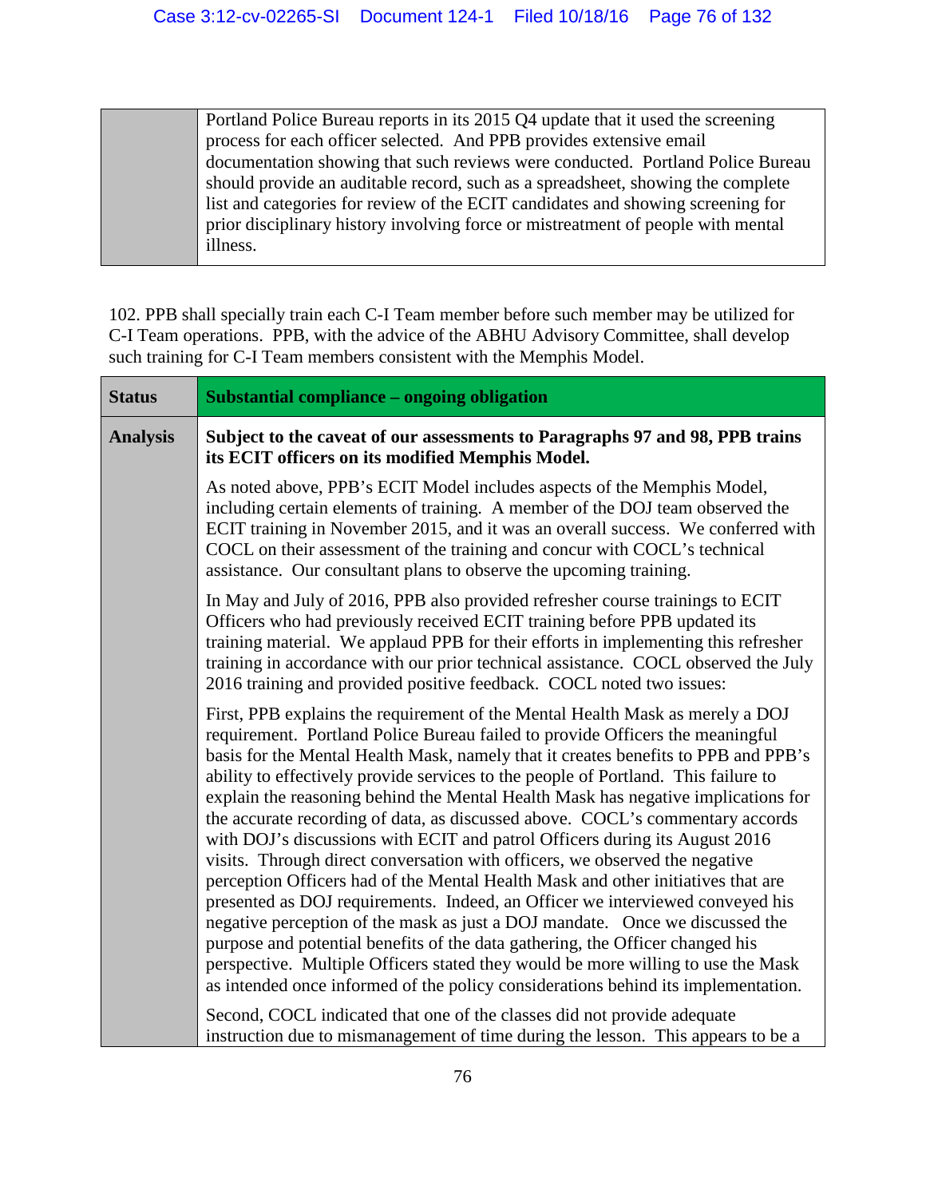| | |
|---|---|
| | Portland Police Bureau reports in its 2015 Q4 update that it used the screening process for each officer selected. And PPB provides extensive email documentation showing that such reviews were conducted. Portland Police Bureau should provide an auditable record, such as a spreadsheet, showing the complete list and categories for review of the ECIT candidates and showing screening for prior disciplinary history involving force or mistreatment of people with mental illness. |

102. PPB shall specially train each C-I Team member before such member may be utilized for C-I Team operations. PPB, with the advice of the ABHU Advisory Committee, shall develop such training for C-I Team members consistent with the Memphis Model.

| **Status** | **Substantial compliance – ongoing obligation** |
|---|---|
| **Analysis** | **Subject to the caveat of our assessments to Paragraphs 97 and 98, PPB trains its ECIT officers on its modified Memphis Model.**<br><br>As noted above, PPB's ECIT Model includes aspects of the Memphis Model, including certain elements of training. A member of the DOJ team observed the ECIT training in November 2015, and it was an overall success. We conferred with COCL on their assessment of the training and concur with COCL's technical assistance. Our consultant plans to observe the upcoming training.<br><br>In May and July of 2016, PPB also provided refresher course trainings to ECIT Officers who had previously received ECIT training before PPB updated its training material. We applaud PPB for their efforts in implementing this refresher training in accordance with our prior technical assistance. COCL observed the July 2016 training and provided positive feedback. COCL noted two issues:<br><br>First, PPB explains the requirement of the Mental Health Mask as merely a DOJ requirement. Portland Police Bureau failed to provide Officers the meaningful basis for the Mental Health Mask, namely that it creates benefits to PPB and PPB's ability to effectively provide services to the people of Portland. This failure to explain the reasoning behind the Mental Health Mask has negative implications for the accurate recording of data, as discussed above. COCL's commentary accords with DOJ's discussions with ECIT and patrol Officers during its August 2016 visits. Through direct conversation with officers, we observed the negative perception Officers had of the Mental Health Mask and other initiatives that are presented as DOJ requirements. Indeed, an Officer we interviewed conveyed his negative perception of the mask as just a DOJ mandate. Once we discussed the purpose and potential benefits of the data gathering, the Officer changed his perspective. Multiple Officers stated they would be more willing to use the Mask as intended once informed of the policy considerations behind its implementation.<br><br>Second, COCL indicated that one of the classes did not provide adequate instruction due to mismanagement of time during the lesson. This appears to be a |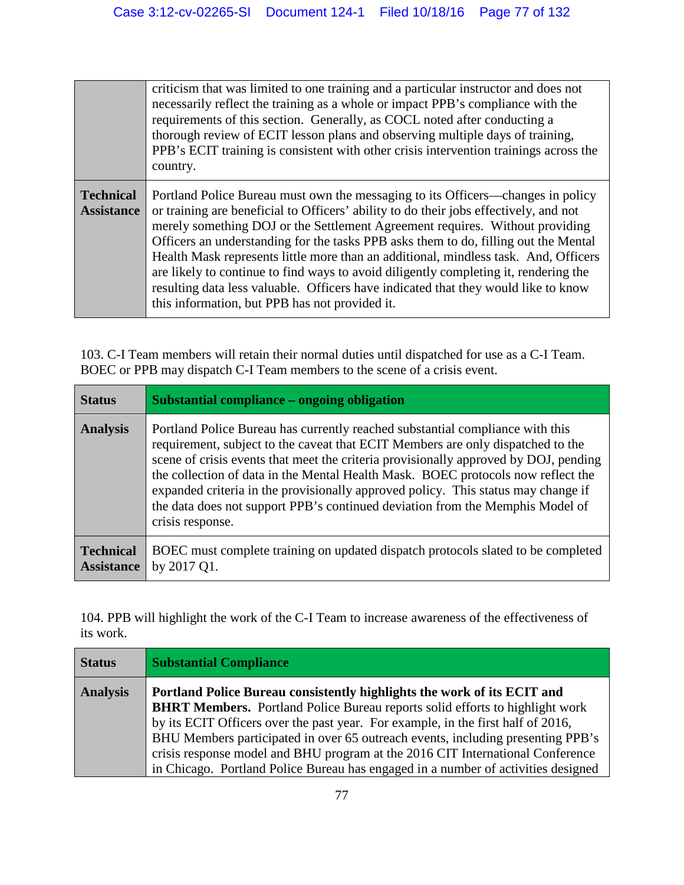| | |
|---|---|
| | criticism that was limited to one training and a particular instructor and does not necessarily reflect the training as a whole or impact PPB's compliance with the requirements of this section. Generally, as COCL noted after conducting a thorough review of ECIT lesson plans and observing multiple days of training, PPB's ECIT training is consistent with other crisis intervention trainings across the country. |
| **Technical Assistance** | Portland Police Bureau must own the messaging to its Officers—changes in policy or training are beneficial to Officers' ability to do their jobs effectively, and not merely something DOJ or the Settlement Agreement requires. Without providing Officers an understanding for the tasks PPB asks them to do, filling out the Mental Health Mask represents little more than an additional, mindless task. And, Officers are likely to continue to find ways to avoid diligently completing it, rendering the resulting data less valuable. Officers have indicated that they would like to know this information, but PPB has not provided it. |

103. C-I Team members will retain their normal duties until dispatched for use as a C-I Team. BOEC or PPB may dispatch C-I Team members to the scene of a crisis event.

| **Status** | **Substantial compliance – ongoing obligation** |
|---|---|
| **Analysis** | Portland Police Bureau has currently reached substantial compliance with this requirement, subject to the caveat that ECIT Members are only dispatched to the scene of crisis events that meet the criteria provisionally approved by DOJ, pending the collection of data in the Mental Health Mask. BOEC protocols now reflect the expanded criteria in the provisionally approved policy. This status may change if the data does not support PPB's continued deviation from the Memphis Model of crisis response. |
| **Technical Assistance** | BOEC must complete training on updated dispatch protocols slated to be completed by 2017 Q1. |

104. PPB will highlight the work of the C-I Team to increase awareness of the effectiveness of its work.

| **Status** | **Substantial Compliance** |
|---|---|
| **Analysis** | **Portland Police Bureau consistently highlights the work of its ECIT and BHRT Members.** Portland Police Bureau reports solid efforts to highlight work by its ECIT Officers over the past year. For example, in the first half of 2016, BHU Members participated in over 65 outreach events, including presenting PPB's crisis response model and BHU program at the 2016 CIT International Conference in Chicago. Portland Police Bureau has engaged in a number of activities designed |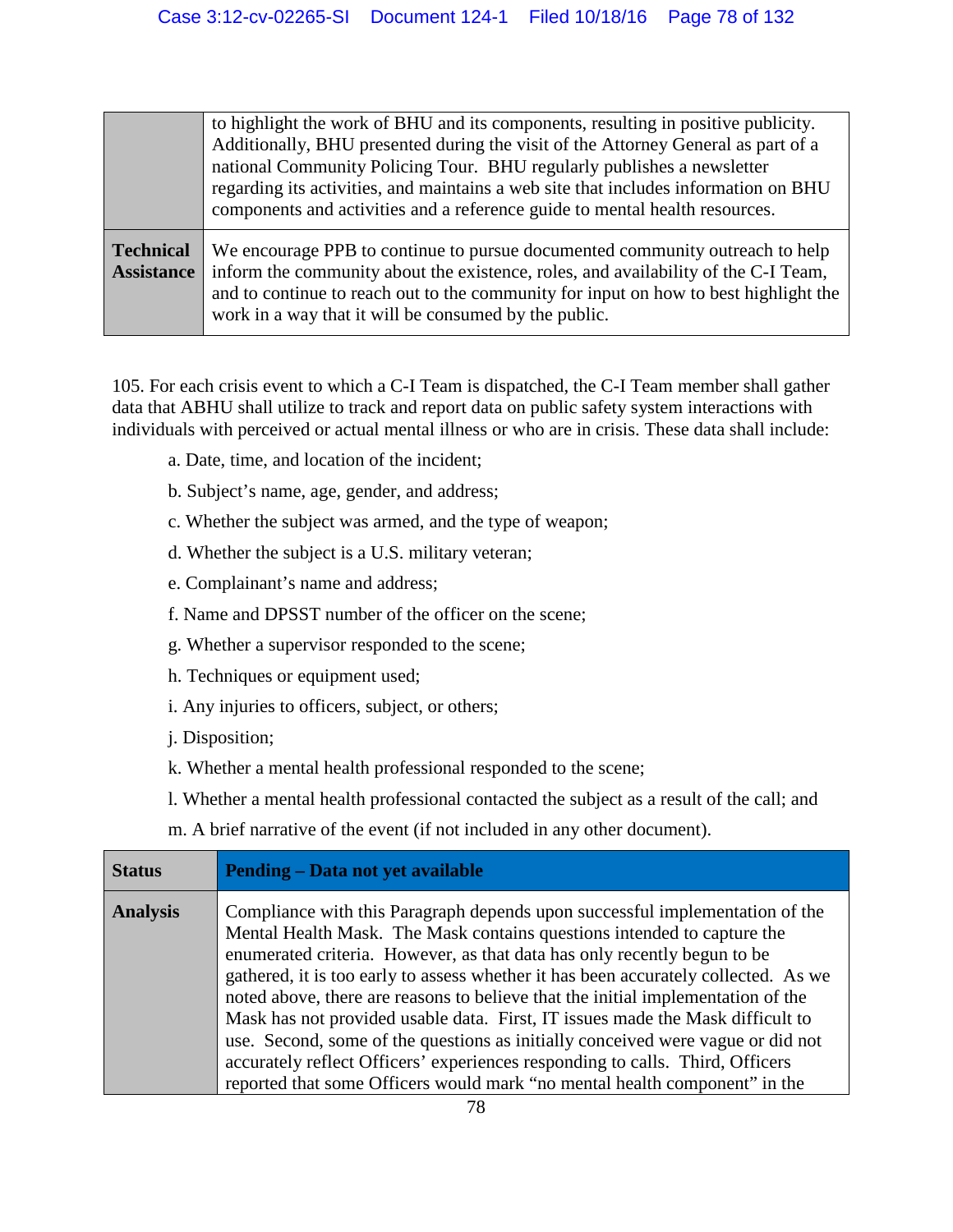| | |
|---|---|
| | to highlight the work of BHU and its components, resulting in positive publicity. Additionally, BHU presented during the visit of the Attorney General as part of a national Community Policing Tour. BHU regularly publishes a newsletter regarding its activities, and maintains a web site that includes information on BHU components and activities and a reference guide to mental health resources. |
| **Technical Assistance** | We encourage PPB to continue to pursue documented community outreach to help inform the community about the existence, roles, and availability of the C-I Team, and to continue to reach out to the community for input on how to best highlight the work in a way that it will be consumed by the public. |

105. For each crisis event to which a C-I Team is dispatched, the C-I Team member shall gather data that ABHU shall utilize to track and report data on public safety system interactions with individuals with perceived or actual mental illness or who are in crisis. These data shall include:

a. Date, time, and location of the incident;

b. Subject's name, age, gender, and address;

c. Whether the subject was armed, and the type of weapon;

d. Whether the subject is a U.S. military veteran;

e. Complainant's name and address;

f. Name and DPSST number of the officer on the scene;

g. Whether a supervisor responded to the scene;

h. Techniques or equipment used;

i. Any injuries to officers, subject, or others;

j. Disposition;

k. Whether a mental health professional responded to the scene;

l. Whether a mental health professional contacted the subject as a result of the call; and

m. A brief narrative of the event (if not included in any other document).

| **Status** | **Pending – Data not yet available** |
|---|---|
| **Analysis** | Compliance with this Paragraph depends upon successful implementation of the Mental Health Mask. The Mask contains questions intended to capture the enumerated criteria. However, as that data has only recently begun to be gathered, it is too early to assess whether it has been accurately collected. As we noted above, there are reasons to believe that the initial implementation of the Mask has not provided usable data. First, IT issues made the Mask difficult to use. Second, some of the questions as initially conceived were vague or did not accurately reflect Officers' experiences responding to calls. Third, Officers reported that some Officers would mark "no mental health component" in the |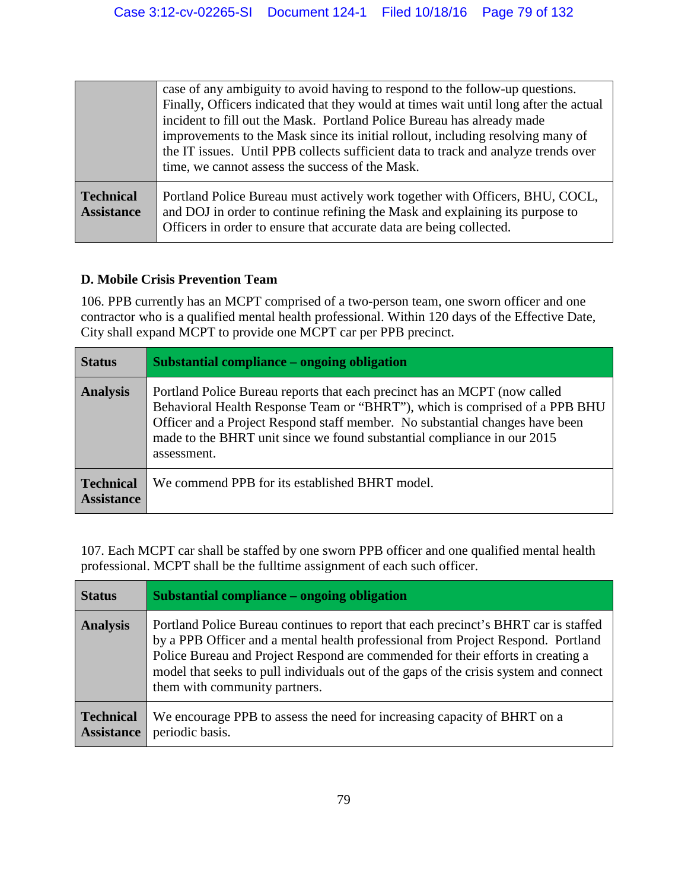| | |
|---|---|
| | case of any ambiguity to avoid having to respond to the follow-up questions. Finally, Officers indicated that they would at times wait until long after the actual incident to fill out the Mask. Portland Police Bureau has already made improvements to the Mask since its initial rollout, including resolving many of the IT issues. Until PPB collects sufficient data to track and analyze trends over time, we cannot assess the success of the Mask. |
| **Technical Assistance** | Portland Police Bureau must actively work together with Officers, BHU, COCL, and DOJ in order to continue refining the Mask and explaining its purpose to Officers in order to ensure that accurate data are being collected. |

### D. Mobile Crisis Prevention Team

106. PPB currently has an MCPT comprised of a two-person team, one sworn officer and one contractor who is a qualified mental health professional. Within 120 days of the Effective Date, City shall expand MCPT to provide one MCPT car per PPB precinct.

| **Status** | **Substantial compliance – ongoing obligation** |
|---|---|
| **Analysis** | Portland Police Bureau reports that each precinct has an MCPT (now called Behavioral Health Response Team or "BHRT"), which is comprised of a PPB BHU Officer and a Project Respond staff member. No substantial changes have been made to the BHRT unit since we found substantial compliance in our 2015 assessment. |
| **Technical Assistance** | We commend PPB for its established BHRT model. |

107. Each MCPT car shall be staffed by one sworn PPB officer and one qualified mental health professional. MCPT shall be the fulltime assignment of each such officer.

| **Status** | **Substantial compliance – ongoing obligation** |
|---|---|
| **Analysis** | Portland Police Bureau continues to report that each precinct's BHRT car is staffed by a PPB Officer and a mental health professional from Project Respond. Portland Police Bureau and Project Respond are commended for their efforts in creating a model that seeks to pull individuals out of the gaps of the crisis system and connect them with community partners. |
| **Technical Assistance** | We encourage PPB to assess the need for increasing capacity of BHRT on a periodic basis. |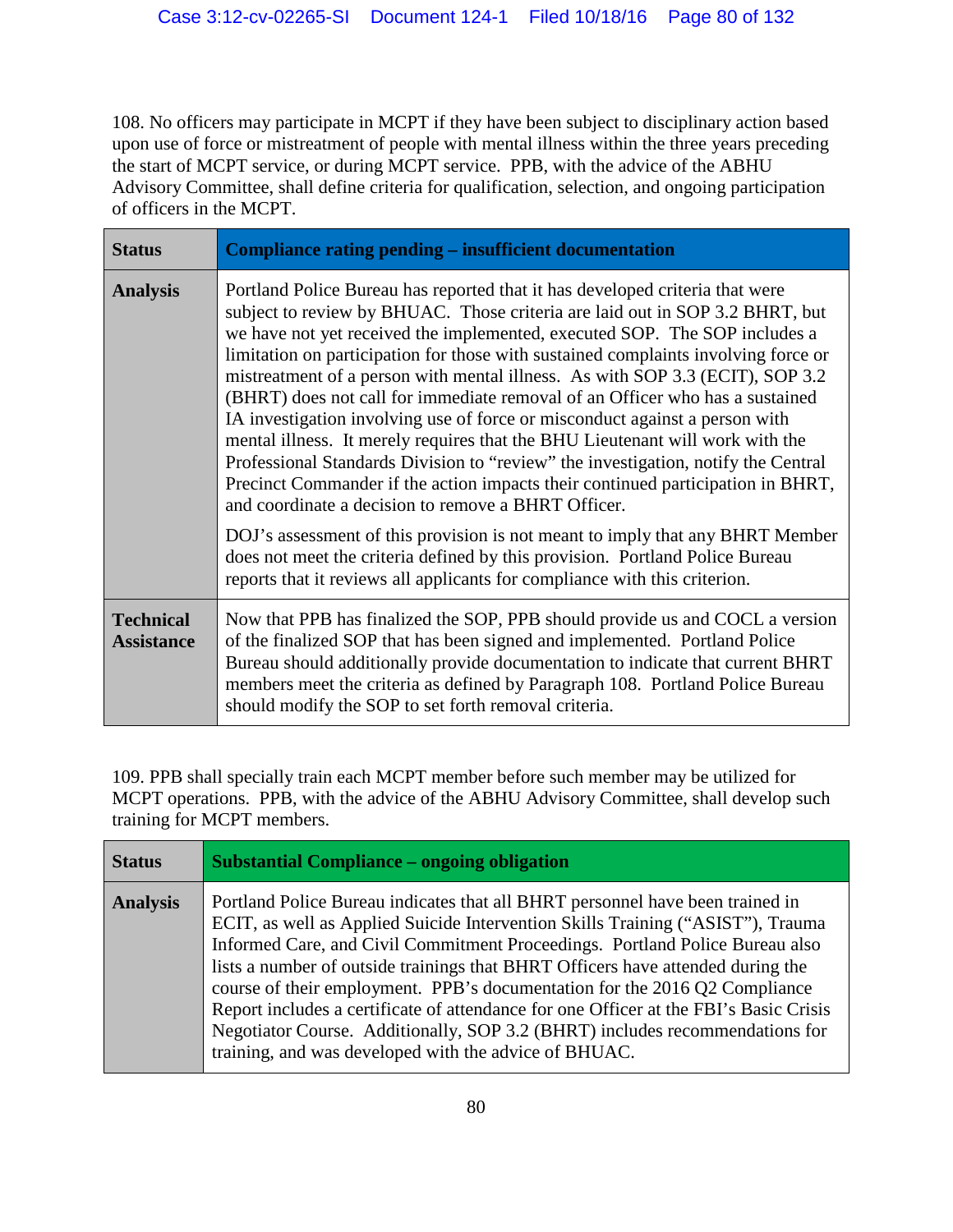108. No officers may participate in MCPT if they have been subject to disciplinary action based upon use of force or mistreatment of people with mental illness within the three years preceding the start of MCPT service, or during MCPT service. PPB, with the advice of the ABHU Advisory Committee, shall define criteria for qualification, selection, and ongoing participation of officers in the MCPT.

| **Status** | **Compliance rating pending – insufficient documentation** |
|---|---|
| **Analysis** | Portland Police Bureau has reported that it has developed criteria that were subject to review by BHUAC. Those criteria are laid out in SOP 3.2 BHRT, but we have not yet received the implemented, executed SOP. The SOP includes a limitation on participation for those with sustained complaints involving force or mistreatment of a person with mental illness. As with SOP 3.3 (ECIT), SOP 3.2 (BHRT) does not call for immediate removal of an Officer who has a sustained IA investigation involving use of force or misconduct against a person with mental illness. It merely requires that the BHU Lieutenant will work with the Professional Standards Division to "review" the investigation, notify the Central Precinct Commander if the action impacts their continued participation in BHRT, and coordinate a decision to remove a BHRT Officer.<br><br>DOJ's assessment of this provision is not meant to imply that any BHRT Member does not meet the criteria defined by this provision. Portland Police Bureau reports that it reviews all applicants for compliance with this criterion. |
| **Technical Assistance** | Now that PPB has finalized the SOP, PPB should provide us and COCL a version of the finalized SOP that has been signed and implemented. Portland Police Bureau should additionally provide documentation to indicate that current BHRT members meet the criteria as defined by Paragraph 108. Portland Police Bureau should modify the SOP to set forth removal criteria. |

109. PPB shall specially train each MCPT member before such member may be utilized for MCPT operations. PPB, with the advice of the ABHU Advisory Committee, shall develop such training for MCPT members.

| **Status** | **Substantial Compliance – ongoing obligation** |
|---|---|
| **Analysis** | Portland Police Bureau indicates that all BHRT personnel have been trained in ECIT, as well as Applied Suicide Intervention Skills Training ("ASIST"), Trauma Informed Care, and Civil Commitment Proceedings. Portland Police Bureau also lists a number of outside trainings that BHRT Officers have attended during the course of their employment. PPB's documentation for the 2016 Q2 Compliance Report includes a certificate of attendance for one Officer at the FBI's Basic Crisis Negotiator Course. Additionally, SOP 3.2 (BHRT) includes recommendations for training, and was developed with the advice of BHUAC. |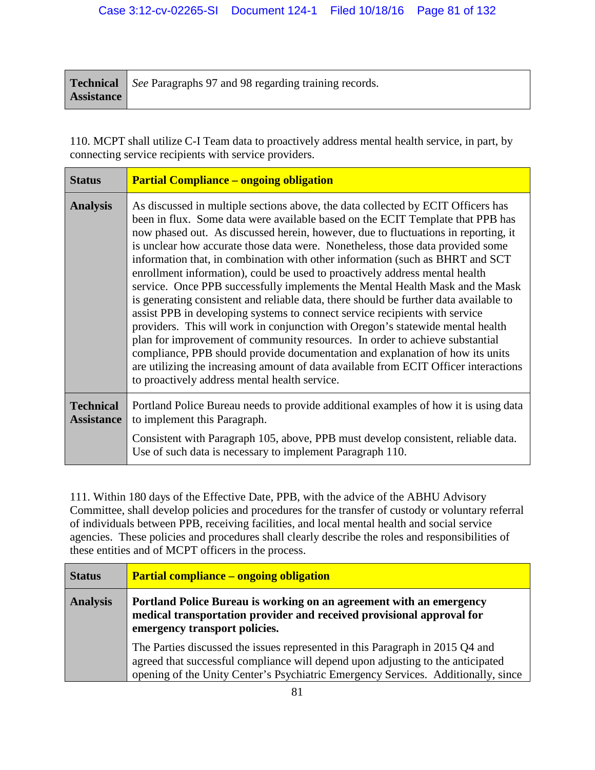| | |
|---|---|
| **Technical Assistance** | *See* Paragraphs 97 and 98 regarding training records. |

110. MCPT shall utilize C-I Team data to proactively address mental health service, in part, by connecting service recipients with service providers.

| | |
|---|---|
| **Status** | **Partial Compliance – ongoing obligation** |
| **Analysis** | As discussed in multiple sections above, the data collected by ECIT Officers has been in flux. Some data were available based on the ECIT Template that PPB has now phased out. As discussed herein, however, due to fluctuations in reporting, it is unclear how accurate those data were. Nonetheless, those data provided some information that, in combination with other information (such as BHRT and SCT enrollment information), could be used to proactively address mental health service. Once PPB successfully implements the Mental Health Mask and the Mask is generating consistent and reliable data, there should be further data available to assist PPB in developing systems to connect service recipients with service providers. This will work in conjunction with Oregon's statewide mental health plan for improvement of community resources. In order to achieve substantial compliance, PPB should provide documentation and explanation of how its units are utilizing the increasing amount of data available from ECIT Officer interactions to proactively address mental health service. |
| **Technical Assistance** | Portland Police Bureau needs to provide additional examples of how it is using data to implement this Paragraph.<br><br>Consistent with Paragraph 105, above, PPB must develop consistent, reliable data. Use of such data is necessary to implement Paragraph 110. |

111. Within 180 days of the Effective Date, PPB, with the advice of the ABHU Advisory Committee, shall develop policies and procedures for the transfer of custody or voluntary referral of individuals between PPB, receiving facilities, and local mental health and social service agencies. These policies and procedures shall clearly describe the roles and responsibilities of these entities and of MCPT officers in the process.

| | |
|---|---|
| **Status** | **Partial compliance – ongoing obligation** |
| **Analysis** | **Portland Police Bureau is working on an agreement with an emergency medical transportation provider and received provisional approval for emergency transport policies.**<br><br>The Parties discussed the issues represented in this Paragraph in 2015 Q4 and agreed that successful compliance will depend upon adjusting to the anticipated opening of the Unity Center's Psychiatric Emergency Services. Additionally, since |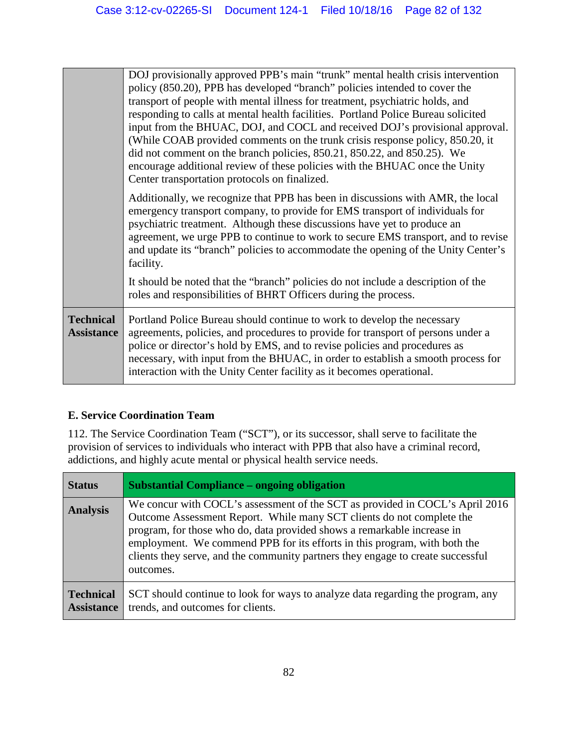| | |
|---|---|
| | DOJ provisionally approved PPB's main "trunk" mental health crisis intervention policy (850.20), PPB has developed "branch" policies intended to cover the transport of people with mental illness for treatment, psychiatric holds, and responding to calls at mental health facilities. Portland Police Bureau solicited input from the BHUAC, DOJ, and COCL and received DOJ's provisional approval. (While COAB provided comments on the trunk crisis response policy, 850.20, it did not comment on the branch policies, 850.21, 850.22, and 850.25). We encourage additional review of these policies with the BHUAC once the Unity Center transportation protocols on finalized.<br><br>Additionally, we recognize that PPB has been in discussions with AMR, the local emergency transport company, to provide for EMS transport of individuals for psychiatric treatment. Although these discussions have yet to produce an agreement, we urge PPB to continue to work to secure EMS transport, and to revise and update its "branch" policies to accommodate the opening of the Unity Center's facility.<br><br>It should be noted that the "branch" policies do not include a description of the roles and responsibilities of BHRT Officers during the process. |
| **Technical Assistance** | Portland Police Bureau should continue to work to develop the necessary agreements, policies, and procedures to provide for transport of persons under a police or director's hold by EMS, and to revise policies and procedures as necessary, with input from the BHUAC, in order to establish a smooth process for interaction with the Unity Center facility as it becomes operational. |

**E. Service Coordination Team**

112. The Service Coordination Team ("SCT"), or its successor, shall serve to facilitate the provision of services to individuals who interact with PPB that also have a criminal record, addictions, and highly acute mental or physical health service needs.

| **Status** | **Substantial Compliance – ongoing obligation** |
|---|---|
| **Analysis** | We concur with COCL's assessment of the SCT as provided in COCL's April 2016 Outcome Assessment Report. While many SCT clients do not complete the program, for those who do, data provided shows a remarkable increase in employment. We commend PPB for its efforts in this program, with both the clients they serve, and the community partners they engage to create successful outcomes. |
| **Technical Assistance** | SCT should continue to look for ways to analyze data regarding the program, any trends, and outcomes for clients. |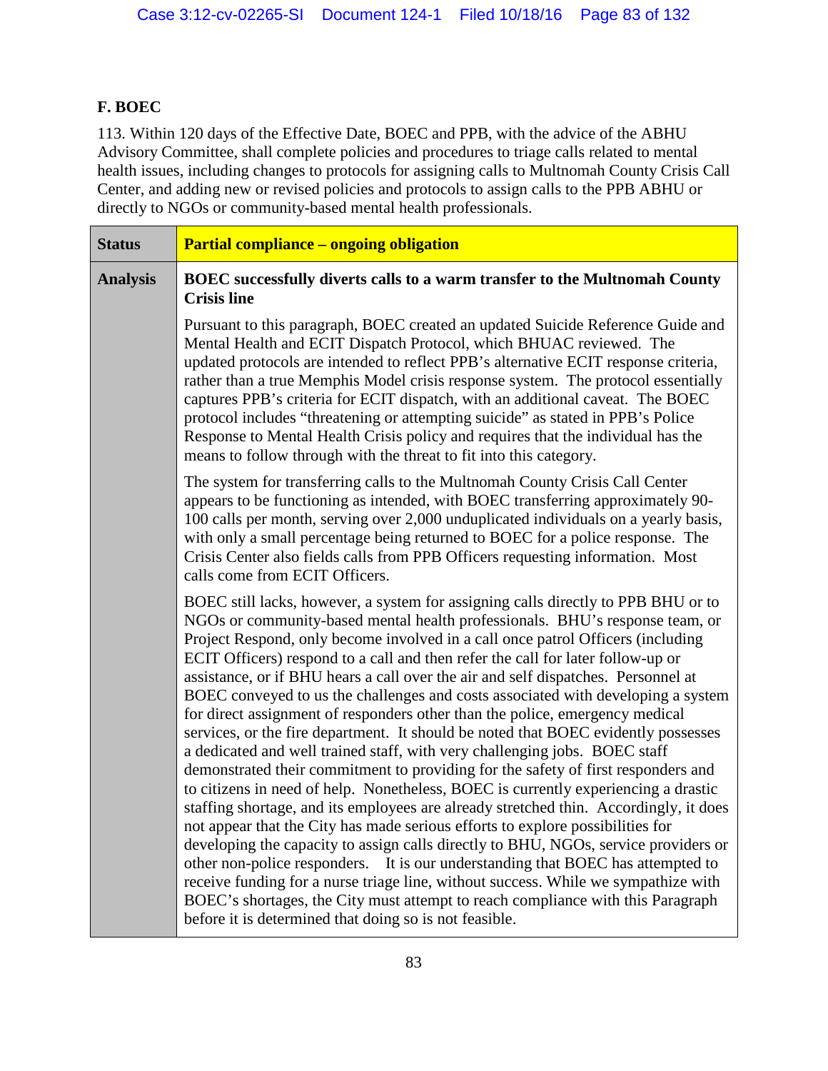## F. BOEC

113. Within 120 days of the Effective Date, BOEC and PPB, with the advice of the ABHU Advisory Committee, shall complete policies and procedures to triage calls related to mental health issues, including changes to protocols for assigning calls to Multnomah County Crisis Call Center, and adding new or revised policies and protocols to assign calls to the PPB ABHU or directly to NGOs or community-based mental health professionals.

| **Status** | **Partial compliance – ongoing obligation** |
|---|---|
| **Analysis** | **BOEC successfully diverts calls to a warm transfer to the Multnomah County Crisis line**<br><br>Pursuant to this paragraph, BOEC created an updated Suicide Reference Guide and Mental Health and ECIT Dispatch Protocol, which BHUAC reviewed. The updated protocols are intended to reflect PPB's alternative ECIT response criteria, rather than a true Memphis Model crisis response system. The protocol essentially captures PPB's criteria for ECIT dispatch, with an additional caveat. The BOEC protocol includes "threatening or attempting suicide" as stated in PPB's Police Response to Mental Health Crisis policy and requires that the individual has the means to follow through with the threat to fit into this category.<br><br>The system for transferring calls to the Multnomah County Crisis Call Center appears to be functioning as intended, with BOEC transferring approximately 90-100 calls per month, serving over 2,000 unduplicated individuals on a yearly basis, with only a small percentage being returned to BOEC for a police response. The Crisis Center also fields calls from PPB Officers requesting information. Most calls come from ECIT Officers.<br><br>BOEC still lacks, however, a system for assigning calls directly to PPB BHU or to NGOs or community-based mental health professionals. BHU's response team, or Project Respond, only become involved in a call once patrol Officers (including ECIT Officers) respond to a call and then refer the call for later follow-up or assistance, or if BHU hears a call over the air and self dispatches. Personnel at BOEC conveyed to us the challenges and costs associated with developing a system for direct assignment of responders other than the police, emergency medical services, or the fire department. It should be noted that BOEC evidently possesses a dedicated and well trained staff, with very challenging jobs. BOEC staff demonstrated their commitment to providing for the safety of first responders and to citizens in need of help. Nonetheless, BOEC is currently experiencing a drastic staffing shortage, and its employees are already stretched thin. Accordingly, it does not appear that the City has made serious efforts to explore possibilities for developing the capacity to assign calls directly to BHU, NGOs, service providers or other non-police responders. It is our understanding that BOEC has attempted to receive funding for a nurse triage line, without success. While we sympathize with BOEC's shortages, the City must attempt to reach compliance with this Paragraph before it is determined that doing so is not feasible. |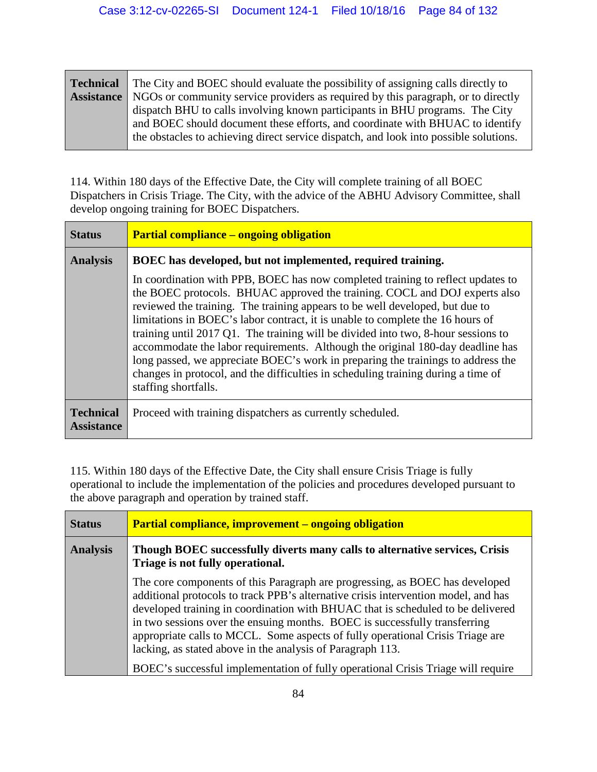| | |
|---|---|
| **Technical Assistance** | The City and BOEC should evaluate the possibility of assigning calls directly to NGOs or community service providers as required by this paragraph, or to directly dispatch BHU to calls involving known participants in BHU programs. The City and BOEC should document these efforts, and coordinate with BHUAC to identify the obstacles to achieving direct service dispatch, and look into possible solutions. |

114. Within 180 days of the Effective Date, the City will complete training of all BOEC Dispatchers in Crisis Triage. The City, with the advice of the ABHU Advisory Committee, shall develop ongoing training for BOEC Dispatchers.

| | |
|---|---|
| **Status** | **Partial compliance – ongoing obligation** |
| **Analysis** | **BOEC has developed, but not implemented, required training.**<br><br>In coordination with PPB, BOEC has now completed training to reflect updates to the BOEC protocols. BHUAC approved the training. COCL and DOJ experts also reviewed the training. The training appears to be well developed, but due to limitations in BOEC's labor contract, it is unable to complete the 16 hours of training until 2017 Q1. The training will be divided into two, 8-hour sessions to accommodate the labor requirements. Although the original 180-day deadline has long passed, we appreciate BOEC's work in preparing the trainings to address the changes in protocol, and the difficulties in scheduling training during a time of staffing shortfalls. |
| **Technical Assistance** | Proceed with training dispatchers as currently scheduled. |

115. Within 180 days of the Effective Date, the City shall ensure Crisis Triage is fully operational to include the implementation of the policies and procedures developed pursuant to the above paragraph and operation by trained staff.

| | |
|---|---|
| **Status** | **Partial compliance, improvement – ongoing obligation** |
| **Analysis** | **Though BOEC successfully diverts many calls to alternative services, Crisis Triage is not fully operational.**<br><br>The core components of this Paragraph are progressing, as BOEC has developed additional protocols to track PPB's alternative crisis intervention model, and has developed training in coordination with BHUAC that is scheduled to be delivered in two sessions over the ensuing months. BOEC is successfully transferring appropriate calls to MCCL. Some aspects of fully operational Crisis Triage are lacking, as stated above in the analysis of Paragraph 113.<br><br>BOEC's successful implementation of fully operational Crisis Triage will require |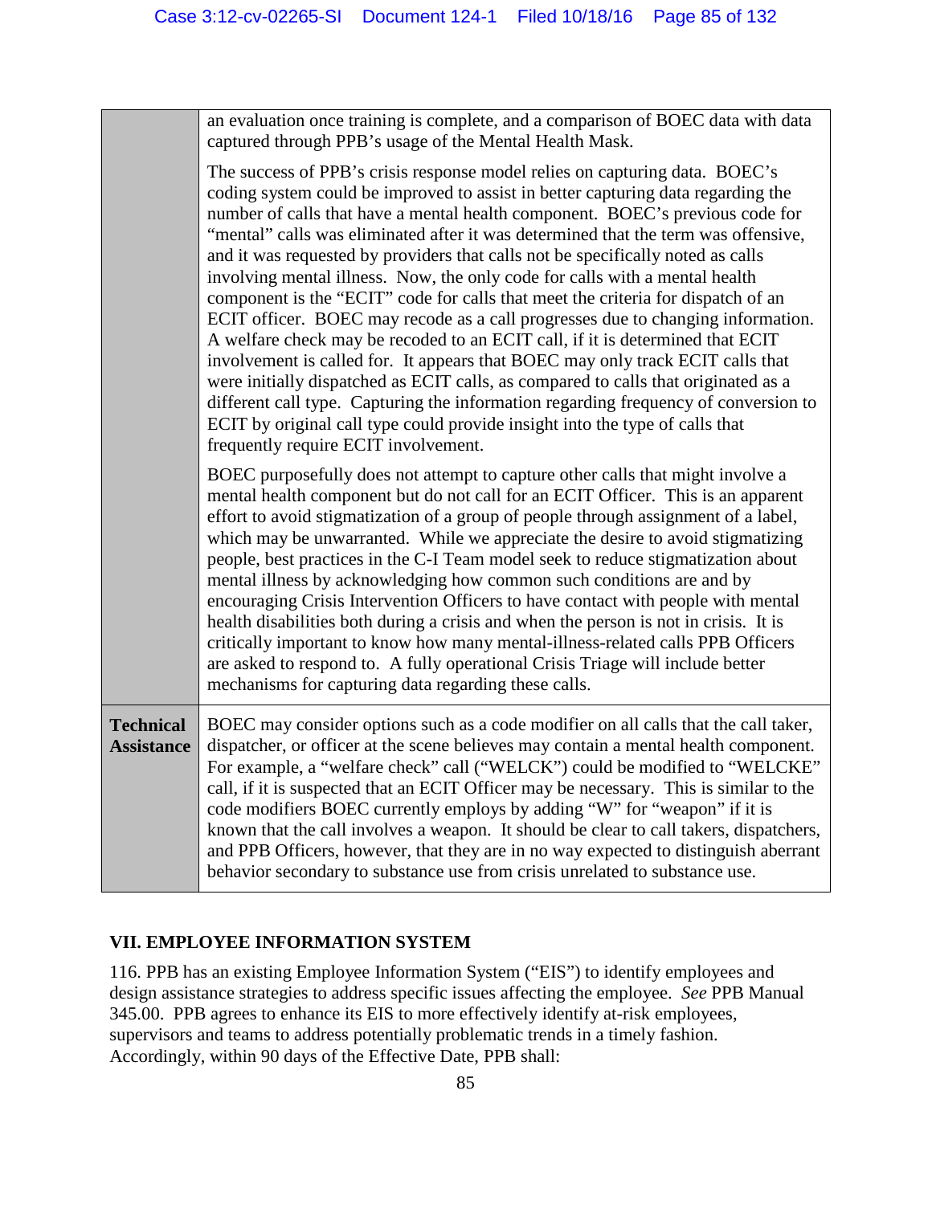| | |
|---|---|
| | an evaluation once training is complete, and a comparison of BOEC data with data captured through PPB's usage of the Mental Health Mask.<br><br>The success of PPB's crisis response model relies on capturing data. BOEC's coding system could be improved to assist in better capturing data regarding the number of calls that have a mental health component. BOEC's previous code for "mental" calls was eliminated after it was determined that the term was offensive, and it was requested by providers that calls not be specifically noted as calls involving mental illness. Now, the only code for calls with a mental health component is the "ECIT" code for calls that meet the criteria for dispatch of an ECIT officer. BOEC may recode as a call progresses due to changing information. A welfare check may be recoded to an ECIT call, if it is determined that ECIT involvement is called for. It appears that BOEC may only track ECIT calls that were initially dispatched as ECIT calls, as compared to calls that originated as a different call type. Capturing the information regarding frequency of conversion to ECIT by original call type could provide insight into the type of calls that frequently require ECIT involvement.<br><br>BOEC purposefully does not attempt to capture other calls that might involve a mental health component but do not call for an ECIT Officer. This is an apparent effort to avoid stigmatization of a group of people through assignment of a label, which may be unwarranted. While we appreciate the desire to avoid stigmatizing people, best practices in the C-I Team model seek to reduce stigmatization about mental illness by acknowledging how common such conditions are and by encouraging Crisis Intervention Officers to have contact with people with mental health disabilities both during a crisis and when the person is not in crisis. It is critically important to know how many mental-illness-related calls PPB Officers are asked to respond to. A fully operational Crisis Triage will include better mechanisms for capturing data regarding these calls. |
| **Technical Assistance** | BOEC may consider options such as a code modifier on all calls that the call taker, dispatcher, or officer at the scene believes may contain a mental health component. For example, a "welfare check" call ("WELCK") could be modified to "WELCKE" call, if it is suspected that an ECIT Officer may be necessary. This is similar to the code modifiers BOEC currently employs by adding "W" for "weapon" if it is known that the call involves a weapon. It should be clear to call takers, dispatchers, and PPB Officers, however, that they are in no way expected to distinguish aberrant behavior secondary to substance use from crisis unrelated to substance use. |

## VII. EMPLOYEE INFORMATION SYSTEM

116. PPB has an existing Employee Information System ("EIS") to identify employees and design assistance strategies to address specific issues affecting the employee. *See* PPB Manual 345.00. PPB agrees to enhance its EIS to more effectively identify at-risk employees, supervisors and teams to address potentially problematic trends in a timely fashion. Accordingly, within 90 days of the Effective Date, PPB shall: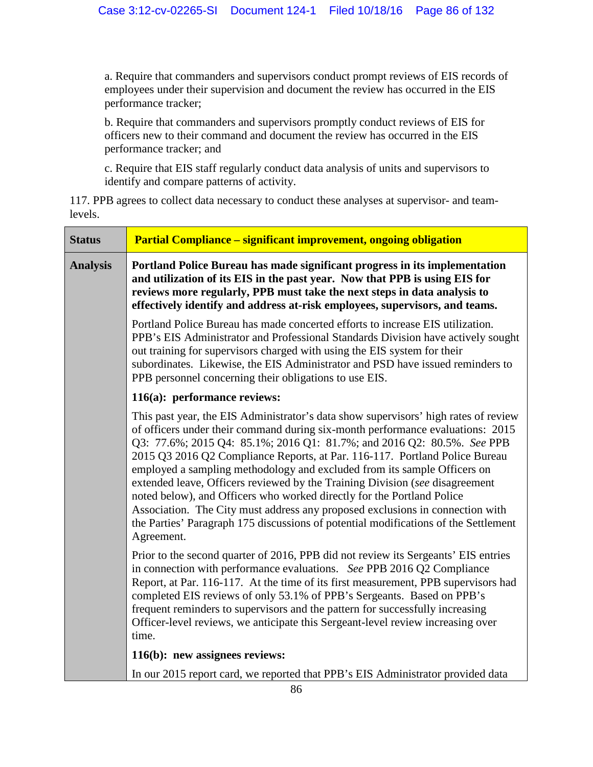a. Require that commanders and supervisors conduct prompt reviews of EIS records of employees under their supervision and document the review has occurred in the EIS performance tracker;

b. Require that commanders and supervisors promptly conduct reviews of EIS for officers new to their command and document the review has occurred in the EIS performance tracker; and

c. Require that EIS staff regularly conduct data analysis of units and supervisors to identify and compare patterns of activity.

117. PPB agrees to collect data necessary to conduct these analyses at supervisor- and team-levels.

| **Status** | **Partial Compliance – significant improvement, ongoing obligation** |
|---|---|
| **Analysis** | **Portland Police Bureau has made significant progress in its implementation and utilization of its EIS in the past year. Now that PPB is using EIS for reviews more regularly, PPB must take the next steps in data analysis to effectively identify and address at-risk employees, supervisors, and teams.**<br><br>Portland Police Bureau has made concerted efforts to increase EIS utilization. PPB's EIS Administrator and Professional Standards Division have actively sought out training for supervisors charged with using the EIS system for their subordinates. Likewise, the EIS Administrator and PSD have issued reminders to PPB personnel concerning their obligations to use EIS.<br><br>**116(a): performance reviews:**<br><br>This past year, the EIS Administrator's data show supervisors' high rates of review of officers under their command during six-month performance evaluations: 2015 Q3: 77.6%; 2015 Q4: 85.1%; 2016 Q1: 81.7%; and 2016 Q2: 80.5%. *See* PPB 2015 Q3 2016 Q2 Compliance Reports, at Par. 116-117. Portland Police Bureau employed a sampling methodology and excluded from its sample Officers on extended leave, Officers reviewed by the Training Division (*see* disagreement noted below), and Officers who worked directly for the Portland Police Association. The City must address any proposed exclusions in connection with the Parties' Paragraph 175 discussions of potential modifications of the Settlement Agreement.<br><br>Prior to the second quarter of 2016, PPB did not review its Sergeants' EIS entries in connection with performance evaluations. *See* PPB 2016 Q2 Compliance Report, at Par. 116-117. At the time of its first measurement, PPB supervisors had completed EIS reviews of only 53.1% of PPB's Sergeants. Based on PPB's frequent reminders to supervisors and the pattern for successfully increasing Officer-level reviews, we anticipate this Sergeant-level review increasing over time.<br><br>**116(b): new assignees reviews:**<br><br>In our 2015 report card, we reported that PPB's EIS Administrator provided data |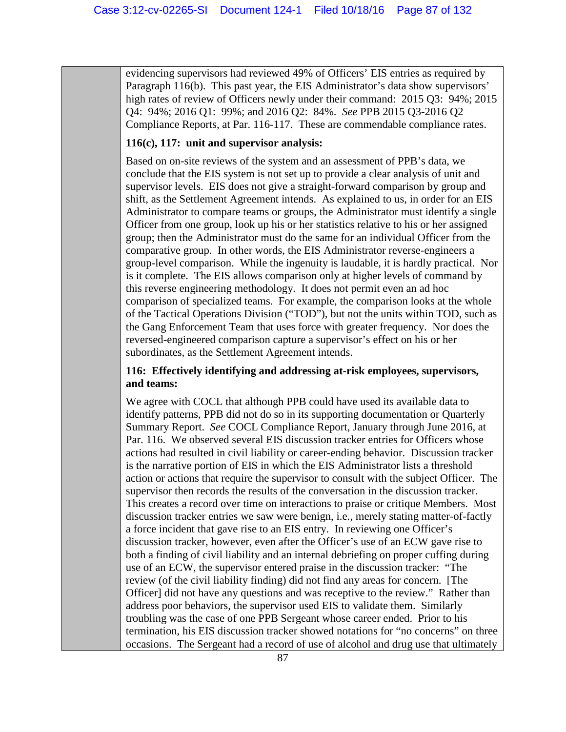evidencing supervisors had reviewed 49% of Officers' EIS entries as required by Paragraph 116(b). This past year, the EIS Administrator's data show supervisors' high rates of review of Officers newly under their command: 2015 Q3: 94%; 2015 Q4: 94%; 2016 Q1: 99%; and 2016 Q2: 84%. *See* PPB 2015 Q3-2016 Q2 Compliance Reports, at Par. 116-117. These are commendable compliance rates.

**116(c), 117: unit and supervisor analysis:**

Based on on-site reviews of the system and an assessment of PPB's data, we conclude that the EIS system is not set up to provide a clear analysis of unit and supervisor levels. EIS does not give a straight-forward comparison by group and shift, as the Settlement Agreement intends. As explained to us, in order for an EIS Administrator to compare teams or groups, the Administrator must identify a single Officer from one group, look up his or her statistics relative to his or her assigned group; then the Administrator must do the same for an individual Officer from the comparative group. In other words, the EIS Administrator reverse-engineers a group-level comparison. While the ingenuity is laudable, it is hardly practical. Nor is it complete. The EIS allows comparison only at higher levels of command by this reverse engineering methodology. It does not permit even an ad hoc comparison of specialized teams. For example, the comparison looks at the whole of the Tactical Operations Division ("TOD"), but not the units within TOD, such as the Gang Enforcement Team that uses force with greater frequency. Nor does the reversed-engineered comparison capture a supervisor's effect on his or her subordinates, as the Settlement Agreement intends.

**116: Effectively identifying and addressing at-risk employees, supervisors, and teams:**

We agree with COCL that although PPB could have used its available data to identify patterns, PPB did not do so in its supporting documentation or Quarterly Summary Report. *See* COCL Compliance Report, January through June 2016, at Par. 116. We observed several EIS discussion tracker entries for Officers whose actions had resulted in civil liability or career-ending behavior. Discussion tracker is the narrative portion of EIS in which the EIS Administrator lists a threshold action or actions that require the supervisor to consult with the subject Officer. The supervisor then records the results of the conversation in the discussion tracker. This creates a record over time on interactions to praise or critique Members. Most discussion tracker entries we saw were benign, i.e., merely stating matter-of-factly a force incident that gave rise to an EIS entry. In reviewing one Officer's discussion tracker, however, even after the Officer's use of an ECW gave rise to both a finding of civil liability and an internal debriefing on proper cuffing during use of an ECW, the supervisor entered praise in the discussion tracker: "The review (of the civil liability finding) did not find any areas for concern. [The Officer] did not have any questions and was receptive to the review." Rather than address poor behaviors, the supervisor used EIS to validate them. Similarly troubling was the case of one PPB Sergeant whose career ended. Prior to his termination, his EIS discussion tracker showed notations for "no concerns" on three occasions. The Sergeant had a record of use of alcohol and drug use that ultimately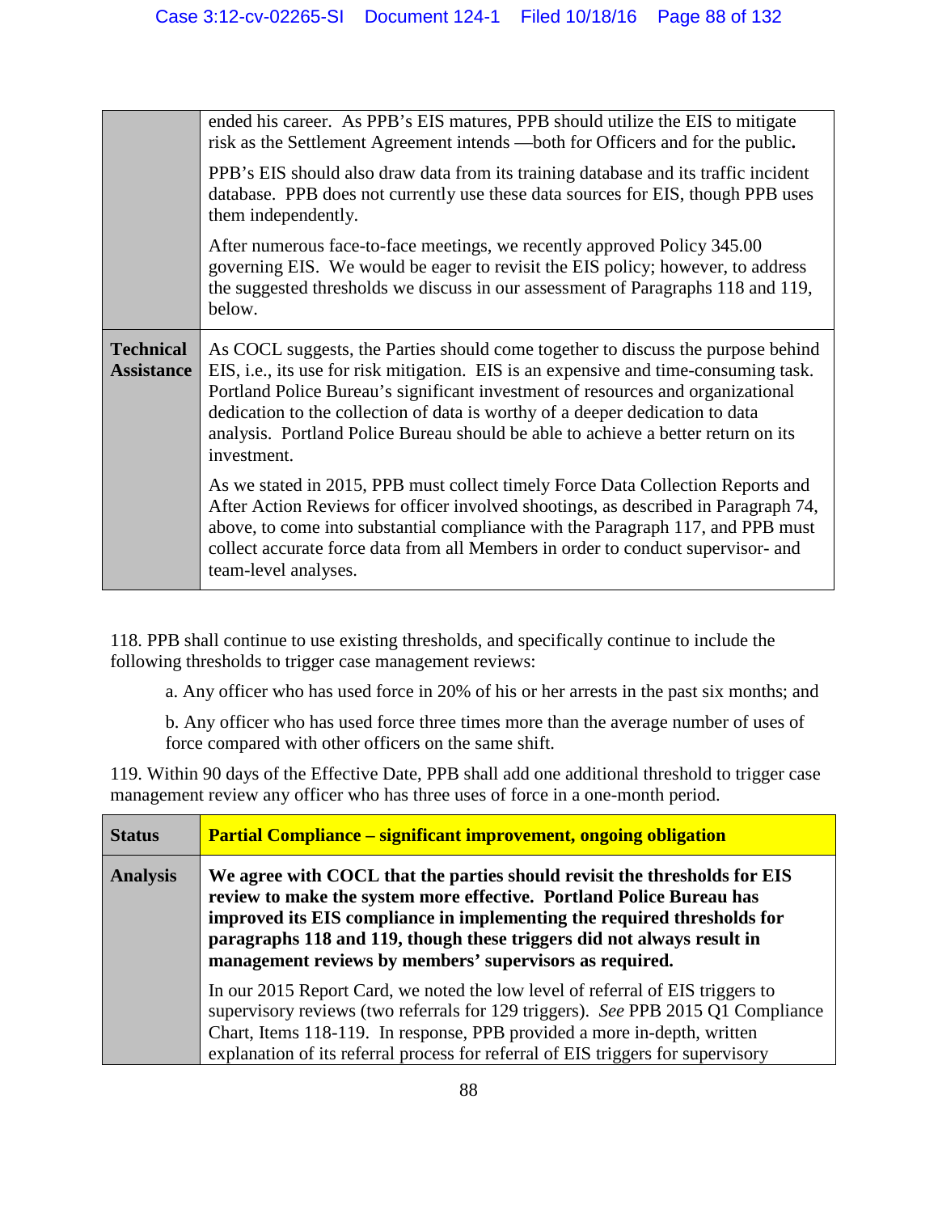| | |
|---|---|
| | ended his career. As PPB's EIS matures, PPB should utilize the EIS to mitigate risk as the Settlement Agreement intends —both for Officers and for the public.<br><br>PPB's EIS should also draw data from its training database and its traffic incident database. PPB does not currently use these data sources for EIS, though PPB uses them independently.<br><br>After numerous face-to-face meetings, we recently approved Policy 345.00 governing EIS. We would be eager to revisit the EIS policy; however, to address the suggested thresholds we discuss in our assessment of Paragraphs 118 and 119, below. |
| **Technical Assistance** | As COCL suggests, the Parties should come together to discuss the purpose behind EIS, i.e., its use for risk mitigation. EIS is an expensive and time-consuming task. Portland Police Bureau's significant investment of resources and organizational dedication to the collection of data is worthy of a deeper dedication to data analysis. Portland Police Bureau should be able to achieve a better return on its investment.<br><br>As we stated in 2015, PPB must collect timely Force Data Collection Reports and After Action Reviews for officer involved shootings, as described in Paragraph 74, above, to come into substantial compliance with the Paragraph 117, and PPB must collect accurate force data from all Members in order to conduct supervisor- and team-level analyses. |

118. PPB shall continue to use existing thresholds, and specifically continue to include the following thresholds to trigger case management reviews:

a. Any officer who has used force in 20% of his or her arrests in the past six months; and

b. Any officer who has used force three times more than the average number of uses of force compared with other officers on the same shift.

119. Within 90 days of the Effective Date, PPB shall add one additional threshold to trigger case management review any officer who has three uses of force in a one-month period.

| **Status** | **Partial Compliance – significant improvement, ongoing obligation** |
|---|---|
| **Analysis** | **We agree with COCL that the parties should revisit the thresholds for EIS review to make the system more effective. Portland Police Bureau has improved its EIS compliance in implementing the required thresholds for paragraphs 118 and 119, though these triggers did not always result in management reviews by members' supervisors as required.**<br><br>In our 2015 Report Card, we noted the low level of referral of EIS triggers to supervisory reviews (two referrals for 129 triggers). *See* PPB 2015 Q1 Compliance Chart, Items 118-119. In response, PPB provided a more in-depth, written explanation of its referral process for referral of EIS triggers for supervisory |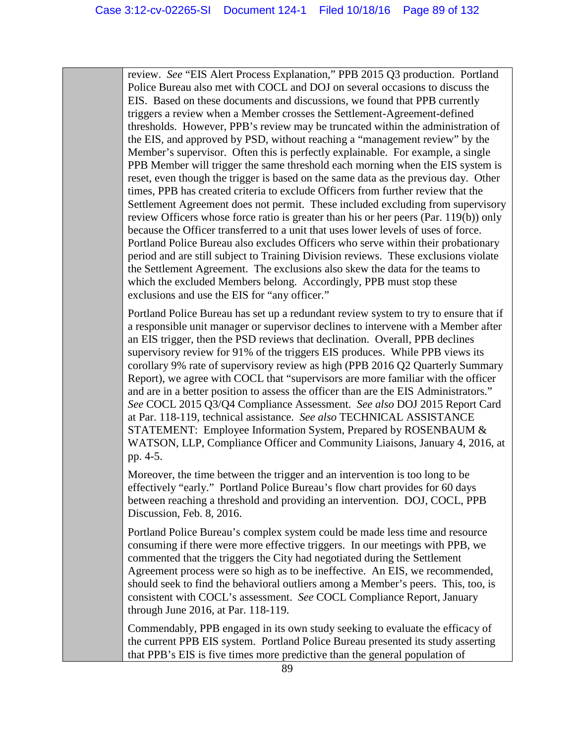review. *See* "EIS Alert Process Explanation," PPB 2015 Q3 production. Portland Police Bureau also met with COCL and DOJ on several occasions to discuss the EIS. Based on these documents and discussions, we found that PPB currently triggers a review when a Member crosses the Settlement-Agreement-defined thresholds. However, PPB's review may be truncated within the administration of the EIS, and approved by PSD, without reaching a "management review" by the Member's supervisor. Often this is perfectly explainable. For example, a single PPB Member will trigger the same threshold each morning when the EIS system is reset, even though the trigger is based on the same data as the previous day. Other times, PPB has created criteria to exclude Officers from further review that the Settlement Agreement does not permit. These included excluding from supervisory review Officers whose force ratio is greater than his or her peers (Par. 119(b)) only because the Officer transferred to a unit that uses lower levels of uses of force. Portland Police Bureau also excludes Officers who serve within their probationary period and are still subject to Training Division reviews. These exclusions violate the Settlement Agreement. The exclusions also skew the data for the teams to which the excluded Members belong. Accordingly, PPB must stop these exclusions and use the EIS for "any officer."

Portland Police Bureau has set up a redundant review system to try to ensure that if a responsible unit manager or supervisor declines to intervene with a Member after an EIS trigger, then the PSD reviews that declination. Overall, PPB declines supervisory review for 91% of the triggers EIS produces. While PPB views its corollary 9% rate of supervisory review as high (PPB 2016 Q2 Quarterly Summary Report), we agree with COCL that "supervisors are more familiar with the officer and are in a better position to assess the officer than are the EIS Administrators." *See* COCL 2015 Q3/Q4 Compliance Assessment. *See also* DOJ 2015 Report Card at Par. 118-119, technical assistance. *See also* TECHNICAL ASSISTANCE STATEMENT: Employee Information System, Prepared by ROSENBAUM & WATSON, LLP, Compliance Officer and Community Liaisons, January 4, 2016, at pp. 4-5.

Moreover, the time between the trigger and an intervention is too long to be effectively "early." Portland Police Bureau's flow chart provides for 60 days between reaching a threshold and providing an intervention. DOJ, COCL, PPB Discussion, Feb. 8, 2016.

Portland Police Bureau's complex system could be made less time and resource consuming if there were more effective triggers. In our meetings with PPB, we commented that the triggers the City had negotiated during the Settlement Agreement process were so high as to be ineffective. An EIS, we recommended, should seek to find the behavioral outliers among a Member's peers. This, too, is consistent with COCL's assessment. *See* COCL Compliance Report, January through June 2016, at Par. 118-119.

Commendably, PPB engaged in its own study seeking to evaluate the efficacy of the current PPB EIS system. Portland Police Bureau presented its study asserting that PPB's EIS is five times more predictive than the general population of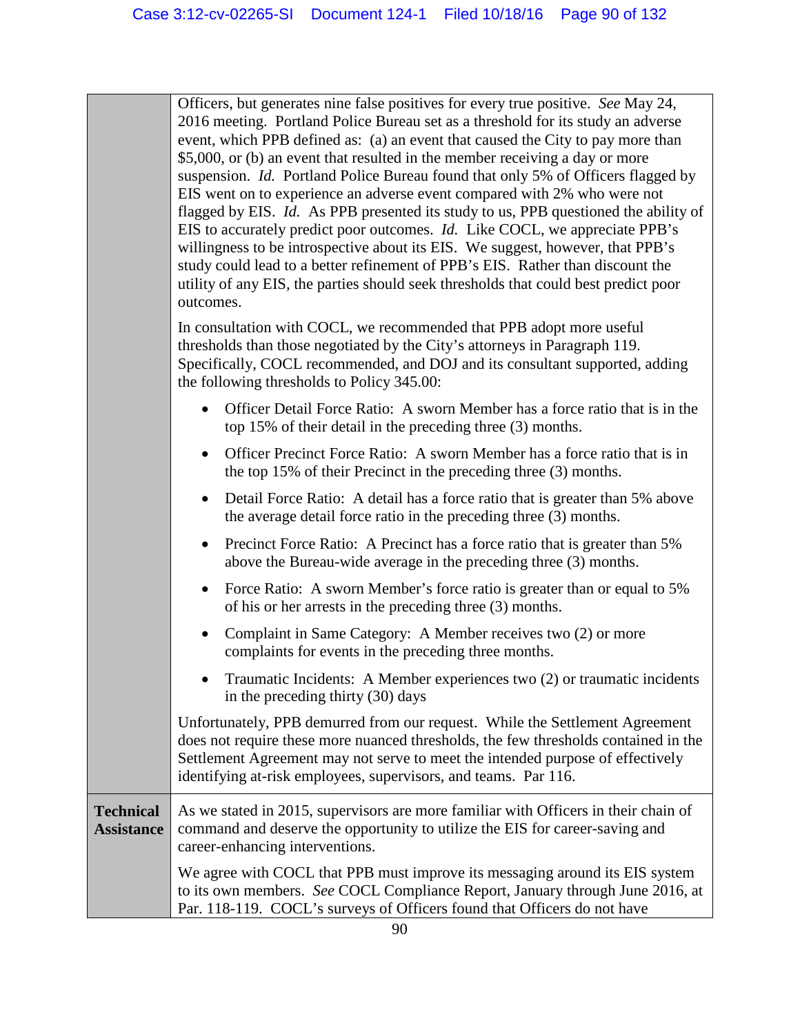| | |
|---|---|
| | Officers, but generates nine false positives for every true positive. *See* May 24, 2016 meeting. Portland Police Bureau set as a threshold for its study an adverse event, which PPB defined as: (a) an event that caused the City to pay more than $5,000, or (b) an event that resulted in the member receiving a day or more suspension. *Id.* Portland Police Bureau found that only 5% of Officers flagged by EIS went on to experience an adverse event compared with 2% who were not flagged by EIS. *Id.* As PPB presented its study to us, PPB questioned the ability of EIS to accurately predict poor outcomes. *Id.* Like COCL, we appreciate PPB's willingness to be introspective about its EIS. We suggest, however, that PPB's study could lead to a better refinement of PPB's EIS. Rather than discount the utility of any EIS, the parties should seek thresholds that could best predict poor outcomes.<br><br>In consultation with COCL, we recommended that PPB adopt more useful thresholds than those negotiated by the City's attorneys in Paragraph 119. Specifically, COCL recommended, and DOJ and its consultant supported, adding the following thresholds to Policy 345.00:<br><br>• Officer Detail Force Ratio: A sworn Member has a force ratio that is in the top 15% of their detail in the preceding three (3) months.<br>• Officer Precinct Force Ratio: A sworn Member has a force ratio that is in the top 15% of their Precinct in the preceding three (3) months.<br>• Detail Force Ratio: A detail has a force ratio that is greater than 5% above the average detail force ratio in the preceding three (3) months.<br>• Precinct Force Ratio: A Precinct has a force ratio that is greater than 5% above the Bureau-wide average in the preceding three (3) months.<br>• Force Ratio: A sworn Member's force ratio is greater than or equal to 5% of his or her arrests in the preceding three (3) months.<br>• Complaint in Same Category: A Member receives two (2) or more complaints for events in the preceding three months.<br>• Traumatic Incidents: A Member experiences two (2) or traumatic incidents in the preceding thirty (30) days<br><br>Unfortunately, PPB demurred from our request. While the Settlement Agreement does not require these more nuanced thresholds, the few thresholds contained in the Settlement Agreement may not serve to meet the intended purpose of effectively identifying at-risk employees, supervisors, and teams. Par 116. |
| **Technical Assistance** | As we stated in 2015, supervisors are more familiar with Officers in their chain of command and deserve the opportunity to utilize the EIS for career-saving and career-enhancing interventions.<br><br>We agree with COCL that PPB must improve its messaging around its EIS system to its own members. *See* COCL Compliance Report, January through June 2016, at Par. 118-119. COCL's surveys of Officers found that Officers do not have |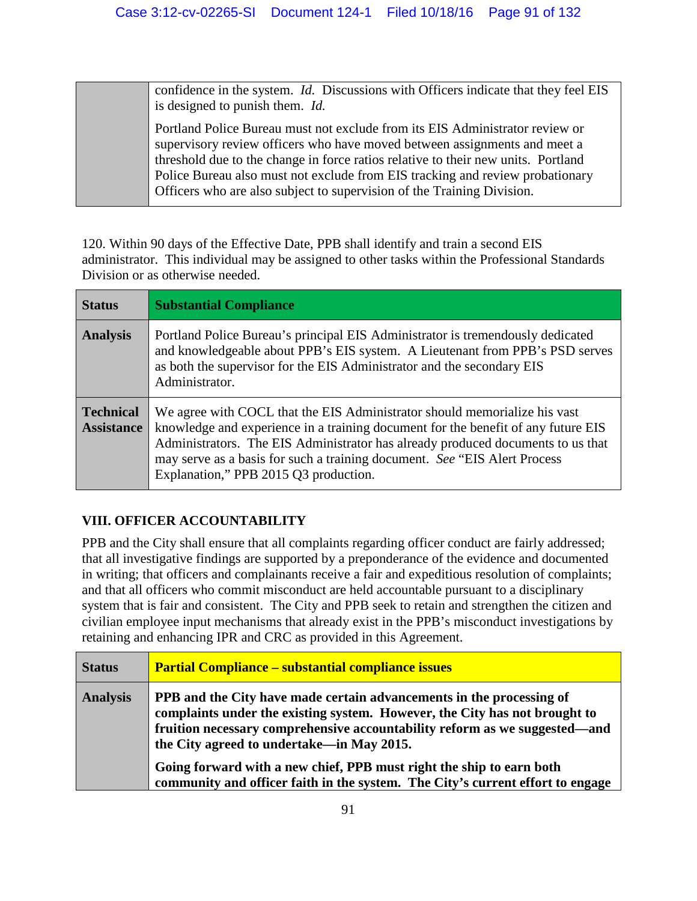| | |
|---|---|
| | confidence in the system. *Id.* Discussions with Officers indicate that they feel EIS is designed to punish them. *Id.*<br><br>Portland Police Bureau must not exclude from its EIS Administrator review or supervisory review officers who have moved between assignments and meet a threshold due to the change in force ratios relative to their new units. Portland Police Bureau also must not exclude from EIS tracking and review probationary Officers who are also subject to supervision of the Training Division. |

120. Within 90 days of the Effective Date, PPB shall identify and train a second EIS administrator. This individual may be assigned to other tasks within the Professional Standards Division or as otherwise needed.

| **Status** | **Substantial Compliance** |
|---|---|
| **Analysis** | Portland Police Bureau's principal EIS Administrator is tremendously dedicated and knowledgeable about PPB's EIS system. A Lieutenant from PPB's PSD serves as both the supervisor for the EIS Administrator and the secondary EIS Administrator. |
| **Technical Assistance** | We agree with COCL that the EIS Administrator should memorialize his vast knowledge and experience in a training document for the benefit of any future EIS Administrators. The EIS Administrator has already produced documents to us that may serve as a basis for such a training document. *See* "EIS Alert Process Explanation," PPB 2015 Q3 production. |

## VIII. OFFICER ACCOUNTABILITY

PPB and the City shall ensure that all complaints regarding officer conduct are fairly addressed; that all investigative findings are supported by a preponderance of the evidence and documented in writing; that officers and complainants receive a fair and expeditious resolution of complaints; and that all officers who commit misconduct are held accountable pursuant to a disciplinary system that is fair and consistent. The City and PPB seek to retain and strengthen the citizen and civilian employee input mechanisms that already exist in the PPB's misconduct investigations by retaining and enhancing IPR and CRC as provided in this Agreement.

| **Status** | **Partial Compliance – substantial compliance issues** |
|---|---|
| **Analysis** | **PPB and the City have made certain advancements in the processing of complaints under the existing system. However, the City has not brought to fruition necessary comprehensive accountability reform as we suggested—and the City agreed to undertake—in May 2015.**<br><br>**Going forward with a new chief, PPB must right the ship to earn both community and officer faith in the system. The City's current effort to engage** |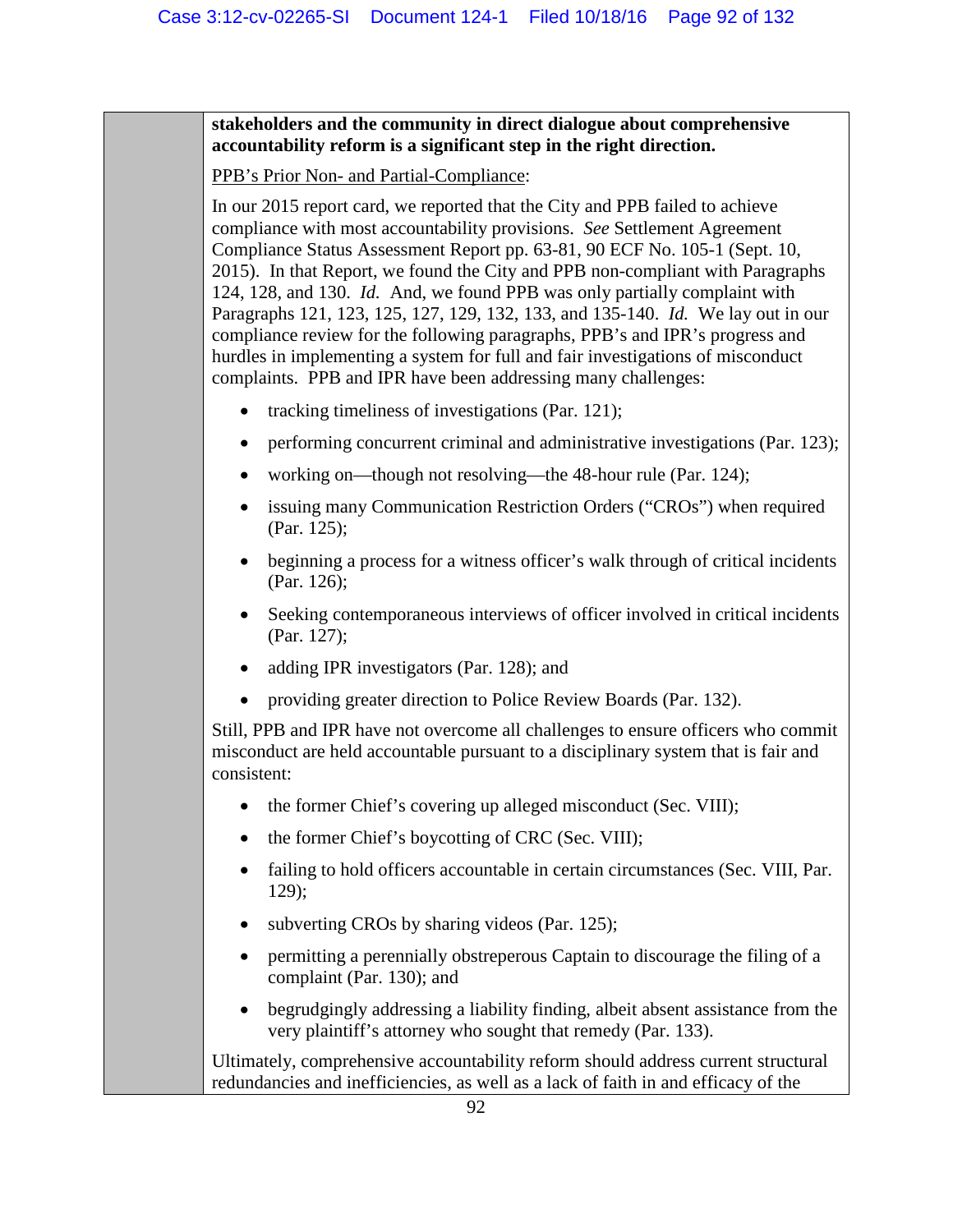**stakeholders and the community in direct dialogue about comprehensive accountability reform is a significant step in the right direction.**

PPB's Prior Non- and Partial-Compliance:

In our 2015 report card, we reported that the City and PPB failed to achieve compliance with most accountability provisions. *See* Settlement Agreement Compliance Status Assessment Report pp. 63-81, 90 ECF No. 105-1 (Sept. 10, 2015). In that Report, we found the City and PPB non-compliant with Paragraphs 124, 128, and 130. *Id.* And, we found PPB was only partially complaint with Paragraphs 121, 123, 125, 127, 129, 132, 133, and 135-140. *Id.* We lay out in our compliance review for the following paragraphs, PPB's and IPR's progress and hurdles in implementing a system for full and fair investigations of misconduct complaints. PPB and IPR have been addressing many challenges:

- tracking timeliness of investigations (Par. 121);
- performing concurrent criminal and administrative investigations (Par. 123);
- working on—though not resolving—the 48-hour rule (Par. 124);
- issuing many Communication Restriction Orders ("CROs") when required (Par. 125);
- beginning a process for a witness officer's walk through of critical incidents (Par. 126);
- Seeking contemporaneous interviews of officer involved in critical incidents (Par. 127);
- adding IPR investigators (Par. 128); and
- providing greater direction to Police Review Boards (Par. 132).

Still, PPB and IPR have not overcome all challenges to ensure officers who commit misconduct are held accountable pursuant to a disciplinary system that is fair and consistent:

- the former Chief's covering up alleged misconduct (Sec. VIII);
- the former Chief's boycotting of CRC (Sec. VIII);
- failing to hold officers accountable in certain circumstances (Sec. VIII, Par. 129);
- subverting CROs by sharing videos (Par. 125);
- permitting a perennially obstreperous Captain to discourage the filing of a complaint (Par. 130); and
- begrudgingly addressing a liability finding, albeit absent assistance from the very plaintiff's attorney who sought that remedy (Par. 133).

Ultimately, comprehensive accountability reform should address current structural redundancies and inefficiencies, as well as a lack of faith in and efficacy of the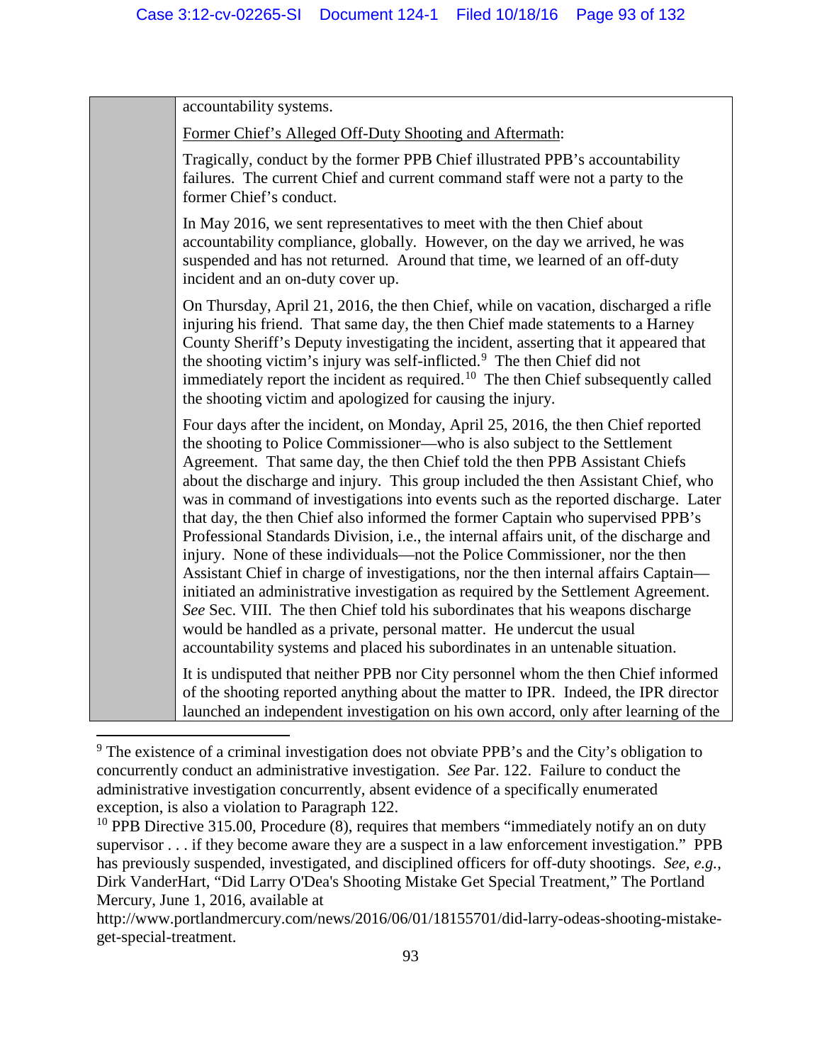accountability systems.

Former Chief's Alleged Off-Duty Shooting and Aftermath:

Tragically, conduct by the former PPB Chief illustrated PPB's accountability failures. The current Chief and current command staff were not a party to the former Chief's conduct.

In May 2016, we sent representatives to meet with the then Chief about accountability compliance, globally. However, on the day we arrived, he was suspended and has not returned. Around that time, we learned of an off-duty incident and an on-duty cover up.

On Thursday, April 21, 2016, the then Chief, while on vacation, discharged a rifle injuring his friend. That same day, the then Chief made statements to a Harney County Sheriff's Deputy investigating the incident, asserting that it appeared that the shooting victim's injury was self-inflicted.[9] The then Chief did not immediately report the incident as required.[10] The then Chief subsequently called the shooting victim and apologized for causing the injury.

Four days after the incident, on Monday, April 25, 2016, the then Chief reported the shooting to Police Commissioner—who is also subject to the Settlement Agreement. That same day, the then Chief told the then PPB Assistant Chiefs about the discharge and injury. This group included the then Assistant Chief, who was in command of investigations into events such as the reported discharge. Later that day, the then Chief also informed the former Captain who supervised PPB's Professional Standards Division, i.e., the internal affairs unit, of the discharge and injury. None of these individuals—not the Police Commissioner, nor the then Assistant Chief in charge of investigations, nor the then internal affairs Captain—initiated an administrative investigation as required by the Settlement Agreement. *See* Sec. VIII. The then Chief told his subordinates that his weapons discharge would be handled as a private, personal matter. He undercut the usual accountability systems and placed his subordinates in an untenable situation.

It is undisputed that neither PPB nor City personnel whom the then Chief informed of the shooting reported anything about the matter to IPR. Indeed, the IPR director launched an independent investigation on his own accord, only after learning of the

---

[9] The existence of a criminal investigation does not obviate PPB's and the City's obligation to concurrently conduct an administrative investigation. *See* Par. 122. Failure to conduct the administrative investigation concurrently, absent evidence of a specifically enumerated exception, is also a violation to Paragraph 122.

[10] PPB Directive 315.00, Procedure (8), requires that members "immediately notify an on duty supervisor . . . if they become aware they are a suspect in a law enforcement investigation." PPB has previously suspended, investigated, and disciplined officers for off-duty shootings. *See, e.g.*, Dirk VanderHart, "Did Larry O'Dea's Shooting Mistake Get Special Treatment," The Portland Mercury, June 1, 2016, available at http://www.portlandmercury.com/news/2016/06/01/18155701/did-larry-odeas-shooting-mistake-get-special-treatment.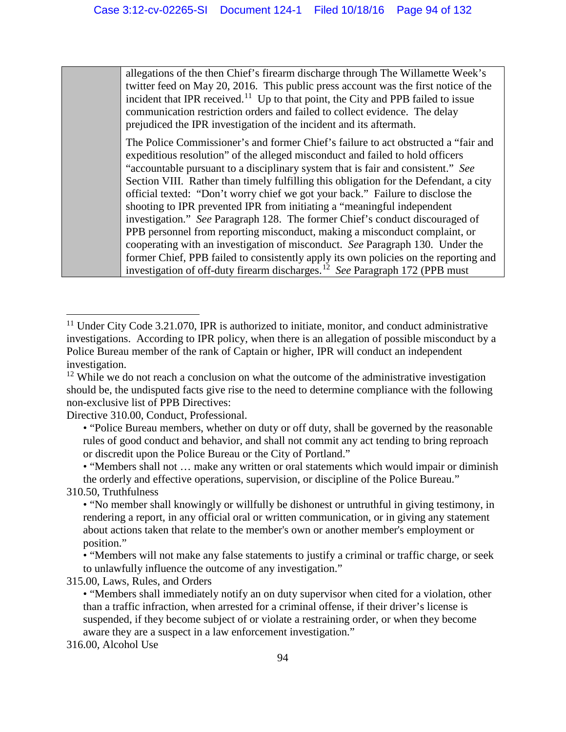| | |
|---|---|
| | allegations of the then Chief's firearm discharge through The Willamette Week's twitter feed on May 20, 2016. This public press account was the first notice of the incident that IPR received.[11] Up to that point, the City and PPB failed to issue communication restriction orders and failed to collect evidence. The delay prejudiced the IPR investigation of the incident and its aftermath.<br><br>The Police Commissioner's and former Chief's failure to act obstructed a "fair and expeditious resolution" of the alleged misconduct and failed to hold officers "accountable pursuant to a disciplinary system that is fair and consistent." *See* Section VIII. Rather than timely fulfilling this obligation for the Defendant, a city official texted: "Don't worry chief we got your back." Failure to disclose the shooting to IPR prevented IPR from initiating a "meaningful independent investigation." *See* Paragraph 128. The former Chief's conduct discouraged of PPB personnel from reporting misconduct, making a misconduct complaint, or cooperating with an investigation of misconduct. *See* Paragraph 130. Under the former Chief, PPB failed to consistently apply its own policies on the reporting and investigation of off-duty firearm discharges.[12] *See* Paragraph 172 (PPB must |

---

[11] Under City Code 3.21.070, IPR is authorized to initiate, monitor, and conduct administrative investigations. According to IPR policy, when there is an allegation of possible misconduct by a Police Bureau member of the rank of Captain or higher, IPR will conduct an independent investigation.

[12] While we do not reach a conclusion on what the outcome of the administrative investigation should be, the undisputed facts give rise to the need to determine compliance with the following non-exclusive list of PPB Directives:

Directive 310.00, Conduct, Professional.

- "Police Bureau members, whether on duty or off duty, shall be governed by the reasonable rules of good conduct and behavior, and shall not commit any act tending to bring reproach or discredit upon the Police Bureau or the City of Portland."
- "Members shall not … make any written or oral statements which would impair or diminish the orderly and effective operations, supervision, or discipline of the Police Bureau."

310.50, Truthfulness

- "No member shall knowingly or willfully be dishonest or untruthful in giving testimony, in rendering a report, in any official oral or written communication, or in giving any statement about actions taken that relate to the member's own or another member's employment or position."
- "Members will not make any false statements to justify a criminal or traffic charge, or seek to unlawfully influence the outcome of any investigation."

315.00, Laws, Rules, and Orders

- "Members shall immediately notify an on duty supervisor when cited for a violation, other than a traffic infraction, when arrested for a criminal offense, if their driver's license is suspended, if they become subject of or violate a restraining order, or when they become aware they are a suspect in a law enforcement investigation."

316.00, Alcohol Use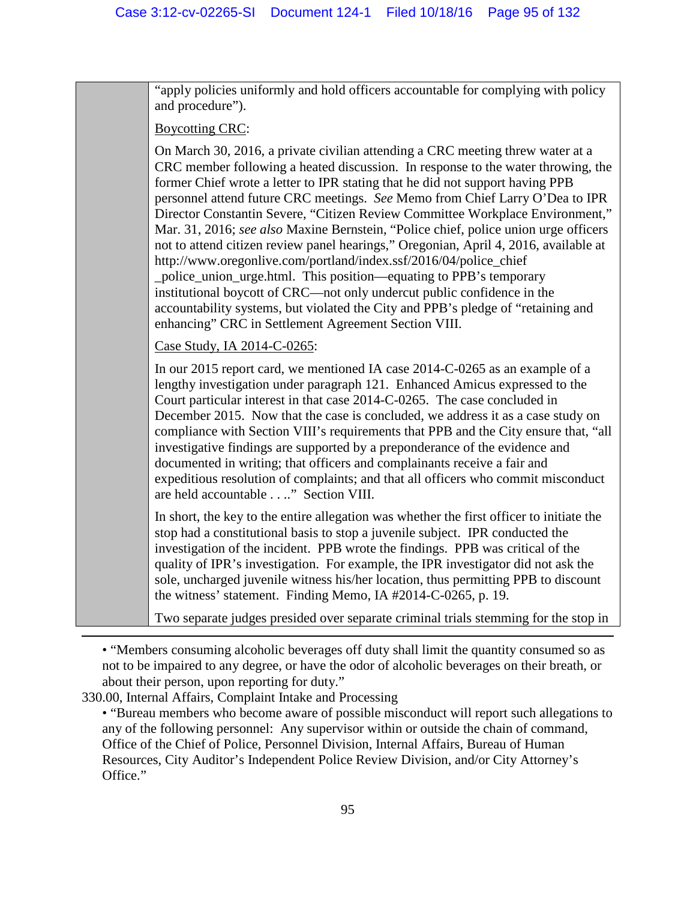| | |
|---|---|
| | "apply policies uniformly and hold officers accountable for complying with policy and procedure").<br><br><u>Boycotting CRC</u>:<br><br>On March 30, 2016, a private civilian attending a CRC meeting threw water at a CRC member following a heated discussion. In response to the water throwing, the former Chief wrote a letter to IPR stating that he did not support having PPB personnel attend future CRC meetings. *See* Memo from Chief Larry O'Dea to IPR Director Constantin Severe, "Citizen Review Committee Workplace Environment," Mar. 31, 2016; *see also* Maxine Bernstein, "Police chief, police union urge officers not to attend citizen review panel hearings," Oregonian, April 4, 2016, available at http://www.oregonlive.com/portland/index.ssf/2016/04/police_chief _police_union_urge.html. This position—equating to PPB's temporary institutional boycott of CRC—not only undercut public confidence in the accountability systems, but violated the City and PPB's pledge of "retaining and enhancing" CRC in Settlement Agreement Section VIII.<br><br><u>Case Study, IA 2014-C-0265</u>:<br><br>In our 2015 report card, we mentioned IA case 2014-C-0265 as an example of a lengthy investigation under paragraph 121. Enhanced Amicus expressed to the Court particular interest in that case 2014-C-0265. The case concluded in December 2015. Now that the case is concluded, we address it as a case study on compliance with Section VIII's requirements that PPB and the City ensure that, "all investigative findings are supported by a preponderance of the evidence and documented in writing; that officers and complainants receive a fair and expeditious resolution of complaints; and that all officers who commit misconduct are held accountable . . .." Section VIII.<br><br>In short, the key to the entire allegation was whether the first officer to initiate the stop had a constitutional basis to stop a juvenile subject. IPR conducted the investigation of the incident. PPB wrote the findings. PPB was critical of the quality of IPR's investigation. For example, the IPR investigator did not ask the sole, uncharged juvenile witness his/her location, thus permitting PPB to discount the witness' statement. Finding Memo, IA #2014-C-0265, p. 19.<br><br>Two separate judges presided over separate criminal trials stemming for the stop in |

- "Members consuming alcoholic beverages off duty shall limit the quantity consumed so as not to be impaired to any degree, or have the odor of alcoholic beverages on their breath, or about their person, upon reporting for duty."

330.00, Internal Affairs, Complaint Intake and Processing

- "Bureau members who become aware of possible misconduct will report such allegations to any of the following personnel: Any supervisor within or outside the chain of command, Office of the Chief of Police, Personnel Division, Internal Affairs, Bureau of Human Resources, City Auditor's Independent Police Review Division, and/or City Attorney's Office."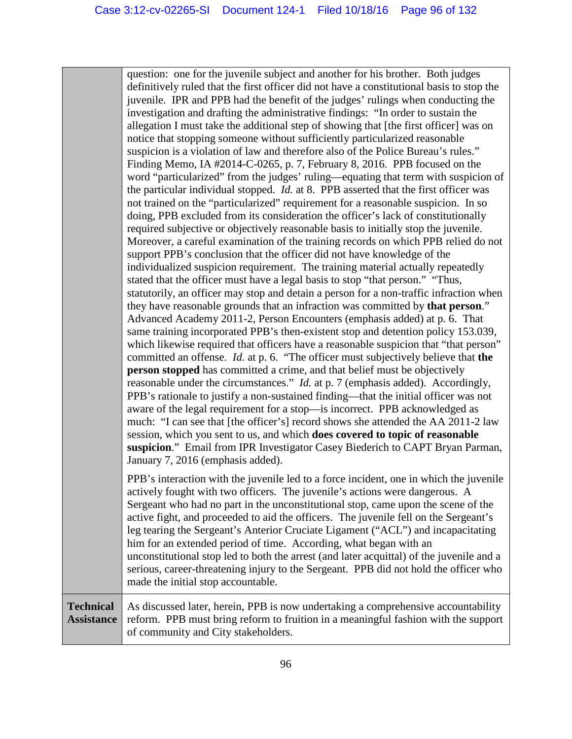| | |
|---|---|
| | question: one for the juvenile subject and another for his brother. Both judges definitively ruled that the first officer did not have a constitutional basis to stop the juvenile. IPR and PPB had the benefit of the judges' rulings when conducting the investigation and drafting the administrative findings: "In order to sustain the allegation I must take the additional step of showing that [the first officer] was on notice that stopping someone without sufficiently particularized reasonable suspicion is a violation of law and therefore also of the Police Bureau's rules." Finding Memo, IA #2014-C-0265, p. 7, February 8, 2016. PPB focused on the word "particularized" from the judges' ruling—equating that term with suspicion of the particular individual stopped. *Id.* at 8. PPB asserted that the first officer was not trained on the "particularized" requirement for a reasonable suspicion. In so doing, PPB excluded from its consideration the officer's lack of constitutionally required subjective or objectively reasonable basis to initially stop the juvenile. Moreover, a careful examination of the training records on which PPB relied do not support PPB's conclusion that the officer did not have knowledge of the individualized suspicion requirement. The training material actually repeatedly stated that the officer must have a legal basis to stop "that person." "Thus, statutorily, an officer may stop and detain a person for a non-traffic infraction when they have reasonable grounds that an infraction was committed by **that person**." Advanced Academy 2011-2, Person Encounters (emphasis added) at p. 6. That same training incorporated PPB's then-existent stop and detention policy 153.039, which likewise required that officers have a reasonable suspicion that "that person" committed an offense. *Id.* at p. 6. "The officer must subjectively believe that **the person stopped** has committed a crime, and that belief must be objectively reasonable under the circumstances." *Id.* at p. 7 (emphasis added). Accordingly, PPB's rationale to justify a non-sustained finding—that the initial officer was not aware of the legal requirement for a stop—is incorrect. PPB acknowledged as much: "I can see that [the officer's] record shows she attended the AA 2011-2 law session, which you sent to us, and which **does covered to topic of reasonable suspicion**." Email from IPR Investigator Casey Biederich to CAPT Bryan Parman, January 7, 2016 (emphasis added).<br><br>PPB's interaction with the juvenile led to a force incident, one in which the juvenile actively fought with two officers. The juvenile's actions were dangerous. A Sergeant who had no part in the unconstitutional stop, came upon the scene of the active fight, and proceeded to aid the officers. The juvenile fell on the Sergeant's leg tearing the Sergeant's Anterior Cruciate Ligament ("ACL") and incapacitating him for an extended period of time. According, what began with an unconstitutional stop led to both the arrest (and later acquittal) of the juvenile and a serious, career-threatening injury to the Sergeant. PPB did not hold the officer who made the initial stop accountable. |
| **Technical Assistance** | As discussed later, herein, PPB is now undertaking a comprehensive accountability reform. PPB must bring reform to fruition in a meaningful fashion with the support of community and City stakeholders. |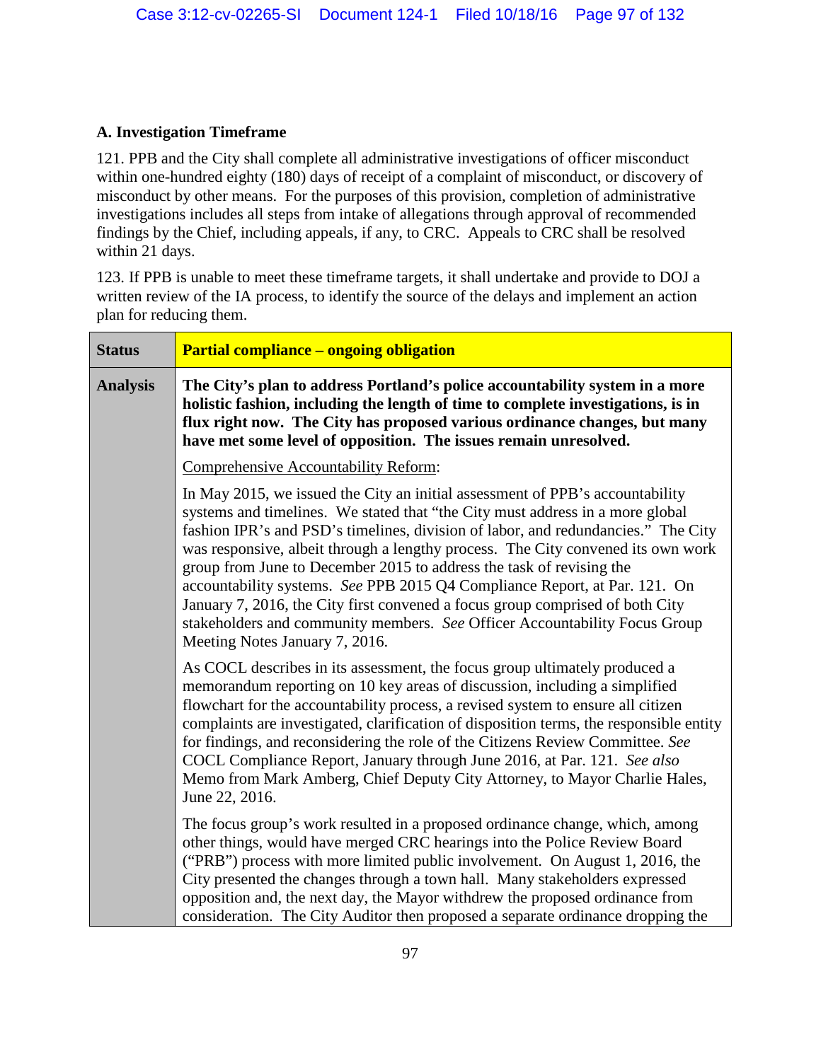## A. Investigation Timeframe

121. PPB and the City shall complete all administrative investigations of officer misconduct within one-hundred eighty (180) days of receipt of a complaint of misconduct, or discovery of misconduct by other means. For the purposes of this provision, completion of administrative investigations includes all steps from intake of allegations through approval of recommended findings by the Chief, including appeals, if any, to CRC. Appeals to CRC shall be resolved within 21 days.

123. If PPB is unable to meet these timeframe targets, it shall undertake and provide to DOJ a written review of the IA process, to identify the source of the delays and implement an action plan for reducing them.

| **Status** | **Partial compliance – ongoing obligation** |
|---|---|
| **Analysis** | **The City's plan to address Portland's police accountability system in a more holistic fashion, including the length of time to complete investigations, is in flux right now. The City has proposed various ordinance changes, but many have met some level of opposition. The issues remain unresolved.**<br><br><u>Comprehensive Accountability Reform</u>:<br><br>In May 2015, we issued the City an initial assessment of PPB's accountability systems and timelines. We stated that "the City must address in a more global fashion IPR's and PSD's timelines, division of labor, and redundancies." The City was responsive, albeit through a lengthy process. The City convened its own work group from June to December 2015 to address the task of revising the accountability systems. *See* PPB 2015 Q4 Compliance Report, at Par. 121. On January 7, 2016, the City first convened a focus group comprised of both City stakeholders and community members. *See* Officer Accountability Focus Group Meeting Notes January 7, 2016.<br><br>As COCL describes in its assessment, the focus group ultimately produced a memorandum reporting on 10 key areas of discussion, including a simplified flowchart for the accountability process, a revised system to ensure all citizen complaints are investigated, clarification of disposition terms, the responsible entity for findings, and reconsidering the role of the Citizens Review Committee. *See* COCL Compliance Report, January through June 2016, at Par. 121. *See also* Memo from Mark Amberg, Chief Deputy City Attorney, to Mayor Charlie Hales, June 22, 2016.<br><br>The focus group's work resulted in a proposed ordinance change, which, among other things, would have merged CRC hearings into the Police Review Board ("PRB") process with more limited public involvement. On August 1, 2016, the City presented the changes through a town hall. Many stakeholders expressed opposition and, the next day, the Mayor withdrew the proposed ordinance from consideration. The City Auditor then proposed a separate ordinance dropping the |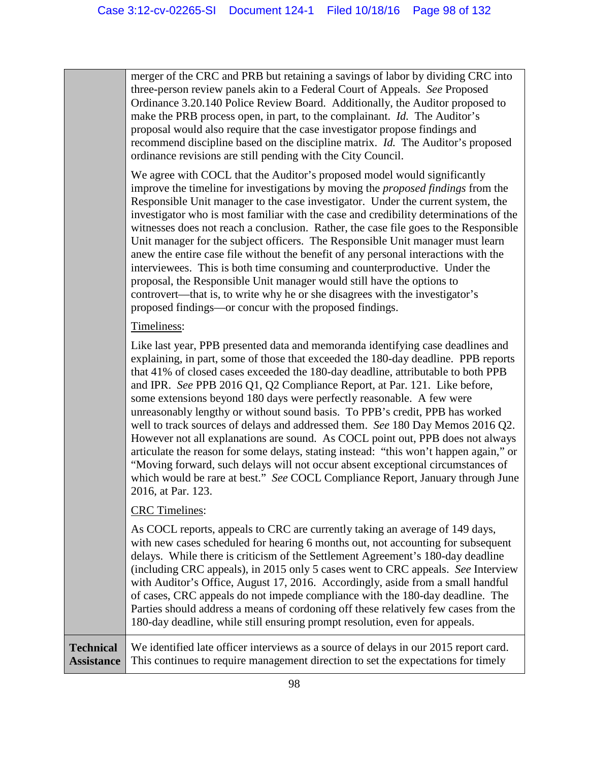| | |
|---|---|
| | merger of the CRC and PRB but retaining a savings of labor by dividing CRC into three-person review panels akin to a Federal Court of Appeals. *See* Proposed Ordinance 3.20.140 Police Review Board. Additionally, the Auditor proposed to make the PRB process open, in part, to the complainant. *Id.* The Auditor's proposal would also require that the case investigator propose findings and recommend discipline based on the discipline matrix. *Id.* The Auditor's proposed ordinance revisions are still pending with the City Council.<br><br>We agree with COCL that the Auditor's proposed model would significantly improve the timeline for investigations by moving the *proposed findings* from the Responsible Unit manager to the case investigator. Under the current system, the investigator who is most familiar with the case and credibility determinations of the witnesses does not reach a conclusion. Rather, the case file goes to the Responsible Unit manager for the subject officers. The Responsible Unit manager must learn anew the entire case file without the benefit of any personal interactions with the interviewees. This is both time consuming and counterproductive. Under the proposal, the Responsible Unit manager would still have the options to controvert—that is, to write why he or she disagrees with the investigator's proposed findings—or concur with the proposed findings.<br><br><u>Timeliness</u>:<br><br>Like last year, PPB presented data and memoranda identifying case deadlines and explaining, in part, some of those that exceeded the 180-day deadline. PPB reports that 41% of closed cases exceeded the 180-day deadline, attributable to both PPB and IPR. *See* PPB 2016 Q1, Q2 Compliance Report, at Par. 121. Like before, some extensions beyond 180 days were perfectly reasonable. A few were unreasonably lengthy or without sound basis. To PPB's credit, PPB has worked well to track sources of delays and addressed them. *See* 180 Day Memos 2016 Q2. However not all explanations are sound. As COCL point out, PPB does not always articulate the reason for some delays, stating instead: "this won't happen again," or "Moving forward, such delays will not occur absent exceptional circumstances of which would be rare at best." *See* COCL Compliance Report, January through June 2016, at Par. 123.<br><br><u>CRC Timelines</u>:<br><br>As COCL reports, appeals to CRC are currently taking an average of 149 days, with new cases scheduled for hearing 6 months out, not accounting for subsequent delays. While there is criticism of the Settlement Agreement's 180-day deadline (including CRC appeals), in 2015 only 5 cases went to CRC appeals. *See* Interview with Auditor's Office, August 17, 2016. Accordingly, aside from a small handful of cases, CRC appeals do not impede compliance with the 180-day deadline. The Parties should address a means of cordoning off these relatively few cases from the 180-day deadline, while still ensuring prompt resolution, even for appeals. |
| **Technical Assistance** | We identified late officer interviews as a source of delays in our 2015 report card. This continues to require management direction to set the expectations for timely |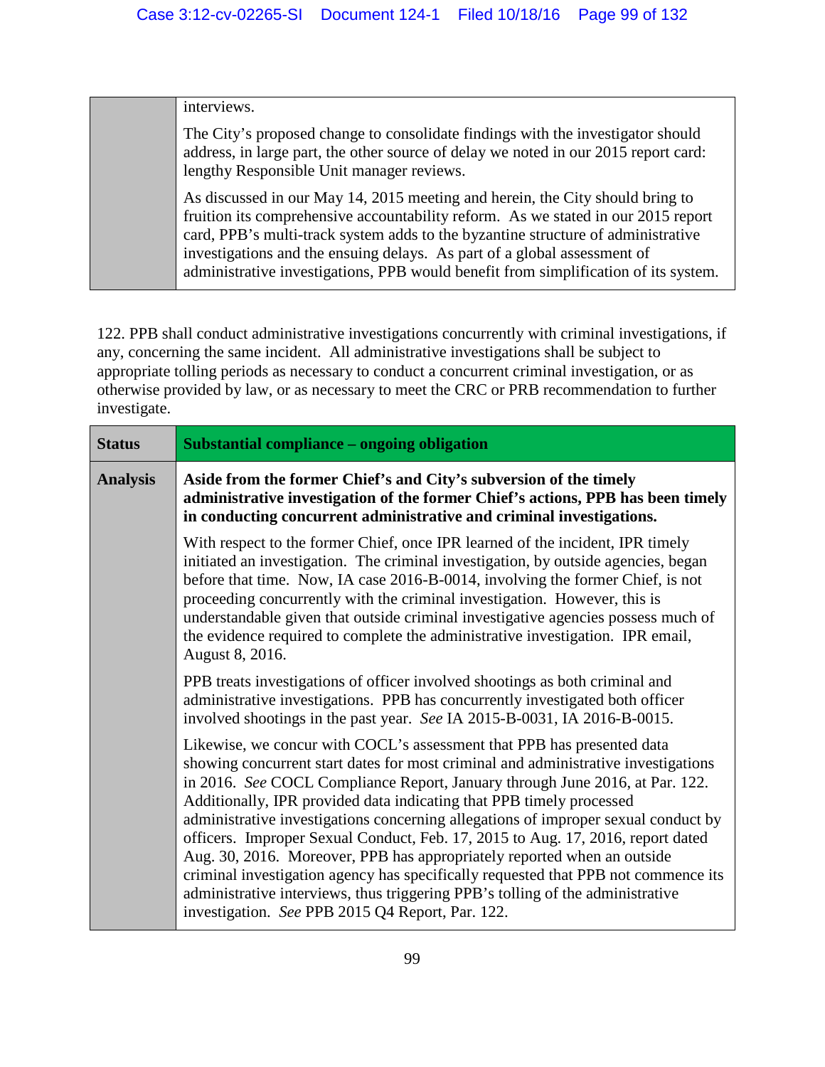| | |
|---|---|
| | interviews.<br><br>The City's proposed change to consolidate findings with the investigator should address, in large part, the other source of delay we noted in our 2015 report card: lengthy Responsible Unit manager reviews.<br><br>As discussed in our May 14, 2015 meeting and herein, the City should bring to fruition its comprehensive accountability reform. As we stated in our 2015 report card, PPB's multi-track system adds to the byzantine structure of administrative investigations and the ensuing delays. As part of a global assessment of administrative investigations, PPB would benefit from simplification of its system. |

122. PPB shall conduct administrative investigations concurrently with criminal investigations, if any, concerning the same incident. All administrative investigations shall be subject to appropriate tolling periods as necessary to conduct a concurrent criminal investigation, or as otherwise provided by law, or as necessary to meet the CRC or PRB recommendation to further investigate.

| **Status** | **Substantial compliance – ongoing obligation** |
|---|---|
| **Analysis** | **Aside from the former Chief's and City's subversion of the timely administrative investigation of the former Chief's actions, PPB has been timely in conducting concurrent administrative and criminal investigations.**<br><br>With respect to the former Chief, once IPR learned of the incident, IPR timely initiated an investigation. The criminal investigation, by outside agencies, began before that time. Now, IA case 2016-B-0014, involving the former Chief, is not proceeding concurrently with the criminal investigation. However, this is understandable given that outside criminal investigative agencies possess much of the evidence required to complete the administrative investigation. IPR email, August 8, 2016.<br><br>PPB treats investigations of officer involved shootings as both criminal and administrative investigations. PPB has concurrently investigated both officer involved shootings in the past year. *See* IA 2015-B-0031, IA 2016-B-0015.<br><br>Likewise, we concur with COCL's assessment that PPB has presented data showing concurrent start dates for most criminal and administrative investigations in 2016. *See* COCL Compliance Report, January through June 2016, at Par. 122. Additionally, IPR provided data indicating that PPB timely processed administrative investigations concerning allegations of improper sexual conduct by officers. Improper Sexual Conduct, Feb. 17, 2015 to Aug. 17, 2016, report dated Aug. 30, 2016. Moreover, PPB has appropriately reported when an outside criminal investigation agency has specifically requested that PPB not commence its administrative interviews, thus triggering PPB's tolling of the administrative investigation. *See* PPB 2015 Q4 Report, Par. 122. |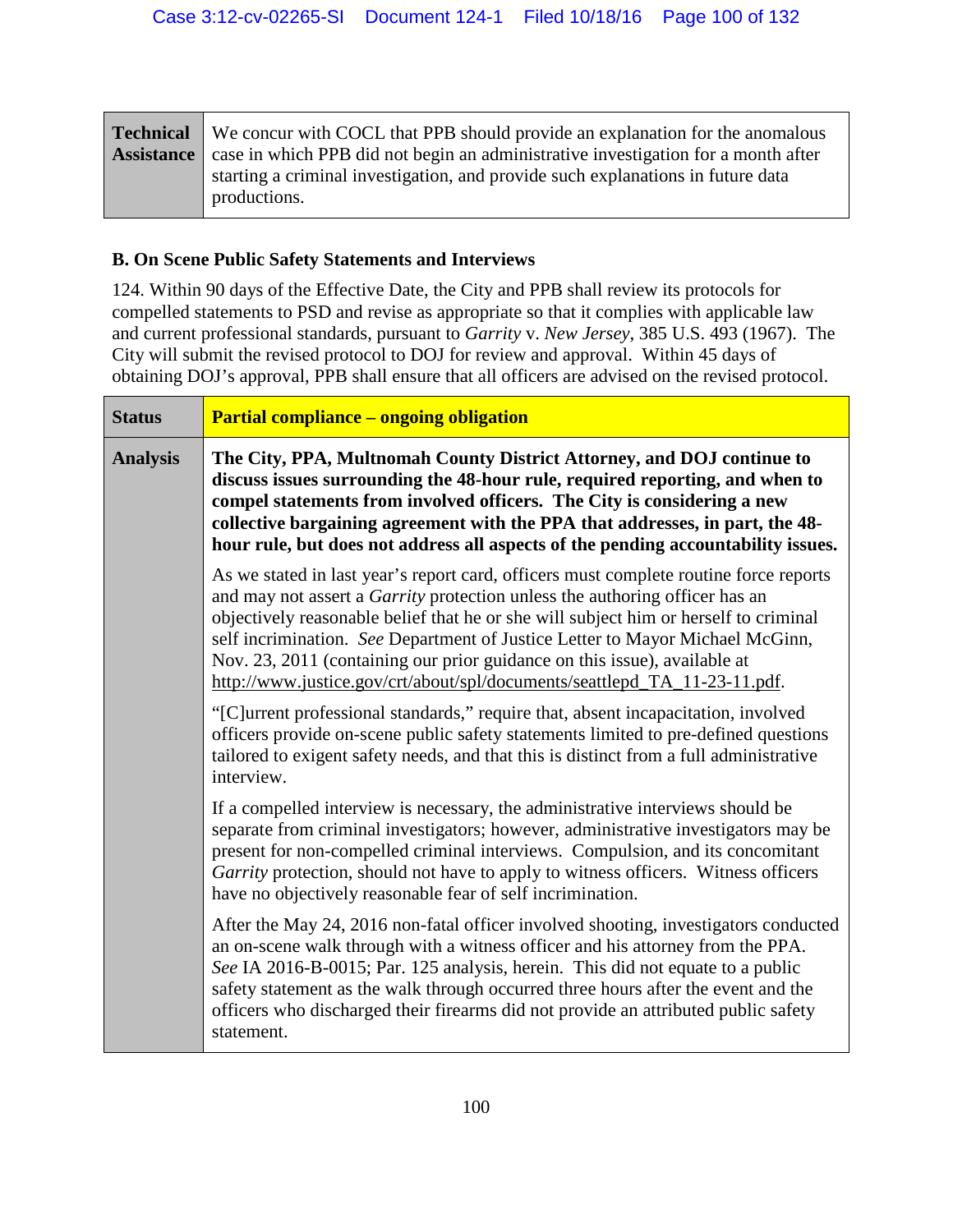| **Technical Assistance** | We concur with COCL that PPB should provide an explanation for the anomalous case in which PPB did not begin an administrative investigation for a month after starting a criminal investigation, and provide such explanations in future data productions. |
|---|---|

### B. On Scene Public Safety Statements and Interviews

124. Within 90 days of the Effective Date, the City and PPB shall review its protocols for compelled statements to PSD and revise as appropriate so that it complies with applicable law and current professional standards, pursuant to *Garrity* v. *New Jersey*, 385 U.S. 493 (1967). The City will submit the revised protocol to DOJ for review and approval. Within 45 days of obtaining DOJ's approval, PPB shall ensure that all officers are advised on the revised protocol.

| **Status** | **Partial compliance – ongoing obligation** |
|---|---|
| **Analysis** | **The City, PPA, Multnomah County District Attorney, and DOJ continue to discuss issues surrounding the 48-hour rule, required reporting, and when to compel statements from involved officers. The City is considering a new collective bargaining agreement with the PPA that addresses, in part, the 48-hour rule, but does not address all aspects of the pending accountability issues.**<br><br>As we stated in last year's report card, officers must complete routine force reports and may not assert a *Garrity* protection unless the authoring officer has an objectively reasonable belief that he or she will subject him or herself to criminal self incrimination. *See* Department of Justice Letter to Mayor Michael McGinn, Nov. 23, 2011 (containing our prior guidance on this issue), available at http://www.justice.gov/crt/about/spl/documents/seattlepd_TA_11-23-11.pdf.<br><br>"[C]urrent professional standards," require that, absent incapacitation, involved officers provide on-scene public safety statements limited to pre-defined questions tailored to exigent safety needs, and that this is distinct from a full administrative interview.<br><br>If a compelled interview is necessary, the administrative interviews should be separate from criminal investigators; however, administrative investigators may be present for non-compelled criminal interviews. Compulsion, and its concomitant *Garrity* protection, should not have to apply to witness officers. Witness officers have no objectively reasonable fear of self incrimination.<br><br>After the May 24, 2016 non-fatal officer involved shooting, investigators conducted an on-scene walk through with a witness officer and his attorney from the PPA. *See* IA 2016-B-0015; Par. 125 analysis, herein. This did not equate to a public safety statement as the walk through occurred three hours after the event and the officers who discharged their firearms did not provide an attributed public safety statement. |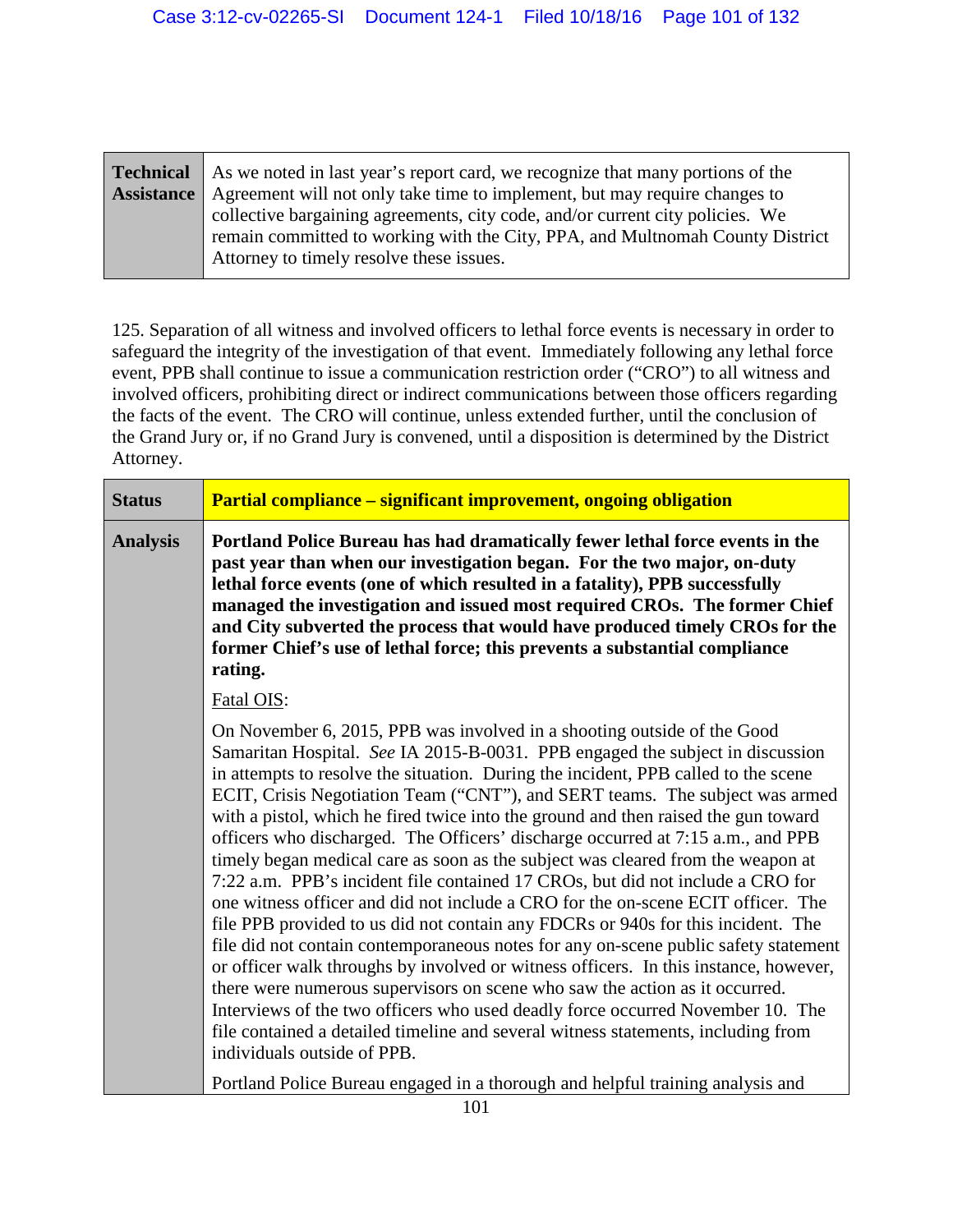| | |
|---|---|
| **Technical Assistance** | As we noted in last year's report card, we recognize that many portions of the Agreement will not only take time to implement, but may require changes to collective bargaining agreements, city code, and/or current city policies. We remain committed to working with the City, PPA, and Multnomah County District Attorney to timely resolve these issues. |

125. Separation of all witness and involved officers to lethal force events is necessary in order to safeguard the integrity of the investigation of that event. Immediately following any lethal force event, PPB shall continue to issue a communication restriction order ("CRO") to all witness and involved officers, prohibiting direct or indirect communications between those officers regarding the facts of the event. The CRO will continue, unless extended further, until the conclusion of the Grand Jury or, if no Grand Jury is convened, until a disposition is determined by the District Attorney.

| | |
|---|---|
| **Status** | **Partial compliance – significant improvement, ongoing obligation** |
| **Analysis** | **Portland Police Bureau has had dramatically fewer lethal force events in the past year than when our investigation began. For the two major, on-duty lethal force events (one of which resulted in a fatality), PPB successfully managed the investigation and issued most required CROs. The former Chief and City subverted the process that would have produced timely CROs for the former Chief's use of lethal force; this prevents a substantial compliance rating.**<br><br>Fatal OIS:<br><br>On November 6, 2015, PPB was involved in a shooting outside of the Good Samaritan Hospital. *See* IA 2015-B-0031. PPB engaged the subject in discussion in attempts to resolve the situation. During the incident, PPB called to the scene ECIT, Crisis Negotiation Team ("CNT"), and SERT teams. The subject was armed with a pistol, which he fired twice into the ground and then raised the gun toward officers who discharged. The Officers' discharge occurred at 7:15 a.m., and PPB timely began medical care as soon as the subject was cleared from the weapon at 7:22 a.m. PPB's incident file contained 17 CROs, but did not include a CRO for one witness officer and did not include a CRO for the on-scene ECIT officer. The file PPB provided to us did not contain any FDCRs or 940s for this incident. The file did not contain contemporaneous notes for any on-scene public safety statement or officer walk throughs by involved or witness officers. In this instance, however, there were numerous supervisors on scene who saw the action as it occurred. Interviews of the two officers who used deadly force occurred November 10. The file contained a detailed timeline and several witness statements, including from individuals outside of PPB.<br><br>Portland Police Bureau engaged in a thorough and helpful training analysis and |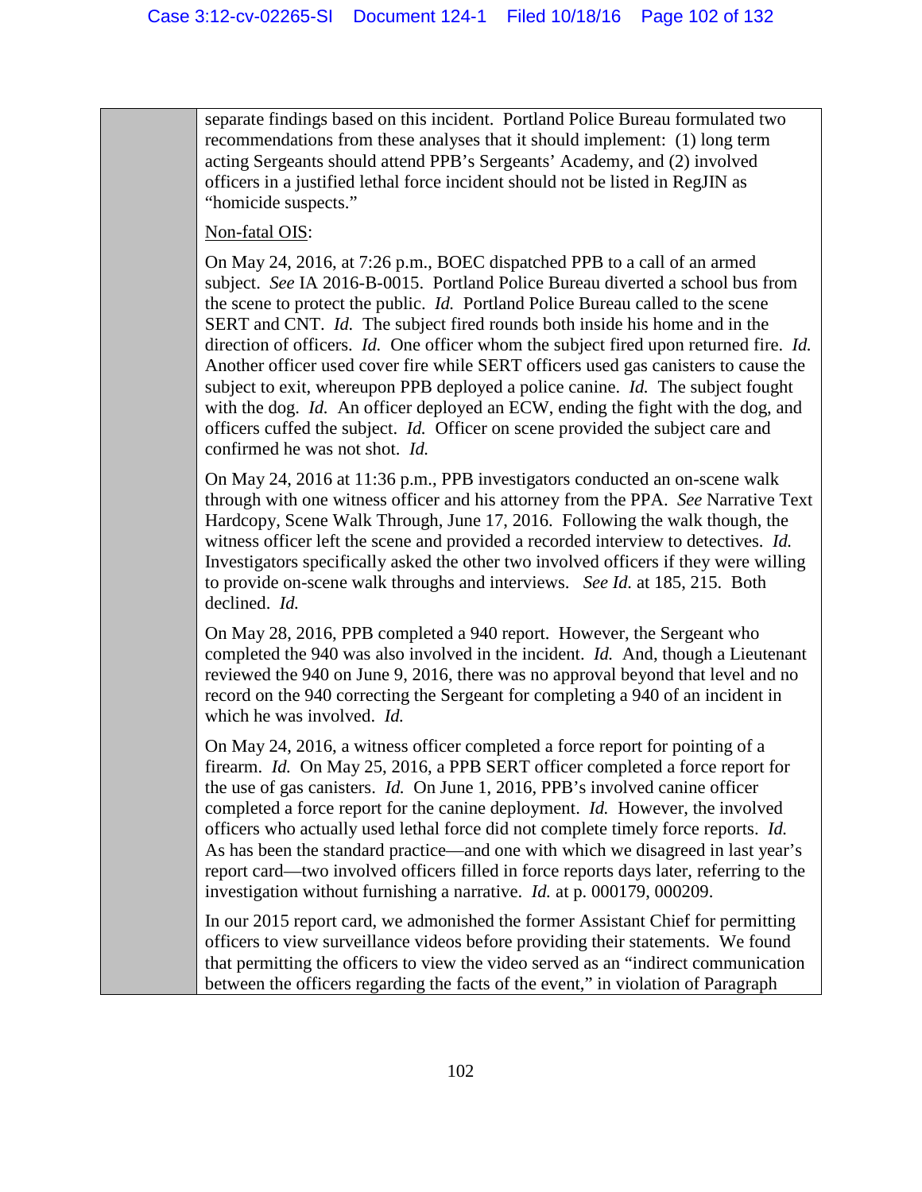separate findings based on this incident. Portland Police Bureau formulated two recommendations from these analyses that it should implement: (1) long term acting Sergeants should attend PPB's Sergeants' Academy, and (2) involved officers in a justified lethal force incident should not be listed in RegJIN as "homicide suspects."

<u>Non-fatal OIS</u>:

On May 24, 2016, at 7:26 p.m., BOEC dispatched PPB to a call of an armed subject. *See* IA 2016-B-0015. Portland Police Bureau diverted a school bus from the scene to protect the public. *Id.* Portland Police Bureau called to the scene SERT and CNT. *Id.* The subject fired rounds both inside his home and in the direction of officers. *Id.* One officer whom the subject fired upon returned fire. *Id.* Another officer used cover fire while SERT officers used gas canisters to cause the subject to exit, whereupon PPB deployed a police canine. *Id.* The subject fought with the dog. *Id.* An officer deployed an ECW, ending the fight with the dog, and officers cuffed the subject. *Id.* Officer on scene provided the subject care and confirmed he was not shot. *Id.*

On May 24, 2016 at 11:36 p.m., PPB investigators conducted an on-scene walk through with one witness officer and his attorney from the PPA. *See* Narrative Text Hardcopy, Scene Walk Through, June 17, 2016. Following the walk though, the witness officer left the scene and provided a recorded interview to detectives. *Id.* Investigators specifically asked the other two involved officers if they were willing to provide on-scene walk throughs and interviews. *See Id.* at 185, 215. Both declined. *Id.*

On May 28, 2016, PPB completed a 940 report. However, the Sergeant who completed the 940 was also involved in the incident. *Id.* And, though a Lieutenant reviewed the 940 on June 9, 2016, there was no approval beyond that level and no record on the 940 correcting the Sergeant for completing a 940 of an incident in which he was involved. *Id.*

On May 24, 2016, a witness officer completed a force report for pointing of a firearm. *Id.* On May 25, 2016, a PPB SERT officer completed a force report for the use of gas canisters. *Id.* On June 1, 2016, PPB's involved canine officer completed a force report for the canine deployment. *Id.* However, the involved officers who actually used lethal force did not complete timely force reports. *Id.* As has been the standard practice—and one with which we disagreed in last year's report card—two involved officers filled in force reports days later, referring to the investigation without furnishing a narrative. *Id.* at p. 000179, 000209.

In our 2015 report card, we admonished the former Assistant Chief for permitting officers to view surveillance videos before providing their statements. We found that permitting the officers to view the video served as an "indirect communication between the officers regarding the facts of the event," in violation of Paragraph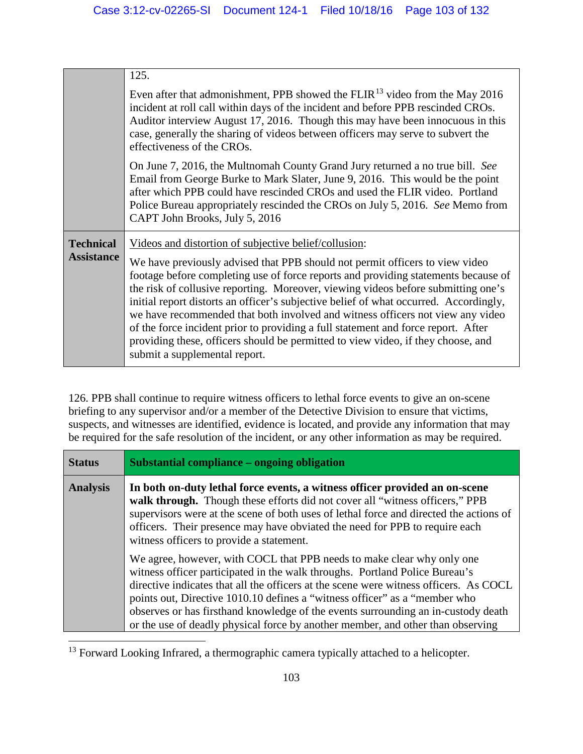| | |
|---|---|
| | 125.<br><br>Even after that admonishment, PPB showed the FLIR[13] video from the May 2016 incident at roll call within days of the incident and before PPB rescinded CROs. Auditor interview August 17, 2016. Though this may have been innocuous in this case, generally the sharing of videos between officers may serve to subvert the effectiveness of the CROs.<br><br>On June 7, 2016, the Multnomah County Grand Jury returned a no true bill. *See* Email from George Burke to Mark Slater, June 9, 2016. This would be the point after which PPB could have rescinded CROs and used the FLIR video. Portland Police Bureau appropriately rescinded the CROs on July 5, 2016. *See* Memo from CAPT John Brooks, July 5, 2016 |
| **Technical Assistance** | <u>Videos and distortion of subjective belief/collusion</u>:<br><br>We have previously advised that PPB should not permit officers to view video footage before completing use of force reports and providing statements because of the risk of collusive reporting. Moreover, viewing videos before submitting one's initial report distorts an officer's subjective belief of what occurred. Accordingly, we have recommended that both involved and witness officers not view any video of the force incident prior to providing a full statement and force report. After providing these, officers should be permitted to view video, if they choose, and submit a supplemental report. |

126. PPB shall continue to require witness officers to lethal force events to give an on-scene briefing to any supervisor and/or a member of the Detective Division to ensure that victims, suspects, and witnesses are identified, evidence is located, and provide any information that may be required for the safe resolution of the incident, or any other information as may be required.

| **Status** | **Substantial compliance – ongoing obligation** |
|---|---|
| **Analysis** | **In both on-duty lethal force events, a witness officer provided an on-scene walk through.** Though these efforts did not cover all "witness officers," PPB supervisors were at the scene of both uses of lethal force and directed the actions of officers. Their presence may have obviated the need for PPB to require each witness officers to provide a statement.<br><br>We agree, however, with COCL that PPB needs to make clear why only one witness officer participated in the walk throughs. Portland Police Bureau's directive indicates that all the officers at the scene were witness officers. As COCL points out, Directive 1010.10 defines a "witness officer" as a "member who observes or has firsthand knowledge of the events surrounding an in-custody death or the use of deadly physical force by another member, and other than observing |

[13] Forward Looking Infrared, a thermographic camera typically attached to a helicopter.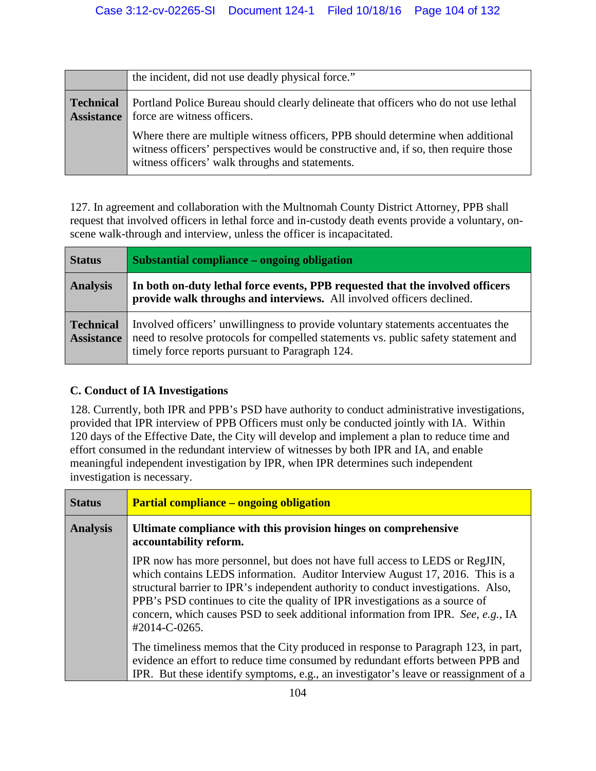| | |
|---|---|
| | the incident, did not use deadly physical force." |
| **Technical Assistance** | Portland Police Bureau should clearly delineate that officers who do not use lethal force are witness officers.<br><br>Where there are multiple witness officers, PPB should determine when additional witness officers' perspectives would be constructive and, if so, then require those witness officers' walk throughs and statements. |

127. In agreement and collaboration with the Multnomah County District Attorney, PPB shall request that involved officers in lethal force and in-custody death events provide a voluntary, on-scene walk-through and interview, unless the officer is incapacitated.

| **Status** | **Substantial compliance – ongoing obligation** |
|---|---|
| **Analysis** | **In both on-duty lethal force events, PPB requested that the involved officers provide walk throughs and interviews.** All involved officers declined. |
| **Technical Assistance** | Involved officers' unwillingness to provide voluntary statements accentuates the need to resolve protocols for compelled statements vs. public safety statement and timely force reports pursuant to Paragraph 124. |

### C. Conduct of IA Investigations

128. Currently, both IPR and PPB's PSD have authority to conduct administrative investigations, provided that IPR interview of PPB Officers must only be conducted jointly with IA. Within 120 days of the Effective Date, the City will develop and implement a plan to reduce time and effort consumed in the redundant interview of witnesses by both IPR and IA, and enable meaningful independent investigation by IPR, when IPR determines such independent investigation is necessary.

| **Status** | **Partial compliance – ongoing obligation** |
|---|---|
| **Analysis** | **Ultimate compliance with this provision hinges on comprehensive accountability reform.**<br><br>IPR now has more personnel, but does not have full access to LEDS or RegJIN, which contains LEDS information. Auditor Interview August 17, 2016. This is a structural barrier to IPR's independent authority to conduct investigations. Also, PPB's PSD continues to cite the quality of IPR investigations as a source of concern, which causes PSD to seek additional information from IPR. *See, e.g.*, IA #2014-C-0265.<br><br>The timeliness memos that the City produced in response to Paragraph 123, in part, evidence an effort to reduce time consumed by redundant efforts between PPB and IPR. But these identify symptoms, e.g., an investigator's leave or reassignment of a |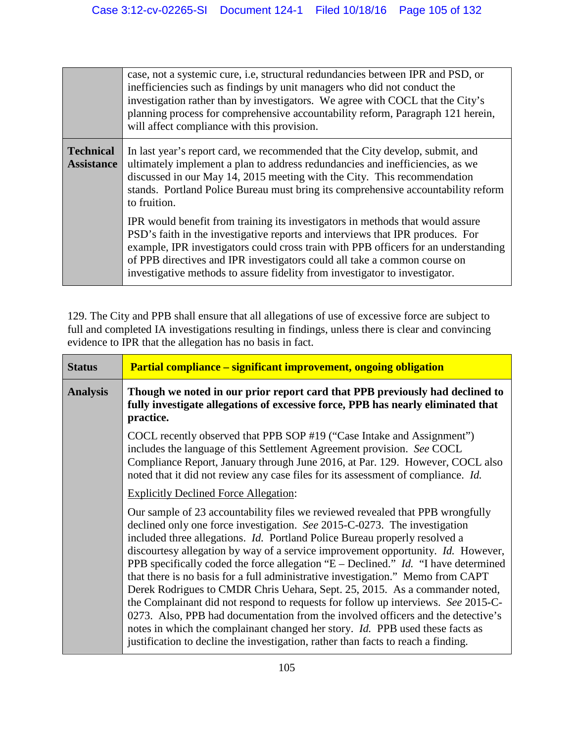| | |
|---|---|
| | case, not a systemic cure, i.e, structural redundancies between IPR and PSD, or inefficiencies such as findings by unit managers who did not conduct the investigation rather than by investigators. We agree with COCL that the City's planning process for comprehensive accountability reform, Paragraph 121 herein, will affect compliance with this provision. |
| **Technical Assistance** | In last year's report card, we recommended that the City develop, submit, and ultimately implement a plan to address redundancies and inefficiencies, as we discussed in our May 14, 2015 meeting with the City. This recommendation stands. Portland Police Bureau must bring its comprehensive accountability reform to fruition.<br><br>IPR would benefit from training its investigators in methods that would assure PSD's faith in the investigative reports and interviews that IPR produces. For example, IPR investigators could cross train with PPB officers for an understanding of PPB directives and IPR investigators could all take a common course on investigative methods to assure fidelity from investigator to investigator. |

129. The City and PPB shall ensure that all allegations of use of excessive force are subject to full and completed IA investigations resulting in findings, unless there is clear and convincing evidence to IPR that the allegation has no basis in fact.

| | |
|---|---|
| **Status** | **Partial compliance – significant improvement, ongoing obligation** |
| **Analysis** | **Though we noted in our prior report card that PPB previously had declined to fully investigate allegations of excessive force, PPB has nearly eliminated that practice.**<br><br>COCL recently observed that PPB SOP #19 ("Case Intake and Assignment") includes the language of this Settlement Agreement provision. *See* COCL Compliance Report, January through June 2016, at Par. 129. However, COCL also noted that it did not review any case files for its assessment of compliance. *Id.*<br><br><u>Explicitly Declined Force Allegation</u>:<br><br>Our sample of 23 accountability files we reviewed revealed that PPB wrongfully declined only one force investigation. *See* 2015-C-0273. The investigation included three allegations. *Id.* Portland Police Bureau properly resolved a discourtesy allegation by way of a service improvement opportunity. *Id.* However, PPB specifically coded the force allegation "E – Declined." *Id.* "I have determined that there is no basis for a full administrative investigation." Memo from CAPT Derek Rodrigues to CMDR Chris Uehara, Sept. 25, 2015. As a commander noted, the Complainant did not respond to requests for follow up interviews. *See* 2015-C-0273. Also, PPB had documentation from the involved officers and the detective's notes in which the complainant changed her story. *Id.* PPB used these facts as justification to decline the investigation, rather than facts to reach a finding. |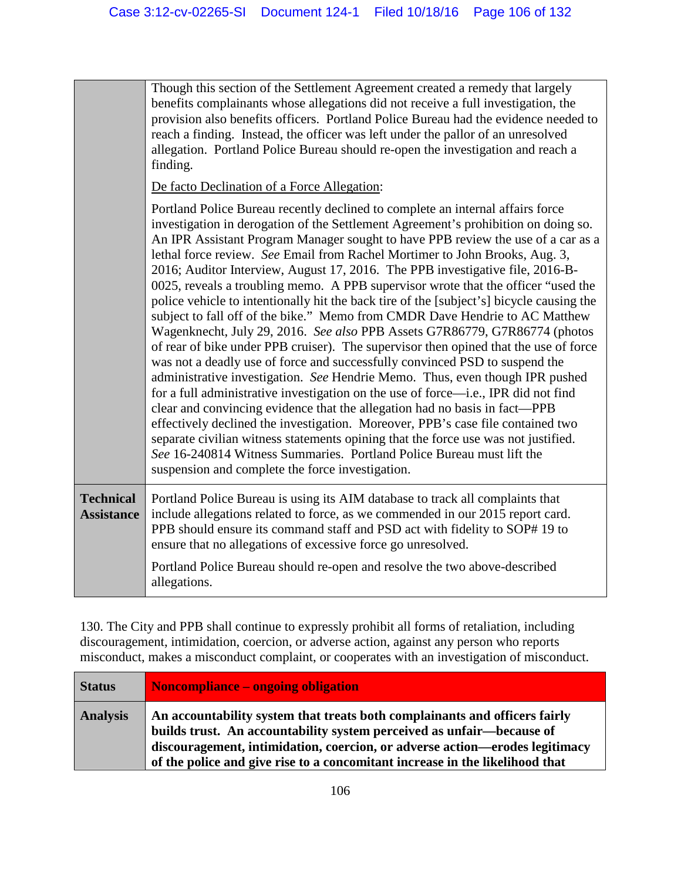| | |
|---|---|
| | Though this section of the Settlement Agreement created a remedy that largely benefits complainants whose allegations did not receive a full investigation, the provision also benefits officers. Portland Police Bureau had the evidence needed to reach a finding. Instead, the officer was left under the pallor of an unresolved allegation. Portland Police Bureau should re-open the investigation and reach a finding.<br><br><u>De facto Declination of a Force Allegation</u>:<br><br>Portland Police Bureau recently declined to complete an internal affairs force investigation in derogation of the Settlement Agreement's prohibition on doing so. An IPR Assistant Program Manager sought to have PPB review the use of a car as a lethal force review. *See* Email from Rachel Mortimer to John Brooks, Aug. 3, 2016; Auditor Interview, August 17, 2016. The PPB investigative file, 2016-B-0025, reveals a troubling memo. A PPB supervisor wrote that the officer "used the police vehicle to intentionally hit the back tire of the [subject's] bicycle causing the subject to fall off of the bike." Memo from CMDR Dave Hendrie to AC Matthew Wagenknecht, July 29, 2016. *See also* PPB Assets G7R86779, G7R86774 (photos of rear of bike under PPB cruiser). The supervisor then opined that the use of force was not a deadly use of force and successfully convinced PSD to suspend the administrative investigation. *See* Hendrie Memo. Thus, even though IPR pushed for a full administrative investigation on the use of force—i.e., IPR did not find clear and convincing evidence that the allegation had no basis in fact—PPB effectively declined the investigation. Moreover, PPB's case file contained two separate civilian witness statements opining that the force use was not justified. *See* 16-240814 Witness Summaries. Portland Police Bureau must lift the suspension and complete the force investigation. |
| **Technical Assistance** | Portland Police Bureau is using its AIM database to track all complaints that include allegations related to force, as we commended in our 2015 report card. PPB should ensure its command staff and PSD act with fidelity to SOP# 19 to ensure that no allegations of excessive force go unresolved.<br><br>Portland Police Bureau should re-open and resolve the two above-described allegations. |

130. The City and PPB shall continue to expressly prohibit all forms of retaliation, including discouragement, intimidation, coercion, or adverse action, against any person who reports misconduct, makes a misconduct complaint, or cooperates with an investigation of misconduct.

| | |
|---|---|
| **Status** | **Noncompliance – ongoing obligation** |
| **Analysis** | **An accountability system that treats both complainants and officers fairly builds trust. An accountability system perceived as unfair—because of discouragement, intimidation, coercion, or adverse action—erodes legitimacy of the police and give rise to a concomitant increase in the likelihood that** |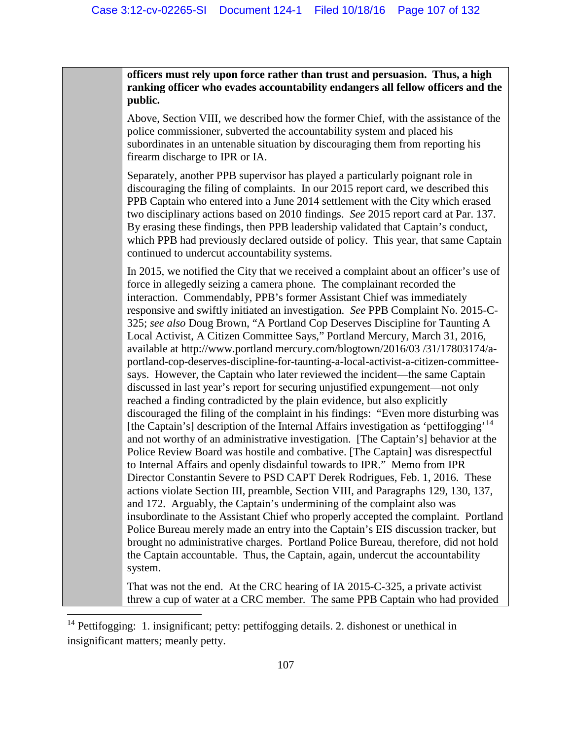| | **officers must rely upon force rather than trust and persuasion. Thus, a high ranking officer who evades accountability endangers all fellow officers and the public.**<br><br>Above, Section VIII, we described how the former Chief, with the assistance of the police commissioner, subverted the accountability system and placed his subordinates in an untenable situation by discouraging them from reporting his firearm discharge to IPR or IA.<br><br>Separately, another PPB supervisor has played a particularly poignant role in discouraging the filing of complaints. In our 2015 report card, we described this PPB Captain who entered into a June 2014 settlement with the City which erased two disciplinary actions based on 2010 findings. *See* 2015 report card at Par. 137. By erasing these findings, then PPB leadership validated that Captain's conduct, which PPB had previously declared outside of policy. This year, that same Captain continued to undercut accountability systems.<br><br>In 2015, we notified the City that we received a complaint about an officer's use of force in allegedly seizing a camera phone. The complainant recorded the interaction. Commendably, PPB's former Assistant Chief was immediately responsive and swiftly initiated an investigation. *See* PPB Complaint No. 2015-C-325; *see also* Doug Brown, "A Portland Cop Deserves Discipline for Taunting A Local Activist, A Citizen Committee Says," Portland Mercury, March 31, 2016, available at http://www.portland mercury.com/blogtown/2016/03 /31/17803174/a-portland-cop-deserves-discipline-for-taunting-a-local-activist-a-citizen-committee-says. However, the Captain who later reviewed the incident—the same Captain discussed in last year's report for securing unjustified expungement—not only reached a finding contradicted by the plain evidence, but also explicitly discouraged the filing of the complaint in his findings: "Even more disturbing was [the Captain's] description of the Internal Affairs investigation as 'pettifogging'[14] and not worthy of an administrative investigation. [The Captain's] behavior at the Police Review Board was hostile and combative. [The Captain] was disrespectful to Internal Affairs and openly disdainful towards to IPR." Memo from IPR Director Constantin Severe to PSD CAPT Derek Rodrigues, Feb. 1, 2016. These actions violate Section III, preamble, Section VIII, and Paragraphs 129, 130, 137, and 172. Arguably, the Captain's undermining of the complaint also was insubordinate to the Assistant Chief who properly accepted the complaint. Portland Police Bureau merely made an entry into the Captain's EIS discussion tracker, but brought no administrative charges. Portland Police Bureau, therefore, did not hold the Captain accountable. Thus, the Captain, again, undercut the accountability system.<br><br>That was not the end. At the CRC hearing of IA 2015-C-325, a private activist threw a cup of water at a CRC member. The same PPB Captain who had provided |

[14] Pettifogging: 1. insignificant; petty: pettifogging details. 2. dishonest or unethical in insignificant matters; meanly petty.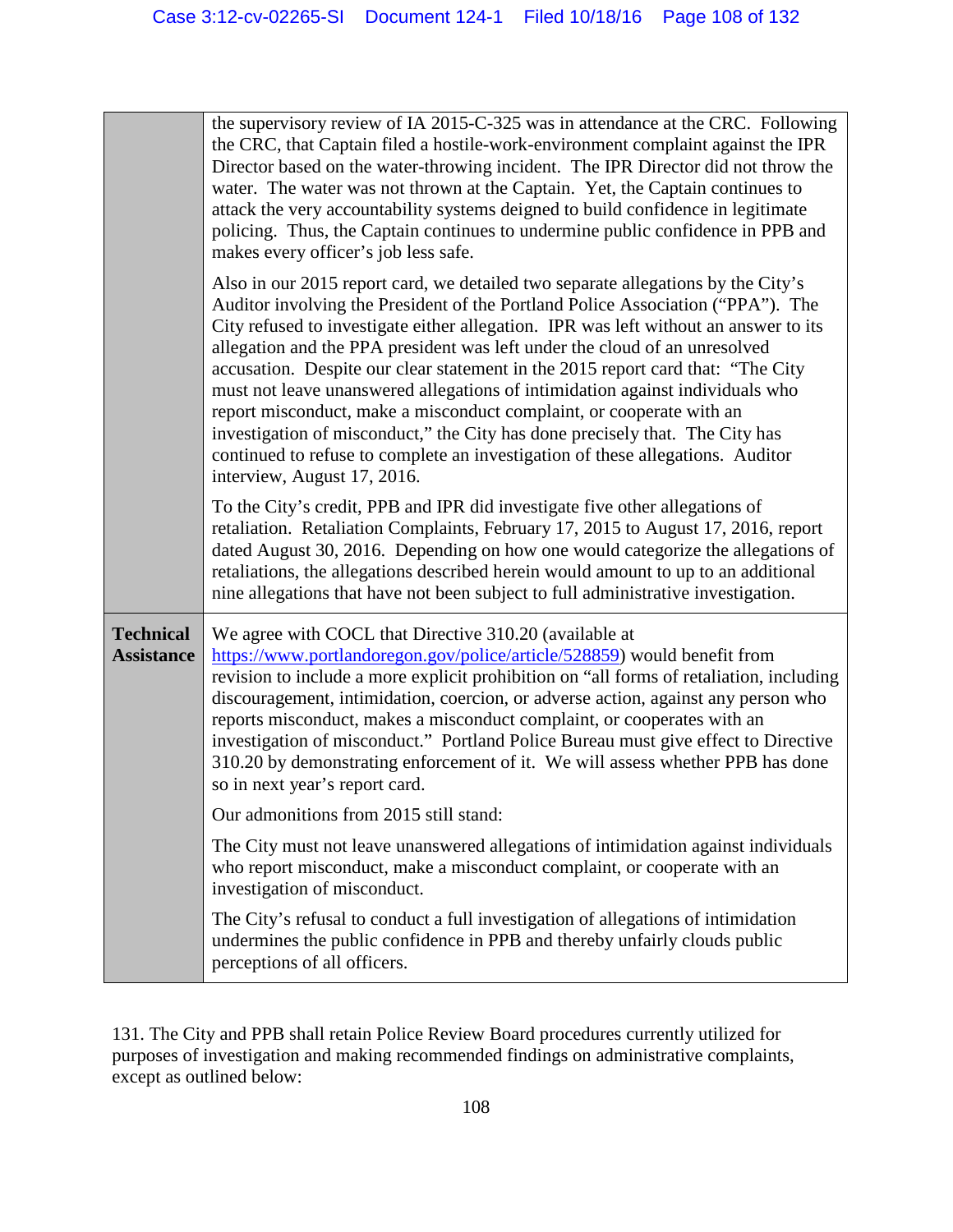| | |
|---|---|
| | the supervisory review of IA 2015-C-325 was in attendance at the CRC. Following the CRC, that Captain filed a hostile-work-environment complaint against the IPR Director based on the water-throwing incident. The IPR Director did not throw the water. The water was not thrown at the Captain. Yet, the Captain continues to attack the very accountability systems deigned to build confidence in legitimate policing. Thus, the Captain continues to undermine public confidence in PPB and makes every officer's job less safe.<br><br>Also in our 2015 report card, we detailed two separate allegations by the City's Auditor involving the President of the Portland Police Association ("PPA"). The City refused to investigate either allegation. IPR was left without an answer to its allegation and the PPA president was left under the cloud of an unresolved accusation. Despite our clear statement in the 2015 report card that: "The City must not leave unanswered allegations of intimidation against individuals who report misconduct, make a misconduct complaint, or cooperate with an investigation of misconduct," the City has done precisely that. The City has continued to refuse to complete an investigation of these allegations. Auditor interview, August 17, 2016.<br><br>To the City's credit, PPB and IPR did investigate five other allegations of retaliation. Retaliation Complaints, February 17, 2015 to August 17, 2016, report dated August 30, 2016. Depending on how one would categorize the allegations of retaliations, the allegations described herein would amount to up to an additional nine allegations that have not been subject to full administrative investigation. |
| **Technical Assistance** | We agree with COCL that Directive 310.20 (available at https://www.portlandoregon.gov/police/article/528859) would benefit from revision to include a more explicit prohibition on "all forms of retaliation, including discouragement, intimidation, coercion, or adverse action, against any person who reports misconduct, makes a misconduct complaint, or cooperates with an investigation of misconduct." Portland Police Bureau must give effect to Directive 310.20 by demonstrating enforcement of it. We will assess whether PPB has done so in next year's report card.<br><br>Our admonitions from 2015 still stand:<br><br>The City must not leave unanswered allegations of intimidation against individuals who report misconduct, make a misconduct complaint, or cooperate with an investigation of misconduct.<br><br>The City's refusal to conduct a full investigation of allegations of intimidation undermines the public confidence in PPB and thereby unfairly clouds public perceptions of all officers. |

131. The City and PPB shall retain Police Review Board procedures currently utilized for purposes of investigation and making recommended findings on administrative complaints, except as outlined below: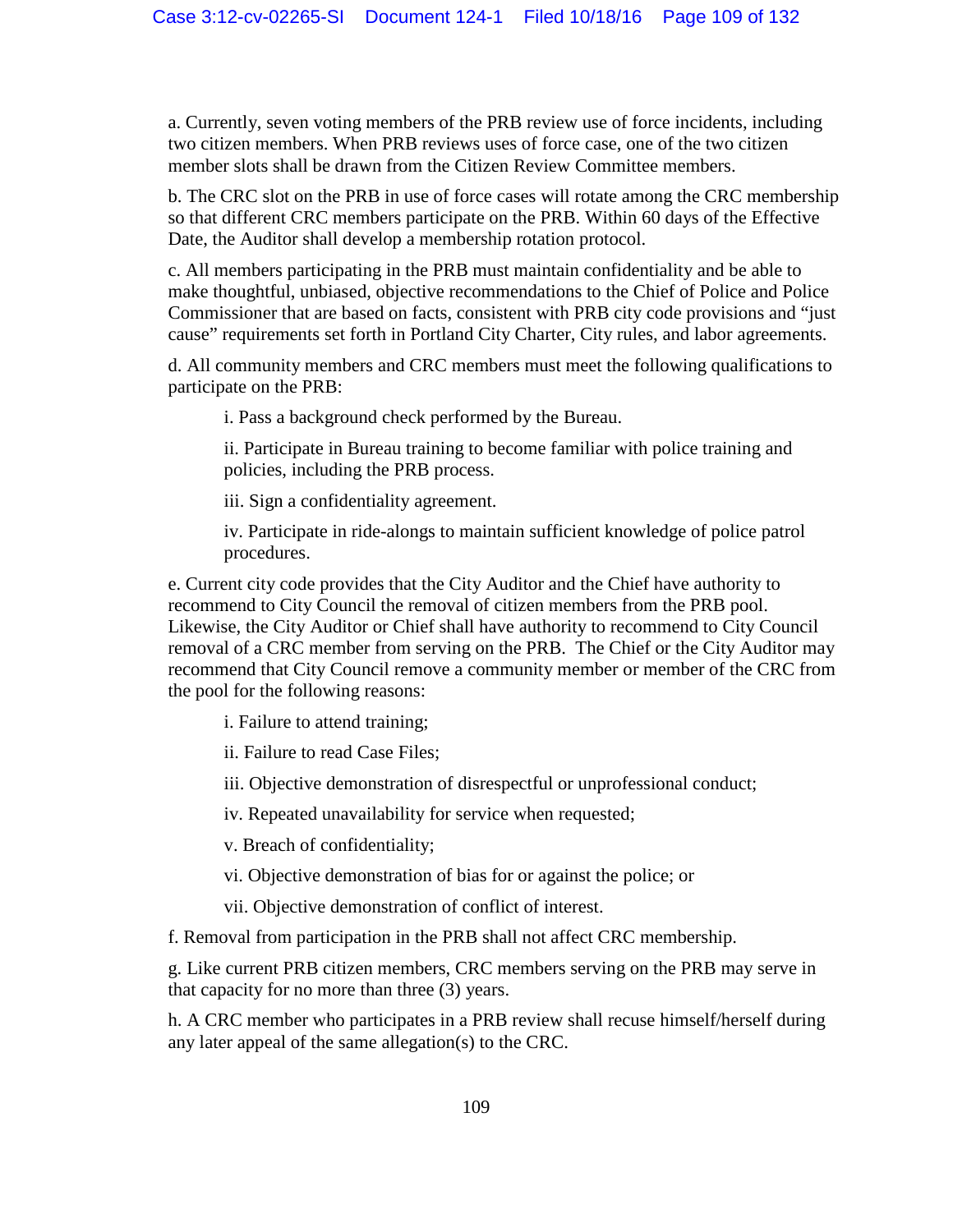a. Currently, seven voting members of the PRB review use of force incidents, including two citizen members. When PRB reviews uses of force case, one of the two citizen member slots shall be drawn from the Citizen Review Committee members.

b. The CRC slot on the PRB in use of force cases will rotate among the CRC membership so that different CRC members participate on the PRB. Within 60 days of the Effective Date, the Auditor shall develop a membership rotation protocol.

c. All members participating in the PRB must maintain confidentiality and be able to make thoughtful, unbiased, objective recommendations to the Chief of Police and Police Commissioner that are based on facts, consistent with PRB city code provisions and "just cause" requirements set forth in Portland City Charter, City rules, and labor agreements.

d. All community members and CRC members must meet the following qualifications to participate on the PRB:

> i. Pass a background check performed by the Bureau.
>
> ii. Participate in Bureau training to become familiar with police training and policies, including the PRB process.
>
> iii. Sign a confidentiality agreement.
>
> iv. Participate in ride-alongs to maintain sufficient knowledge of police patrol procedures.

e. Current city code provides that the City Auditor and the Chief have authority to recommend to City Council the removal of citizen members from the PRB pool. Likewise, the City Auditor or Chief shall have authority to recommend to City Council removal of a CRC member from serving on the PRB. The Chief or the City Auditor may recommend that City Council remove a community member or member of the CRC from the pool for the following reasons:

> i. Failure to attend training;
>
> ii. Failure to read Case Files;
>
> iii. Objective demonstration of disrespectful or unprofessional conduct;
>
> iv. Repeated unavailability for service when requested;
>
> v. Breach of confidentiality;
>
> vi. Objective demonstration of bias for or against the police; or
>
> vii. Objective demonstration of conflict of interest.

f. Removal from participation in the PRB shall not affect CRC membership.

g. Like current PRB citizen members, CRC members serving on the PRB may serve in that capacity for no more than three (3) years.

h. A CRC member who participates in a PRB review shall recuse himself/herself during any later appeal of the same allegation(s) to the CRC.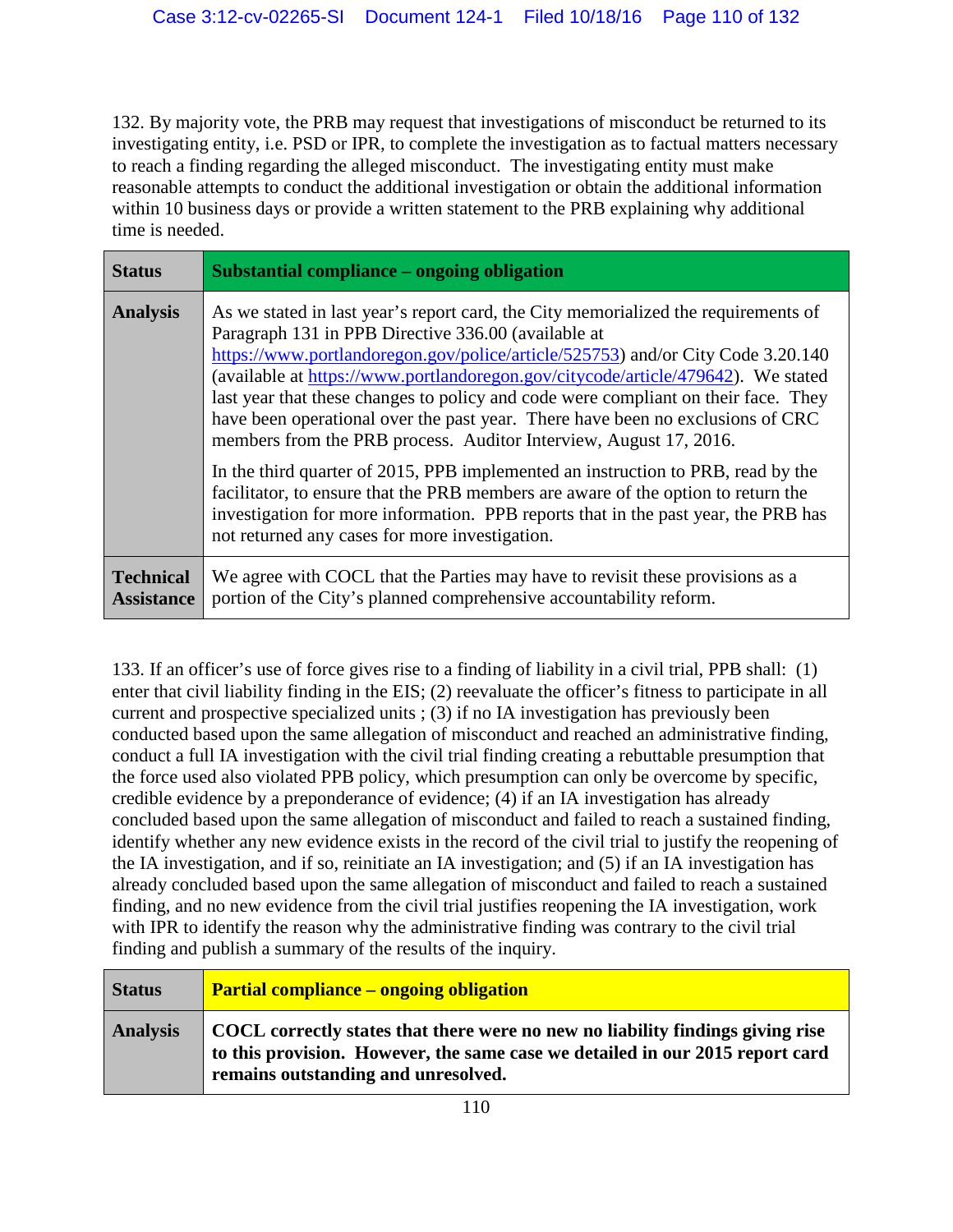132. By majority vote, the PRB may request that investigations of misconduct be returned to its investigating entity, i.e. PSD or IPR, to complete the investigation as to factual matters necessary to reach a finding regarding the alleged misconduct. The investigating entity must make reasonable attempts to conduct the additional investigation or obtain the additional information within 10 business days or provide a written statement to the PRB explaining why additional time is needed.

| **Status** | **Substantial compliance – ongoing obligation** |
|---|---|
| **Analysis** | As we stated in last year's report card, the City memorialized the requirements of Paragraph 131 in PPB Directive 336.00 (available at https://www.portlandoregon.gov/police/article/525753) and/or City Code 3.20.140 (available at https://www.portlandoregon.gov/citycode/article/479642). We stated last year that these changes to policy and code were compliant on their face. They have been operational over the past year. There have been no exclusions of CRC members from the PRB process. Auditor Interview, August 17, 2016.<br><br>In the third quarter of 2015, PPB implemented an instruction to PRB, read by the facilitator, to ensure that the PRB members are aware of the option to return the investigation for more information. PPB reports that in the past year, the PRB has not returned any cases for more investigation. |
| **Technical Assistance** | We agree with COCL that the Parties may have to revisit these provisions as a portion of the City's planned comprehensive accountability reform. |

133. If an officer's use of force gives rise to a finding of liability in a civil trial, PPB shall: (1) enter that civil liability finding in the EIS; (2) reevaluate the officer's fitness to participate in all current and prospective specialized units ; (3) if no IA investigation has previously been conducted based upon the same allegation of misconduct and reached an administrative finding, conduct a full IA investigation with the civil trial finding creating a rebuttable presumption that the force used also violated PPB policy, which presumption can only be overcome by specific, credible evidence by a preponderance of evidence; (4) if an IA investigation has already concluded based upon the same allegation of misconduct and failed to reach a sustained finding, identify whether any new evidence exists in the record of the civil trial to justify the reopening of the IA investigation, and if so, reinitiate an IA investigation; and (5) if an IA investigation has already concluded based upon the same allegation of misconduct and failed to reach a sustained finding, and no new evidence from the civil trial justifies reopening the IA investigation, work with IPR to identify the reason why the administrative finding was contrary to the civil trial finding and publish a summary of the results of the inquiry.

| **Status** | **Partial compliance – ongoing obligation** |
|---|---|
| **Analysis** | **COCL correctly states that there were no new no liability findings giving rise to this provision. However, the same case we detailed in our 2015 report card remains outstanding and unresolved.** |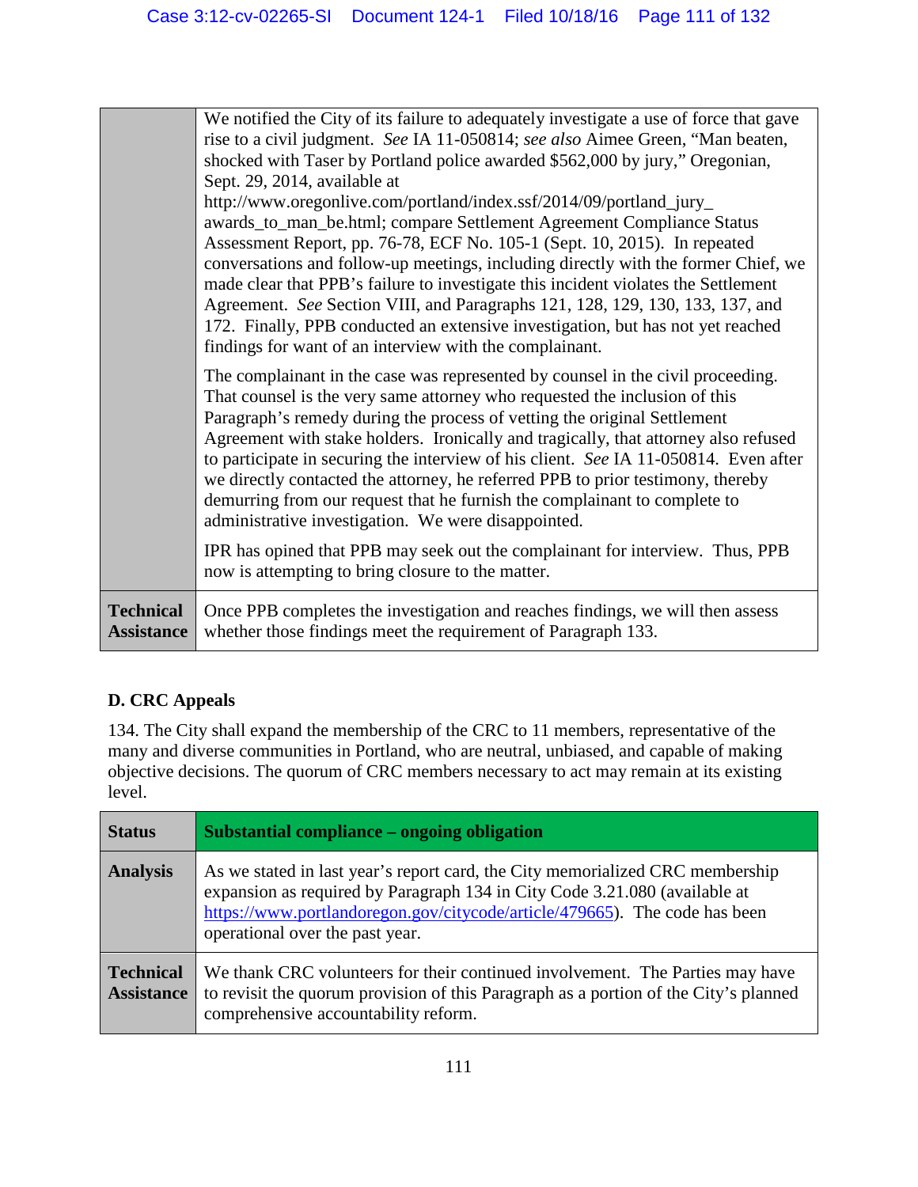| | |
|---|---|
| | We notified the City of its failure to adequately investigate a use of force that gave rise to a civil judgment. *See* IA 11-050814; *see also* Aimee Green, "Man beaten, shocked with Taser by Portland police awarded $562,000 by jury," Oregonian, Sept. 29, 2014, available at http://www.oregonlive.com/portland/index.ssf/2014/09/portland_jury_awards_to_man_be.html; compare Settlement Agreement Compliance Status Assessment Report, pp. 76-78, ECF No. 105-1 (Sept. 10, 2015). In repeated conversations and follow-up meetings, including directly with the former Chief, we made clear that PPB's failure to investigate this incident violates the Settlement Agreement. *See* Section VIII, and Paragraphs 121, 128, 129, 130, 133, 137, and 172. Finally, PPB conducted an extensive investigation, but has not yet reached findings for want of an interview with the complainant.<br><br>The complainant in the case was represented by counsel in the civil proceeding. That counsel is the very same attorney who requested the inclusion of this Paragraph's remedy during the process of vetting the original Settlement Agreement with stake holders. Ironically and tragically, that attorney also refused to participate in securing the interview of his client. *See* IA 11-050814. Even after we directly contacted the attorney, he referred PPB to prior testimony, thereby demurring from our request that he furnish the complainant to complete to administrative investigation. We were disappointed.<br><br>IPR has opined that PPB may seek out the complainant for interview. Thus, PPB now is attempting to bring closure to the matter. |
| **Technical Assistance** | Once PPB completes the investigation and reaches findings, we will then assess whether those findings meet the requirement of Paragraph 133. |

**D. CRC Appeals**

134. The City shall expand the membership of the CRC to 11 members, representative of the many and diverse communities in Portland, who are neutral, unbiased, and capable of making objective decisions. The quorum of CRC members necessary to act may remain at its existing level.

| **Status** | **Substantial compliance – ongoing obligation** |
|---|---|
| **Analysis** | As we stated in last year's report card, the City memorialized CRC membership expansion as required by Paragraph 134 in City Code 3.21.080 (available at https://www.portlandoregon.gov/citycode/article/479665). The code has been operational over the past year. |
| **Technical Assistance** | We thank CRC volunteers for their continued involvement. The Parties may have to revisit the quorum provision of this Paragraph as a portion of the City's planned comprehensive accountability reform. |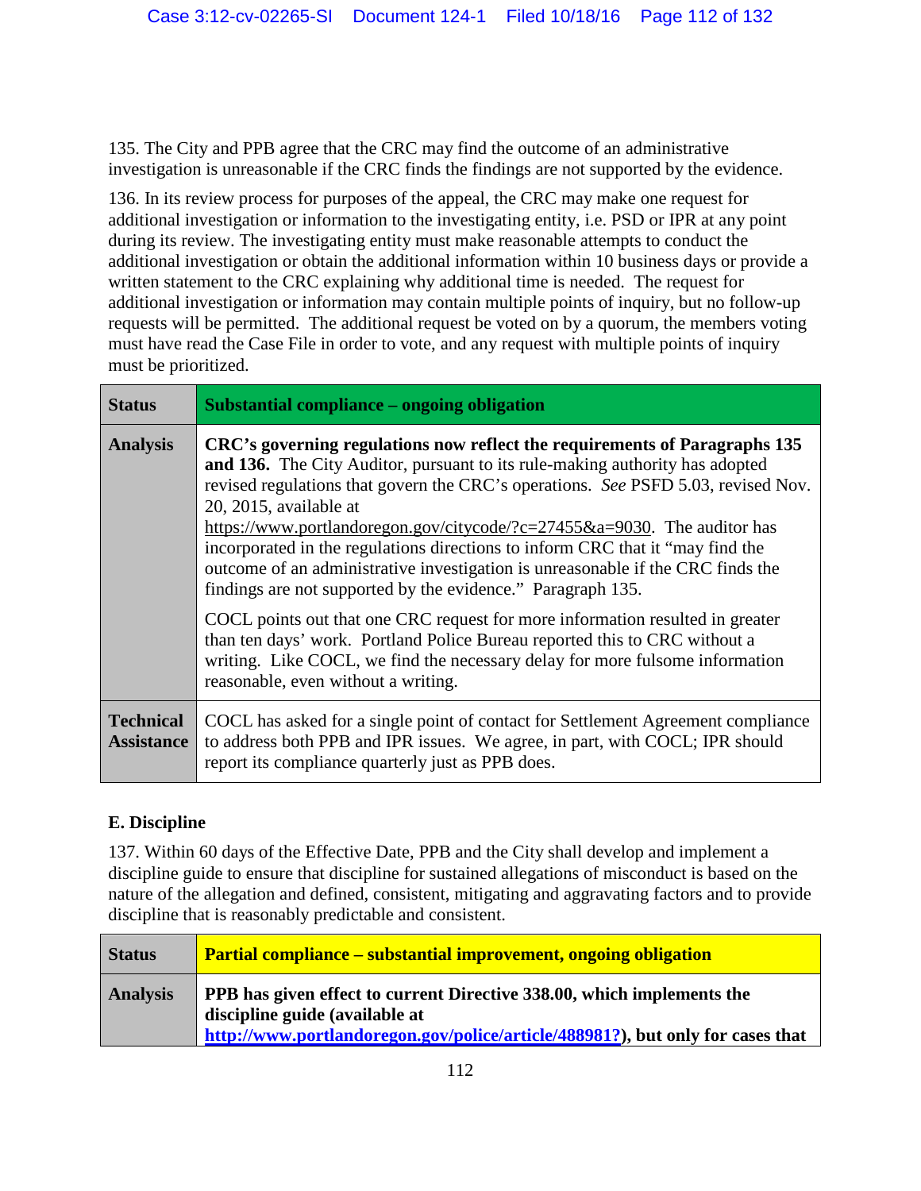135. The City and PPB agree that the CRC may find the outcome of an administrative investigation is unreasonable if the CRC finds the findings are not supported by the evidence.

136. In its review process for purposes of the appeal, the CRC may make one request for additional investigation or information to the investigating entity, i.e. PSD or IPR at any point during its review. The investigating entity must make reasonable attempts to conduct the additional investigation or obtain the additional information within 10 business days or provide a written statement to the CRC explaining why additional time is needed. The request for additional investigation or information may contain multiple points of inquiry, but no follow-up requests will be permitted. The additional request be voted on by a quorum, the members voting must have read the Case File in order to vote, and any request with multiple points of inquiry must be prioritized.

| **Status** | **Substantial compliance – ongoing obligation** |
|---|---|
| **Analysis** | **CRC's governing regulations now reflect the requirements of Paragraphs 135 and 136.** The City Auditor, pursuant to its rule-making authority has adopted revised regulations that govern the CRC's operations. *See* PSFD 5.03, revised Nov. 20, 2015, available at https://www.portlandoregon.gov/citycode/?c=27455&a=9030. The auditor has incorporated in the regulations directions to inform CRC that it "may find the outcome of an administrative investigation is unreasonable if the CRC finds the findings are not supported by the evidence." Paragraph 135.<br><br>COCL points out that one CRC request for more information resulted in greater than ten days' work. Portland Police Bureau reported this to CRC without a writing. Like COCL, we find the necessary delay for more fulsome information reasonable, even without a writing. |
| **Technical Assistance** | COCL has asked for a single point of contact for Settlement Agreement compliance to address both PPB and IPR issues. We agree, in part, with COCL; IPR should report its compliance quarterly just as PPB does. |

## E. Discipline

137. Within 60 days of the Effective Date, PPB and the City shall develop and implement a discipline guide to ensure that discipline for sustained allegations of misconduct is based on the nature of the allegation and defined, consistent, mitigating and aggravating factors and to provide discipline that is reasonably predictable and consistent.

| **Status** | **Partial compliance – substantial improvement, ongoing obligation** |
|---|---|
| **Analysis** | **PPB has given effect to current Directive 338.00, which implements the discipline guide (available at http://www.portlandoregon.gov/police/article/488981?), but only for cases that** |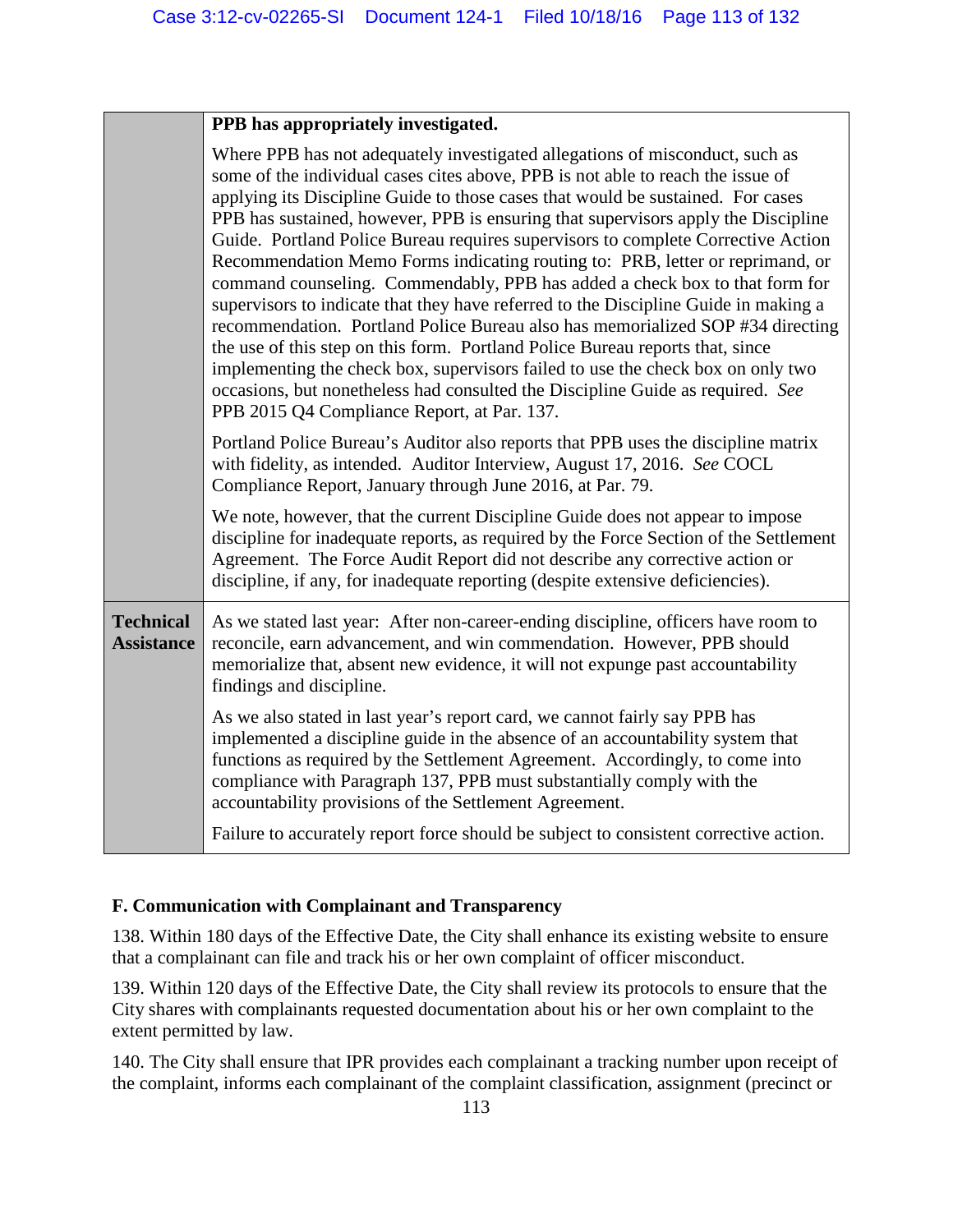| | |
|---|---|
| | **PPB has appropriately investigated.**<br><br>Where PPB has not adequately investigated allegations of misconduct, such as some of the individual cases cites above, PPB is not able to reach the issue of applying its Discipline Guide to those cases that would be sustained. For cases PPB has sustained, however, PPB is ensuring that supervisors apply the Discipline Guide. Portland Police Bureau requires supervisors to complete Corrective Action Recommendation Memo Forms indicating routing to: PRB, letter or reprimand, or command counseling. Commendably, PPB has added a check box to that form for supervisors to indicate that they have referred to the Discipline Guide in making a recommendation. Portland Police Bureau also has memorialized SOP #34 directing the use of this step on this form. Portland Police Bureau reports that, since implementing the check box, supervisors failed to use the check box on only two occasions, but nonetheless had consulted the Discipline Guide as required. *See* PPB 2015 Q4 Compliance Report, at Par. 137.<br><br>Portland Police Bureau's Auditor also reports that PPB uses the discipline matrix with fidelity, as intended. Auditor Interview, August 17, 2016. *See* COCL Compliance Report, January through June 2016, at Par. 79.<br><br>We note, however, that the current Discipline Guide does not appear to impose discipline for inadequate reports, as required by the Force Section of the Settlement Agreement. The Force Audit Report did not describe any corrective action or discipline, if any, for inadequate reporting (despite extensive deficiencies). |
| **Technical Assistance** | As we stated last year: After non-career-ending discipline, officers have room to reconcile, earn advancement, and win commendation. However, PPB should memorialize that, absent new evidence, it will not expunge past accountability findings and discipline.<br><br>As we also stated in last year's report card, we cannot fairly say PPB has implemented a discipline guide in the absence of an accountability system that functions as required by the Settlement Agreement. Accordingly, to come into compliance with Paragraph 137, PPB must substantially comply with the accountability provisions of the Settlement Agreement.<br><br>Failure to accurately report force should be subject to consistent corrective action. |

### F. Communication with Complainant and Transparency

138. Within 180 days of the Effective Date, the City shall enhance its existing website to ensure that a complainant can file and track his or her own complaint of officer misconduct.

139. Within 120 days of the Effective Date, the City shall review its protocols to ensure that the City shares with complainants requested documentation about his or her own complaint to the extent permitted by law.

140. The City shall ensure that IPR provides each complainant a tracking number upon receipt of the complaint, informs each complainant of the complaint classification, assignment (precinct or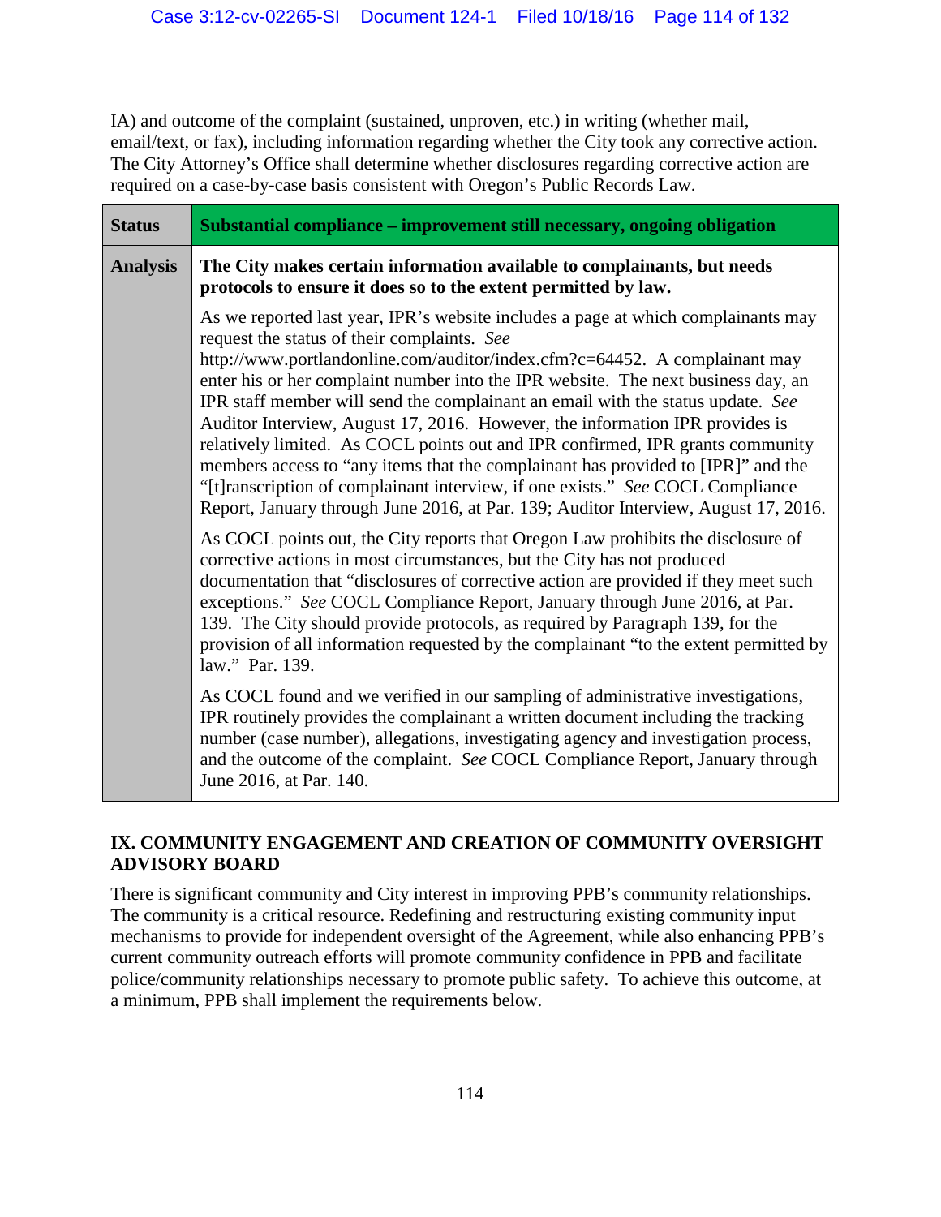IA) and outcome of the complaint (sustained, unproven, etc.) in writing (whether mail, email/text, or fax), including information regarding whether the City took any corrective action. The City Attorney's Office shall determine whether disclosures regarding corrective action are required on a case-by-case basis consistent with Oregon's Public Records Law.

| **Status** | **Substantial compliance – improvement still necessary, ongoing obligation** |
|---|---|
| **Analysis** | **The City makes certain information available to complainants, but needs protocols to ensure it does so to the extent permitted by law.**<br><br>As we reported last year, IPR's website includes a page at which complainants may request the status of their complaints. *See* http://www.portlandonline.com/auditor/index.cfm?c=64452. A complainant may enter his or her complaint number into the IPR website. The next business day, an IPR staff member will send the complainant an email with the status update. *See* Auditor Interview, August 17, 2016. However, the information IPR provides is relatively limited. As COCL points out and IPR confirmed, IPR grants community members access to "any items that the complainant has provided to [IPR]" and the "[t]ranscription of complainant interview, if one exists." *See* COCL Compliance Report, January through June 2016, at Par. 139; Auditor Interview, August 17, 2016.<br><br>As COCL points out, the City reports that Oregon Law prohibits the disclosure of corrective actions in most circumstances, but the City has not produced documentation that "disclosures of corrective action are provided if they meet such exceptions." *See* COCL Compliance Report, January through June 2016, at Par. 139. The City should provide protocols, as required by Paragraph 139, for the provision of all information requested by the complainant "to the extent permitted by law." Par. 139.<br><br>As COCL found and we verified in our sampling of administrative investigations, IPR routinely provides the complainant a written document including the tracking number (case number), allegations, investigating agency and investigation process, and the outcome of the complaint. *See* COCL Compliance Report, January through June 2016, at Par. 140. |

## IX. COMMUNITY ENGAGEMENT AND CREATION OF COMMUNITY OVERSIGHT ADVISORY BOARD

There is significant community and City interest in improving PPB's community relationships. The community is a critical resource. Redefining and restructuring existing community input mechanisms to provide for independent oversight of the Agreement, while also enhancing PPB's current community outreach efforts will promote community confidence in PPB and facilitate police/community relationships necessary to promote public safety. To achieve this outcome, at a minimum, PPB shall implement the requirements below.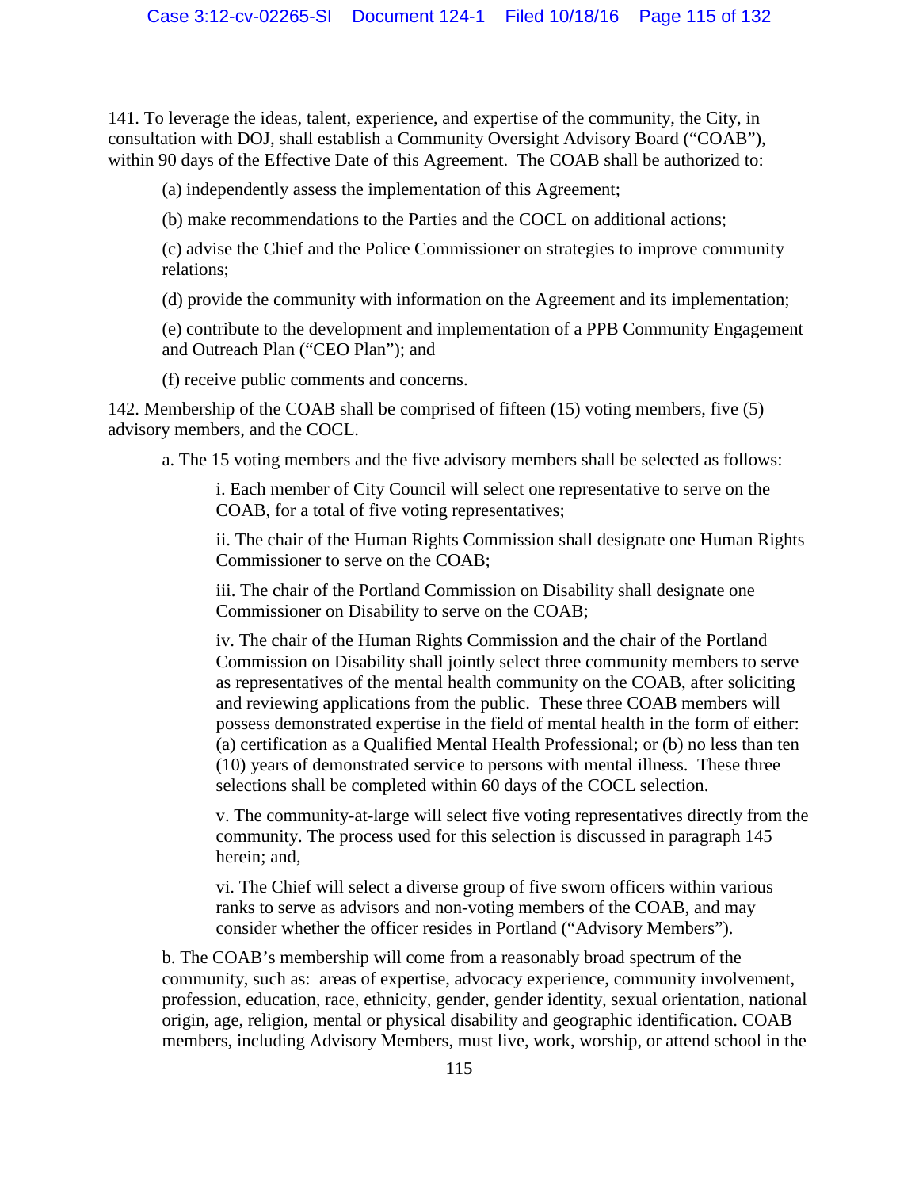141. To leverage the ideas, talent, experience, and expertise of the community, the City, in consultation with DOJ, shall establish a Community Oversight Advisory Board ("COAB"), within 90 days of the Effective Date of this Agreement. The COAB shall be authorized to:

(a) independently assess the implementation of this Agreement;

(b) make recommendations to the Parties and the COCL on additional actions;

(c) advise the Chief and the Police Commissioner on strategies to improve community relations;

(d) provide the community with information on the Agreement and its implementation;

(e) contribute to the development and implementation of a PPB Community Engagement and Outreach Plan ("CEO Plan"); and

(f) receive public comments and concerns.

142. Membership of the COAB shall be comprised of fifteen (15) voting members, five (5) advisory members, and the COCL.

a. The 15 voting members and the five advisory members shall be selected as follows:

i. Each member of City Council will select one representative to serve on the COAB, for a total of five voting representatives;

ii. The chair of the Human Rights Commission shall designate one Human Rights Commissioner to serve on the COAB;

iii. The chair of the Portland Commission on Disability shall designate one Commissioner on Disability to serve on the COAB;

iv. The chair of the Human Rights Commission and the chair of the Portland Commission on Disability shall jointly select three community members to serve as representatives of the mental health community on the COAB, after soliciting and reviewing applications from the public. These three COAB members will possess demonstrated expertise in the field of mental health in the form of either: (a) certification as a Qualified Mental Health Professional; or (b) no less than ten (10) years of demonstrated service to persons with mental illness. These three selections shall be completed within 60 days of the COCL selection.

v. The community-at-large will select five voting representatives directly from the community. The process used for this selection is discussed in paragraph 145 herein; and,

vi. The Chief will select a diverse group of five sworn officers within various ranks to serve as advisors and non-voting members of the COAB, and may consider whether the officer resides in Portland ("Advisory Members").

b. The COAB's membership will come from a reasonably broad spectrum of the community, such as: areas of expertise, advocacy experience, community involvement, profession, education, race, ethnicity, gender, gender identity, sexual orientation, national origin, age, religion, mental or physical disability and geographic identification. COAB members, including Advisory Members, must live, work, worship, or attend school in the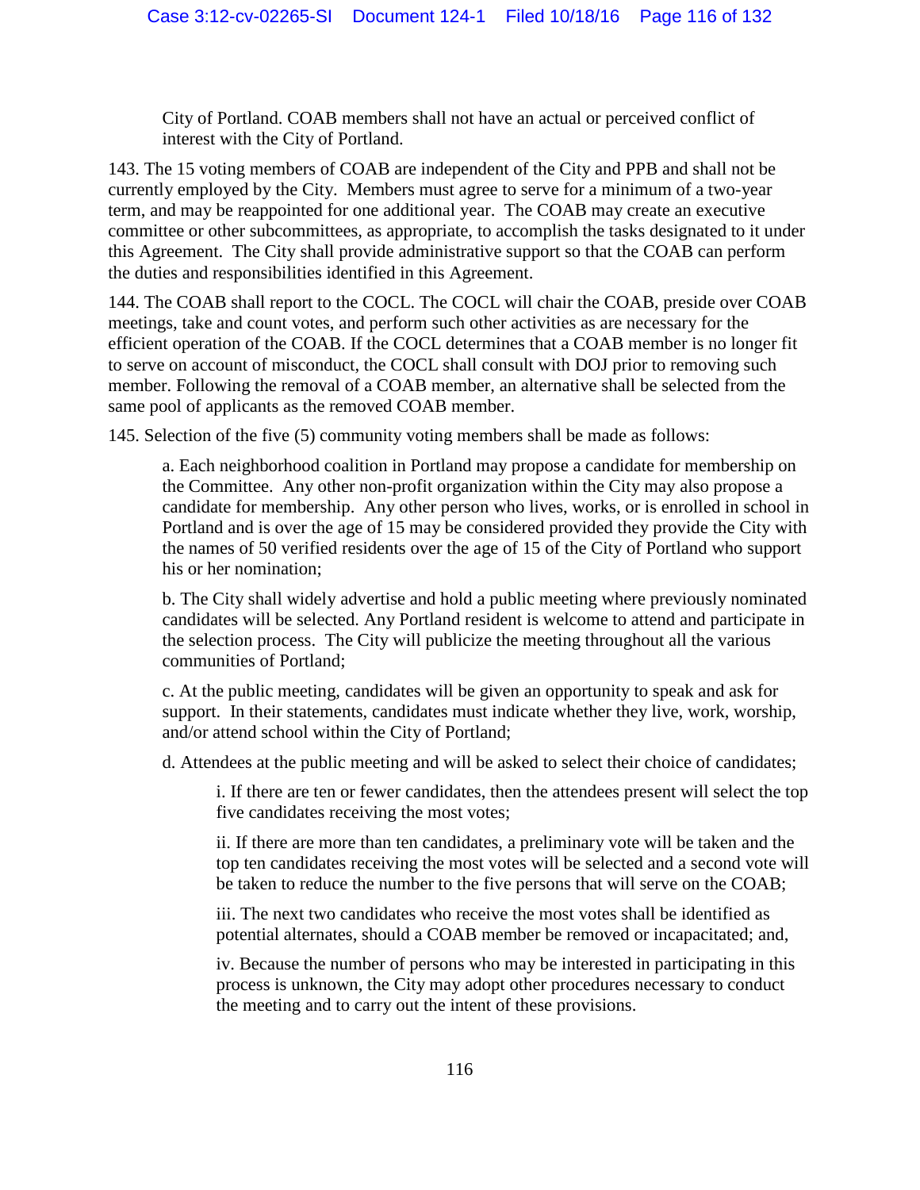City of Portland. COAB members shall not have an actual or perceived conflict of interest with the City of Portland.

143. The 15 voting members of COAB are independent of the City and PPB and shall not be currently employed by the City. Members must agree to serve for a minimum of a two-year term, and may be reappointed for one additional year. The COAB may create an executive committee or other subcommittees, as appropriate, to accomplish the tasks designated to it under this Agreement. The City shall provide administrative support so that the COAB can perform the duties and responsibilities identified in this Agreement.

144. The COAB shall report to the COCL. The COCL will chair the COAB, preside over COAB meetings, take and count votes, and perform such other activities as are necessary for the efficient operation of the COAB. If the COCL determines that a COAB member is no longer fit to serve on account of misconduct, the COCL shall consult with DOJ prior to removing such member. Following the removal of a COAB member, an alternative shall be selected from the same pool of applicants as the removed COAB member.

145. Selection of the five (5) community voting members shall be made as follows:

> a. Each neighborhood coalition in Portland may propose a candidate for membership on the Committee. Any other non-profit organization within the City may also propose a candidate for membership. Any other person who lives, works, or is enrolled in school in Portland and is over the age of 15 may be considered provided they provide the City with the names of 50 verified residents over the age of 15 of the City of Portland who support his or her nomination;
>
> b. The City shall widely advertise and hold a public meeting where previously nominated candidates will be selected. Any Portland resident is welcome to attend and participate in the selection process. The City will publicize the meeting throughout all the various communities of Portland;
>
> c. At the public meeting, candidates will be given an opportunity to speak and ask for support. In their statements, candidates must indicate whether they live, work, worship, and/or attend school within the City of Portland;
>
> d. Attendees at the public meeting and will be asked to select their choice of candidates;
>
> > i. If there are ten or fewer candidates, then the attendees present will select the top five candidates receiving the most votes;
> >
> > ii. If there are more than ten candidates, a preliminary vote will be taken and the top ten candidates receiving the most votes will be selected and a second vote will be taken to reduce the number to the five persons that will serve on the COAB;
> >
> > iii. The next two candidates who receive the most votes shall be identified as potential alternates, should a COAB member be removed or incapacitated; and,
> >
> > iv. Because the number of persons who may be interested in participating in this process is unknown, the City may adopt other procedures necessary to conduct the meeting and to carry out the intent of these provisions.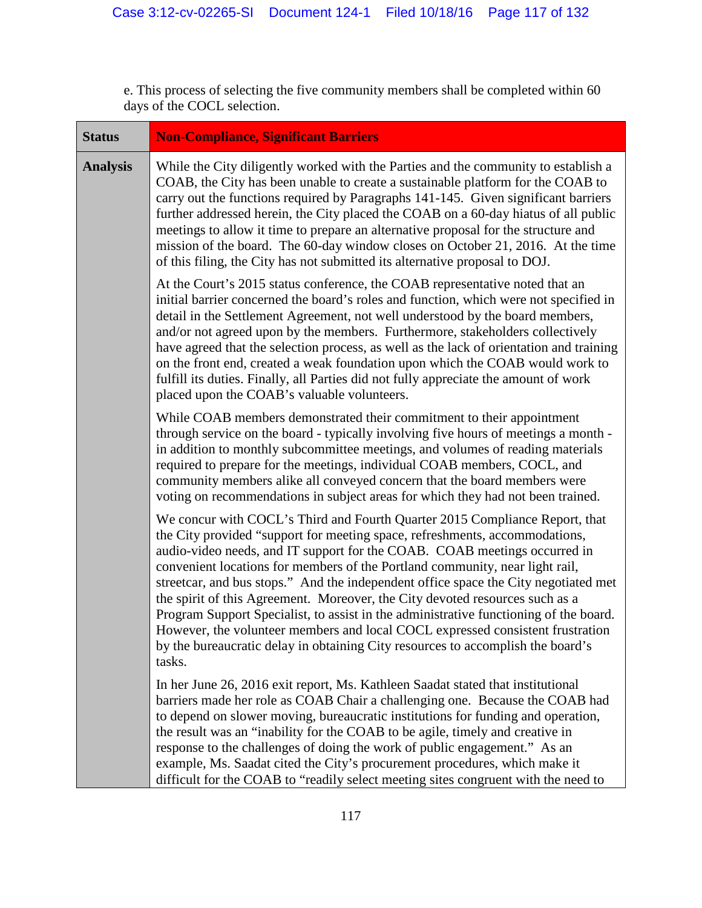e. This process of selecting the five community members shall be completed within 60 days of the COCL selection.

| **Status** | **Non-Compliance, Significant Barriers** |
|---|---|
| **Analysis** | While the City diligently worked with the Parties and the community to establish a COAB, the City has been unable to create a sustainable platform for the COAB to carry out the functions required by Paragraphs 141-145. Given significant barriers further addressed herein, the City placed the COAB on a 60-day hiatus of all public meetings to allow it time to prepare an alternative proposal for the structure and mission of the board. The 60-day window closes on October 21, 2016. At the time of this filing, the City has not submitted its alternative proposal to DOJ.<br><br>At the Court's 2015 status conference, the COAB representative noted that an initial barrier concerned the board's roles and function, which were not specified in detail in the Settlement Agreement, not well understood by the board members, and/or not agreed upon by the members. Furthermore, stakeholders collectively have agreed that the selection process, as well as the lack of orientation and training on the front end, created a weak foundation upon which the COAB would work to fulfill its duties. Finally, all Parties did not fully appreciate the amount of work placed upon the COAB's valuable volunteers.<br><br>While COAB members demonstrated their commitment to their appointment through service on the board - typically involving five hours of meetings a month - in addition to monthly subcommittee meetings, and volumes of reading materials required to prepare for the meetings, individual COAB members, COCL, and community members alike all conveyed concern that the board members were voting on recommendations in subject areas for which they had not been trained.<br><br>We concur with COCL's Third and Fourth Quarter 2015 Compliance Report, that the City provided "support for meeting space, refreshments, accommodations, audio-video needs, and IT support for the COAB. COAB meetings occurred in convenient locations for members of the Portland community, near light rail, streetcar, and bus stops." And the independent office space the City negotiated met the spirit of this Agreement. Moreover, the City devoted resources such as a Program Support Specialist, to assist in the administrative functioning of the board. However, the volunteer members and local COCL expressed consistent frustration by the bureaucratic delay in obtaining City resources to accomplish the board's tasks.<br><br>In her June 26, 2016 exit report, Ms. Kathleen Saadat stated that institutional barriers made her role as COAB Chair a challenging one. Because the COAB had to depend on slower moving, bureaucratic institutions for funding and operation, the result was an "inability for the COAB to be agile, timely and creative in response to the challenges of doing the work of public engagement." As an example, Ms. Saadat cited the City's procurement procedures, which make it difficult for the COAB to "readily select meeting sites congruent with the need to |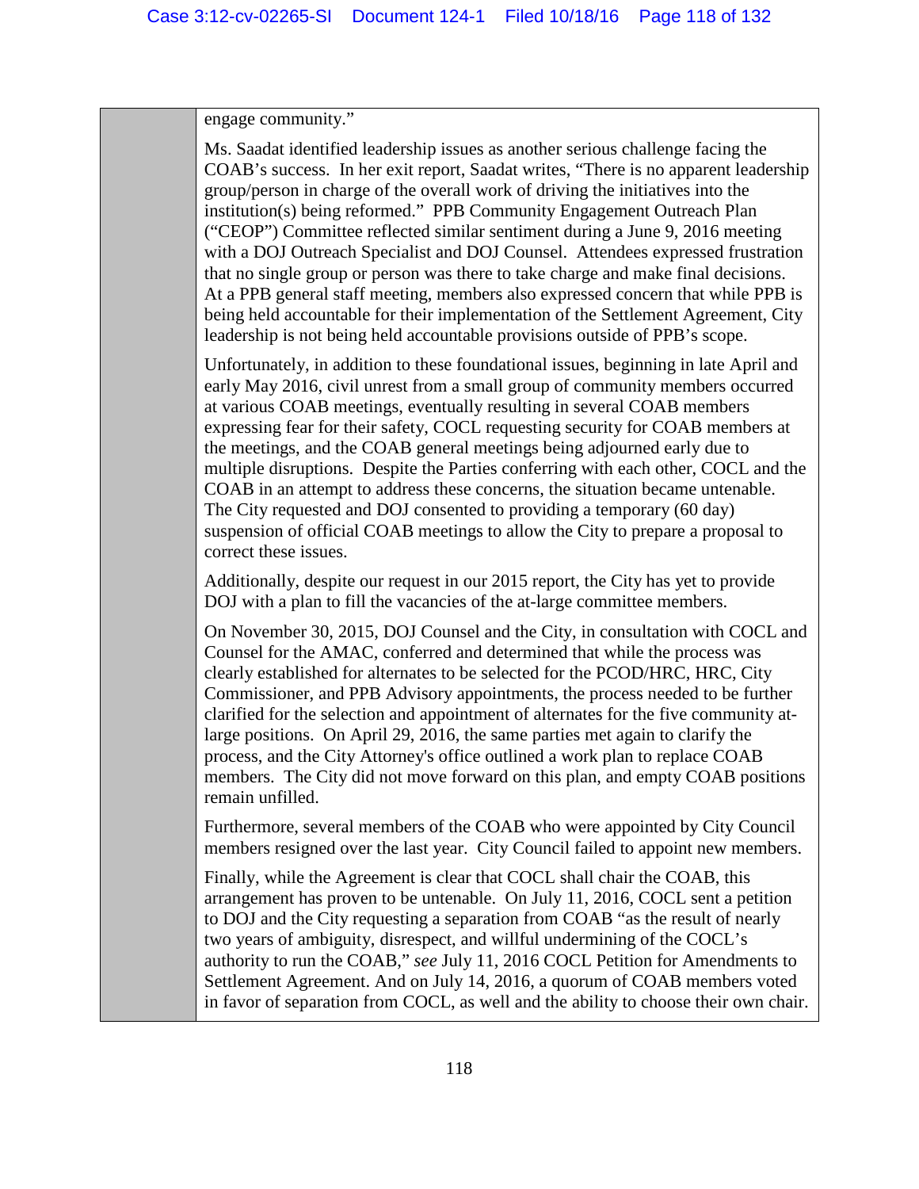engage community."

Ms. Saadat identified leadership issues as another serious challenge facing the COAB's success. In her exit report, Saadat writes, "There is no apparent leadership group/person in charge of the overall work of driving the initiatives into the institution(s) being reformed." PPB Community Engagement Outreach Plan ("CEOP") Committee reflected similar sentiment during a June 9, 2016 meeting with a DOJ Outreach Specialist and DOJ Counsel. Attendees expressed frustration that no single group or person was there to take charge and make final decisions. At a PPB general staff meeting, members also expressed concern that while PPB is being held accountable for their implementation of the Settlement Agreement, City leadership is not being held accountable provisions outside of PPB's scope.

Unfortunately, in addition to these foundational issues, beginning in late April and early May 2016, civil unrest from a small group of community members occurred at various COAB meetings, eventually resulting in several COAB members expressing fear for their safety, COCL requesting security for COAB members at the meetings, and the COAB general meetings being adjourned early due to multiple disruptions. Despite the Parties conferring with each other, COCL and the COAB in an attempt to address these concerns, the situation became untenable. The City requested and DOJ consented to providing a temporary (60 day) suspension of official COAB meetings to allow the City to prepare a proposal to correct these issues.

Additionally, despite our request in our 2015 report, the City has yet to provide DOJ with a plan to fill the vacancies of the at-large committee members.

On November 30, 2015, DOJ Counsel and the City, in consultation with COCL and Counsel for the AMAC, conferred and determined that while the process was clearly established for alternates to be selected for the PCOD/HRC, HRC, City Commissioner, and PPB Advisory appointments, the process needed to be further clarified for the selection and appointment of alternates for the five community at-large positions. On April 29, 2016, the same parties met again to clarify the process, and the City Attorney's office outlined a work plan to replace COAB members. The City did not move forward on this plan, and empty COAB positions remain unfilled.

Furthermore, several members of the COAB who were appointed by City Council members resigned over the last year. City Council failed to appoint new members.

Finally, while the Agreement is clear that COCL shall chair the COAB, this arrangement has proven to be untenable. On July 11, 2016, COCL sent a petition to DOJ and the City requesting a separation from COAB "as the result of nearly two years of ambiguity, disrespect, and willful undermining of the COCL's authority to run the COAB," *see* July 11, 2016 COCL Petition for Amendments to Settlement Agreement. And on July 14, 2016, a quorum of COAB members voted in favor of separation from COCL, as well and the ability to choose their own chair.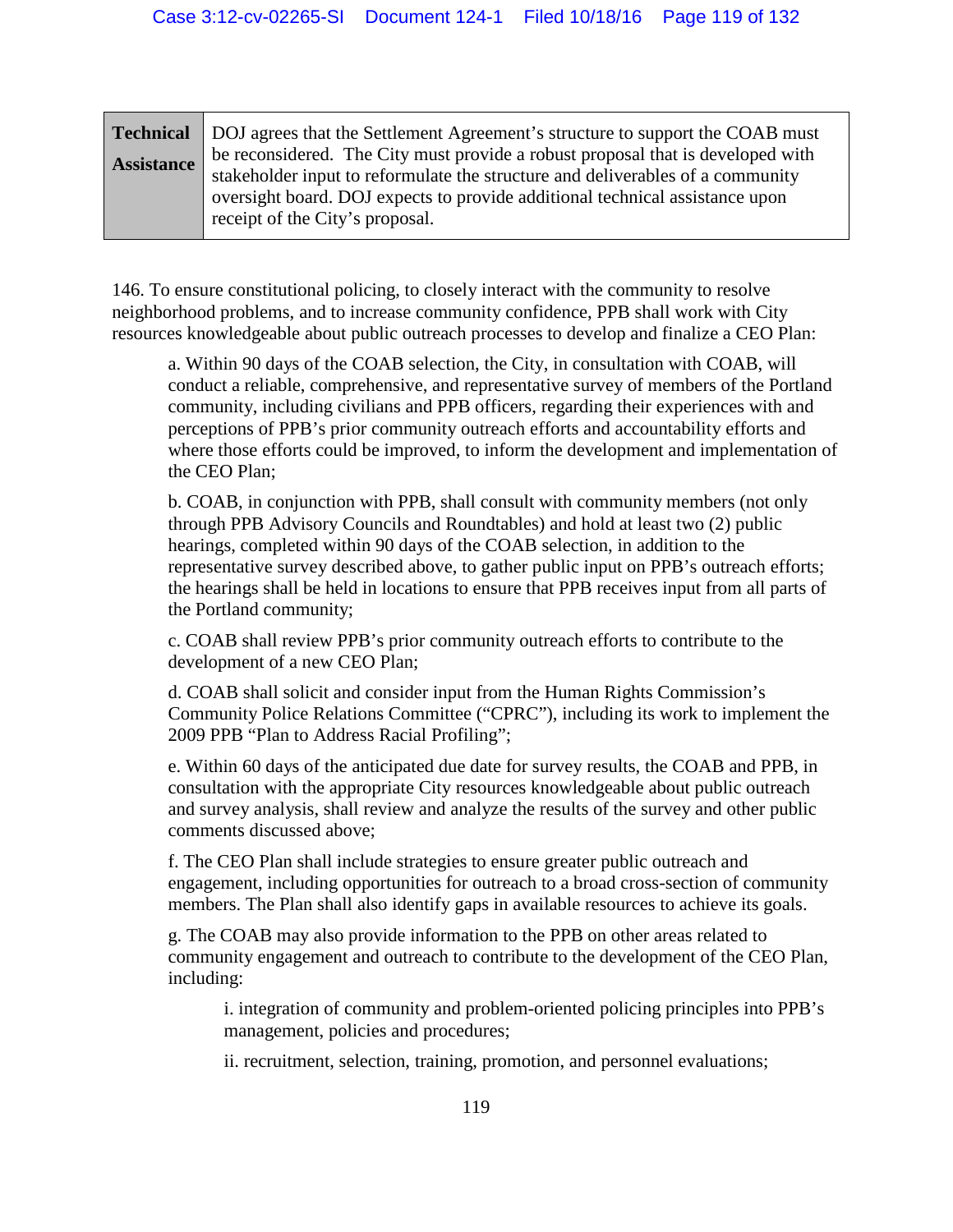| **Technical Assistance** | DOJ agrees that the Settlement Agreement's structure to support the COAB must be reconsidered. The City must provide a robust proposal that is developed with stakeholder input to reformulate the structure and deliverables of a community oversight board. DOJ expects to provide additional technical assistance upon receipt of the City's proposal. |
|---|---|

146. To ensure constitutional policing, to closely interact with the community to resolve neighborhood problems, and to increase community confidence, PPB shall work with City resources knowledgeable about public outreach processes to develop and finalize a CEO Plan:

> a. Within 90 days of the COAB selection, the City, in consultation with COAB, will conduct a reliable, comprehensive, and representative survey of members of the Portland community, including civilians and PPB officers, regarding their experiences with and perceptions of PPB's prior community outreach efforts and accountability efforts and where those efforts could be improved, to inform the development and implementation of the CEO Plan;
>
> b. COAB, in conjunction with PPB, shall consult with community members (not only through PPB Advisory Councils and Roundtables) and hold at least two (2) public hearings, completed within 90 days of the COAB selection, in addition to the representative survey described above, to gather public input on PPB's outreach efforts; the hearings shall be held in locations to ensure that PPB receives input from all parts of the Portland community;
>
> c. COAB shall review PPB's prior community outreach efforts to contribute to the development of a new CEO Plan;
>
> d. COAB shall solicit and consider input from the Human Rights Commission's Community Police Relations Committee ("CPRC"), including its work to implement the 2009 PPB "Plan to Address Racial Profiling";
>
> e. Within 60 days of the anticipated due date for survey results, the COAB and PPB, in consultation with the appropriate City resources knowledgeable about public outreach and survey analysis, shall review and analyze the results of the survey and other public comments discussed above;
>
> f. The CEO Plan shall include strategies to ensure greater public outreach and engagement, including opportunities for outreach to a broad cross-section of community members. The Plan shall also identify gaps in available resources to achieve its goals.
>
> g. The COAB may also provide information to the PPB on other areas related to community engagement and outreach to contribute to the development of the CEO Plan, including:
>
> > i. integration of community and problem-oriented policing principles into PPB's management, policies and procedures;
> >
> > ii. recruitment, selection, training, promotion, and personnel evaluations;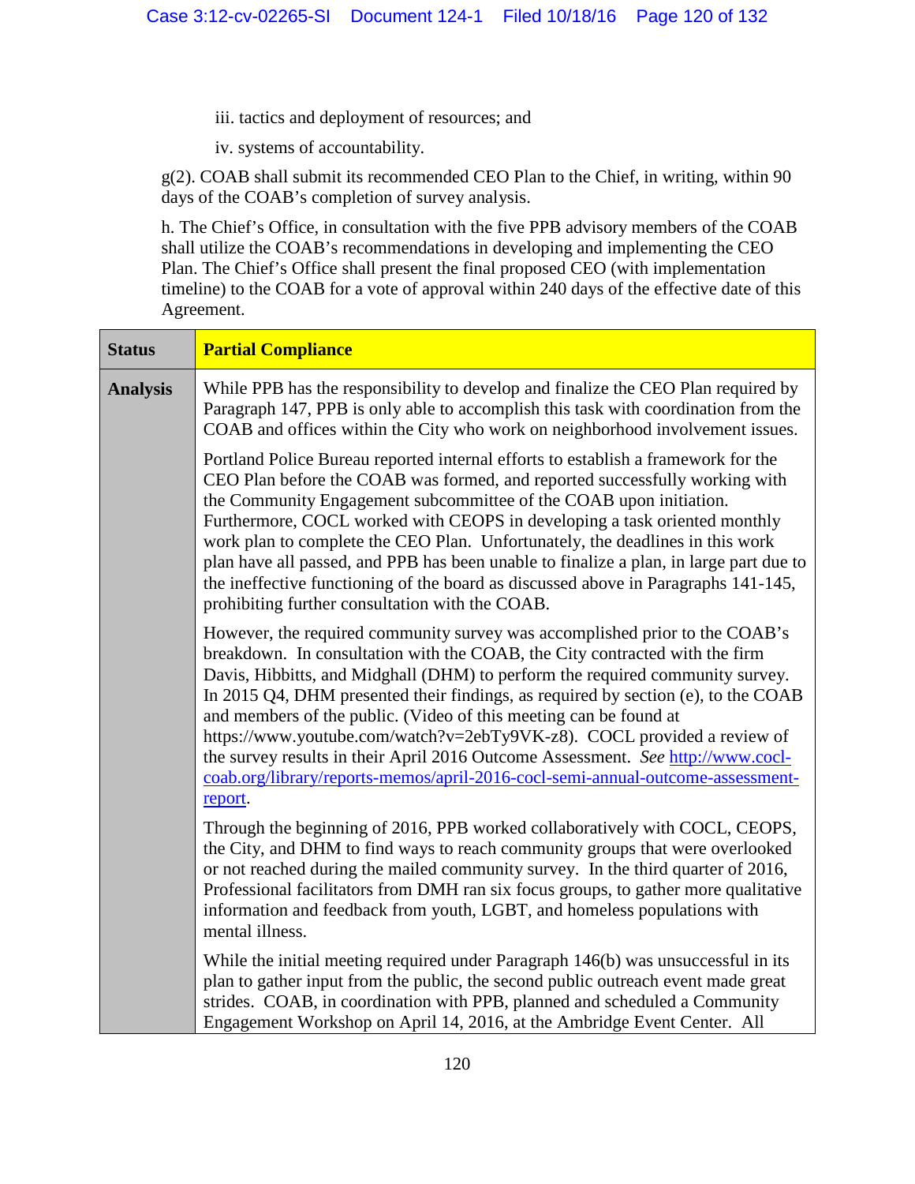iii. tactics and deployment of resources; and

iv. systems of accountability.

g(2). COAB shall submit its recommended CEO Plan to the Chief, in writing, within 90 days of the COAB's completion of survey analysis.

h. The Chief's Office, in consultation with the five PPB advisory members of the COAB shall utilize the COAB's recommendations in developing and implementing the CEO Plan. The Chief's Office shall present the final proposed CEO (with implementation timeline) to the COAB for a vote of approval within 240 days of the effective date of this Agreement.

| **Status** | **Partial Compliance** |
|---|---|
| **Analysis** | While PPB has the responsibility to develop and finalize the CEO Plan required by Paragraph 147, PPB is only able to accomplish this task with coordination from the COAB and offices within the City who work on neighborhood involvement issues.<br><br>Portland Police Bureau reported internal efforts to establish a framework for the CEO Plan before the COAB was formed, and reported successfully working with the Community Engagement subcommittee of the COAB upon initiation. Furthermore, COCL worked with CEOPS in developing a task oriented monthly work plan to complete the CEO Plan. Unfortunately, the deadlines in this work plan have all passed, and PPB has been unable to finalize a plan, in large part due to the ineffective functioning of the board as discussed above in Paragraphs 141-145, prohibiting further consultation with the COAB.<br><br>However, the required community survey was accomplished prior to the COAB's breakdown. In consultation with the COAB, the City contracted with the firm Davis, Hibbitts, and Midghall (DHM) to perform the required community survey. In 2015 Q4, DHM presented their findings, as required by section (e), to the COAB and members of the public. (Video of this meeting can be found at https://www.youtube.com/watch?v=2ebTy9VK-z8). COCL provided a review of the survey results in their April 2016 Outcome Assessment. *See* http://www.cocl-coab.org/library/reports-memos/april-2016-cocl-semi-annual-outcome-assessment-report.<br><br>Through the beginning of 2016, PPB worked collaboratively with COCL, CEOPS, the City, and DHM to find ways to reach community groups that were overlooked or not reached during the mailed community survey. In the third quarter of 2016, Professional facilitators from DMH ran six focus groups, to gather more qualitative information and feedback from youth, LGBT, and homeless populations with mental illness.<br><br>While the initial meeting required under Paragraph 146(b) was unsuccessful in its plan to gather input from the public, the second public outreach event made great strides. COAB, in coordination with PPB, planned and scheduled a Community Engagement Workshop on April 14, 2016, at the Ambridge Event Center. All |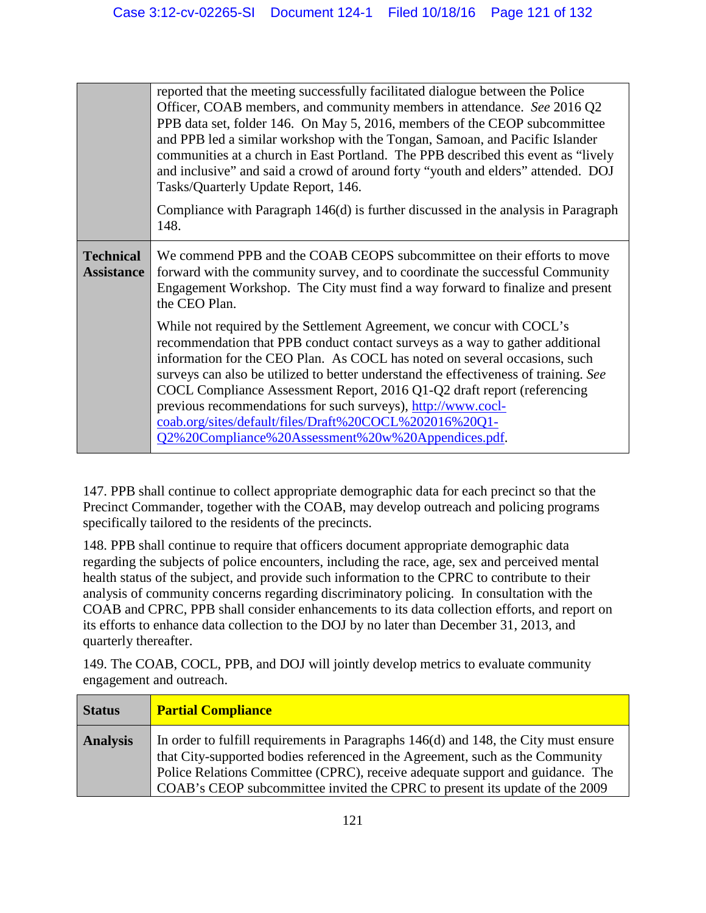| | |
|---|---|
| | reported that the meeting successfully facilitated dialogue between the Police Officer, COAB members, and community members in attendance. *See* 2016 Q2 PPB data set, folder 146. On May 5, 2016, members of the CEOP subcommittee and PPB led a similar workshop with the Tongan, Samoan, and Pacific Islander communities at a church in East Portland. The PPB described this event as "lively and inclusive" and said a crowd of around forty "youth and elders" attended. DOJ Tasks/Quarterly Update Report, 146.<br><br>Compliance with Paragraph 146(d) is further discussed in the analysis in Paragraph 148. |
| **Technical Assistance** | We commend PPB and the COAB CEOPS subcommittee on their efforts to move forward with the community survey, and to coordinate the successful Community Engagement Workshop. The City must find a way forward to finalize and present the CEO Plan.<br><br>While not required by the Settlement Agreement, we concur with COCL's recommendation that PPB conduct contact surveys as a way to gather additional information for the CEO Plan. As COCL has noted on several occasions, such surveys can also be utilized to better understand the effectiveness of training. *See* COCL Compliance Assessment Report, 2016 Q1-Q2 draft report (referencing previous recommendations for such surveys), [http://www.cocl-coab.org/sites/default/files/Draft%20COCL%202016%20Q1-Q2%20Compliance%20Assessment%20w%20Appendices.pdf](http://www.cocl-coab.org/sites/default/files/Draft%20COCL%202016%20Q1-Q2%20Compliance%20Assessment%20w%20Appendices.pdf). |

147. PPB shall continue to collect appropriate demographic data for each precinct so that the Precinct Commander, together with the COAB, may develop outreach and policing programs specifically tailored to the residents of the precincts.

148. PPB shall continue to require that officers document appropriate demographic data regarding the subjects of police encounters, including the race, age, sex and perceived mental health status of the subject, and provide such information to the CPRC to contribute to their analysis of community concerns regarding discriminatory policing. In consultation with the COAB and CPRC, PPB shall consider enhancements to its data collection efforts, and report on its efforts to enhance data collection to the DOJ by no later than December 31, 2013, and quarterly thereafter.

149. The COAB, COCL, PPB, and DOJ will jointly develop metrics to evaluate community engagement and outreach.

| | |
|---|---|
| **Status** | **Partial Compliance** |
| **Analysis** | In order to fulfill requirements in Paragraphs 146(d) and 148, the City must ensure that City-supported bodies referenced in the Agreement, such as the Community Police Relations Committee (CPRC), receive adequate support and guidance. The COAB's CEOP subcommittee invited the CPRC to present its update of the 2009 |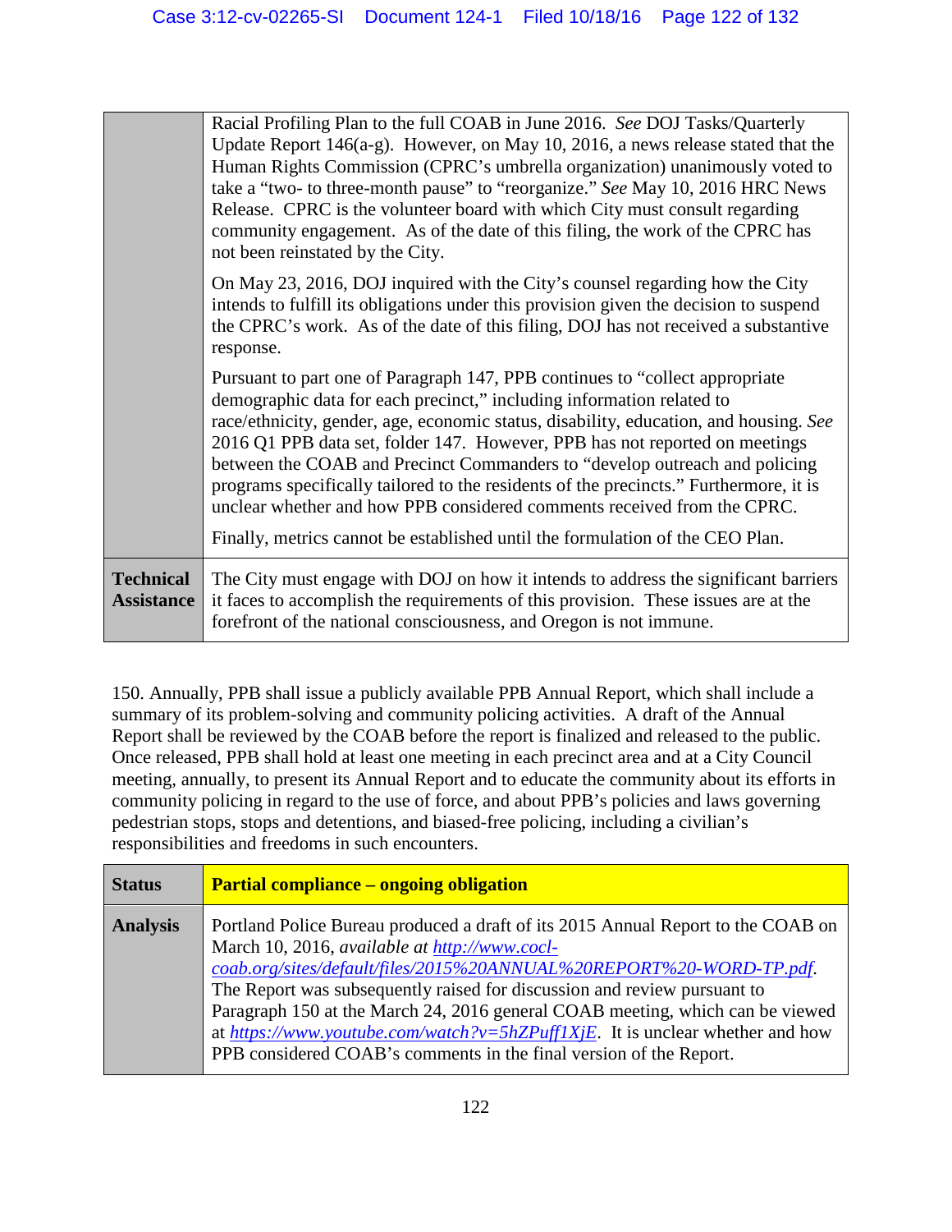| | |
|---|---|
| | Racial Profiling Plan to the full COAB in June 2016. *See* DOJ Tasks/Quarterly Update Report 146(a-g). However, on May 10, 2016, a news release stated that the Human Rights Commission (CPRC's umbrella organization) unanimously voted to take a "two- to three-month pause" to "reorganize." *See* May 10, 2016 HRC News Release. CPRC is the volunteer board with which City must consult regarding community engagement. As of the date of this filing, the work of the CPRC has not been reinstated by the City.<br><br>On May 23, 2016, DOJ inquired with the City's counsel regarding how the City intends to fulfill its obligations under this provision given the decision to suspend the CPRC's work. As of the date of this filing, DOJ has not received a substantive response.<br><br>Pursuant to part one of Paragraph 147, PPB continues to "collect appropriate demographic data for each precinct," including information related to race/ethnicity, gender, age, economic status, disability, education, and housing. *See* 2016 Q1 PPB data set, folder 147. However, PPB has not reported on meetings between the COAB and Precinct Commanders to "develop outreach and policing programs specifically tailored to the residents of the precincts." Furthermore, it is unclear whether and how PPB considered comments received from the CPRC.<br><br>Finally, metrics cannot be established until the formulation of the CEO Plan. |
| **Technical Assistance** | The City must engage with DOJ on how it intends to address the significant barriers it faces to accomplish the requirements of this provision. These issues are at the forefront of the national consciousness, and Oregon is not immune. |

150. Annually, PPB shall issue a publicly available PPB Annual Report, which shall include a summary of its problem-solving and community policing activities. A draft of the Annual Report shall be reviewed by the COAB before the report is finalized and released to the public. Once released, PPB shall hold at least one meeting in each precinct area and at a City Council meeting, annually, to present its Annual Report and to educate the community about its efforts in community policing in regard to the use of force, and about PPB's policies and laws governing pedestrian stops, stops and detentions, and biased-free policing, including a civilian's responsibilities and freedoms in such encounters.

| **Status** | **Partial compliance – ongoing obligation** |
|---|---|
| **Analysis** | Portland Police Bureau produced a draft of its 2015 Annual Report to the COAB on March 10, 2016, *available at* *http://www.cocl-coab.org/sites/default/files/2015%20ANNUAL%20REPORT%20-WORD-TP.pdf*. The Report was subsequently raised for discussion and review pursuant to Paragraph 150 at the March 24, 2016 general COAB meeting, which can be viewed at *https://www.youtube.com/watch?v=5hZPuff1XjE*. It is unclear whether and how PPB considered COAB's comments in the final version of the Report. |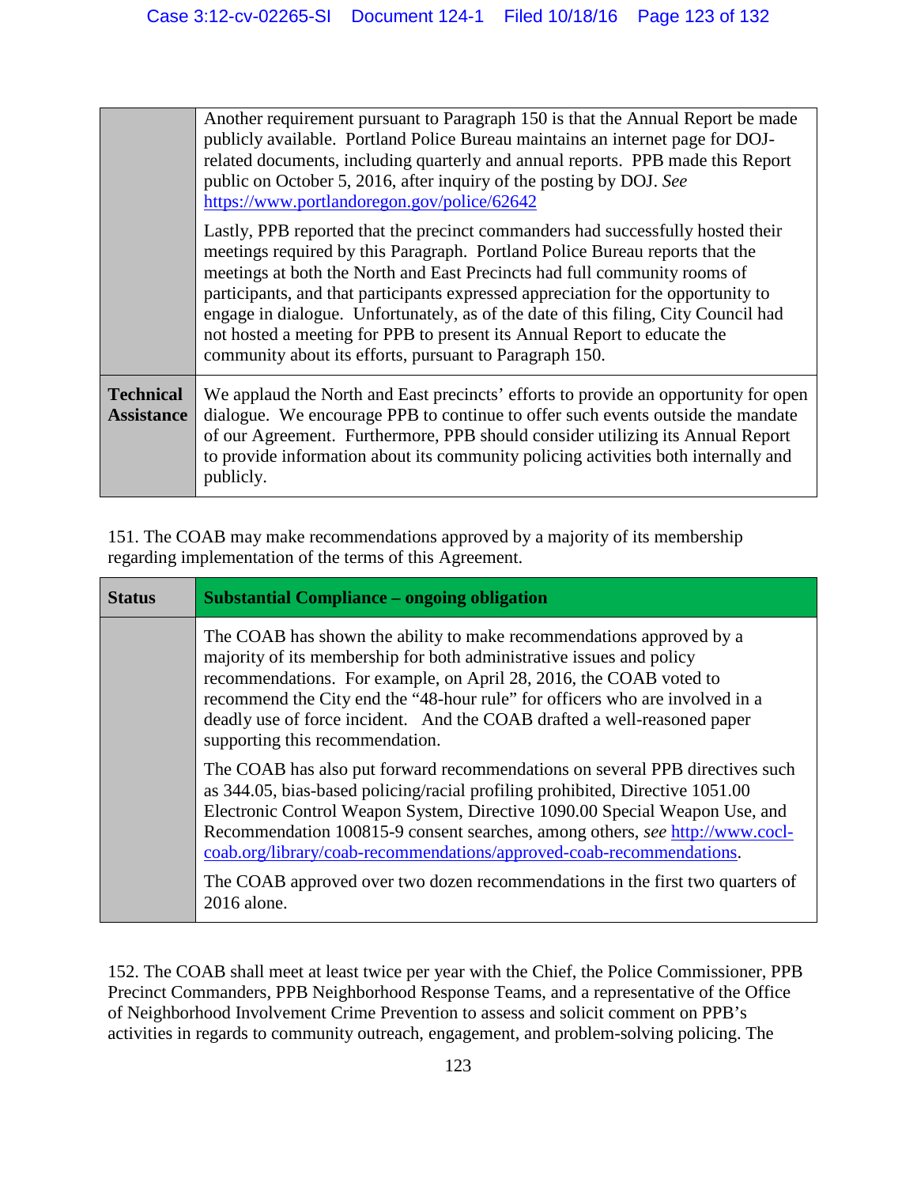| | |
|---|---|
| | Another requirement pursuant to Paragraph 150 is that the Annual Report be made publicly available. Portland Police Bureau maintains an internet page for DOJ-related documents, including quarterly and annual reports. PPB made this Report public on October 5, 2016, after inquiry of the posting by DOJ. *See* https://www.portlandoregon.gov/police/62642<br><br>Lastly, PPB reported that the precinct commanders had successfully hosted their meetings required by this Paragraph. Portland Police Bureau reports that the meetings at both the North and East Precincts had full community rooms of participants, and that participants expressed appreciation for the opportunity to engage in dialogue. Unfortunately, as of the date of this filing, City Council had not hosted a meeting for PPB to present its Annual Report to educate the community about its efforts, pursuant to Paragraph 150. |
| **Technical Assistance** | We applaud the North and East precincts' efforts to provide an opportunity for open dialogue. We encourage PPB to continue to offer such events outside the mandate of our Agreement. Furthermore, PPB should consider utilizing its Annual Report to provide information about its community policing activities both internally and publicly. |

151. The COAB may make recommendations approved by a majority of its membership regarding implementation of the terms of this Agreement.

| **Status** | **Substantial Compliance – ongoing obligation** |
|---|---|
| | The COAB has shown the ability to make recommendations approved by a majority of its membership for both administrative issues and policy recommendations. For example, on April 28, 2016, the COAB voted to recommend the City end the "48-hour rule" for officers who are involved in a deadly use of force incident. And the COAB drafted a well-reasoned paper supporting this recommendation.<br><br>The COAB has also put forward recommendations on several PPB directives such as 344.05, bias-based policing/racial profiling prohibited, Directive 1051.00 Electronic Control Weapon System, Directive 1090.00 Special Weapon Use, and Recommendation 100815-9 consent searches, among others, *see* http://www.cocl-coab.org/library/coab-recommendations/approved-coab-recommendations.<br><br>The COAB approved over two dozen recommendations in the first two quarters of 2016 alone. |

152. The COAB shall meet at least twice per year with the Chief, the Police Commissioner, PPB Precinct Commanders, PPB Neighborhood Response Teams, and a representative of the Office of Neighborhood Involvement Crime Prevention to assess and solicit comment on PPB's activities in regards to community outreach, engagement, and problem-solving policing. The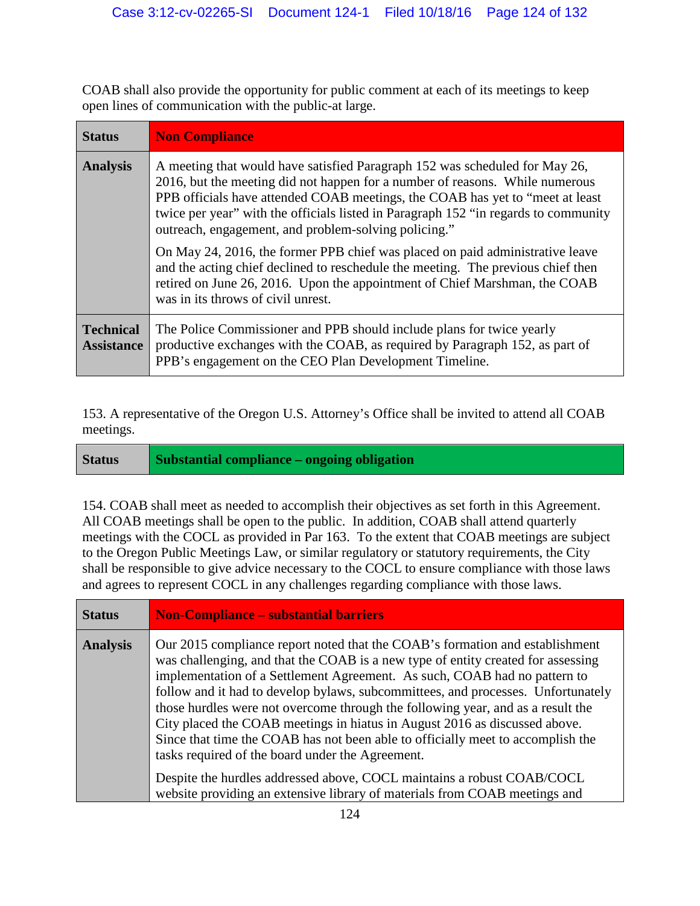COAB shall also provide the opportunity for public comment at each of its meetings to keep open lines of communication with the public-at large.

| **Status** | **Non Compliance** |
|---|---|
| **Analysis** | A meeting that would have satisfied Paragraph 152 was scheduled for May 26, 2016, but the meeting did not happen for a number of reasons. While numerous PPB officials have attended COAB meetings, the COAB has yet to "meet at least twice per year" with the officials listed in Paragraph 152 "in regards to community outreach, engagement, and problem-solving policing."<br><br>On May 24, 2016, the former PPB chief was placed on paid administrative leave and the acting chief declined to reschedule the meeting. The previous chief then retired on June 26, 2016. Upon the appointment of Chief Marshman, the COAB was in its throws of civil unrest. |
| **Technical Assistance** | The Police Commissioner and PPB should include plans for twice yearly productive exchanges with the COAB, as required by Paragraph 152, as part of PPB's engagement on the CEO Plan Development Timeline. |

153. A representative of the Oregon U.S. Attorney's Office shall be invited to attend all COAB meetings.

| **Status** | **Substantial compliance – ongoing obligation** |
|---|---|

154. COAB shall meet as needed to accomplish their objectives as set forth in this Agreement. All COAB meetings shall be open to the public. In addition, COAB shall attend quarterly meetings with the COCL as provided in Par 163. To the extent that COAB meetings are subject to the Oregon Public Meetings Law, or similar regulatory or statutory requirements, the City shall be responsible to give advice necessary to the COCL to ensure compliance with those laws and agrees to represent COCL in any challenges regarding compliance with those laws.

| **Status** | **Non-Compliance – substantial barriers** |
|---|---|
| **Analysis** | Our 2015 compliance report noted that the COAB's formation and establishment was challenging, and that the COAB is a new type of entity created for assessing implementation of a Settlement Agreement. As such, COAB had no pattern to follow and it had to develop bylaws, subcommittees, and processes. Unfortunately those hurdles were not overcome through the following year, and as a result the City placed the COAB meetings in hiatus in August 2016 as discussed above. Since that time the COAB has not been able to officially meet to accomplish the tasks required of the board under the Agreement.<br><br>Despite the hurdles addressed above, COCL maintains a robust COAB/COCL website providing an extensive library of materials from COAB meetings and |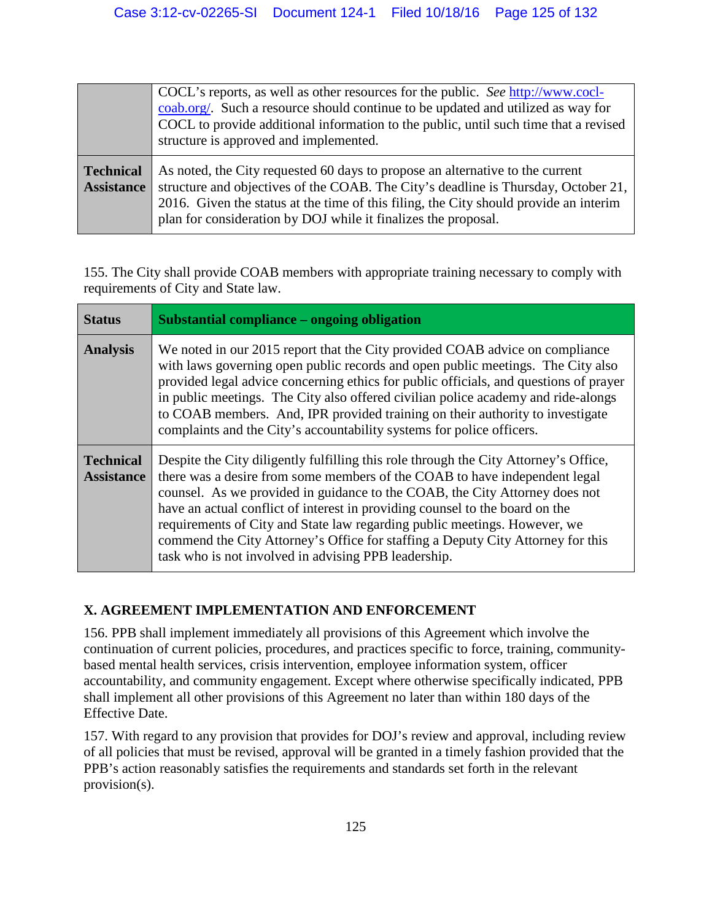| | |
|---|---|
| | COCL's reports, as well as other resources for the public. *See* http://www.cocl-coab.org/. Such a resource should continue to be updated and utilized as way for COCL to provide additional information to the public, until such time that a revised structure is approved and implemented. |
| **Technical Assistance** | As noted, the City requested 60 days to propose an alternative to the current structure and objectives of the COAB. The City's deadline is Thursday, October 21, 2016. Given the status at the time of this filing, the City should provide an interim plan for consideration by DOJ while it finalizes the proposal. |

155. The City shall provide COAB members with appropriate training necessary to comply with requirements of City and State law.

| **Status** | **Substantial compliance – ongoing obligation** |
|---|---|
| **Analysis** | We noted in our 2015 report that the City provided COAB advice on compliance with laws governing open public records and open public meetings. The City also provided legal advice concerning ethics for public officials, and questions of prayer in public meetings. The City also offered civilian police academy and ride-alongs to COAB members. And, IPR provided training on their authority to investigate complaints and the City's accountability systems for police officers. |
| **Technical Assistance** | Despite the City diligently fulfilling this role through the City Attorney's Office, there was a desire from some members of the COAB to have independent legal counsel. As we provided in guidance to the COAB, the City Attorney does not have an actual conflict of interest in providing counsel to the board on the requirements of City and State law regarding public meetings. However, we commend the City Attorney's Office for staffing a Deputy City Attorney for this task who is not involved in advising PPB leadership. |

## X. AGREEMENT IMPLEMENTATION AND ENFORCEMENT

156. PPB shall implement immediately all provisions of this Agreement which involve the continuation of current policies, procedures, and practices specific to force, training, community-based mental health services, crisis intervention, employee information system, officer accountability, and community engagement. Except where otherwise specifically indicated, PPB shall implement all other provisions of this Agreement no later than within 180 days of the Effective Date.

157. With regard to any provision that provides for DOJ's review and approval, including review of all policies that must be revised, approval will be granted in a timely fashion provided that the PPB's action reasonably satisfies the requirements and standards set forth in the relevant provision(s).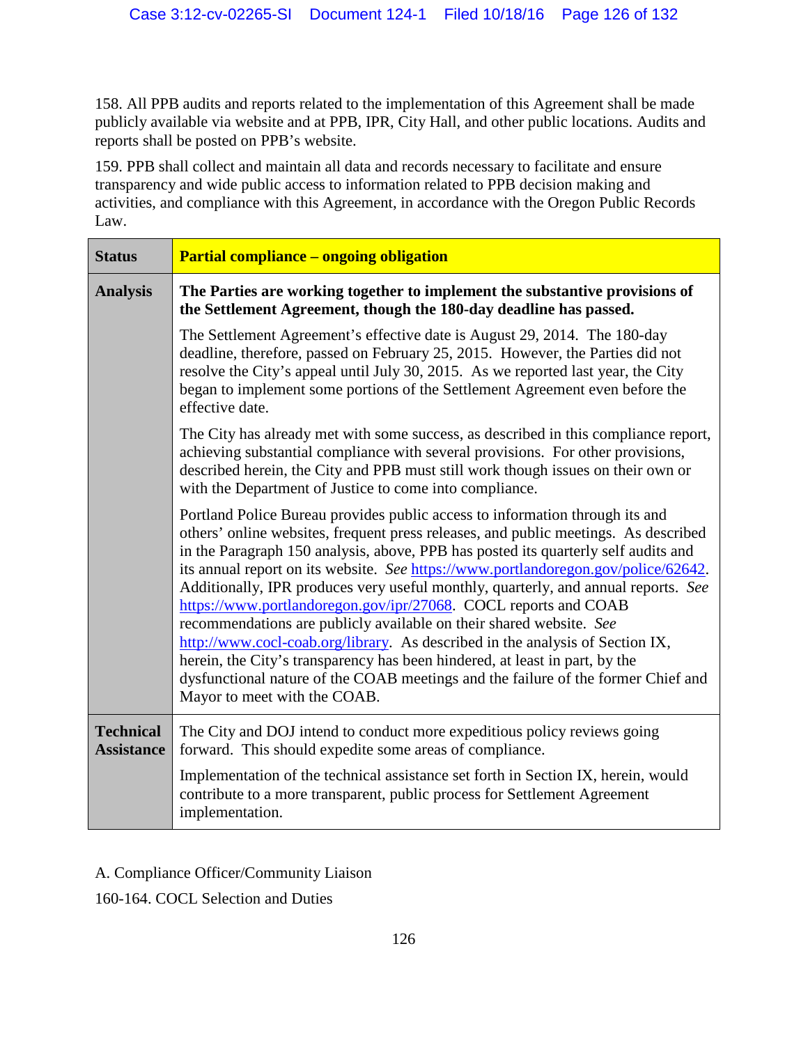158. All PPB audits and reports related to the implementation of this Agreement shall be made publicly available via website and at PPB, IPR, City Hall, and other public locations. Audits and reports shall be posted on PPB's website.

159. PPB shall collect and maintain all data and records necessary to facilitate and ensure transparency and wide public access to information related to PPB decision making and activities, and compliance with this Agreement, in accordance with the Oregon Public Records Law.

| **Status** | **Partial compliance – ongoing obligation** |
|---|---|
| **Analysis** | **The Parties are working together to implement the substantive provisions of the Settlement Agreement, though the 180-day deadline has passed.**<br><br>The Settlement Agreement's effective date is August 29, 2014. The 180-day deadline, therefore, passed on February 25, 2015. However, the Parties did not resolve the City's appeal until July 30, 2015. As we reported last year, the City began to implement some portions of the Settlement Agreement even before the effective date.<br><br>The City has already met with some success, as described in this compliance report, achieving substantial compliance with several provisions. For other provisions, described herein, the City and PPB must still work though issues on their own or with the Department of Justice to come into compliance.<br><br>Portland Police Bureau provides public access to information through its and others' online websites, frequent press releases, and public meetings. As described in the Paragraph 150 analysis, above, PPB has posted its quarterly self audits and its annual report on its website. *See* https://www.portlandoregon.gov/police/62642. Additionally, IPR produces very useful monthly, quarterly, and annual reports. *See* https://www.portlandoregon.gov/ipr/27068. COCL reports and COAB recommendations are publicly available on their shared website. *See* http://www.cocl-coab.org/library. As described in the analysis of Section IX, herein, the City's transparency has been hindered, at least in part, by the dysfunctional nature of the COAB meetings and the failure of the former Chief and Mayor to meet with the COAB. |
| **Technical Assistance** | The City and DOJ intend to conduct more expeditious policy reviews going forward. This should expedite some areas of compliance.<br><br>Implementation of the technical assistance set forth in Section IX, herein, would contribute to a more transparent, public process for Settlement Agreement implementation. |

A. Compliance Officer/Community Liaison

160-164. COCL Selection and Duties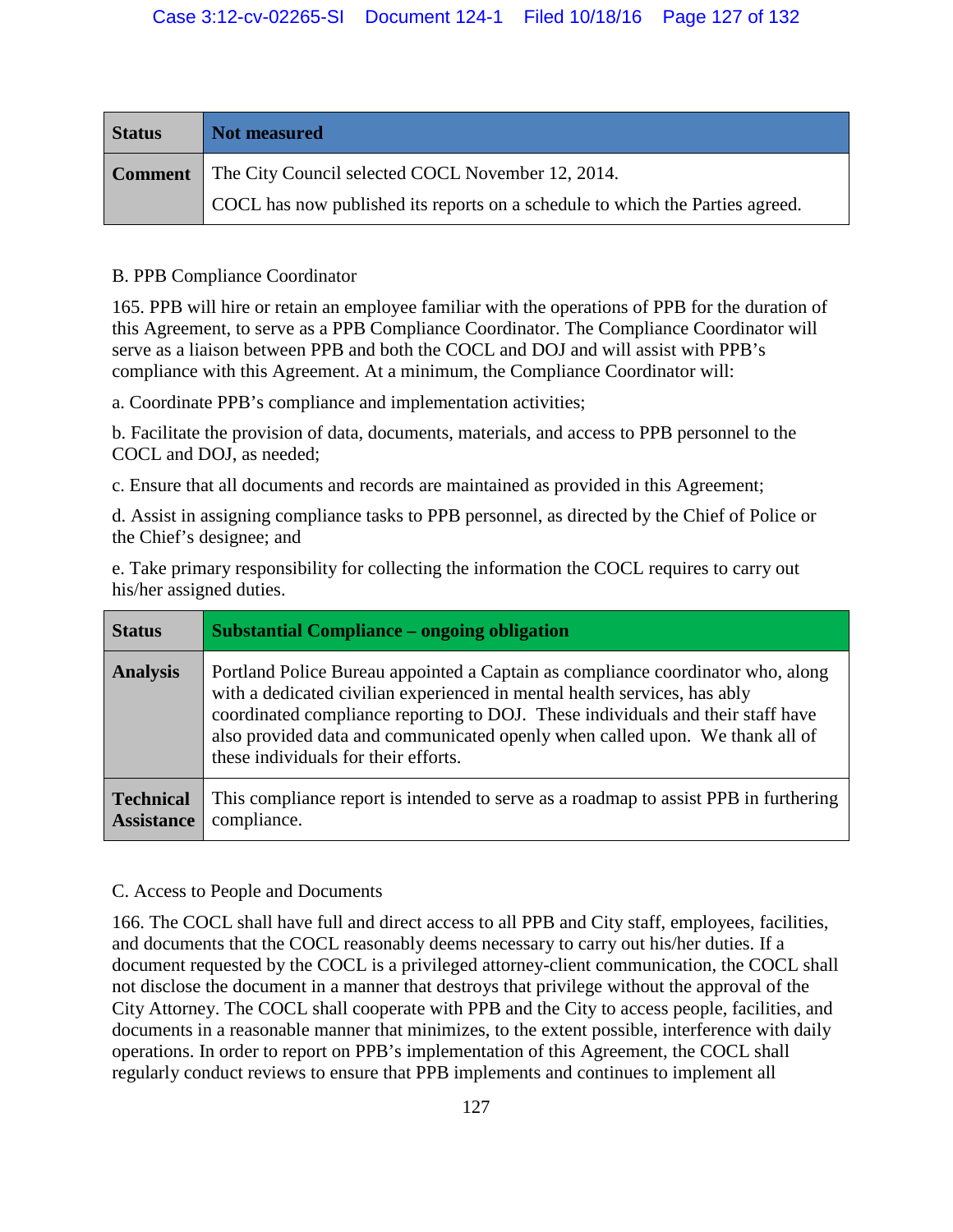| Status | Not measured |
|---|---|
| Comment | The City Council selected COCL November 12, 2014.<br>COCL has now published its reports on a schedule to which the Parties agreed. |

B. PPB Compliance Coordinator

165. PPB will hire or retain an employee familiar with the operations of PPB for the duration of this Agreement, to serve as a PPB Compliance Coordinator. The Compliance Coordinator will serve as a liaison between PPB and both the COCL and DOJ and will assist with PPB's compliance with this Agreement. At a minimum, the Compliance Coordinator will:

a. Coordinate PPB's compliance and implementation activities;

b. Facilitate the provision of data, documents, materials, and access to PPB personnel to the COCL and DOJ, as needed;

c. Ensure that all documents and records are maintained as provided in this Agreement;

d. Assist in assigning compliance tasks to PPB personnel, as directed by the Chief of Police or the Chief's designee; and

e. Take primary responsibility for collecting the information the COCL requires to carry out his/her assigned duties.

| Status | Substantial Compliance – ongoing obligation |
|---|---|
| Analysis | Portland Police Bureau appointed a Captain as compliance coordinator who, along with a dedicated civilian experienced in mental health services, has ably coordinated compliance reporting to DOJ. These individuals and their staff have also provided data and communicated openly when called upon. We thank all of these individuals for their efforts. |
| Technical Assistance | This compliance report is intended to serve as a roadmap to assist PPB in furthering compliance. |

C. Access to People and Documents

166. The COCL shall have full and direct access to all PPB and City staff, employees, facilities, and documents that the COCL reasonably deems necessary to carry out his/her duties. If a document requested by the COCL is a privileged attorney-client communication, the COCL shall not disclose the document in a manner that destroys that privilege without the approval of the City Attorney. The COCL shall cooperate with PPB and the City to access people, facilities, and documents in a reasonable manner that minimizes, to the extent possible, interference with daily operations. In order to report on PPB's implementation of this Agreement, the COCL shall regularly conduct reviews to ensure that PPB implements and continues to implement all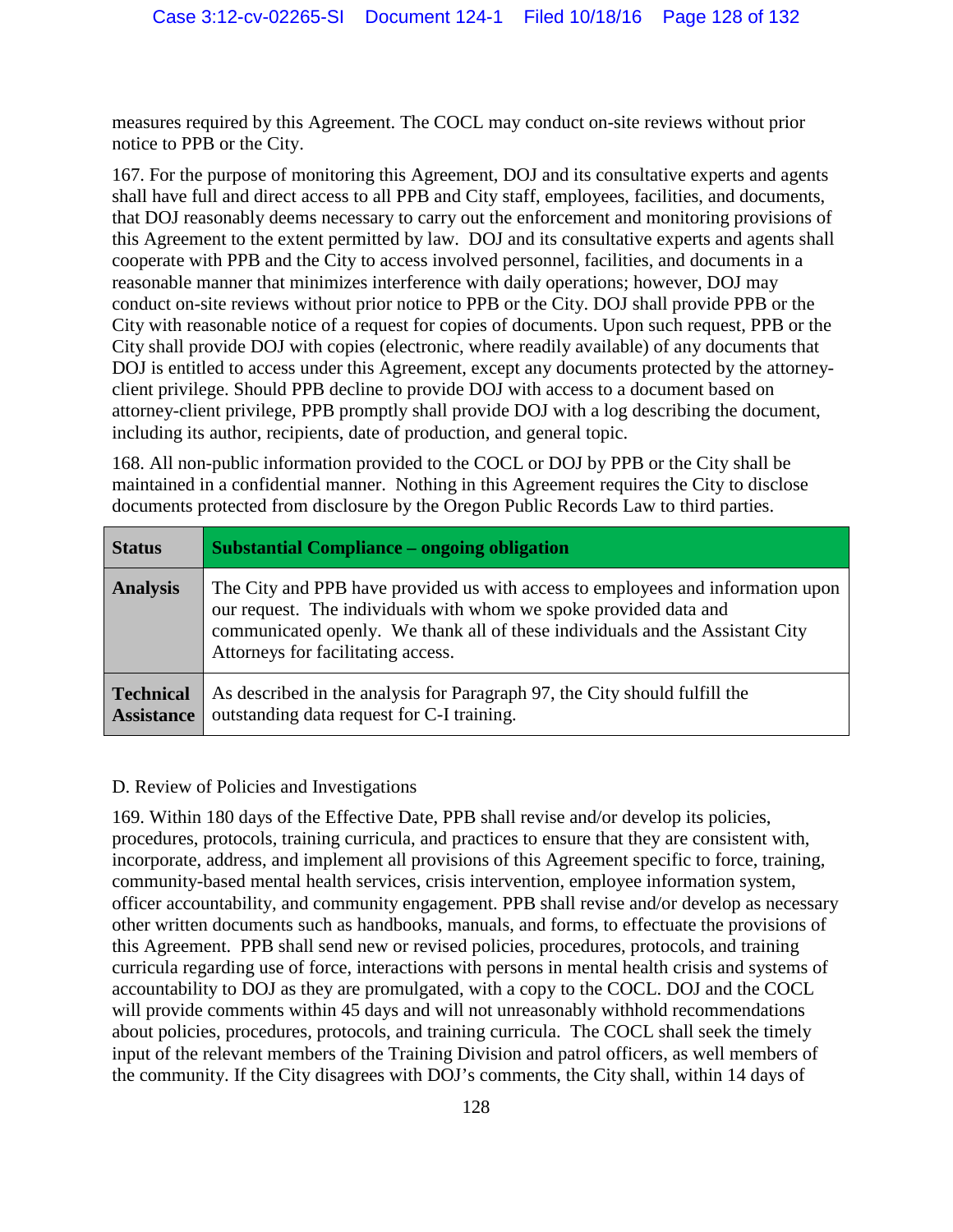measures required by this Agreement. The COCL may conduct on-site reviews without prior notice to PPB or the City.

167. For the purpose of monitoring this Agreement, DOJ and its consultative experts and agents shall have full and direct access to all PPB and City staff, employees, facilities, and documents, that DOJ reasonably deems necessary to carry out the enforcement and monitoring provisions of this Agreement to the extent permitted by law. DOJ and its consultative experts and agents shall cooperate with PPB and the City to access involved personnel, facilities, and documents in a reasonable manner that minimizes interference with daily operations; however, DOJ may conduct on-site reviews without prior notice to PPB or the City. DOJ shall provide PPB or the City with reasonable notice of a request for copies of documents. Upon such request, PPB or the City shall provide DOJ with copies (electronic, where readily available) of any documents that DOJ is entitled to access under this Agreement, except any documents protected by the attorney-client privilege. Should PPB decline to provide DOJ with access to a document based on attorney-client privilege, PPB promptly shall provide DOJ with a log describing the document, including its author, recipients, date of production, and general topic.

168. All non-public information provided to the COCL or DOJ by PPB or the City shall be maintained in a confidential manner. Nothing in this Agreement requires the City to disclose documents protected from disclosure by the Oregon Public Records Law to third parties.

| **Status** | **Substantial Compliance – ongoing obligation** |
|---|---|
| **Analysis** | The City and PPB have provided us with access to employees and information upon our request. The individuals with whom we spoke provided data and communicated openly. We thank all of these individuals and the Assistant City Attorneys for facilitating access. |
| **Technical Assistance** | As described in the analysis for Paragraph 97, the City should fulfill the outstanding data request for C-I training. |

D. Review of Policies and Investigations

169. Within 180 days of the Effective Date, PPB shall revise and/or develop its policies, procedures, protocols, training curricula, and practices to ensure that they are consistent with, incorporate, address, and implement all provisions of this Agreement specific to force, training, community-based mental health services, crisis intervention, employee information system, officer accountability, and community engagement. PPB shall revise and/or develop as necessary other written documents such as handbooks, manuals, and forms, to effectuate the provisions of this Agreement. PPB shall send new or revised policies, procedures, protocols, and training curricula regarding use of force, interactions with persons in mental health crisis and systems of accountability to DOJ as they are promulgated, with a copy to the COCL. DOJ and the COCL will provide comments within 45 days and will not unreasonably withhold recommendations about policies, procedures, protocols, and training curricula. The COCL shall seek the timely input of the relevant members of the Training Division and patrol officers, as well members of the community. If the City disagrees with DOJ's comments, the City shall, within 14 days of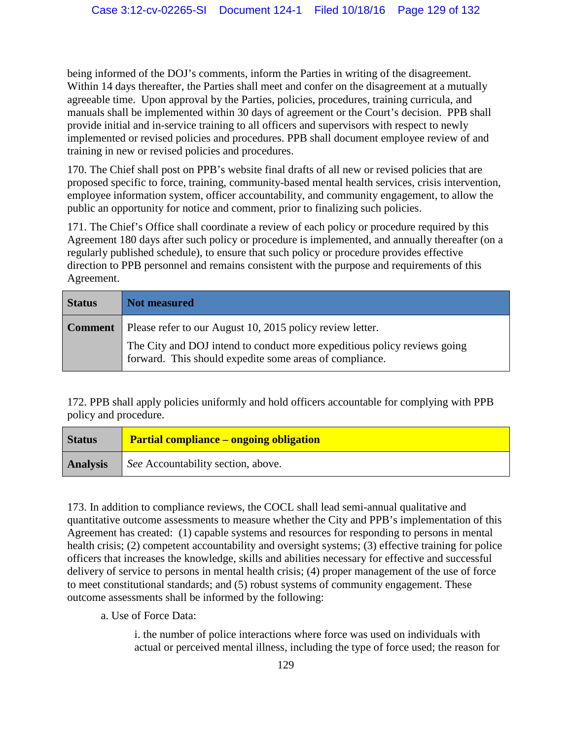being informed of the DOJ's comments, inform the Parties in writing of the disagreement. Within 14 days thereafter, the Parties shall meet and confer on the disagreement at a mutually agreeable time. Upon approval by the Parties, policies, procedures, training curricula, and manuals shall be implemented within 30 days of agreement or the Court's decision. PPB shall provide initial and in-service training to all officers and supervisors with respect to newly implemented or revised policies and procedures. PPB shall document employee review of and training in new or revised policies and procedures.

170. The Chief shall post on PPB's website final drafts of all new or revised policies that are proposed specific to force, training, community-based mental health services, crisis intervention, employee information system, officer accountability, and community engagement, to allow the public an opportunity for notice and comment, prior to finalizing such policies.

171. The Chief's Office shall coordinate a review of each policy or procedure required by this Agreement 180 days after such policy or procedure is implemented, and annually thereafter (on a regularly published schedule), to ensure that such policy or procedure provides effective direction to PPB personnel and remains consistent with the purpose and requirements of this Agreement.

| **Status** | **Not measured** |
|---|---|
| **Comment** | Please refer to our August 10, 2015 policy review letter.<br>The City and DOJ intend to conduct more expeditious policy reviews going forward. This should expedite some areas of compliance. |

172. PPB shall apply policies uniformly and hold officers accountable for complying with PPB policy and procedure.

| **Status** | **Partial compliance – ongoing obligation** |
|---|---|
| **Analysis** | *See* Accountability section, above. |

173. In addition to compliance reviews, the COCL shall lead semi-annual qualitative and quantitative outcome assessments to measure whether the City and PPB's implementation of this Agreement has created: (1) capable systems and resources for responding to persons in mental health crisis; (2) competent accountability and oversight systems; (3) effective training for police officers that increases the knowledge, skills and abilities necessary for effective and successful delivery of service to persons in mental health crisis; (4) proper management of the use of force to meet constitutional standards; and (5) robust systems of community engagement. These outcome assessments shall be informed by the following:

a. Use of Force Data:

i. the number of police interactions where force was used on individuals with actual or perceived mental illness, including the type of force used; the reason for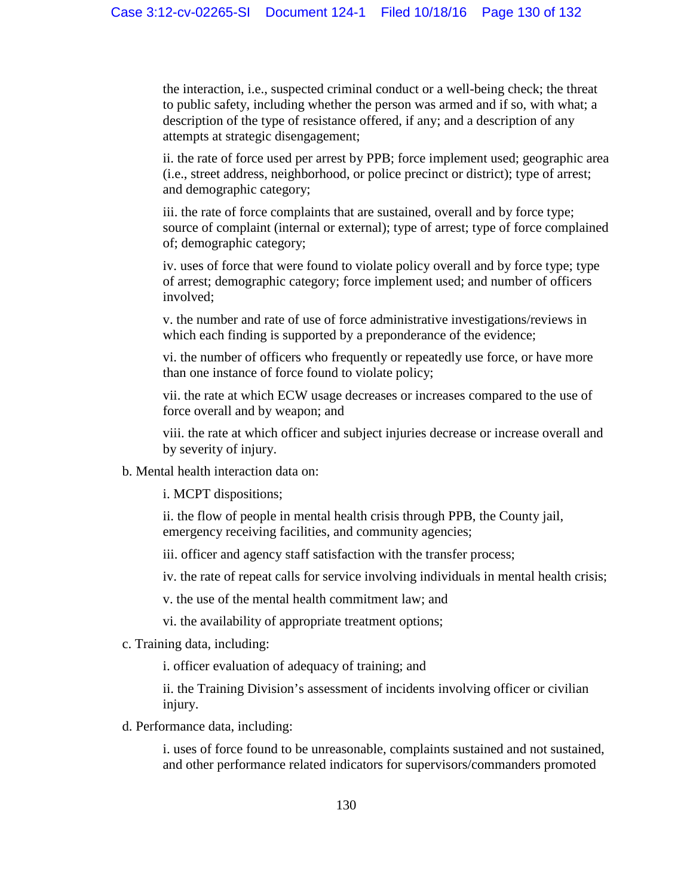the interaction, i.e., suspected criminal conduct or a well-being check; the threat to public safety, including whether the person was armed and if so, with what; a description of the type of resistance offered, if any; and a description of any attempts at strategic disengagement;

ii. the rate of force used per arrest by PPB; force implement used; geographic area (i.e., street address, neighborhood, or police precinct or district); type of arrest; and demographic category;

iii. the rate of force complaints that are sustained, overall and by force type; source of complaint (internal or external); type of arrest; type of force complained of; demographic category;

iv. uses of force that were found to violate policy overall and by force type; type of arrest; demographic category; force implement used; and number of officers involved;

v. the number and rate of use of force administrative investigations/reviews in which each finding is supported by a preponderance of the evidence;

vi. the number of officers who frequently or repeatedly use force, or have more than one instance of force found to violate policy;

vii. the rate at which ECW usage decreases or increases compared to the use of force overall and by weapon; and

viii. the rate at which officer and subject injuries decrease or increase overall and by severity of injury.

b. Mental health interaction data on:

i. MCPT dispositions;

ii. the flow of people in mental health crisis through PPB, the County jail, emergency receiving facilities, and community agencies;

iii. officer and agency staff satisfaction with the transfer process;

iv. the rate of repeat calls for service involving individuals in mental health crisis;

v. the use of the mental health commitment law; and

vi. the availability of appropriate treatment options;

c. Training data, including:

i. officer evaluation of adequacy of training; and

ii. the Training Division's assessment of incidents involving officer or civilian injury.

d. Performance data, including:

i. uses of force found to be unreasonable, complaints sustained and not sustained, and other performance related indicators for supervisors/commanders promoted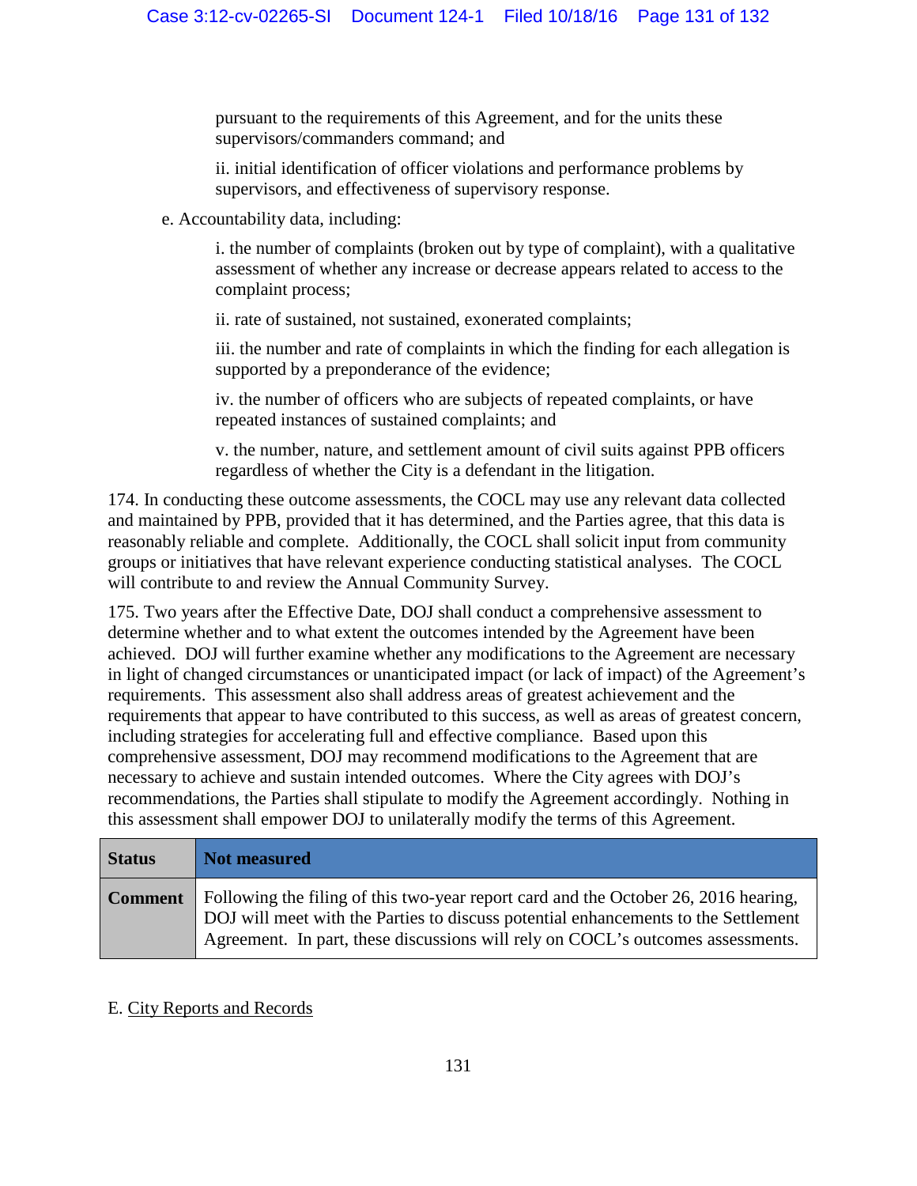pursuant to the requirements of this Agreement, and for the units these supervisors/commanders command; and

ii. initial identification of officer violations and performance problems by supervisors, and effectiveness of supervisory response.

e. Accountability data, including:

i. the number of complaints (broken out by type of complaint), with a qualitative assessment of whether any increase or decrease appears related to access to the complaint process;

ii. rate of sustained, not sustained, exonerated complaints;

iii. the number and rate of complaints in which the finding for each allegation is supported by a preponderance of the evidence;

iv. the number of officers who are subjects of repeated complaints, or have repeated instances of sustained complaints; and

v. the number, nature, and settlement amount of civil suits against PPB officers regardless of whether the City is a defendant in the litigation.

174. In conducting these outcome assessments, the COCL may use any relevant data collected and maintained by PPB, provided that it has determined, and the Parties agree, that this data is reasonably reliable and complete. Additionally, the COCL shall solicit input from community groups or initiatives that have relevant experience conducting statistical analyses. The COCL will contribute to and review the Annual Community Survey.

175. Two years after the Effective Date, DOJ shall conduct a comprehensive assessment to determine whether and to what extent the outcomes intended by the Agreement have been achieved. DOJ will further examine whether any modifications to the Agreement are necessary in light of changed circumstances or unanticipated impact (or lack of impact) of the Agreement's requirements. This assessment also shall address areas of greatest achievement and the requirements that appear to have contributed to this success, as well as areas of greatest concern, including strategies for accelerating full and effective compliance. Based upon this comprehensive assessment, DOJ may recommend modifications to the Agreement that are necessary to achieve and sustain intended outcomes. Where the City agrees with DOJ's recommendations, the Parties shall stipulate to modify the Agreement accordingly. Nothing in this assessment shall empower DOJ to unilaterally modify the terms of this Agreement.

| **Status** | **Not measured** |
| --- | --- |
| **Comment** | Following the filing of this two-year report card and the October 26, 2016 hearing, DOJ will meet with the Parties to discuss potential enhancements to the Settlement Agreement. In part, these discussions will rely on COCL's outcomes assessments. |

E. City Reports and Records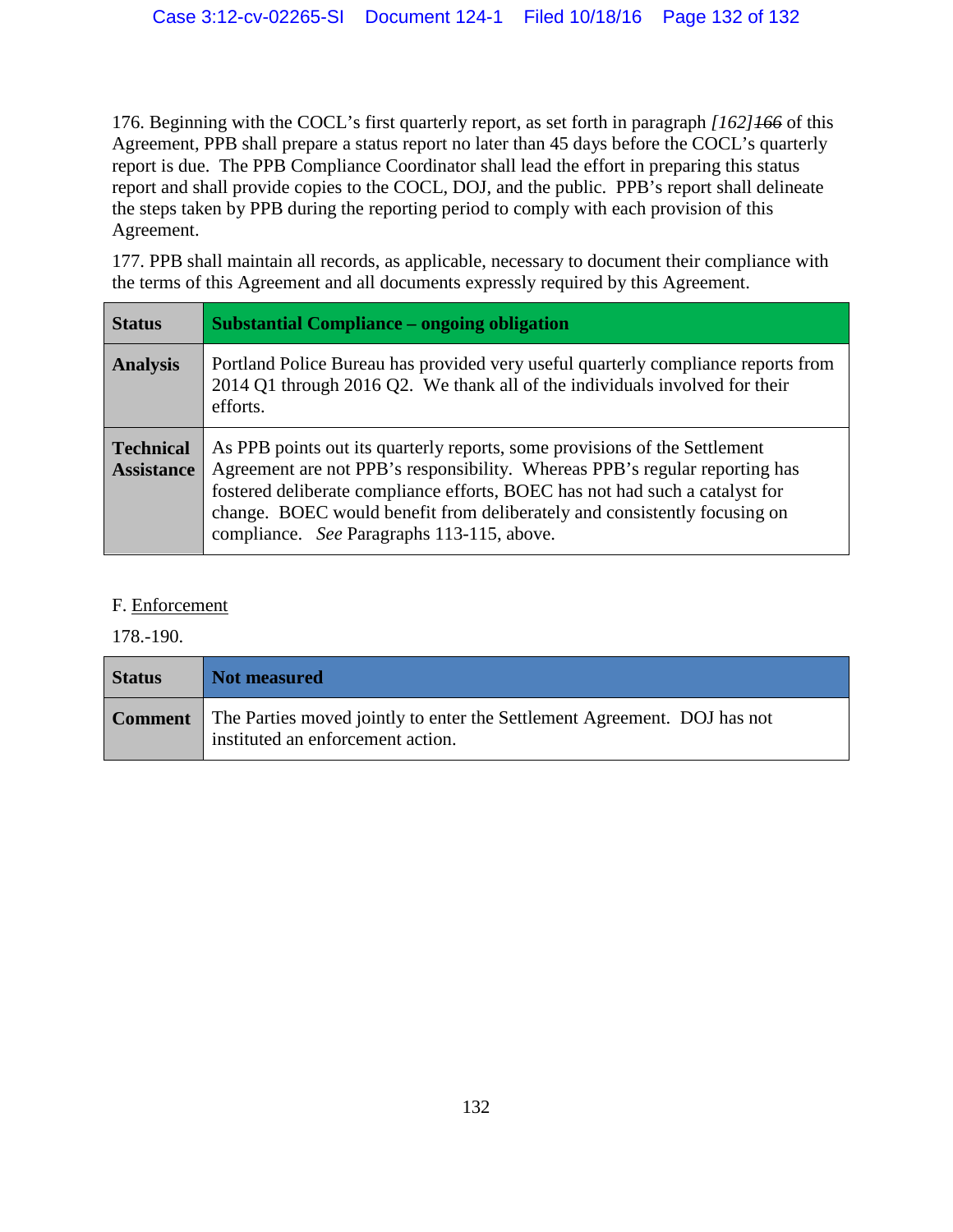176. Beginning with the COCL's first quarterly report, as set forth in paragraph *[162]* ~~*166*~~ of this Agreement, PPB shall prepare a status report no later than 45 days before the COCL's quarterly report is due. The PPB Compliance Coordinator shall lead the effort in preparing this status report and shall provide copies to the COCL, DOJ, and the public. PPB's report shall delineate the steps taken by PPB during the reporting period to comply with each provision of this Agreement.

177. PPB shall maintain all records, as applicable, necessary to document their compliance with the terms of this Agreement and all documents expressly required by this Agreement.

| **Status** | **Substantial Compliance – ongoing obligation** |
|---|---|
| **Analysis** | Portland Police Bureau has provided very useful quarterly compliance reports from 2014 Q1 through 2016 Q2. We thank all of the individuals involved for their efforts. |
| **Technical Assistance** | As PPB points out its quarterly reports, some provisions of the Settlement Agreement are not PPB's responsibility. Whereas PPB's regular reporting has fostered deliberate compliance efforts, BOEC has not had such a catalyst for change. BOEC would benefit from deliberately and consistently focusing on compliance. *See* Paragraphs 113-115, above. |

F. <u>Enforcement</u>

178.-190.

| **Status** | **Not measured** |
|---|---|
| **Comment** | The Parties moved jointly to enter the Settlement Agreement. DOJ has not instituted an enforcement action. |